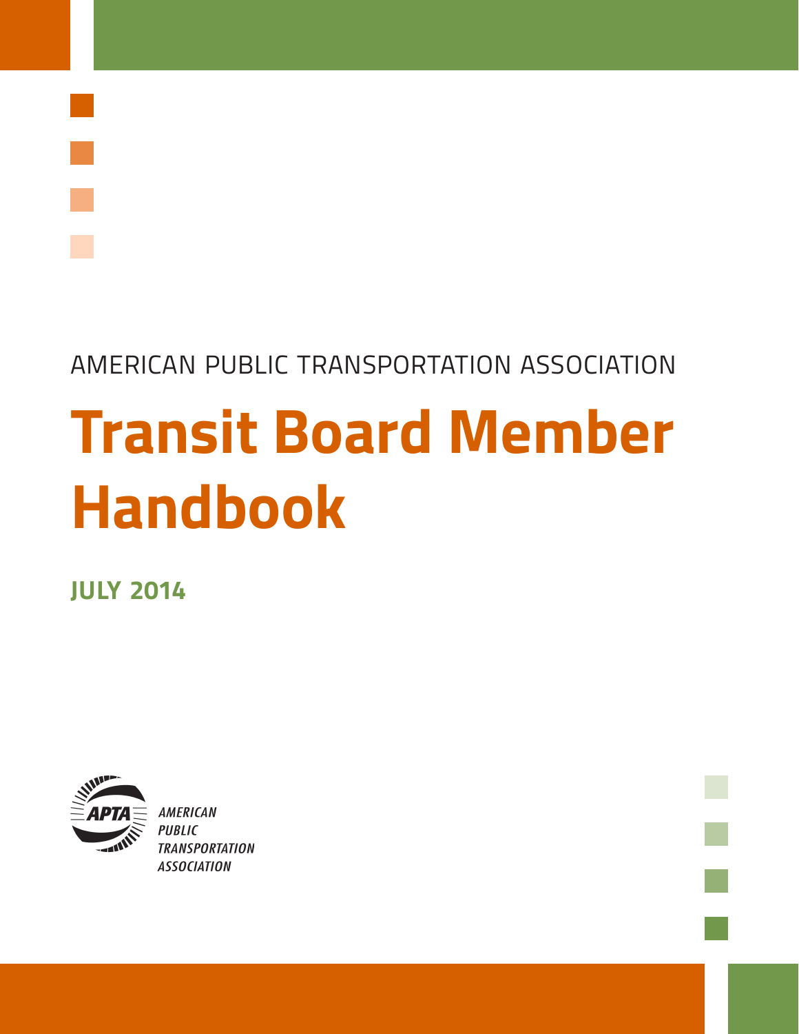AMERICAN PUBLIC TRANSPORTATION ASSOCIATION

# Transit Board Member Handbook

**JULY 2014**

APTA

*AMERICAN PUBLIC TRANSPORTATION ASSOCIATION*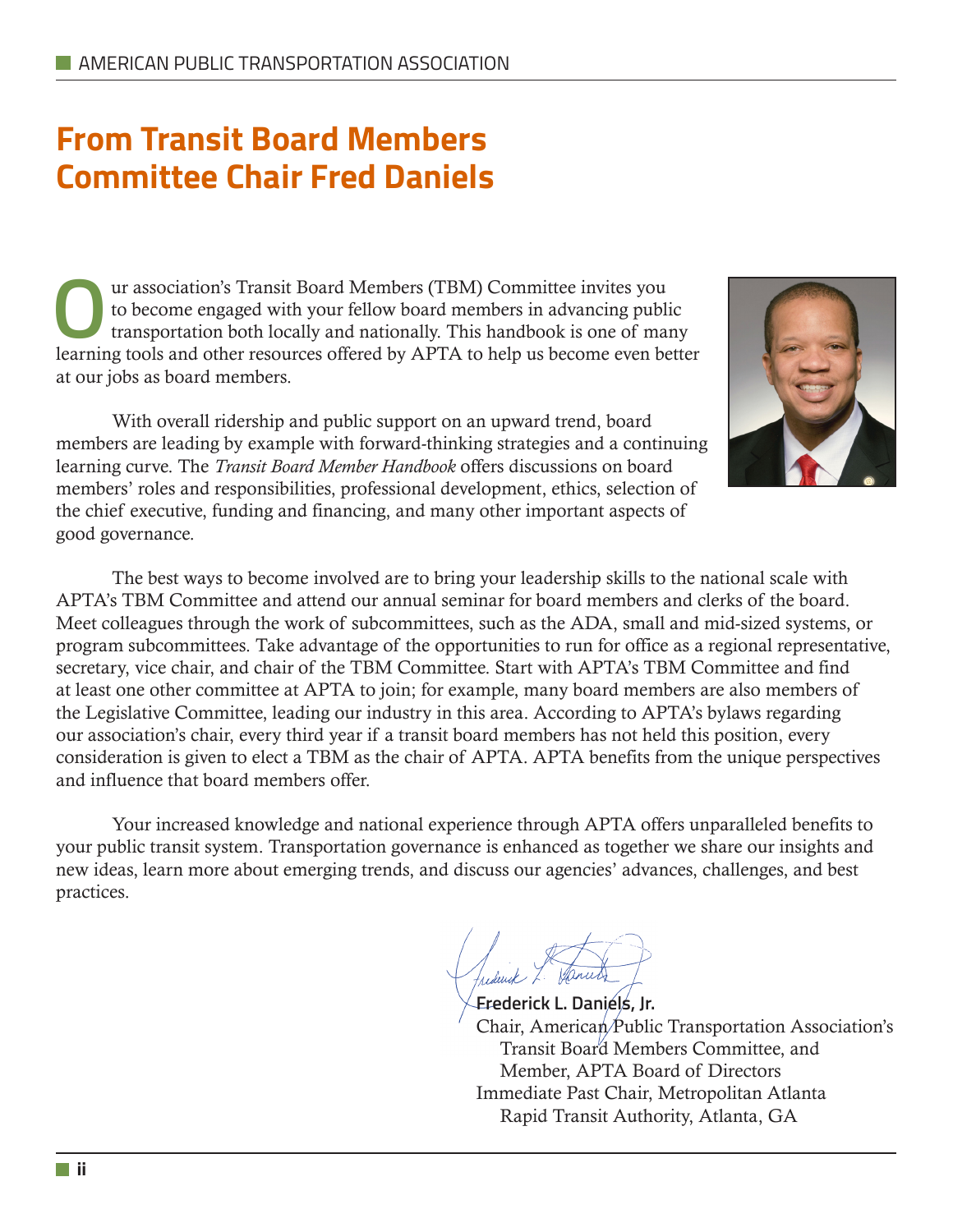# From Transit Board Members Committee Chair Fred Daniels

Our association's Transit Board Members (TBM) Committee invites you to become engaged with your fellow board members in advancing public transportation both locally and nationally. This handbook is one of many learning tools and other resources offered by APTA to help us become even better at our jobs as board members.

With overall ridership and public support on an upward trend, board members are leading by example with forward-thinking strategies and a continuing learning curve. The *Transit Board Member Handbook* offers discussions on board members' roles and responsibilities, professional development, ethics, selection of the chief executive, funding and financing, and many other important aspects of good governance.

The best ways to become involved are to bring your leadership skills to the national scale with APTA's TBM Committee and attend our annual seminar for board members and clerks of the board. Meet colleagues through the work of subcommittees, such as the ADA, small and mid-sized systems, or program subcommittees. Take advantage of the opportunities to run for office as a regional representative, secretary, vice chair, and chair of the TBM Committee. Start with APTA's TBM Committee and find at least one other committee at APTA to join; for example, many board members are also members of the Legislative Committee, leading our industry in this area. According to APTA's bylaws regarding our association's chair, every third year if a transit board members has not held this position, every consideration is given to elect a TBM as the chair of APTA. APTA benefits from the unique perspectives and influence that board members offer.

Your increased knowledge and national experience through APTA offers unparalleled benefits to your public transit system. Transportation governance is enhanced as together we share our insights and new ideas, learn more about emerging trends, and discuss our agencies' advances, challenges, and best practices.

**Frederick L. Daniels, Jr.**
Chair, American Public Transportation Association's Transit Board Members Committee, and Member, APTA Board of Directors
Immediate Past Chair, Metropolitan Atlanta Rapid Transit Authority, Atlanta, GA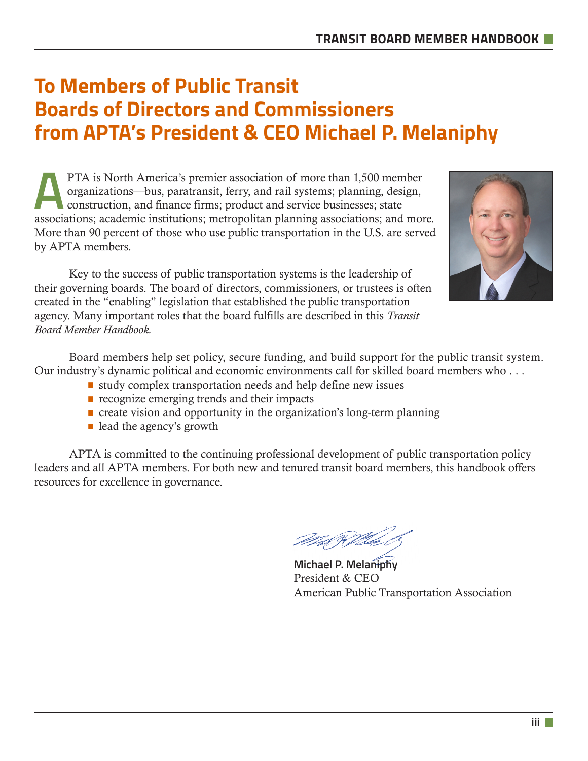# To Members of Public Transit Boards of Directors and Commissioners from APTA's President & CEO Michael P. Melaniphy

APTA is North America's premier association of more than 1,500 member organizations—bus, paratransit, ferry, and rail systems; planning, design, construction, and finance firms; product and service businesses; state associations; academic institutions; metropolitan planning associations; and more. More than 90 percent of those who use public transportation in the U.S. are served by APTA members.

Key to the success of public transportation systems is the leadership of their governing boards. The board of directors, commissioners, or trustees is often created in the "enabling" legislation that established the public transportation agency. Many important roles that the board fulfills are described in this *Transit Board Member Handbook.*

Board members help set policy, secure funding, and build support for the public transit system. Our industry's dynamic political and economic environments call for skilled board members who . . .

- study complex transportation needs and help define new issues
- recognize emerging trends and their impacts
- create vision and opportunity in the organization's long-term planning
- lead the agency's growth

APTA is committed to the continuing professional development of public transportation policy leaders and all APTA members. For both new and tenured transit board members, this handbook offers resources for excellence in governance.

**Michael P. Melaniphy**
President & CEO
American Public Transportation Association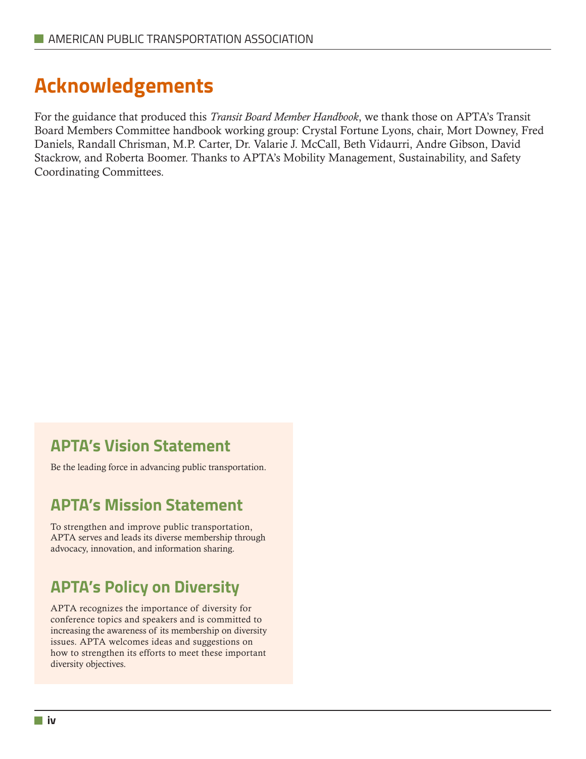# Acknowledgements

For the guidance that produced this *Transit Board Member Handbook*, we thank those on APTA's Transit Board Members Committee handbook working group: Crystal Fortune Lyons, chair, Mort Downey, Fred Daniels, Randall Chrisman, M.P. Carter, Dr. Valarie J. McCall, Beth Vidaurri, Andre Gibson, David Stackrow, and Roberta Boomer. Thanks to APTA's Mobility Management, Sustainability, and Safety Coordinating Committees.

## APTA's Vision Statement

Be the leading force in advancing public transportation.

## APTA's Mission Statement

To strengthen and improve public transportation, APTA serves and leads its diverse membership through advocacy, innovation, and information sharing.

## APTA's Policy on Diversity

APTA recognizes the importance of diversity for conference topics and speakers and is committed to increasing the awareness of its membership on diversity issues. APTA welcomes ideas and suggestions on how to strengthen its efforts to meet these important diversity objectives.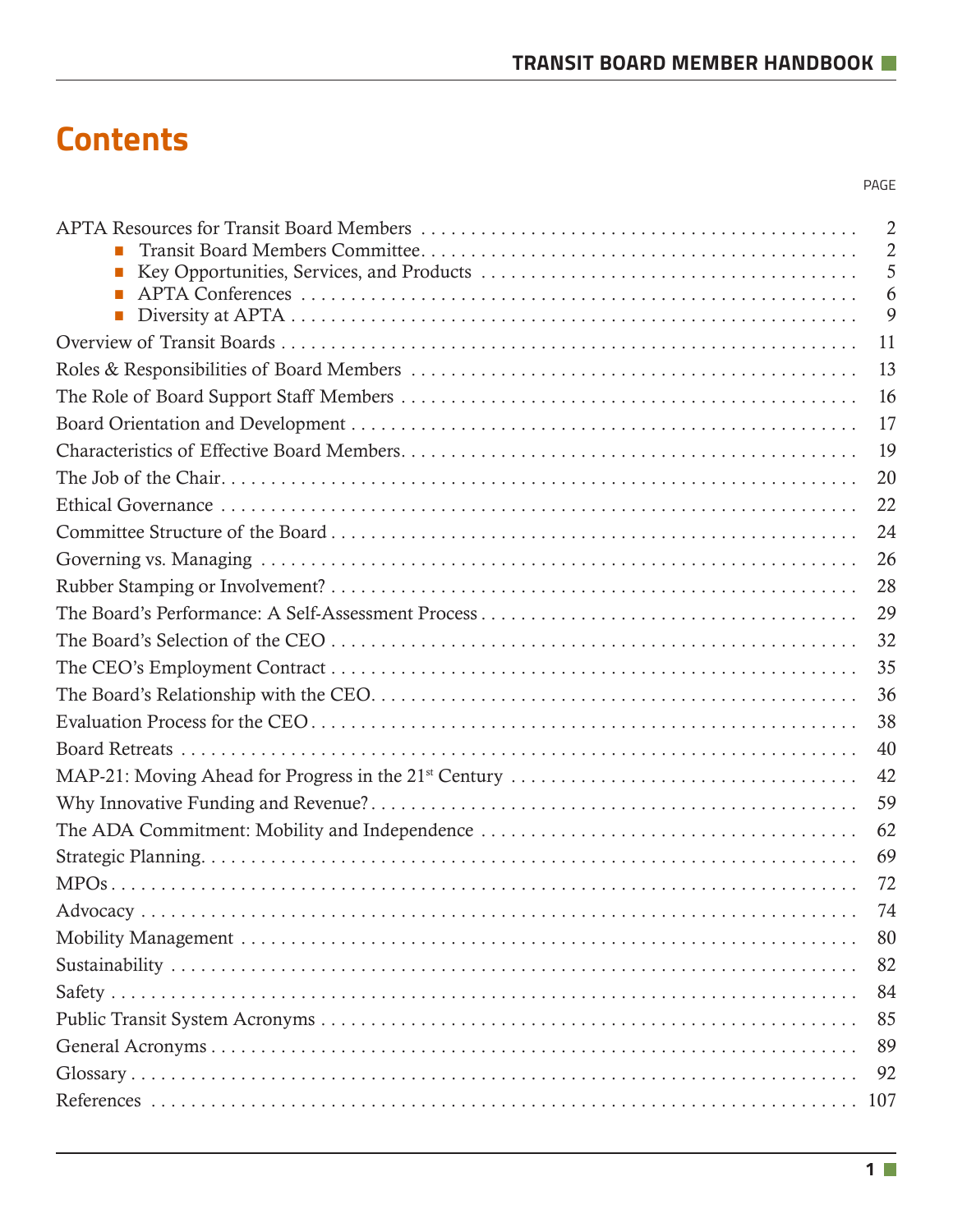# Contents

| | PAGE |
|---|---|
| APTA Resources for Transit Board Members | 2 |
| ■ Transit Board Members Committee | 2 |
| ■ Key Opportunities, Services, and Products | 5 |
| ■ APTA Conferences | 6 |
| ■ Diversity at APTA | 9 |
| Overview of Transit Boards | 11 |
| Roles & Responsibilities of Board Members | 13 |
| The Role of Board Support Staff Members | 16 |
| Board Orientation and Development | 17 |
| Characteristics of Effective Board Members | 19 |
| The Job of the Chair | 20 |
| Ethical Governance | 22 |
| Committee Structure of the Board | 24 |
| Governing vs. Managing | 26 |
| Rubber Stamping or Involvement? | 28 |
| The Board's Performance: A Self-Assessment Process | 29 |
| The Board's Selection of the CEO | 32 |
| The CEO's Employment Contract | 35 |
| The Board's Relationship with the CEO | 36 |
| Evaluation Process for the CEO | 38 |
| Board Retreats | 40 |
| MAP-21: Moving Ahead for Progress in the 21st Century | 42 |
| Why Innovative Funding and Revenue? | 59 |
| The ADA Commitment: Mobility and Independence | 62 |
| Strategic Planning | 69 |
| MPOs | 72 |
| Advocacy | 74 |
| Mobility Management | 80 |
| Sustainability | 82 |
| Safety | 84 |
| Public Transit System Acronyms | 85 |
| General Acronyms | 89 |
| Glossary | 92 |
| References | 107 |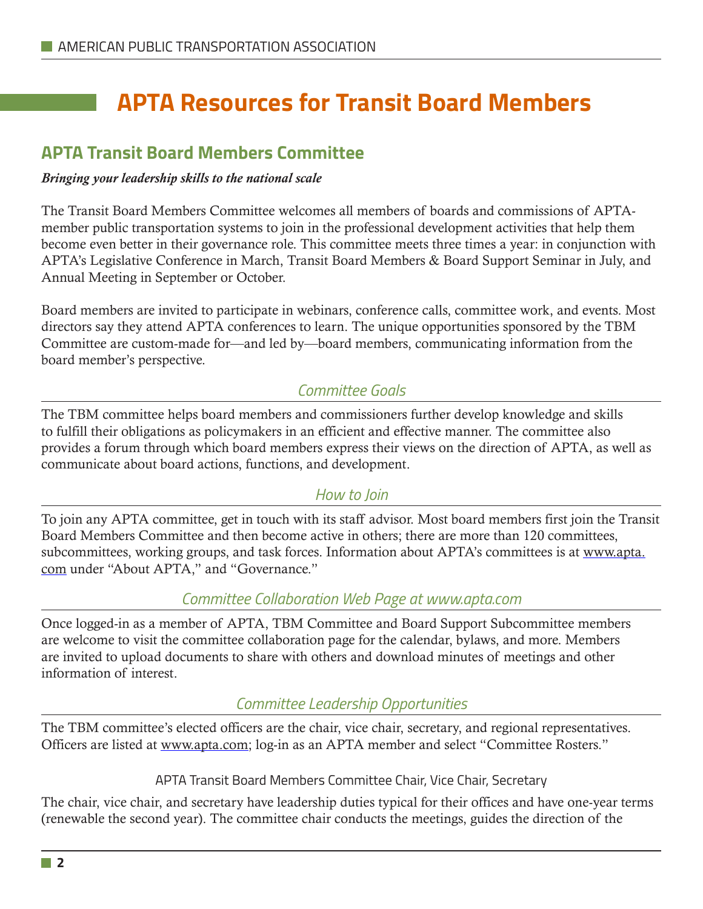# APTA Resources for Transit Board Members

## APTA Transit Board Members Committee

***Bringing your leadership skills to the national scale***

The Transit Board Members Committee welcomes all members of boards and commissions of APTA-member public transportation systems to join in the professional development activities that help them become even better in their governance role. This committee meets three times a year: in conjunction with APTA's Legislative Conference in March, Transit Board Members & Board Support Seminar in July, and Annual Meeting in September or October.

Board members are invited to participate in webinars, conference calls, committee work, and events. Most directors say they attend APTA conferences to learn. The unique opportunities sponsored by the TBM Committee are custom-made for—and led by—board members, communicating information from the board member's perspective.

### *Committee Goals*

The TBM committee helps board members and commissioners further develop knowledge and skills to fulfill their obligations as policymakers in an efficient and effective manner. The committee also provides a forum through which board members express their views on the direction of APTA, as well as communicate about board actions, functions, and development.

### *How to Join*

To join any APTA committee, get in touch with its staff advisor. Most board members first join the Transit Board Members Committee and then become active in others; there are more than 120 committees, subcommittees, working groups, and task forces. Information about APTA's committees is at www.apta.com under "About APTA," and "Governance."

### *Committee Collaboration Web Page at www.apta.com*

Once logged-in as a member of APTA, TBM Committee and Board Support Subcommittee members are welcome to visit the committee collaboration page for the calendar, bylaws, and more. Members are invited to upload documents to share with others and download minutes of meetings and other information of interest.

### *Committee Leadership Opportunities*

The TBM committee's elected officers are the chair, vice chair, secretary, and regional representatives. Officers are listed at www.apta.com; log-in as an APTA member and select "Committee Rosters."

#### APTA Transit Board Members Committee Chair, Vice Chair, Secretary

The chair, vice chair, and secretary have leadership duties typical for their offices and have one-year terms (renewable the second year). The committee chair conducts the meetings, guides the direction of the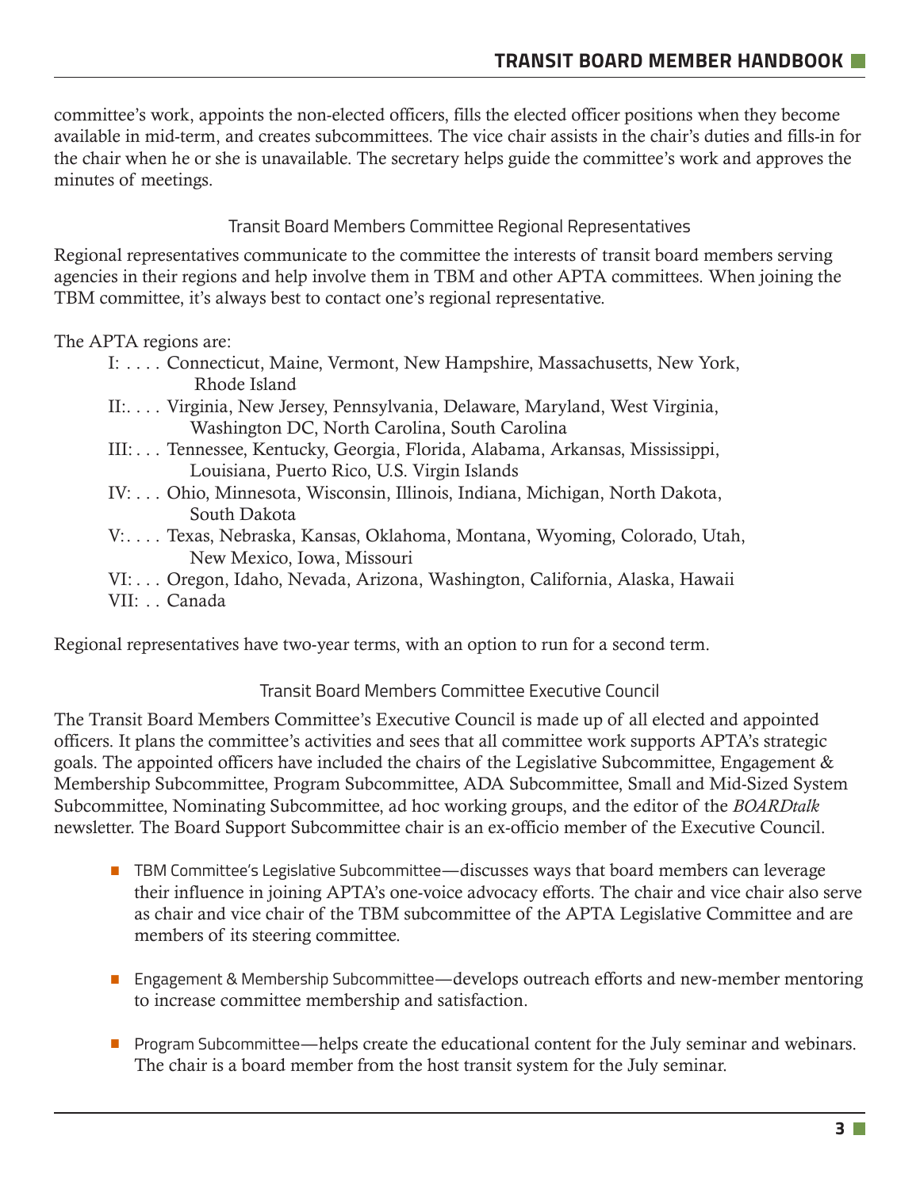committee's work, appoints the non-elected officers, fills the elected officer positions when they become available in mid-term, and creates subcommittees. The vice chair assists in the chair's duties and fills-in for the chair when he or she is unavailable. The secretary helps guide the committee's work and approves the minutes of meetings.

### Transit Board Members Committee Regional Representatives

Regional representatives communicate to the committee the interests of transit board members serving agencies in their regions and help involve them in TBM and other APTA committees. When joining the TBM committee, it's always best to contact one's regional representative.

The APTA regions are:

- I: . . . . Connecticut, Maine, Vermont, New Hampshire, Massachusetts, New York, Rhode Island
- II:. . . . Virginia, New Jersey, Pennsylvania, Delaware, Maryland, West Virginia, Washington DC, North Carolina, South Carolina
- III: . . . Tennessee, Kentucky, Georgia, Florida, Alabama, Arkansas, Mississippi, Louisiana, Puerto Rico, U.S. Virgin Islands
- IV: . . . Ohio, Minnesota, Wisconsin, Illinois, Indiana, Michigan, North Dakota, South Dakota
- V:. . . . Texas, Nebraska, Kansas, Oklahoma, Montana, Wyoming, Colorado, Utah, New Mexico, Iowa, Missouri
- VI: . . . Oregon, Idaho, Nevada, Arizona, Washington, California, Alaska, Hawaii
- VII: . . Canada

Regional representatives have two-year terms, with an option to run for a second term.

### Transit Board Members Committee Executive Council

The Transit Board Members Committee's Executive Council is made up of all elected and appointed officers. It plans the committee's activities and sees that all committee work supports APTA's strategic goals. The appointed officers have included the chairs of the Legislative Subcommittee, Engagement & Membership Subcommittee, Program Subcommittee, ADA Subcommittee, Small and Mid-Sized System Subcommittee, Nominating Subcommittee, ad hoc working groups, and the editor of the *BOARDtalk* newsletter. The Board Support Subcommittee chair is an ex-officio member of the Executive Council.

- TBM Committee's Legislative Subcommittee—discusses ways that board members can leverage their influence in joining APTA's one-voice advocacy efforts. The chair and vice chair also serve as chair and vice chair of the TBM subcommittee of the APTA Legislative Committee and are members of its steering committee.

- Engagement & Membership Subcommittee—develops outreach efforts and new-member mentoring to increase committee membership and satisfaction.

- Program Subcommittee—helps create the educational content for the July seminar and webinars. The chair is a board member from the host transit system for the July seminar.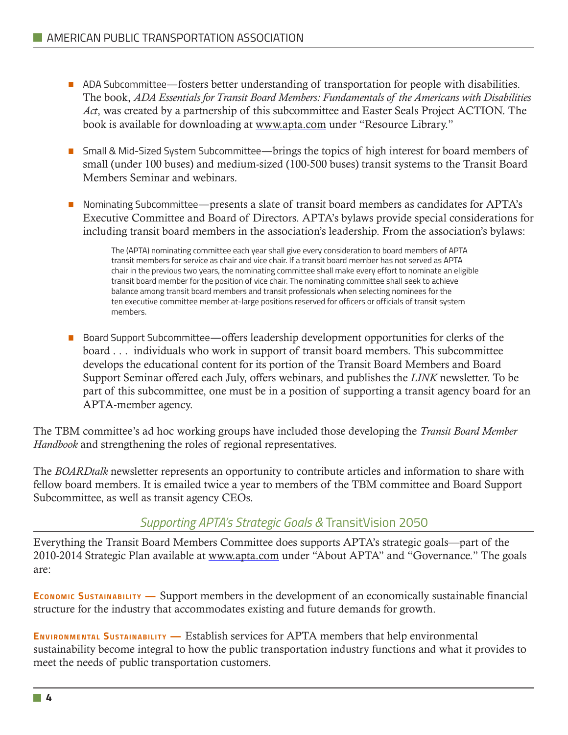- ADA Subcommittee—fosters better understanding of transportation for people with disabilities. The book, *ADA Essentials for Transit Board Members: Fundamentals of the Americans with Disabilities Act*, was created by a partnership of this subcommittee and Easter Seals Project ACTION. The book is available for downloading at www.apta.com under "Resource Library."

- Small & Mid-Sized System Subcommittee—brings the topics of high interest for board members of small (under 100 buses) and medium-sized (100-500 buses) transit systems to the Transit Board Members Seminar and webinars.

- Nominating Subcommittee—presents a slate of transit board members as candidates for APTA's Executive Committee and Board of Directors. APTA's bylaws provide special considerations for including transit board members in the association's leadership. From the association's bylaws:

  > The (APTA) nominating committee each year shall give every consideration to board members of APTA transit members for service as chair and vice chair. If a transit board member has not served as APTA chair in the previous two years, the nominating committee shall make every effort to nominate an eligible transit board member for the position of vice chair. The nominating committee shall seek to achieve balance among transit board members and transit professionals when selecting nominees for the ten executive committee member at-large positions reserved for officers or officials of transit system members.

- Board Support Subcommittee—offers leadership development opportunities for clerks of the board . . . individuals who work in support of transit board members. This subcommittee develops the educational content for its portion of the Transit Board Members and Board Support Seminar offered each July, offers webinars, and publishes the *LINK* newsletter. To be part of this subcommittee, one must be in a position of supporting a transit agency board for an APTA-member agency.

The TBM committee's ad hoc working groups have included those developing the *Transit Board Member Handbook* and strengthening the roles of regional representatives.

The *BOARDtalk* newsletter represents an opportunity to contribute articles and information to share with fellow board members. It is emailed twice a year to members of the TBM committee and Board Support Subcommittee, as well as transit agency CEOs.

## *Supporting APTA's Strategic Goals &* TransitVision 2050

Everything the Transit Board Members Committee does supports APTA's strategic goals—part of the 2010-2014 Strategic Plan available at www.apta.com under "About APTA" and "Governance." The goals are:

**Economic Sustainability —** Support members in the development of an economically sustainable financial structure for the industry that accommodates existing and future demands for growth.

**Environmental Sustainability —** Establish services for APTA members that help environmental sustainability become integral to how the public transportation industry functions and what it provides to meet the needs of public transportation customers.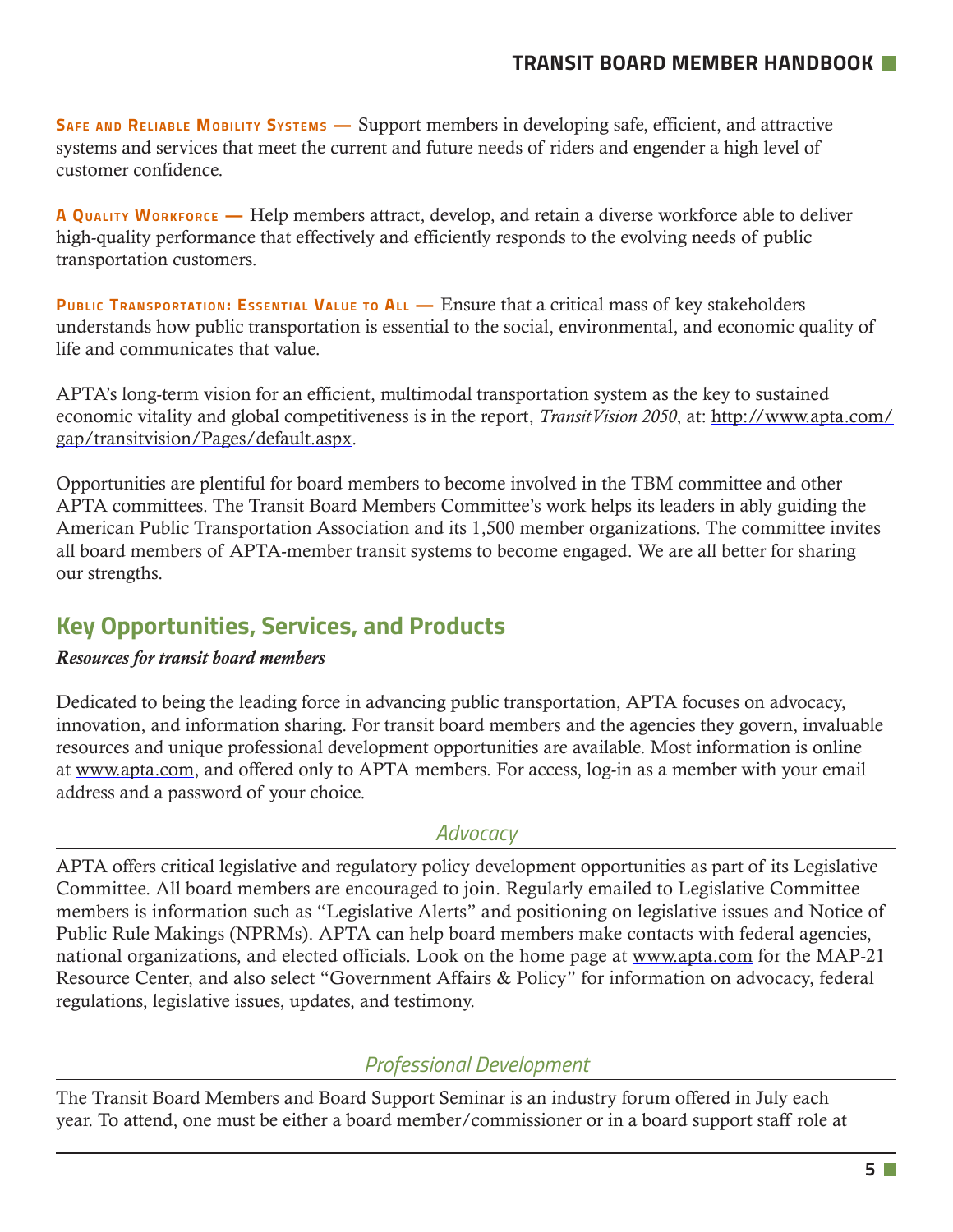**Safe and Reliable Mobility Systems —** Support members in developing safe, efficient, and attractive systems and services that meet the current and future needs of riders and engender a high level of customer confidence.

**A Quality Workforce —** Help members attract, develop, and retain a diverse workforce able to deliver high-quality performance that effectively and efficiently responds to the evolving needs of public transportation customers.

**Public Transportation: Essential Value to All —** Ensure that a critical mass of key stakeholders understands how public transportation is essential to the social, environmental, and economic quality of life and communicates that value.

APTA's long-term vision for an efficient, multimodal transportation system as the key to sustained economic vitality and global competitiveness is in the report, *TransitVision 2050*, at: http://www.apta.com/gap/transitvision/Pages/default.aspx.

Opportunities are plentiful for board members to become involved in the TBM committee and other APTA committees. The Transit Board Members Committee's work helps its leaders in ably guiding the American Public Transportation Association and its 1,500 member organizations. The committee invites all board members of APTA-member transit systems to become engaged. We are all better for sharing our strengths.

## Key Opportunities, Services, and Products

***Resources for transit board members***

Dedicated to being the leading force in advancing public transportation, APTA focuses on advocacy, innovation, and information sharing. For transit board members and the agencies they govern, invaluable resources and unique professional development opportunities are available. Most information is online at www.apta.com, and offered only to APTA members. For access, log-in as a member with your email address and a password of your choice.

### *Advocacy*

APTA offers critical legislative and regulatory policy development opportunities as part of its Legislative Committee. All board members are encouraged to join. Regularly emailed to Legislative Committee members is information such as "Legislative Alerts" and positioning on legislative issues and Notice of Public Rule Makings (NPRMs). APTA can help board members make contacts with federal agencies, national organizations, and elected officials. Look on the home page at www.apta.com for the MAP-21 Resource Center, and also select "Government Affairs & Policy" for information on advocacy, federal regulations, legislative issues, updates, and testimony.

### *Professional Development*

The Transit Board Members and Board Support Seminar is an industry forum offered in July each year. To attend, one must be either a board member/commissioner or in a board support staff role at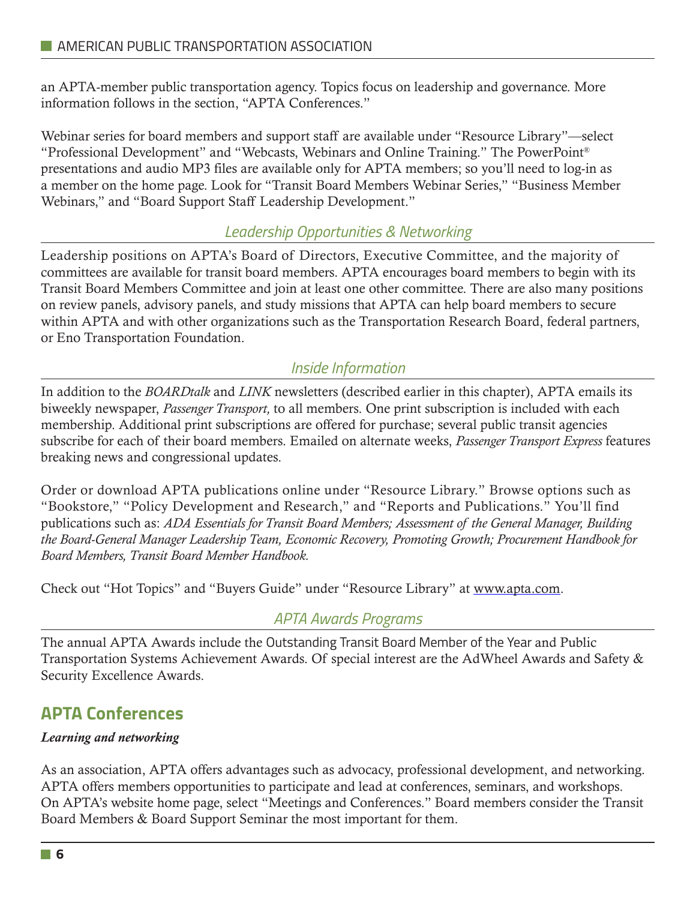an APTA-member public transportation agency. Topics focus on leadership and governance. More information follows in the section, "APTA Conferences."

Webinar series for board members and support staff are available under "Resource Library"—select "Professional Development" and "Webcasts, Webinars and Online Training." The PowerPoint® presentations and audio MP3 files are available only for APTA members; so you'll need to log-in as a member on the home page. Look for "Transit Board Members Webinar Series," "Business Member Webinars," and "Board Support Staff Leadership Development."

### *Leadership Opportunities & Networking*

Leadership positions on APTA's Board of Directors, Executive Committee, and the majority of committees are available for transit board members. APTA encourages board members to begin with its Transit Board Members Committee and join at least one other committee. There are also many positions on review panels, advisory panels, and study missions that APTA can help board members to secure within APTA and with other organizations such as the Transportation Research Board, federal partners, or Eno Transportation Foundation.

### *Inside Information*

In addition to the *BOARDtalk* and *LINK* newsletters (described earlier in this chapter), APTA emails its biweekly newspaper, *Passenger Transport,* to all members. One print subscription is included with each membership. Additional print subscriptions are offered for purchase; several public transit agencies subscribe for each of their board members. Emailed on alternate weeks, *Passenger Transport Express* features breaking news and congressional updates.

Order or download APTA publications online under "Resource Library." Browse options such as "Bookstore," "Policy Development and Research," and "Reports and Publications." You'll find publications such as: *ADA Essentials for Transit Board Members; Assessment of the General Manager, Building the Board-General Manager Leadership Team, Economic Recovery, Promoting Growth; Procurement Handbook for Board Members, Transit Board Member Handbook.*

Check out "Hot Topics" and "Buyers Guide" under "Resource Library" at www.apta.com.

### *APTA Awards Programs*

The annual APTA Awards include the Outstanding Transit Board Member of the Year and Public Transportation Systems Achievement Awards. Of special interest are the AdWheel Awards and Safety & Security Excellence Awards.

## APTA Conferences

***Learning and networking***

As an association, APTA offers advantages such as advocacy, professional development, and networking. APTA offers members opportunities to participate and lead at conferences, seminars, and workshops. On APTA's website home page, select "Meetings and Conferences." Board members consider the Transit Board Members & Board Support Seminar the most important for them.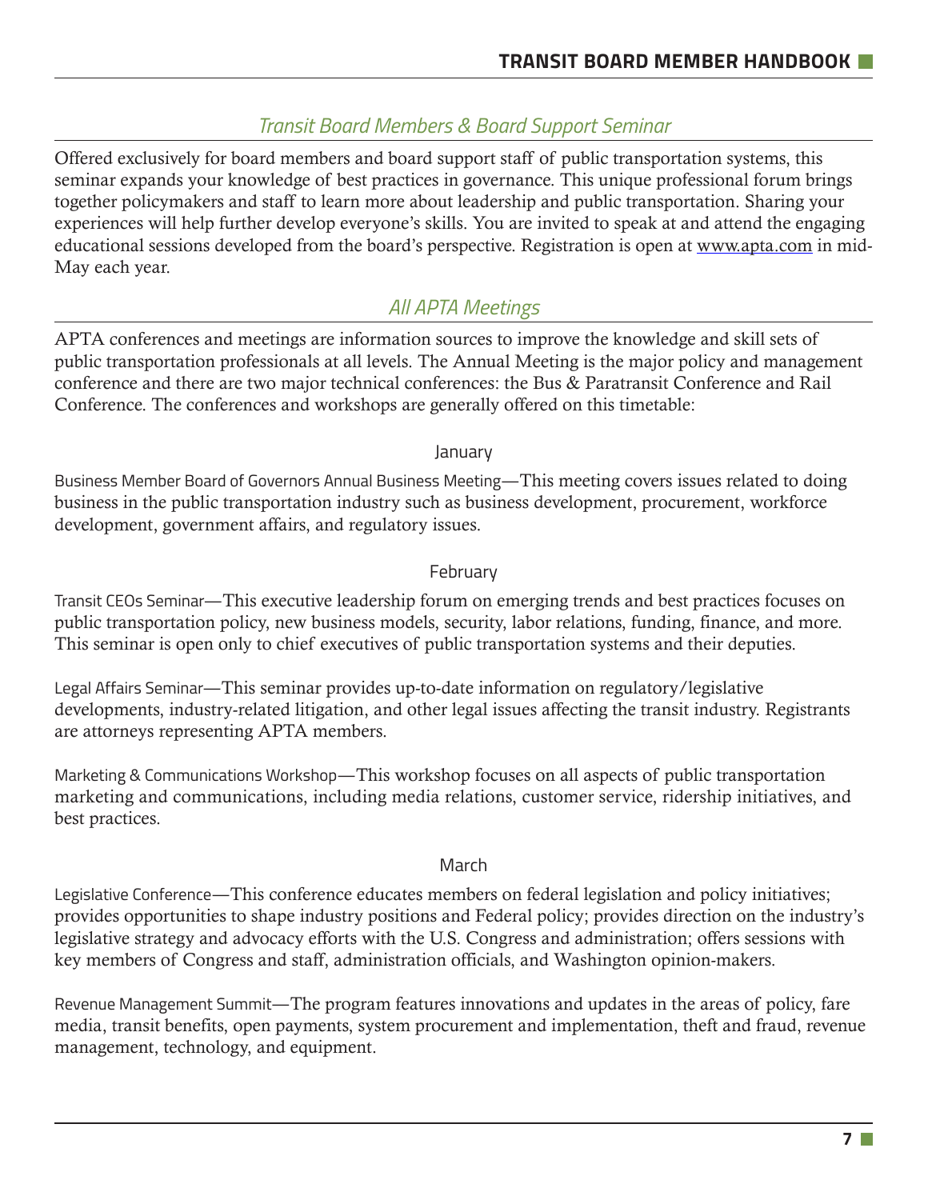## *Transit Board Members & Board Support Seminar*

Offered exclusively for board members and board support staff of public transportation systems, this seminar expands your knowledge of best practices in governance. This unique professional forum brings together policymakers and staff to learn more about leadership and public transportation. Sharing your experiences will help further develop everyone's skills. You are invited to speak at and attend the engaging educational sessions developed from the board's perspective. Registration is open at www.apta.com in mid-May each year.

## *All APTA Meetings*

APTA conferences and meetings are information sources to improve the knowledge and skill sets of public transportation professionals at all levels. The Annual Meeting is the major policy and management conference and there are two major technical conferences: the Bus & Paratransit Conference and Rail Conference. The conferences and workshops are generally offered on this timetable:

### January

Business Member Board of Governors Annual Business Meeting—This meeting covers issues related to doing business in the public transportation industry such as business development, procurement, workforce development, government affairs, and regulatory issues.

### February

Transit CEOs Seminar—This executive leadership forum on emerging trends and best practices focuses on public transportation policy, new business models, security, labor relations, funding, finance, and more. This seminar is open only to chief executives of public transportation systems and their deputies.

Legal Affairs Seminar—This seminar provides up-to-date information on regulatory/legislative developments, industry-related litigation, and other legal issues affecting the transit industry. Registrants are attorneys representing APTA members.

Marketing & Communications Workshop—This workshop focuses on all aspects of public transportation marketing and communications, including media relations, customer service, ridership initiatives, and best practices.

### March

Legislative Conference—This conference educates members on federal legislation and policy initiatives; provides opportunities to shape industry positions and Federal policy; provides direction on the industry's legislative strategy and advocacy efforts with the U.S. Congress and administration; offers sessions with key members of Congress and staff, administration officials, and Washington opinion-makers.

Revenue Management Summit—The program features innovations and updates in the areas of policy, fare media, transit benefits, open payments, system procurement and implementation, theft and fraud, revenue management, technology, and equipment.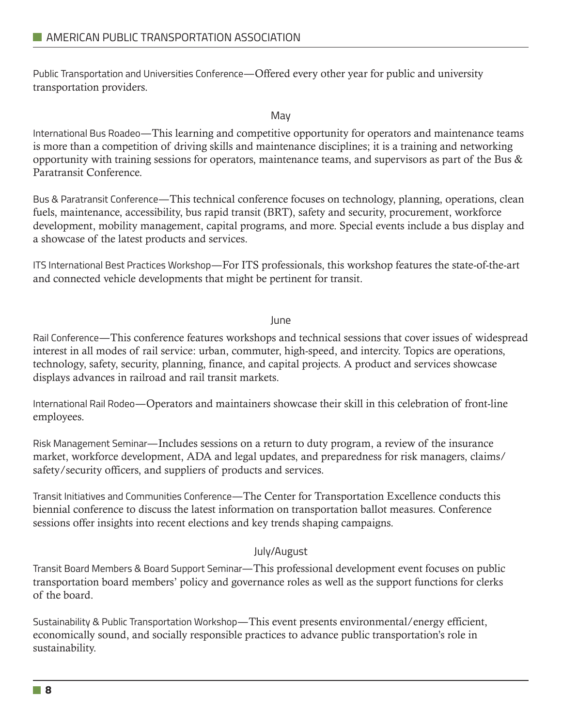Public Transportation and Universities Conference—Offered every other year for public and university transportation providers.

### May

International Bus Roadeo—This learning and competitive opportunity for operators and maintenance teams is more than a competition of driving skills and maintenance disciplines; it is a training and networking opportunity with training sessions for operators, maintenance teams, and supervisors as part of the Bus & Paratransit Conference.

Bus & Paratransit Conference—This technical conference focuses on technology, planning, operations, clean fuels, maintenance, accessibility, bus rapid transit (BRT), safety and security, procurement, workforce development, mobility management, capital programs, and more. Special events include a bus display and a showcase of the latest products and services.

ITS International Best Practices Workshop—For ITS professionals, this workshop features the state-of-the-art and connected vehicle developments that might be pertinent for transit.

### June

Rail Conference—This conference features workshops and technical sessions that cover issues of widespread interest in all modes of rail service: urban, commuter, high-speed, and intercity. Topics are operations, technology, safety, security, planning, finance, and capital projects. A product and services showcase displays advances in railroad and rail transit markets.

International Rail Rodeo—Operators and maintainers showcase their skill in this celebration of front-line employees.

Risk Management Seminar—Includes sessions on a return to duty program, a review of the insurance market, workforce development, ADA and legal updates, and preparedness for risk managers, claims/safety/security officers, and suppliers of products and services.

Transit Initiatives and Communities Conference—The Center for Transportation Excellence conducts this biennial conference to discuss the latest information on transportation ballot measures. Conference sessions offer insights into recent elections and key trends shaping campaigns.

### July/August

Transit Board Members & Board Support Seminar—This professional development event focuses on public transportation board members' policy and governance roles as well as the support functions for clerks of the board.

Sustainability & Public Transportation Workshop—This event presents environmental/energy efficient, economically sound, and socially responsible practices to advance public transportation's role in sustainability.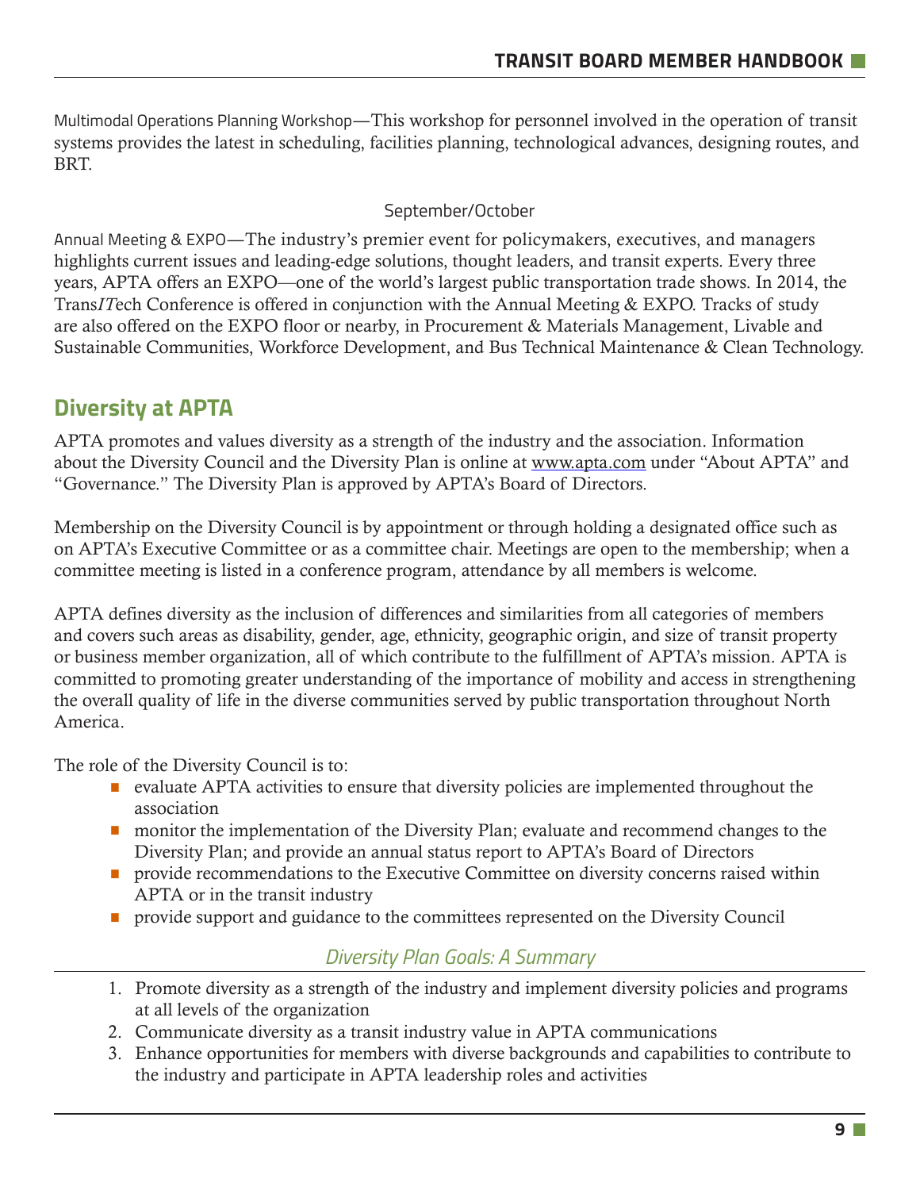Multimodal Operations Planning Workshop—This workshop for personnel involved in the operation of transit systems provides the latest in scheduling, facilities planning, technological advances, designing routes, and BRT.

September/October

Annual Meeting & EXPO—The industry's premier event for policymakers, executives, and managers highlights current issues and leading-edge solutions, thought leaders, and transit experts. Every three years, APTA offers an EXPO—one of the world's largest public transportation trade shows. In 2014, the Trans*IT*ech Conference is offered in conjunction with the Annual Meeting & EXPO. Tracks of study are also offered on the EXPO floor or nearby, in Procurement & Materials Management, Livable and Sustainable Communities, Workforce Development, and Bus Technical Maintenance & Clean Technology.

## Diversity at APTA

APTA promotes and values diversity as a strength of the industry and the association. Information about the Diversity Council and the Diversity Plan is online at www.apta.com under "About APTA" and "Governance." The Diversity Plan is approved by APTA's Board of Directors.

Membership on the Diversity Council is by appointment or through holding a designated office such as on APTA's Executive Committee or as a committee chair. Meetings are open to the membership; when a committee meeting is listed in a conference program, attendance by all members is welcome.

APTA defines diversity as the inclusion of differences and similarities from all categories of members and covers such areas as disability, gender, age, ethnicity, geographic origin, and size of transit property or business member organization, all of which contribute to the fulfillment of APTA's mission. APTA is committed to promoting greater understanding of the importance of mobility and access in strengthening the overall quality of life in the diverse communities served by public transportation throughout North America.

The role of the Diversity Council is to:

- evaluate APTA activities to ensure that diversity policies are implemented throughout the association
- monitor the implementation of the Diversity Plan; evaluate and recommend changes to the Diversity Plan; and provide an annual status report to APTA's Board of Directors
- provide recommendations to the Executive Committee on diversity concerns raised within APTA or in the transit industry
- provide support and guidance to the committees represented on the Diversity Council

### *Diversity Plan Goals: A Summary*

1. Promote diversity as a strength of the industry and implement diversity policies and programs at all levels of the organization
2. Communicate diversity as a transit industry value in APTA communications
3. Enhance opportunities for members with diverse backgrounds and capabilities to contribute to the industry and participate in APTA leadership roles and activities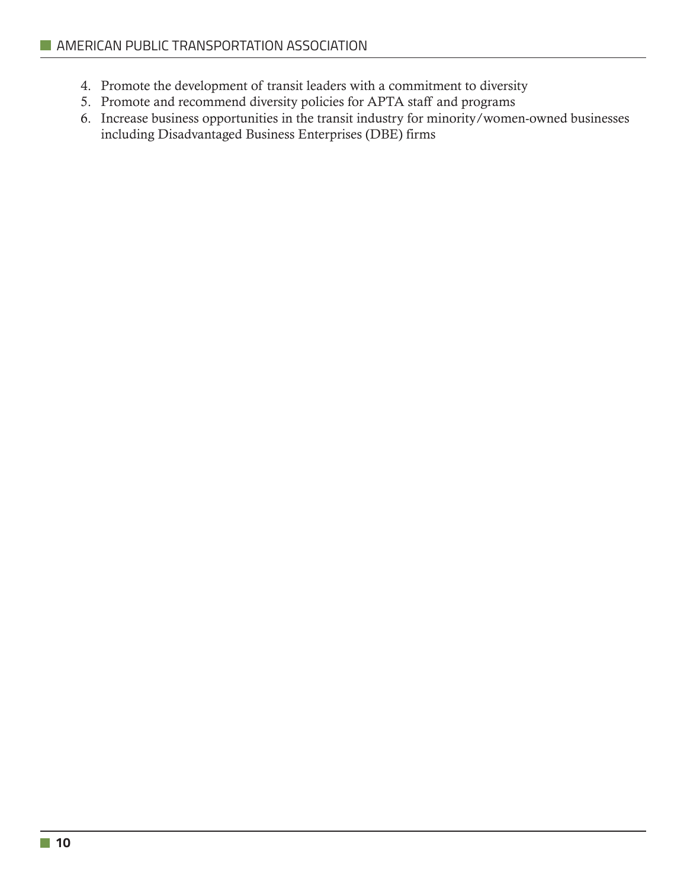4. Promote the development of transit leaders with a commitment to diversity
5. Promote and recommend diversity policies for APTA staff and programs
6. Increase business opportunities in the transit industry for minority/women-owned businesses including Disadvantaged Business Enterprises (DBE) firms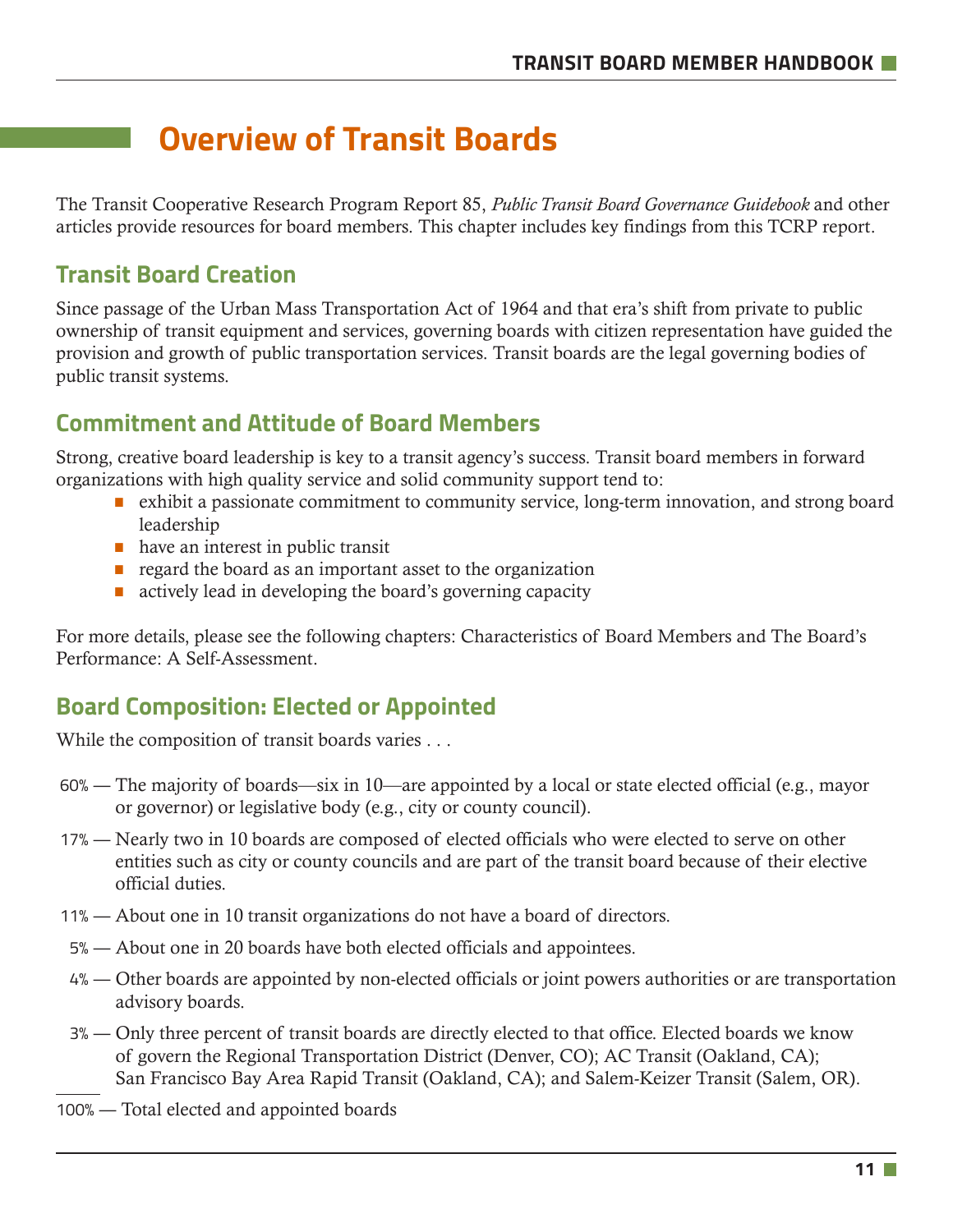# Overview of Transit Boards

The Transit Cooperative Research Program Report 85, *Public Transit Board Governance Guidebook* and other articles provide resources for board members. This chapter includes key findings from this TCRP report.

## Transit Board Creation

Since passage of the Urban Mass Transportation Act of 1964 and that era's shift from private to public ownership of transit equipment and services, governing boards with citizen representation have guided the provision and growth of public transportation services. Transit boards are the legal governing bodies of public transit systems.

## Commitment and Attitude of Board Members

Strong, creative board leadership is key to a transit agency's success. Transit board members in forward organizations with high quality service and solid community support tend to:

- exhibit a passionate commitment to community service, long-term innovation, and strong board leadership
- have an interest in public transit
- regard the board as an important asset to the organization
- actively lead in developing the board's governing capacity

For more details, please see the following chapters: Characteristics of Board Members and The Board's Performance: A Self-Assessment.

## Board Composition: Elected or Appointed

While the composition of transit boards varies . . .

60% — The majority of boards—six in 10—are appointed by a local or state elected official (e.g., mayor or governor) or legislative body (e.g., city or county council).

17% — Nearly two in 10 boards are composed of elected officials who were elected to serve on other entities such as city or county councils and are part of the transit board because of their elective official duties.

11% — About one in 10 transit organizations do not have a board of directors.

5% — About one in 20 boards have both elected officials and appointees.

4% — Other boards are appointed by non-elected officials or joint powers authorities or are transportation advisory boards.

3% — Only three percent of transit boards are directly elected to that office. Elected boards we know of govern the Regional Transportation District (Denver, CO); AC Transit (Oakland, CA); San Francisco Bay Area Rapid Transit (Oakland, CA); and Salem-Keizer Transit (Salem, OR).

100% — Total elected and appointed boards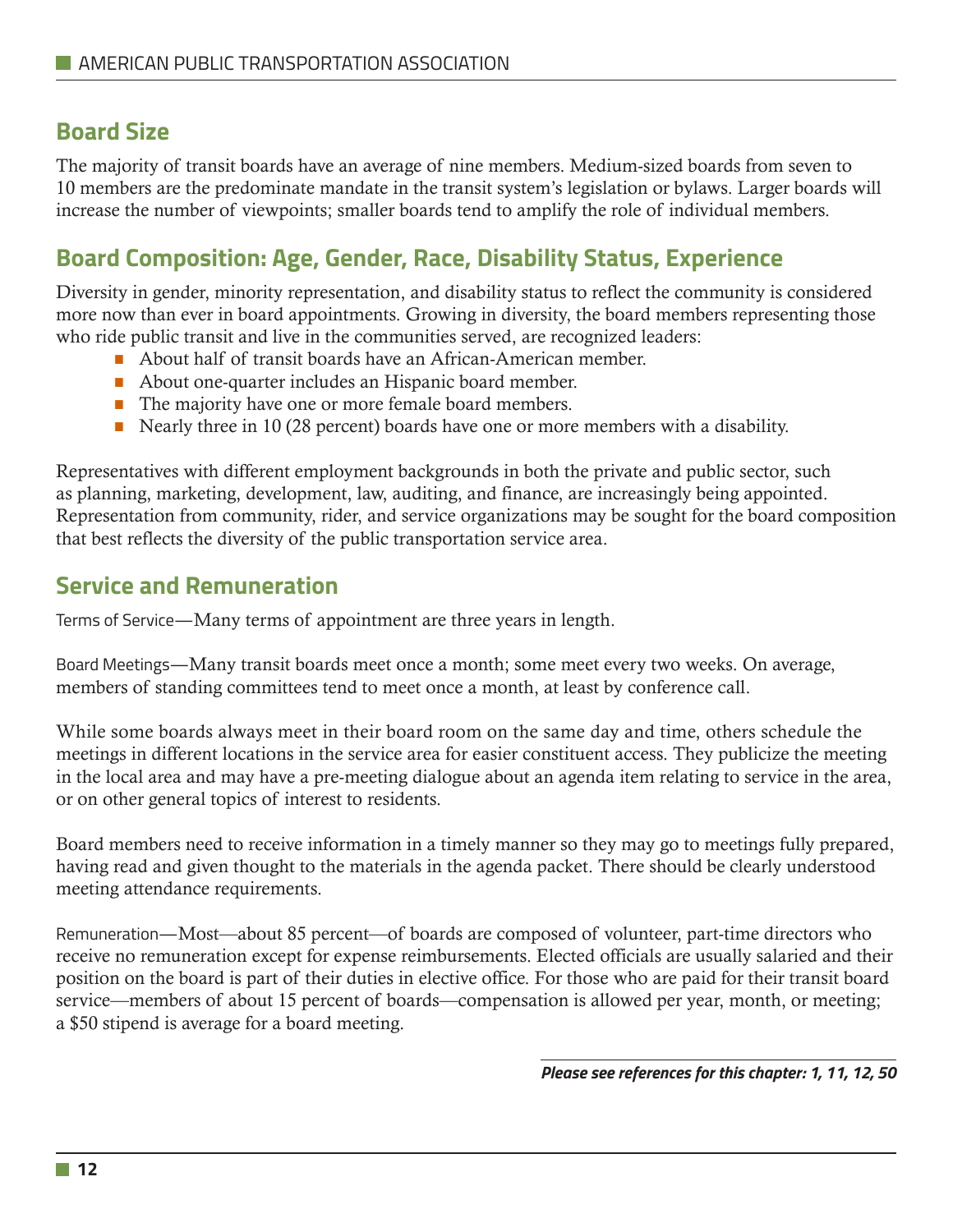## Board Size

The majority of transit boards have an average of nine members. Medium-sized boards from seven to 10 members are the predominate mandate in the transit system's legislation or bylaws. Larger boards will increase the number of viewpoints; smaller boards tend to amplify the role of individual members.

## Board Composition: Age, Gender, Race, Disability Status, Experience

Diversity in gender, minority representation, and disability status to reflect the community is considered more now than ever in board appointments. Growing in diversity, the board members representing those who ride public transit and live in the communities served, are recognized leaders:

- About half of transit boards have an African-American member.
- About one-quarter includes an Hispanic board member.
- The majority have one or more female board members.
- Nearly three in 10 (28 percent) boards have one or more members with a disability.

Representatives with different employment backgrounds in both the private and public sector, such as planning, marketing, development, law, auditing, and finance, are increasingly being appointed. Representation from community, rider, and service organizations may be sought for the board composition that best reflects the diversity of the public transportation service area.

## Service and Remuneration

Terms of Service—Many terms of appointment are three years in length.

Board Meetings—Many transit boards meet once a month; some meet every two weeks. On average, members of standing committees tend to meet once a month, at least by conference call.

While some boards always meet in their board room on the same day and time, others schedule the meetings in different locations in the service area for easier constituent access. They publicize the meeting in the local area and may have a pre-meeting dialogue about an agenda item relating to service in the area, or on other general topics of interest to residents.

Board members need to receive information in a timely manner so they may go to meetings fully prepared, having read and given thought to the materials in the agenda packet. There should be clearly understood meeting attendance requirements.

Remuneration—Most—about 85 percent—of boards are composed of volunteer, part-time directors who receive no remuneration except for expense reimbursements. Elected officials are usually salaried and their position on the board is part of their duties in elective office. For those who are paid for their transit board service—members of about 15 percent of boards—compensation is allowed per year, month, or meeting; a $50 stipend is average for a board meeting.

***Please see references for this chapter: 1, 11, 12, 50***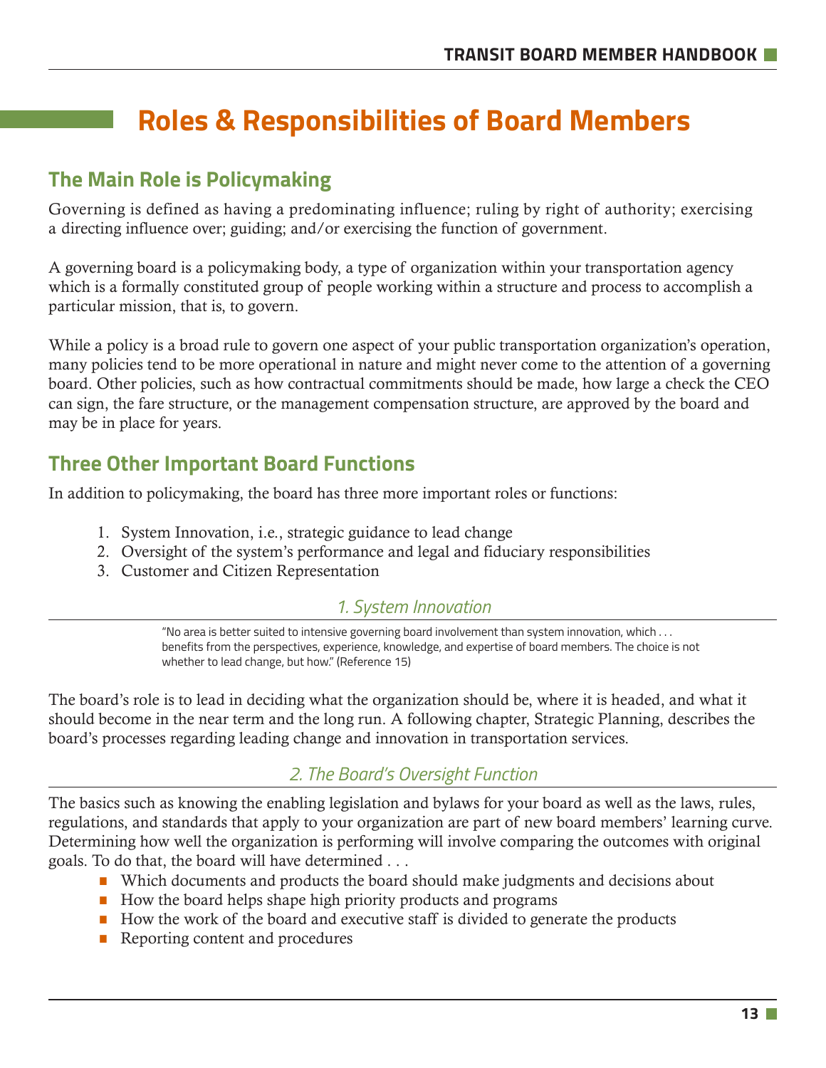# Roles & Responsibilities of Board Members

## The Main Role is Policymaking

Governing is defined as having a predominating influence; ruling by right of authority; exercising a directing influence over; guiding; and/or exercising the function of government.

A governing board is a policymaking body, a type of organization within your transportation agency which is a formally constituted group of people working within a structure and process to accomplish a particular mission, that is, to govern.

While a policy is a broad rule to govern one aspect of your public transportation organization's operation, many policies tend to be more operational in nature and might never come to the attention of a governing board. Other policies, such as how contractual commitments should be made, how large a check the CEO can sign, the fare structure, or the management compensation structure, are approved by the board and may be in place for years.

## Three Other Important Board Functions

In addition to policymaking, the board has three more important roles or functions:

1. System Innovation, i.e., strategic guidance to lead change
2. Oversight of the system's performance and legal and fiduciary responsibilities
3. Customer and Citizen Representation

### *1. System Innovation*

> "No area is better suited to intensive governing board involvement than system innovation, which . . . benefits from the perspectives, experience, knowledge, and expertise of board members. The choice is not whether to lead change, but how." (Reference 15)

The board's role is to lead in deciding what the organization should be, where it is headed, and what it should become in the near term and the long run. A following chapter, Strategic Planning, describes the board's processes regarding leading change and innovation in transportation services.

### *2. The Board's Oversight Function*

The basics such as knowing the enabling legislation and bylaws for your board as well as the laws, rules, regulations, and standards that apply to your organization are part of new board members' learning curve. Determining how well the organization is performing will involve comparing the outcomes with original goals. To do that, the board will have determined . . .

- Which documents and products the board should make judgments and decisions about
- How the board helps shape high priority products and programs
- How the work of the board and executive staff is divided to generate the products
- Reporting content and procedures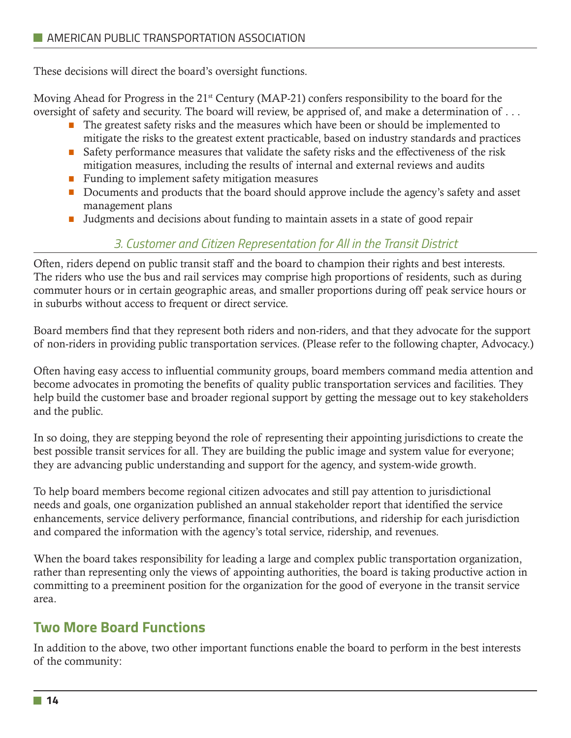These decisions will direct the board's oversight functions.

Moving Ahead for Progress in the 21st Century (MAP-21) confers responsibility to the board for the oversight of safety and security. The board will review, be apprised of, and make a determination of . . .

- The greatest safety risks and the measures which have been or should be implemented to mitigate the risks to the greatest extent practicable, based on industry standards and practices
- Safety performance measures that validate the safety risks and the effectiveness of the risk mitigation measures, including the results of internal and external reviews and audits
- Funding to implement safety mitigation measures
- Documents and products that the board should approve include the agency's safety and asset management plans
- Judgments and decisions about funding to maintain assets in a state of good repair

### *3. Customer and Citizen Representation for All in the Transit District*

Often, riders depend on public transit staff and the board to champion their rights and best interests. The riders who use the bus and rail services may comprise high proportions of residents, such as during commuter hours or in certain geographic areas, and smaller proportions during off peak service hours or in suburbs without access to frequent or direct service.

Board members find that they represent both riders and non-riders, and that they advocate for the support of non-riders in providing public transportation services. (Please refer to the following chapter, Advocacy.)

Often having easy access to influential community groups, board members command media attention and become advocates in promoting the benefits of quality public transportation services and facilities. They help build the customer base and broader regional support by getting the message out to key stakeholders and the public.

In so doing, they are stepping beyond the role of representing their appointing jurisdictions to create the best possible transit services for all. They are building the public image and system value for everyone; they are advancing public understanding and support for the agency, and system-wide growth.

To help board members become regional citizen advocates and still pay attention to jurisdictional needs and goals, one organization published an annual stakeholder report that identified the service enhancements, service delivery performance, financial contributions, and ridership for each jurisdiction and compared the information with the agency's total service, ridership, and revenues.

When the board takes responsibility for leading a large and complex public transportation organization, rather than representing only the views of appointing authorities, the board is taking productive action in committing to a preeminent position for the organization for the good of everyone in the transit service area.

## Two More Board Functions

In addition to the above, two other important functions enable the board to perform in the best interests of the community: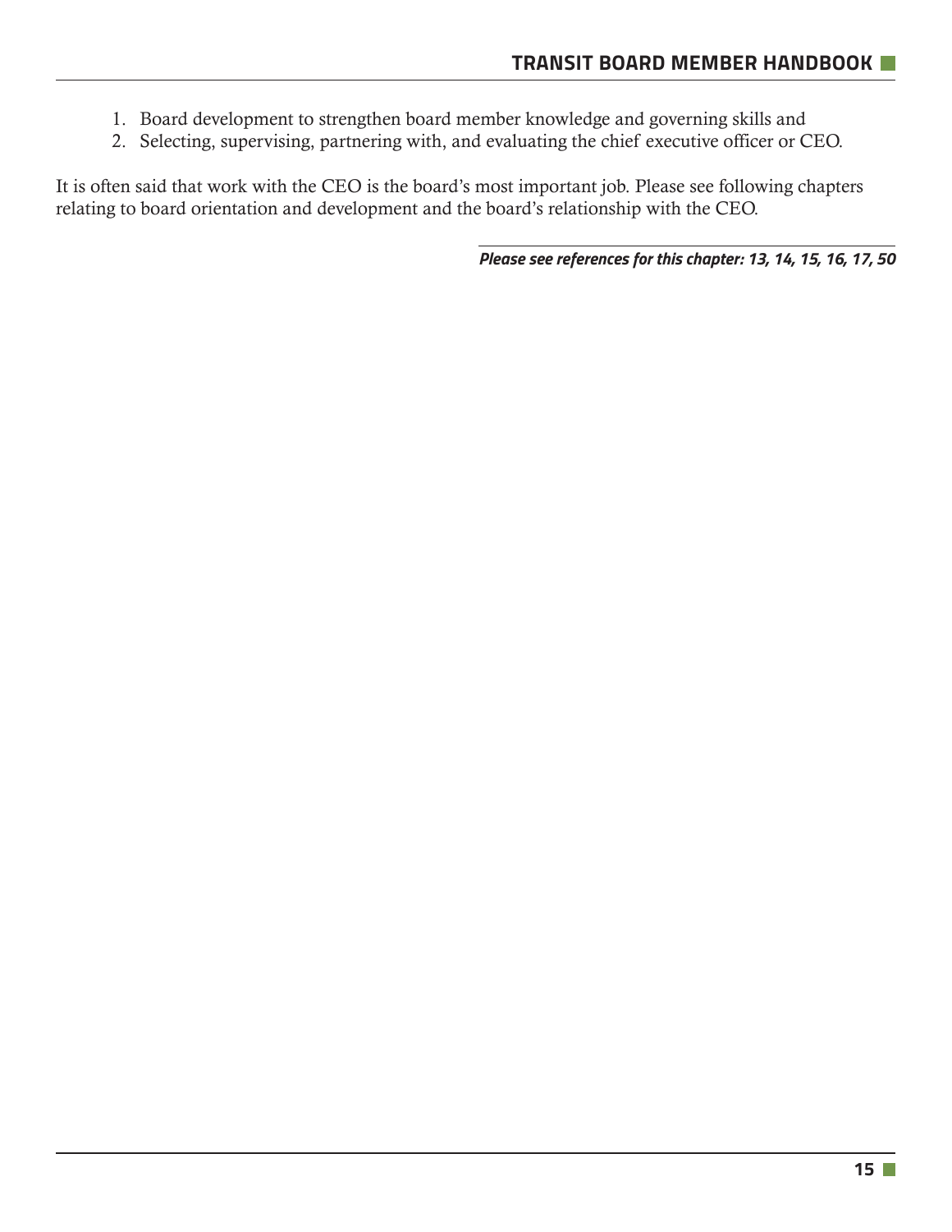1. Board development to strengthen board member knowledge and governing skills and
2. Selecting, supervising, partnering with, and evaluating the chief executive officer or CEO.

It is often said that work with the CEO is the board's most important job. Please see following chapters relating to board orientation and development and the board's relationship with the CEO.

***Please see references for this chapter: 13, 14, 15, 16, 17, 50***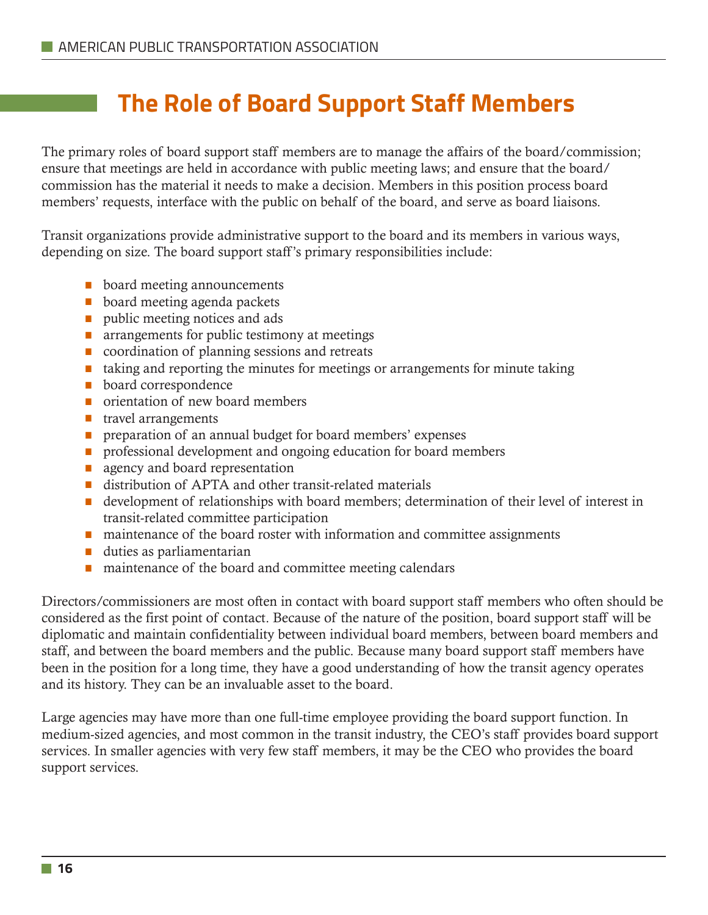# The Role of Board Support Staff Members

The primary roles of board support staff members are to manage the affairs of the board/commission; ensure that meetings are held in accordance with public meeting laws; and ensure that the board/commission has the material it needs to make a decision. Members in this position process board members' requests, interface with the public on behalf of the board, and serve as board liaisons.

Transit organizations provide administrative support to the board and its members in various ways, depending on size. The board support staff's primary responsibilities include:

- board meeting announcements
- board meeting agenda packets
- public meeting notices and ads
- arrangements for public testimony at meetings
- coordination of planning sessions and retreats
- taking and reporting the minutes for meetings or arrangements for minute taking
- board correspondence
- orientation of new board members
- travel arrangements
- preparation of an annual budget for board members' expenses
- professional development and ongoing education for board members
- agency and board representation
- distribution of APTA and other transit-related materials
- development of relationships with board members; determination of their level of interest in transit-related committee participation
- maintenance of the board roster with information and committee assignments
- duties as parliamentarian
- maintenance of the board and committee meeting calendars

Directors/commissioners are most often in contact with board support staff members who often should be considered as the first point of contact. Because of the nature of the position, board support staff will be diplomatic and maintain confidentiality between individual board members, between board members and staff, and between the board members and the public. Because many board support staff members have been in the position for a long time, they have a good understanding of how the transit agency operates and its history. They can be an invaluable asset to the board.

Large agencies may have more than one full-time employee providing the board support function. In medium-sized agencies, and most common in the transit industry, the CEO's staff provides board support services. In smaller agencies with very few staff members, it may be the CEO who provides the board support services.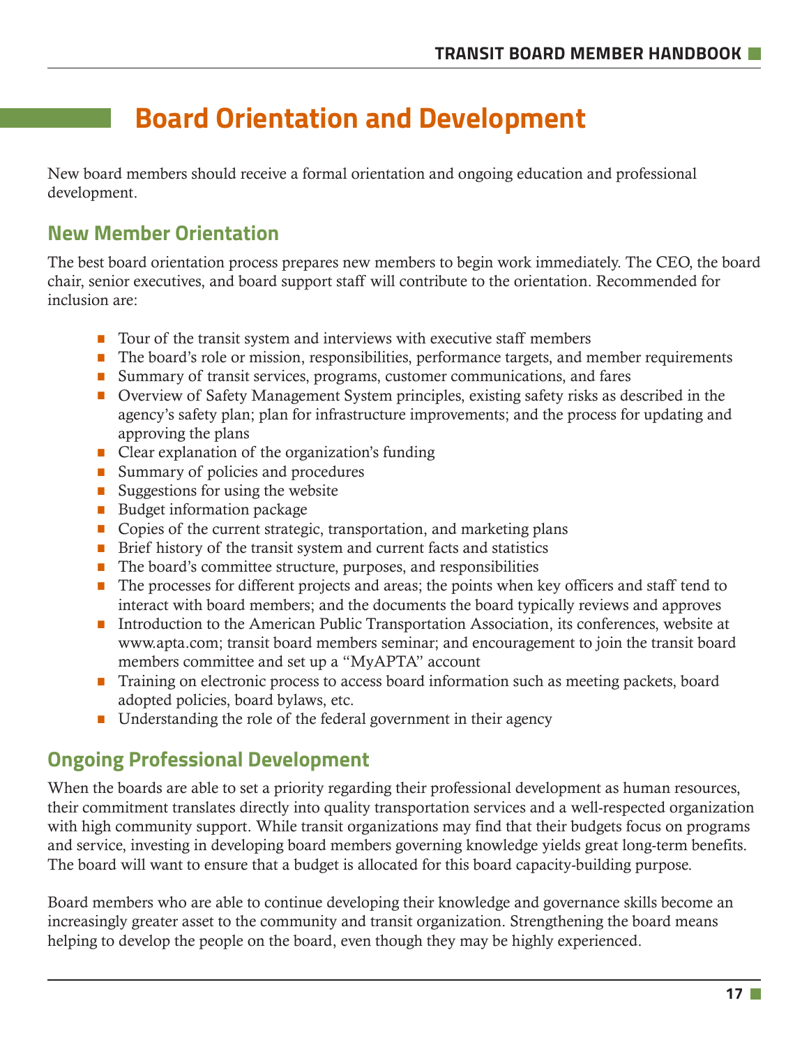# Board Orientation and Development

New board members should receive a formal orientation and ongoing education and professional development.

## New Member Orientation

The best board orientation process prepares new members to begin work immediately. The CEO, the board chair, senior executives, and board support staff will contribute to the orientation. Recommended for inclusion are:

- Tour of the transit system and interviews with executive staff members
- The board's role or mission, responsibilities, performance targets, and member requirements
- Summary of transit services, programs, customer communications, and fares
- Overview of Safety Management System principles, existing safety risks as described in the agency's safety plan; plan for infrastructure improvements; and the process for updating and approving the plans
- Clear explanation of the organization's funding
- Summary of policies and procedures
- Suggestions for using the website
- Budget information package
- Copies of the current strategic, transportation, and marketing plans
- Brief history of the transit system and current facts and statistics
- The board's committee structure, purposes, and responsibilities
- The processes for different projects and areas; the points when key officers and staff tend to interact with board members; and the documents the board typically reviews and approves
- Introduction to the American Public Transportation Association, its conferences, website at www.apta.com; transit board members seminar; and encouragement to join the transit board members committee and set up a "MyAPTA" account
- Training on electronic process to access board information such as meeting packets, board adopted policies, board bylaws, etc.
- Understanding the role of the federal government in their agency

## Ongoing Professional Development

When the boards are able to set a priority regarding their professional development as human resources, their commitment translates directly into quality transportation services and a well-respected organization with high community support. While transit organizations may find that their budgets focus on programs and service, investing in developing board members governing knowledge yields great long-term benefits. The board will want to ensure that a budget is allocated for this board capacity-building purpose.

Board members who are able to continue developing their knowledge and governance skills become an increasingly greater asset to the community and transit organization. Strengthening the board means helping to develop the people on the board, even though they may be highly experienced.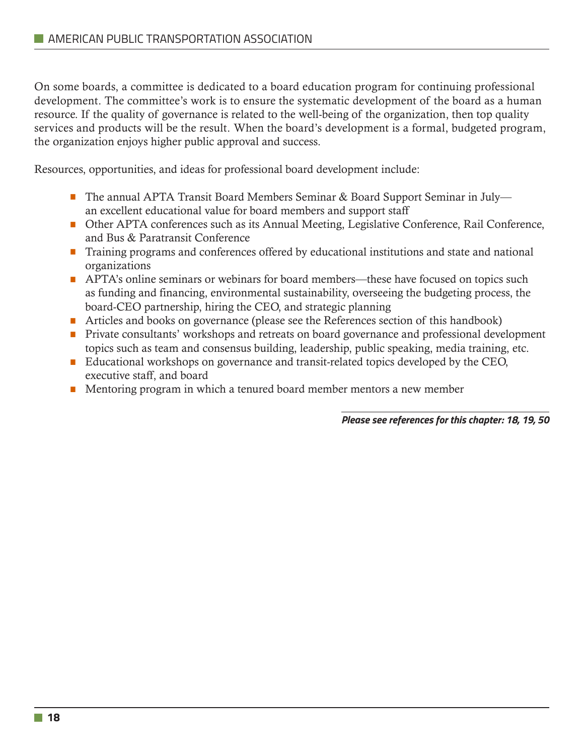On some boards, a committee is dedicated to a board education program for continuing professional development. The committee's work is to ensure the systematic development of the board as a human resource. If the quality of governance is related to the well-being of the organization, then top quality services and products will be the result. When the board's development is a formal, budgeted program, the organization enjoys higher public approval and success.

Resources, opportunities, and ideas for professional board development include:

- The annual APTA Transit Board Members Seminar & Board Support Seminar in July—an excellent educational value for board members and support staff
- Other APTA conferences such as its Annual Meeting, Legislative Conference, Rail Conference, and Bus & Paratransit Conference
- Training programs and conferences offered by educational institutions and state and national organizations
- APTA's online seminars or webinars for board members—these have focused on topics such as funding and financing, environmental sustainability, overseeing the budgeting process, the board-CEO partnership, hiring the CEO, and strategic planning
- Articles and books on governance (please see the References section of this handbook)
- Private consultants' workshops and retreats on board governance and professional development topics such as team and consensus building, leadership, public speaking, media training, etc.
- Educational workshops on governance and transit-related topics developed by the CEO, executive staff, and board
- Mentoring program in which a tenured board member mentors a new member

***Please see references for this chapter: 18, 19, 50***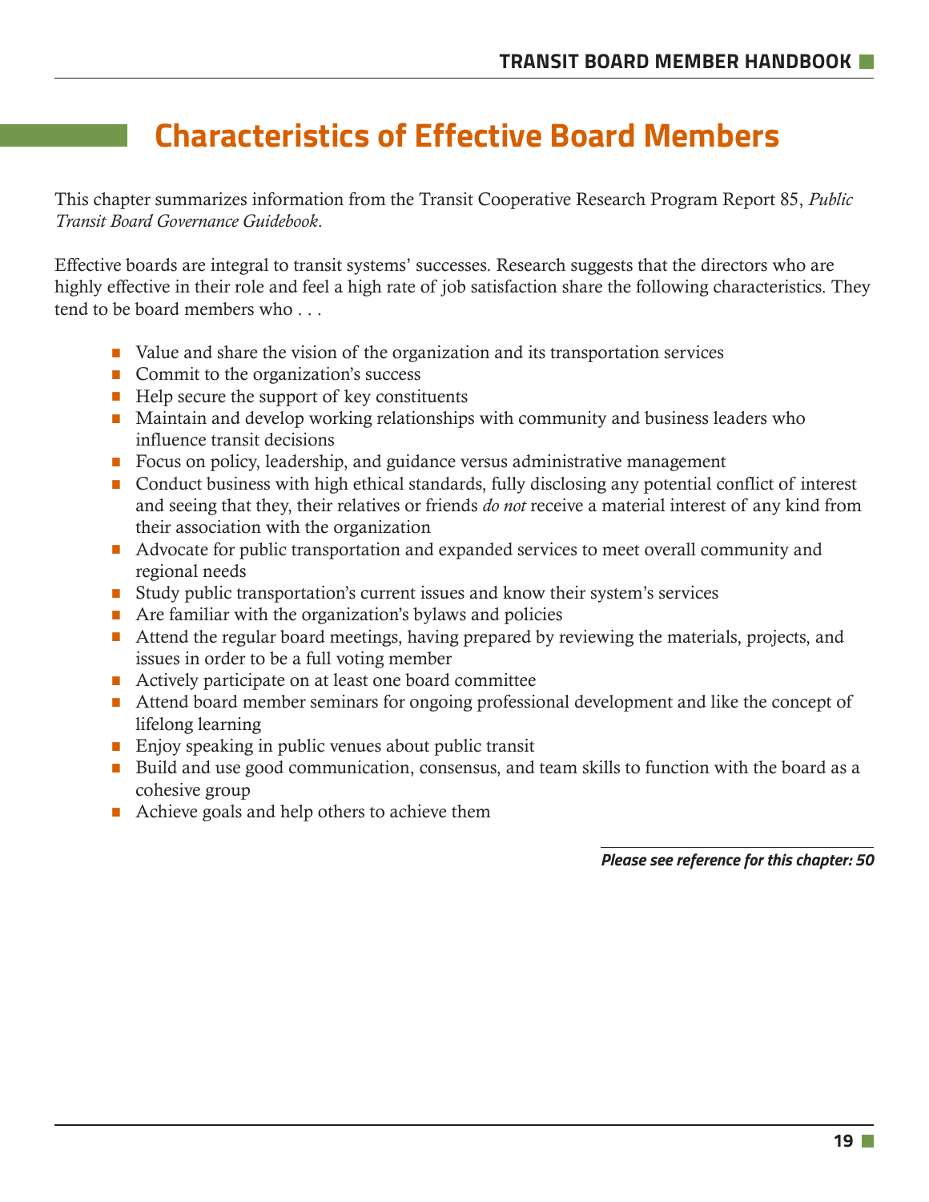# Characteristics of Effective Board Members

This chapter summarizes information from the Transit Cooperative Research Program Report 85, *Public Transit Board Governance Guidebook*.

Effective boards are integral to transit systems' successes. Research suggests that the directors who are highly effective in their role and feel a high rate of job satisfaction share the following characteristics. They tend to be board members who . . .

- Value and share the vision of the organization and its transportation services
- Commit to the organization's success
- Help secure the support of key constituents
- Maintain and develop working relationships with community and business leaders who influence transit decisions
- Focus on policy, leadership, and guidance versus administrative management
- Conduct business with high ethical standards, fully disclosing any potential conflict of interest and seeing that they, their relatives or friends *do not* receive a material interest of any kind from their association with the organization
- Advocate for public transportation and expanded services to meet overall community and regional needs
- Study public transportation's current issues and know their system's services
- Are familiar with the organization's bylaws and policies
- Attend the regular board meetings, having prepared by reviewing the materials, projects, and issues in order to be a full voting member
- Actively participate on at least one board committee
- Attend board member seminars for ongoing professional development and like the concept of lifelong learning
- Enjoy speaking in public venues about public transit
- Build and use good communication, consensus, and team skills to function with the board as a cohesive group
- Achieve goals and help others to achieve them

***Please see reference for this chapter: 50***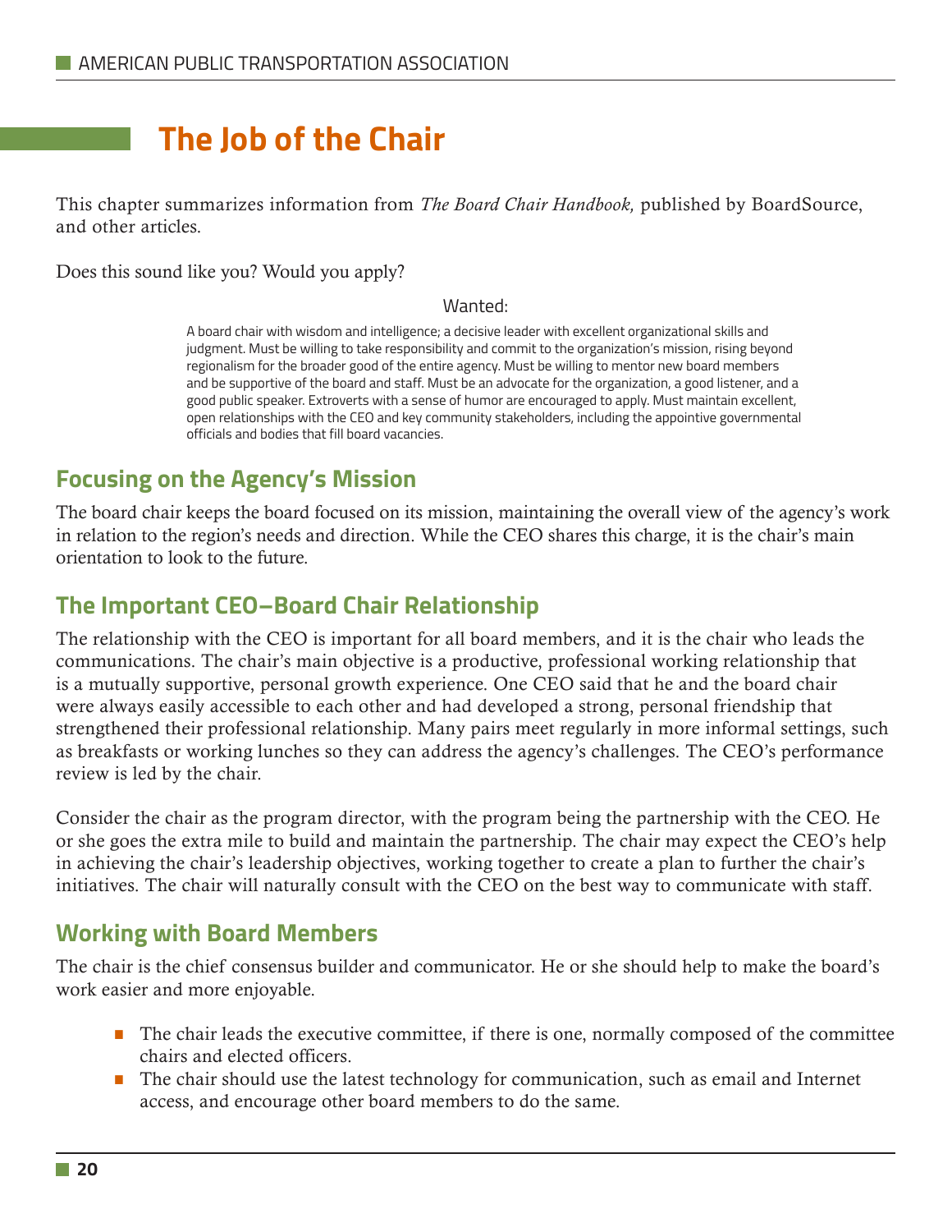# The Job of the Chair

This chapter summarizes information from *The Board Chair Handbook,* published by BoardSource, and other articles.

Does this sound like you? Would you apply?

> Wanted:
>
> A board chair with wisdom and intelligence; a decisive leader with excellent organizational skills and judgment. Must be willing to take responsibility and commit to the organization's mission, rising beyond regionalism for the broader good of the entire agency. Must be willing to mentor new board members and be supportive of the board and staff. Must be an advocate for the organization, a good listener, and a good public speaker. Extroverts with a sense of humor are encouraged to apply. Must maintain excellent, open relationships with the CEO and key community stakeholders, including the appointive governmental officials and bodies that fill board vacancies.

## Focusing on the Agency's Mission

The board chair keeps the board focused on its mission, maintaining the overall view of the agency's work in relation to the region's needs and direction. While the CEO shares this charge, it is the chair's main orientation to look to the future.

## The Important CEO–Board Chair Relationship

The relationship with the CEO is important for all board members, and it is the chair who leads the communications. The chair's main objective is a productive, professional working relationship that is a mutually supportive, personal growth experience. One CEO said that he and the board chair were always easily accessible to each other and had developed a strong, personal friendship that strengthened their professional relationship. Many pairs meet regularly in more informal settings, such as breakfasts or working lunches so they can address the agency's challenges. The CEO's performance review is led by the chair.

Consider the chair as the program director, with the program being the partnership with the CEO. He or she goes the extra mile to build and maintain the partnership. The chair may expect the CEO's help in achieving the chair's leadership objectives, working together to create a plan to further the chair's initiatives. The chair will naturally consult with the CEO on the best way to communicate with staff.

## Working with Board Members

The chair is the chief consensus builder and communicator. He or she should help to make the board's work easier and more enjoyable.

- The chair leads the executive committee, if there is one, normally composed of the committee chairs and elected officers.
- The chair should use the latest technology for communication, such as email and Internet access, and encourage other board members to do the same.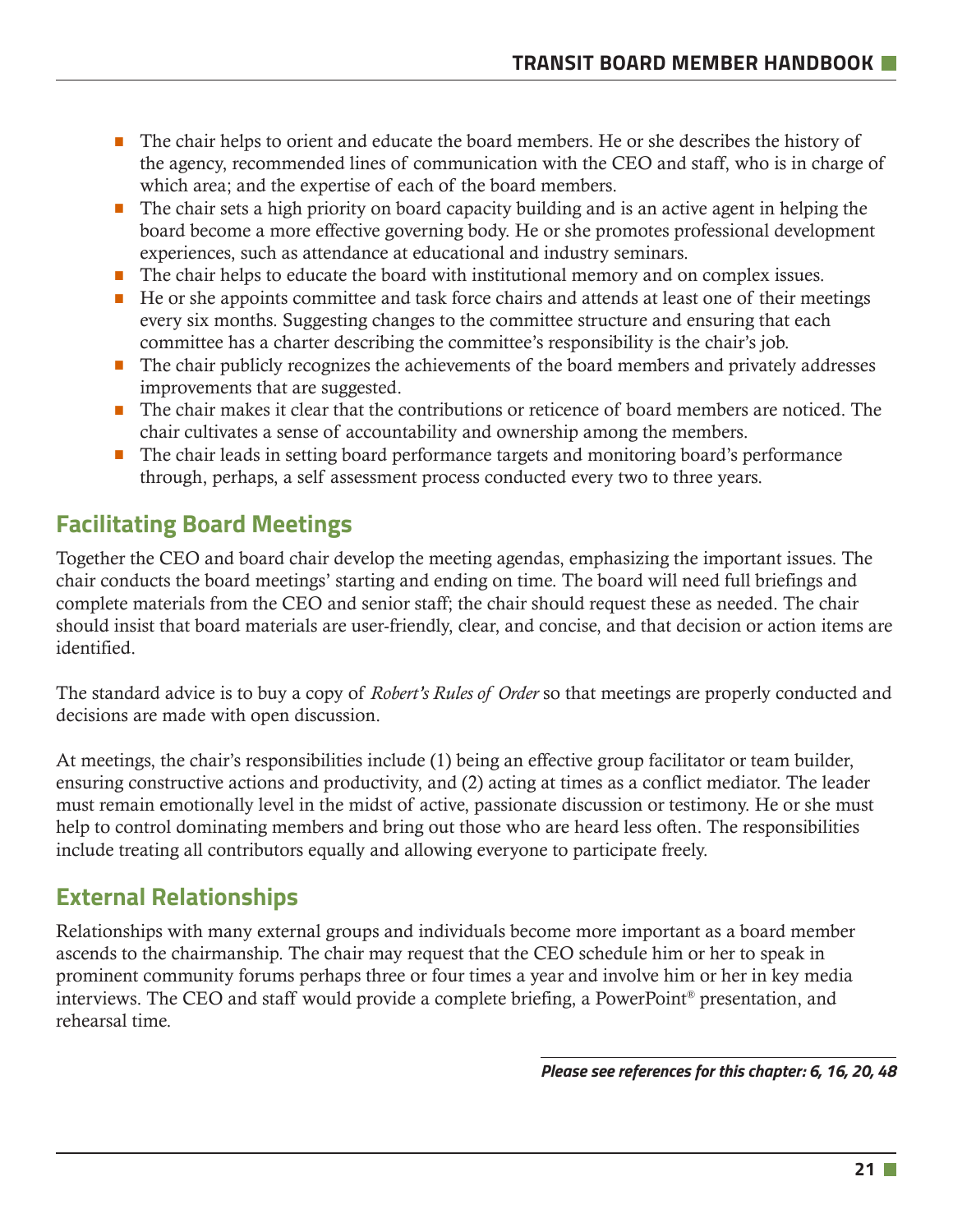- The chair helps to orient and educate the board members. He or she describes the history of the agency, recommended lines of communication with the CEO and staff, who is in charge of which area; and the expertise of each of the board members.
- The chair sets a high priority on board capacity building and is an active agent in helping the board become a more effective governing body. He or she promotes professional development experiences, such as attendance at educational and industry seminars.
- The chair helps to educate the board with institutional memory and on complex issues.
- He or she appoints committee and task force chairs and attends at least one of their meetings every six months. Suggesting changes to the committee structure and ensuring that each committee has a charter describing the committee's responsibility is the chair's job.
- The chair publicly recognizes the achievements of the board members and privately addresses improvements that are suggested.
- The chair makes it clear that the contributions or reticence of board members are noticed. The chair cultivates a sense of accountability and ownership among the members.
- The chair leads in setting board performance targets and monitoring board's performance through, perhaps, a self assessment process conducted every two to three years.

## Facilitating Board Meetings

Together the CEO and board chair develop the meeting agendas, emphasizing the important issues. The chair conducts the board meetings' starting and ending on time. The board will need full briefings and complete materials from the CEO and senior staff; the chair should request these as needed. The chair should insist that board materials are user-friendly, clear, and concise, and that decision or action items are identified.

The standard advice is to buy a copy of *Robert's Rules of Order* so that meetings are properly conducted and decisions are made with open discussion.

At meetings, the chair's responsibilities include (1) being an effective group facilitator or team builder, ensuring constructive actions and productivity, and (2) acting at times as a conflict mediator. The leader must remain emotionally level in the midst of active, passionate discussion or testimony. He or she must help to control dominating members and bring out those who are heard less often. The responsibilities include treating all contributors equally and allowing everyone to participate freely.

## External Relationships

Relationships with many external groups and individuals become more important as a board member ascends to the chairmanship. The chair may request that the CEO schedule him or her to speak in prominent community forums perhaps three or four times a year and involve him or her in key media interviews. The CEO and staff would provide a complete briefing, a PowerPoint® presentation, and rehearsal time.

***Please see references for this chapter: 6, 16, 20, 48***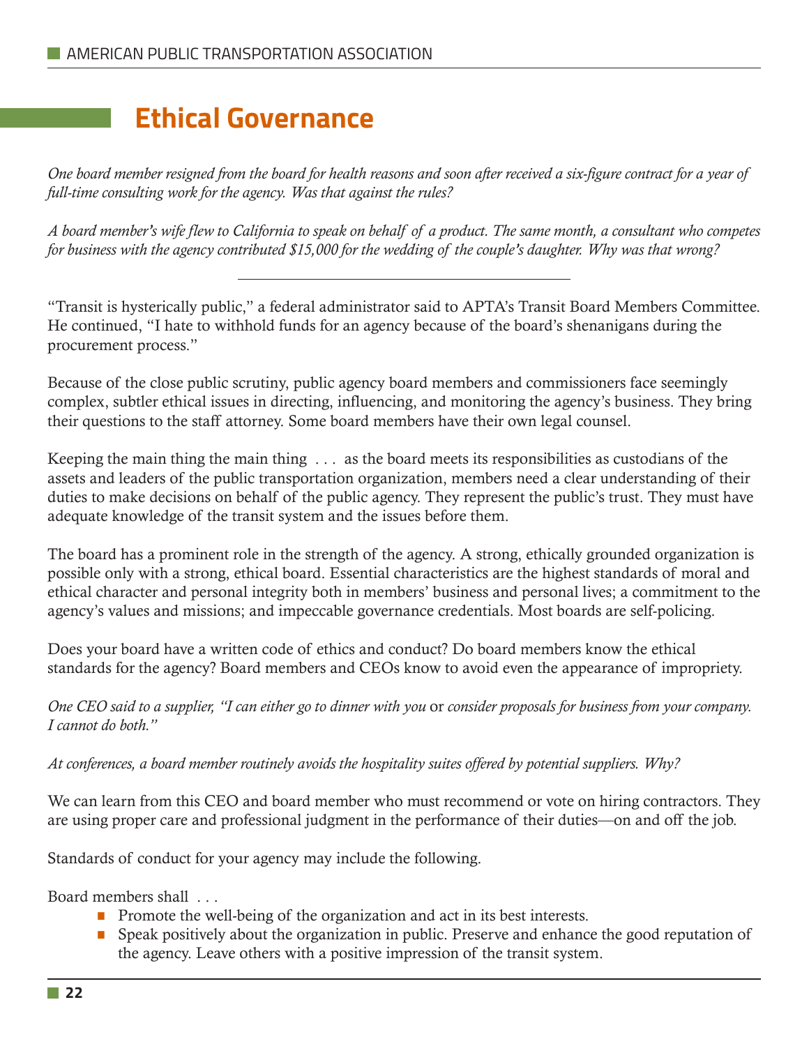# Ethical Governance

*One board member resigned from the board for health reasons and soon after received a six-figure contract for a year of full-time consulting work for the agency. Was that against the rules?*

*A board member's wife flew to California to speak on behalf of a product. The same month, a consultant who competes for business with the agency contributed $15,000 for the wedding of the couple's daughter. Why was that wrong?*

---

"Transit is hysterically public," a federal administrator said to APTA's Transit Board Members Committee. He continued, "I hate to withhold funds for an agency because of the board's shenanigans during the procurement process."

Because of the close public scrutiny, public agency board members and commissioners face seemingly complex, subtler ethical issues in directing, influencing, and monitoring the agency's business. They bring their questions to the staff attorney. Some board members have their own legal counsel.

Keeping the main thing the main thing . . . as the board meets its responsibilities as custodians of the assets and leaders of the public transportation organization, members need a clear understanding of their duties to make decisions on behalf of the public agency. They represent the public's trust. They must have adequate knowledge of the transit system and the issues before them.

The board has a prominent role in the strength of the agency. A strong, ethically grounded organization is possible only with a strong, ethical board. Essential characteristics are the highest standards of moral and ethical character and personal integrity both in members' business and personal lives; a commitment to the agency's values and missions; and impeccable governance credentials. Most boards are self-policing.

Does your board have a written code of ethics and conduct? Do board members know the ethical standards for the agency? Board members and CEOs know to avoid even the appearance of impropriety.

*One CEO said to a supplier, "I can either go to dinner with you* or *consider proposals for business from your company. I cannot do both."*

*At conferences, a board member routinely avoids the hospitality suites offered by potential suppliers. Why?*

We can learn from this CEO and board member who must recommend or vote on hiring contractors. They are using proper care and professional judgment in the performance of their duties—on and off the job.

Standards of conduct for your agency may include the following.

Board members shall . . .

- Promote the well-being of the organization and act in its best interests.
- Speak positively about the organization in public. Preserve and enhance the good reputation of the agency. Leave others with a positive impression of the transit system.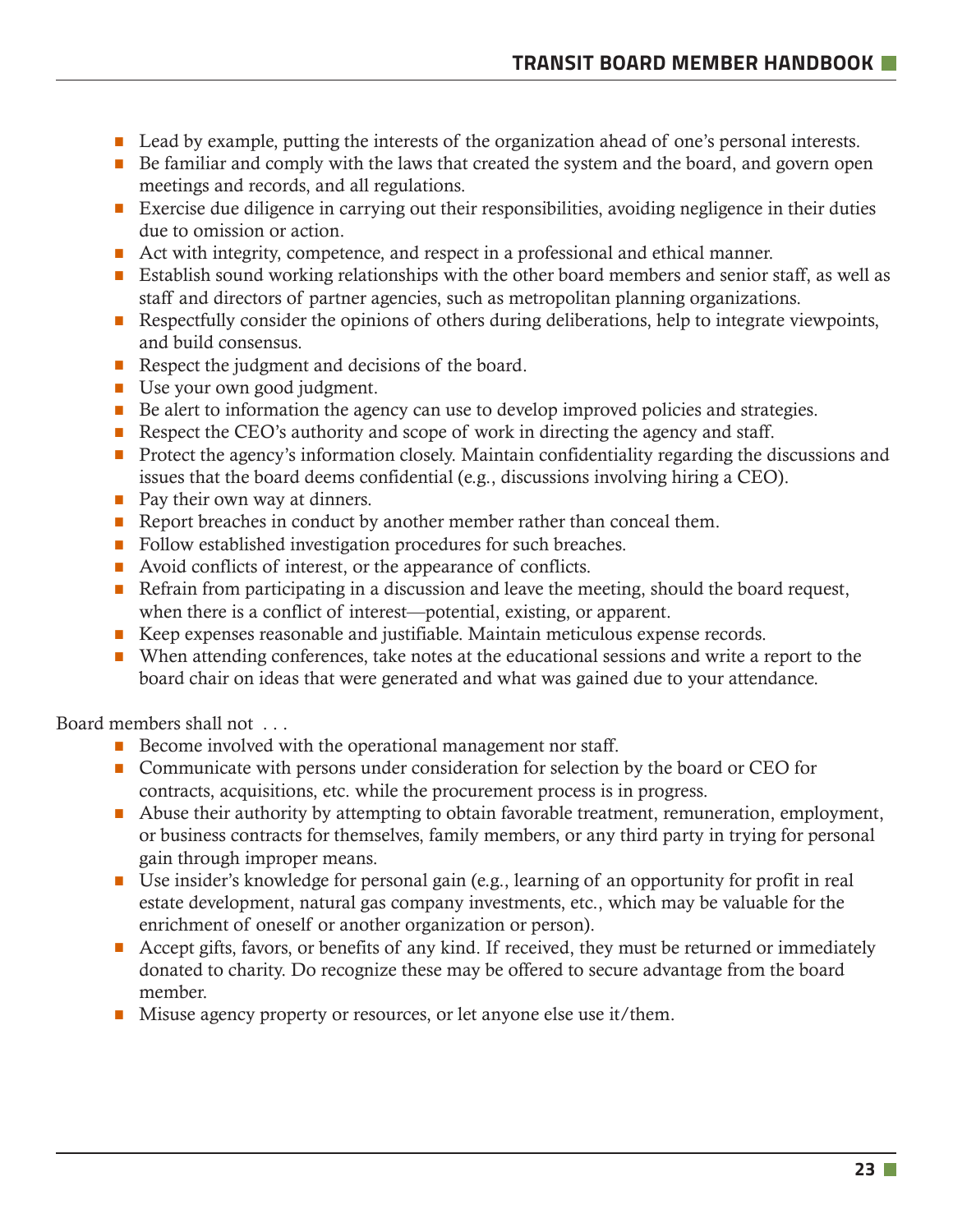- Lead by example, putting the interests of the organization ahead of one's personal interests.
- Be familiar and comply with the laws that created the system and the board, and govern open meetings and records, and all regulations.
- Exercise due diligence in carrying out their responsibilities, avoiding negligence in their duties due to omission or action.
- Act with integrity, competence, and respect in a professional and ethical manner.
- Establish sound working relationships with the other board members and senior staff, as well as staff and directors of partner agencies, such as metropolitan planning organizations.
- Respectfully consider the opinions of others during deliberations, help to integrate viewpoints, and build consensus.
- Respect the judgment and decisions of the board.
- Use your own good judgment.
- Be alert to information the agency can use to develop improved policies and strategies.
- Respect the CEO's authority and scope of work in directing the agency and staff.
- Protect the agency's information closely. Maintain confidentiality regarding the discussions and issues that the board deems confidential (e.g., discussions involving hiring a CEO).
- Pay their own way at dinners.
- Report breaches in conduct by another member rather than conceal them.
- Follow established investigation procedures for such breaches.
- Avoid conflicts of interest, or the appearance of conflicts.
- Refrain from participating in a discussion and leave the meeting, should the board request, when there is a conflict of interest—potential, existing, or apparent.
- Keep expenses reasonable and justifiable. Maintain meticulous expense records.
- When attending conferences, take notes at the educational sessions and write a report to the board chair on ideas that were generated and what was gained due to your attendance.

Board members shall not . . .

- Become involved with the operational management nor staff.
- Communicate with persons under consideration for selection by the board or CEO for contracts, acquisitions, etc. while the procurement process is in progress.
- Abuse their authority by attempting to obtain favorable treatment, remuneration, employment, or business contracts for themselves, family members, or any third party in trying for personal gain through improper means.
- Use insider's knowledge for personal gain (e.g., learning of an opportunity for profit in real estate development, natural gas company investments, etc., which may be valuable for the enrichment of oneself or another organization or person).
- Accept gifts, favors, or benefits of any kind. If received, they must be returned or immediately donated to charity. Do recognize these may be offered to secure advantage from the board member.
- Misuse agency property or resources, or let anyone else use it/them.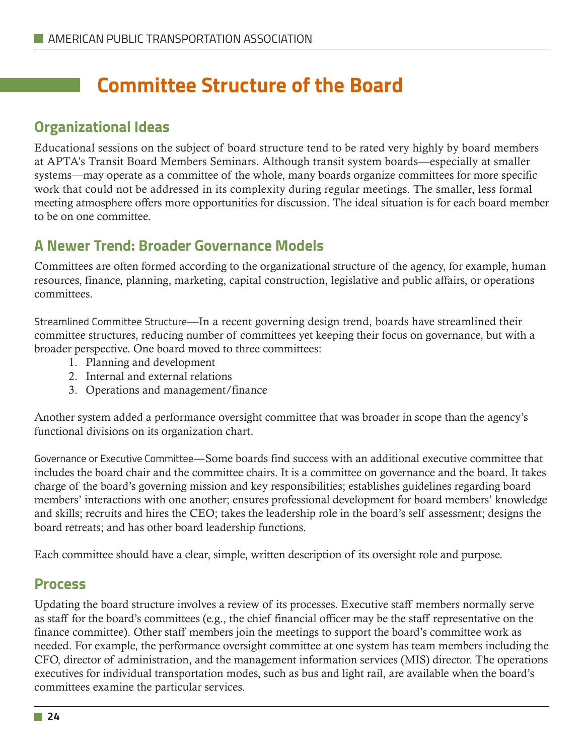# Committee Structure of the Board

## Organizational Ideas

Educational sessions on the subject of board structure tend to be rated very highly by board members at APTA's Transit Board Members Seminars. Although transit system boards—especially at smaller systems—may operate as a committee of the whole, many boards organize committees for more specific work that could not be addressed in its complexity during regular meetings. The smaller, less formal meeting atmosphere offers more opportunities for discussion. The ideal situation is for each board member to be on one committee.

## A Newer Trend: Broader Governance Models

Committees are often formed according to the organizational structure of the agency, for example, human resources, finance, planning, marketing, capital construction, legislative and public affairs, or operations committees.

Streamlined Committee Structure—In a recent governing design trend, boards have streamlined their committee structures, reducing number of committees yet keeping their focus on governance, but with a broader perspective. One board moved to three committees:

1. Planning and development
2. Internal and external relations
3. Operations and management/finance

Another system added a performance oversight committee that was broader in scope than the agency's functional divisions on its organization chart.

Governance or Executive Committee—Some boards find success with an additional executive committee that includes the board chair and the committee chairs. It is a committee on governance and the board. It takes charge of the board's governing mission and key responsibilities; establishes guidelines regarding board members' interactions with one another; ensures professional development for board members' knowledge and skills; recruits and hires the CEO; takes the leadership role in the board's self assessment; designs the board retreats; and has other board leadership functions.

Each committee should have a clear, simple, written description of its oversight role and purpose.

## Process

Updating the board structure involves a review of its processes. Executive staff members normally serve as staff for the board's committees (e.g., the chief financial officer may be the staff representative on the finance committee). Other staff members join the meetings to support the board's committee work as needed. For example, the performance oversight committee at one system has team members including the CFO, director of administration, and the management information services (MIS) director. The operations executives for individual transportation modes, such as bus and light rail, are available when the board's committees examine the particular services.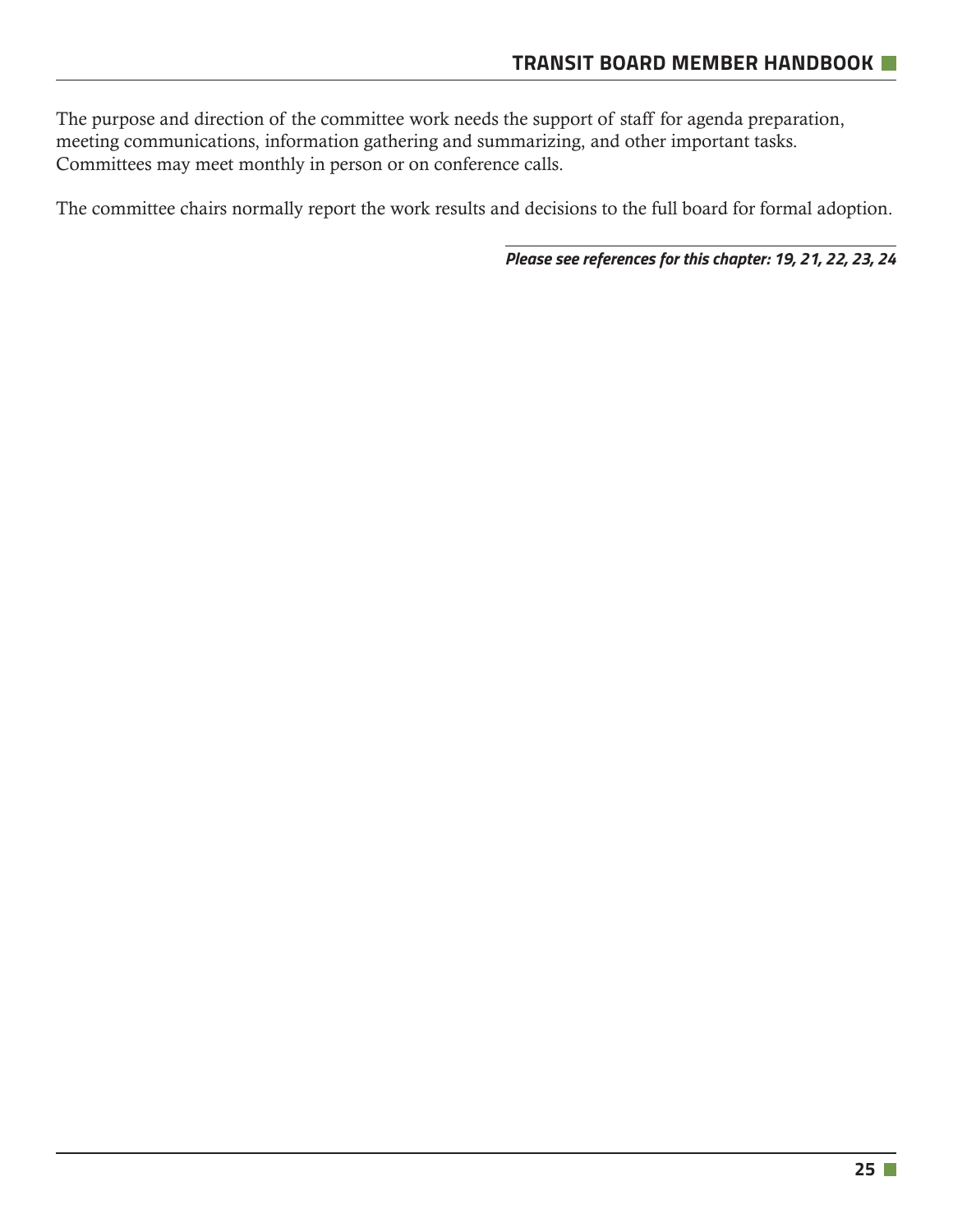The purpose and direction of the committee work needs the support of staff for agenda preparation, meeting communications, information gathering and summarizing, and other important tasks. Committees may meet monthly in person or on conference calls.

The committee chairs normally report the work results and decisions to the full board for formal adoption.

***Please see references for this chapter: 19, 21, 22, 23, 24***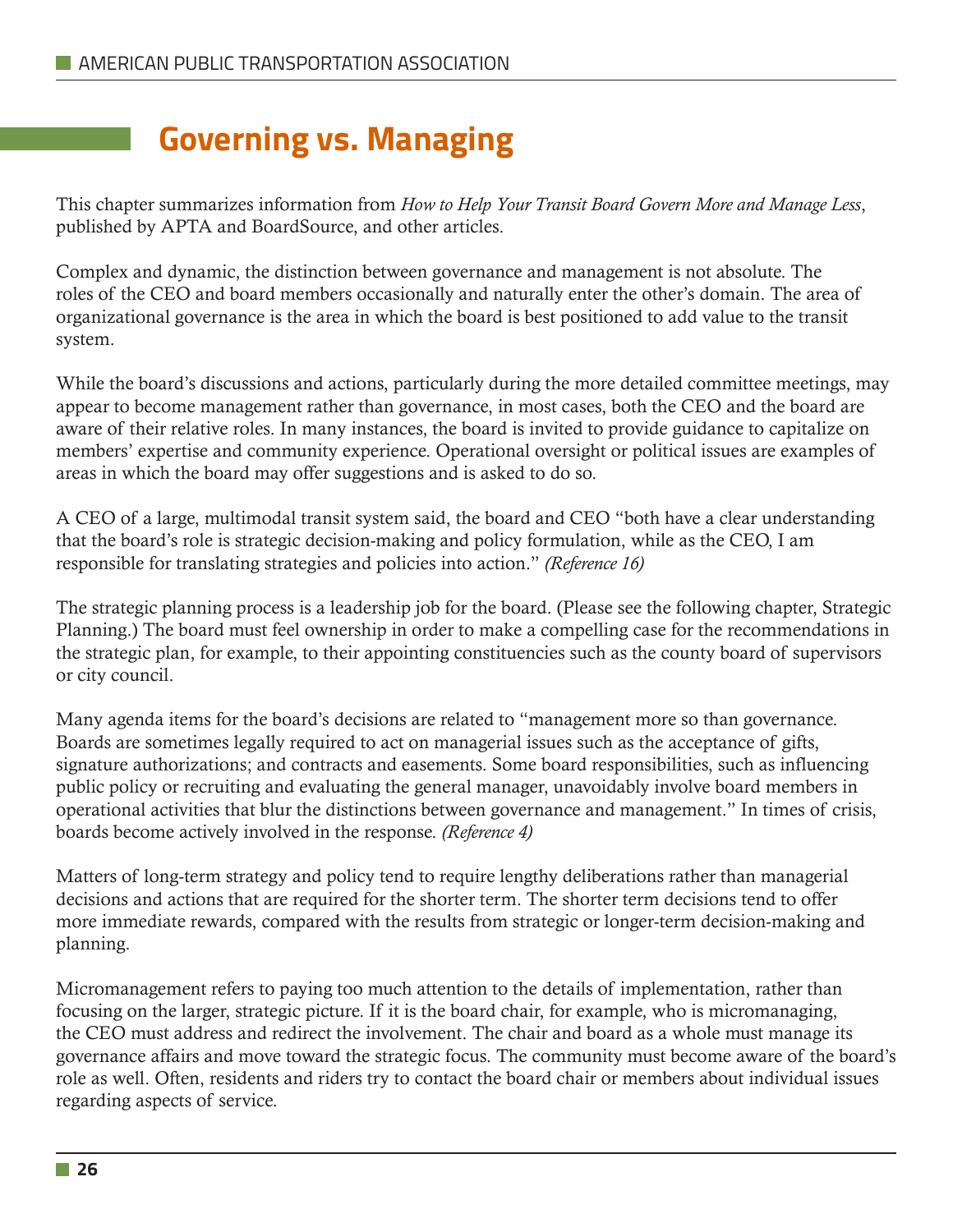# Governing vs. Managing

This chapter summarizes information from *How to Help Your Transit Board Govern More and Manage Less*, published by APTA and BoardSource, and other articles.

Complex and dynamic, the distinction between governance and management is not absolute. The roles of the CEO and board members occasionally and naturally enter the other's domain. The area of organizational governance is the area in which the board is best positioned to add value to the transit system.

While the board's discussions and actions, particularly during the more detailed committee meetings, may appear to become management rather than governance, in most cases, both the CEO and the board are aware of their relative roles. In many instances, the board is invited to provide guidance to capitalize on members' expertise and community experience. Operational oversight or political issues are examples of areas in which the board may offer suggestions and is asked to do so.

A CEO of a large, multimodal transit system said, the board and CEO "both have a clear understanding that the board's role is strategic decision-making and policy formulation, while as the CEO, I am responsible for translating strategies and policies into action." *(Reference 16)*

The strategic planning process is a leadership job for the board. (Please see the following chapter, Strategic Planning.) The board must feel ownership in order to make a compelling case for the recommendations in the strategic plan, for example, to their appointing constituencies such as the county board of supervisors or city council.

Many agenda items for the board's decisions are related to "management more so than governance. Boards are sometimes legally required to act on managerial issues such as the acceptance of gifts, signature authorizations; and contracts and easements. Some board responsibilities, such as influencing public policy or recruiting and evaluating the general manager, unavoidably involve board members in operational activities that blur the distinctions between governance and management." In times of crisis, boards become actively involved in the response. *(Reference 4)*

Matters of long-term strategy and policy tend to require lengthy deliberations rather than managerial decisions and actions that are required for the shorter term. The shorter term decisions tend to offer more immediate rewards, compared with the results from strategic or longer-term decision-making and planning.

Micromanagement refers to paying too much attention to the details of implementation, rather than focusing on the larger, strategic picture. If it is the board chair, for example, who is micromanaging, the CEO must address and redirect the involvement. The chair and board as a whole must manage its governance affairs and move toward the strategic focus. The community must become aware of the board's role as well. Often, residents and riders try to contact the board chair or members about individual issues regarding aspects of service.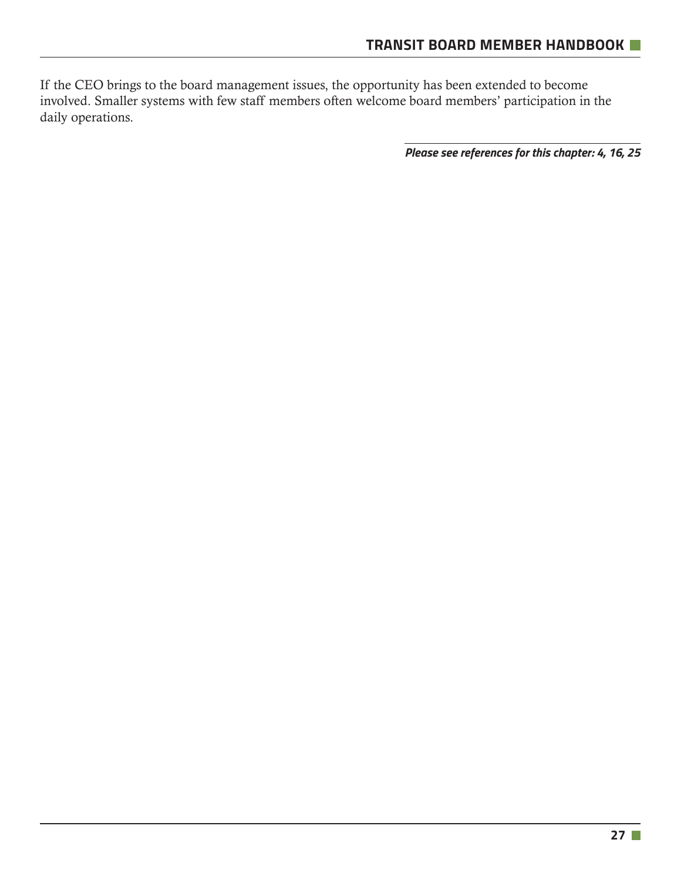If the CEO brings to the board management issues, the opportunity has been extended to become involved. Smaller systems with few staff members often welcome board members' participation in the daily operations.

***Please see references for this chapter: 4, 16, 25***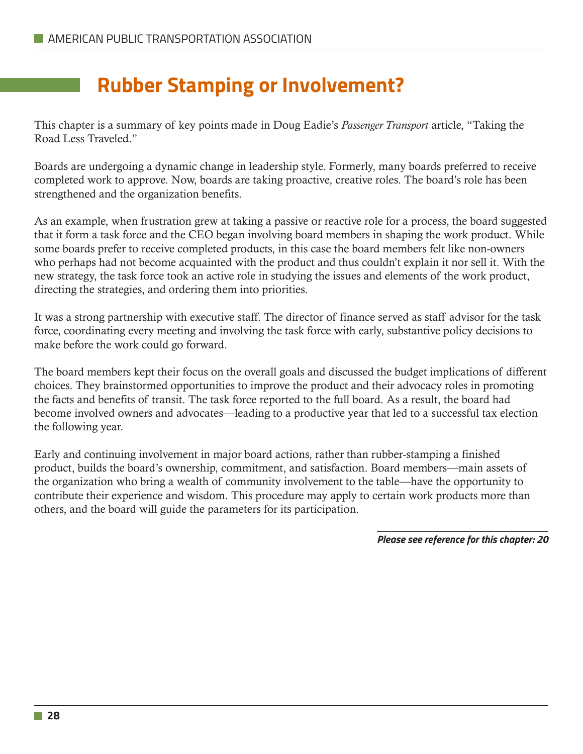# Rubber Stamping or Involvement?

This chapter is a summary of key points made in Doug Eadie's *Passenger Transport* article, "Taking the Road Less Traveled."

Boards are undergoing a dynamic change in leadership style. Formerly, many boards preferred to receive completed work to approve. Now, boards are taking proactive, creative roles. The board's role has been strengthened and the organization benefits.

As an example, when frustration grew at taking a passive or reactive role for a process, the board suggested that it form a task force and the CEO began involving board members in shaping the work product. While some boards prefer to receive completed products, in this case the board members felt like non-owners who perhaps had not become acquainted with the product and thus couldn't explain it nor sell it. With the new strategy, the task force took an active role in studying the issues and elements of the work product, directing the strategies, and ordering them into priorities.

It was a strong partnership with executive staff. The director of finance served as staff advisor for the task force, coordinating every meeting and involving the task force with early, substantive policy decisions to make before the work could go forward.

The board members kept their focus on the overall goals and discussed the budget implications of different choices. They brainstormed opportunities to improve the product and their advocacy roles in promoting the facts and benefits of transit. The task force reported to the full board. As a result, the board had become involved owners and advocates—leading to a productive year that led to a successful tax election the following year.

Early and continuing involvement in major board actions, rather than rubber-stamping a finished product, builds the board's ownership, commitment, and satisfaction. Board members—main assets of the organization who bring a wealth of community involvement to the table—have the opportunity to contribute their experience and wisdom. This procedure may apply to certain work products more than others, and the board will guide the parameters for its participation.

***Please see reference for this chapter: 20***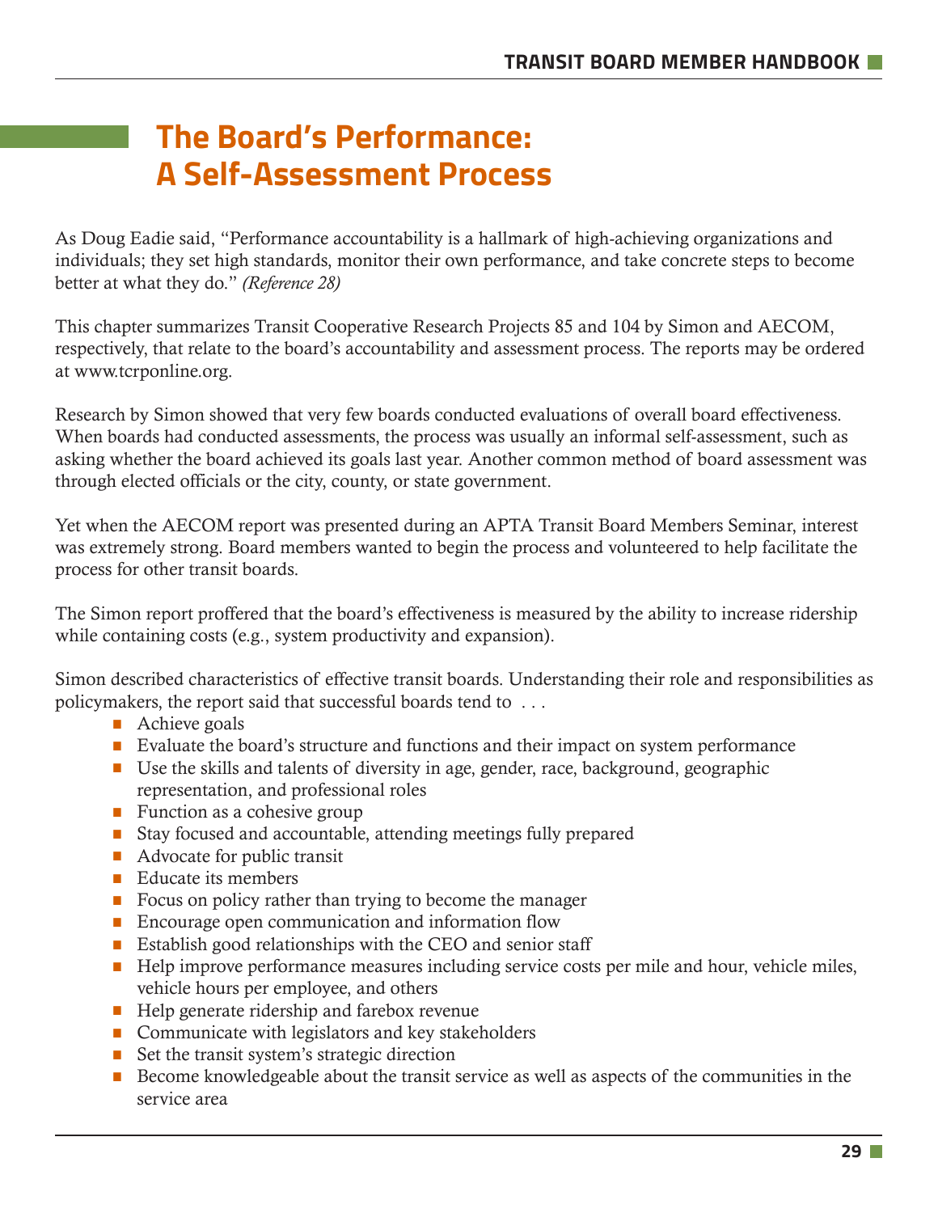# The Board's Performance: A Self-Assessment Process

As Doug Eadie said, "Performance accountability is a hallmark of high-achieving organizations and individuals; they set high standards, monitor their own performance, and take concrete steps to become better at what they do." *(Reference 28)*

This chapter summarizes Transit Cooperative Research Projects 85 and 104 by Simon and AECOM, respectively, that relate to the board's accountability and assessment process. The reports may be ordered at www.tcrponline.org.

Research by Simon showed that very few boards conducted evaluations of overall board effectiveness. When boards had conducted assessments, the process was usually an informal self-assessment, such as asking whether the board achieved its goals last year. Another common method of board assessment was through elected officials or the city, county, or state government.

Yet when the AECOM report was presented during an APTA Transit Board Members Seminar, interest was extremely strong. Board members wanted to begin the process and volunteered to help facilitate the process for other transit boards.

The Simon report proffered that the board's effectiveness is measured by the ability to increase ridership while containing costs (e.g., system productivity and expansion).

Simon described characteristics of effective transit boards. Understanding their role and responsibilities as policymakers, the report said that successful boards tend to . . .

- Achieve goals
- Evaluate the board's structure and functions and their impact on system performance
- Use the skills and talents of diversity in age, gender, race, background, geographic representation, and professional roles
- Function as a cohesive group
- Stay focused and accountable, attending meetings fully prepared
- Advocate for public transit
- Educate its members
- Focus on policy rather than trying to become the manager
- Encourage open communication and information flow
- Establish good relationships with the CEO and senior staff
- Help improve performance measures including service costs per mile and hour, vehicle miles, vehicle hours per employee, and others
- Help generate ridership and farebox revenue
- Communicate with legislators and key stakeholders
- Set the transit system's strategic direction
- Become knowledgeable about the transit service as well as aspects of the communities in the service area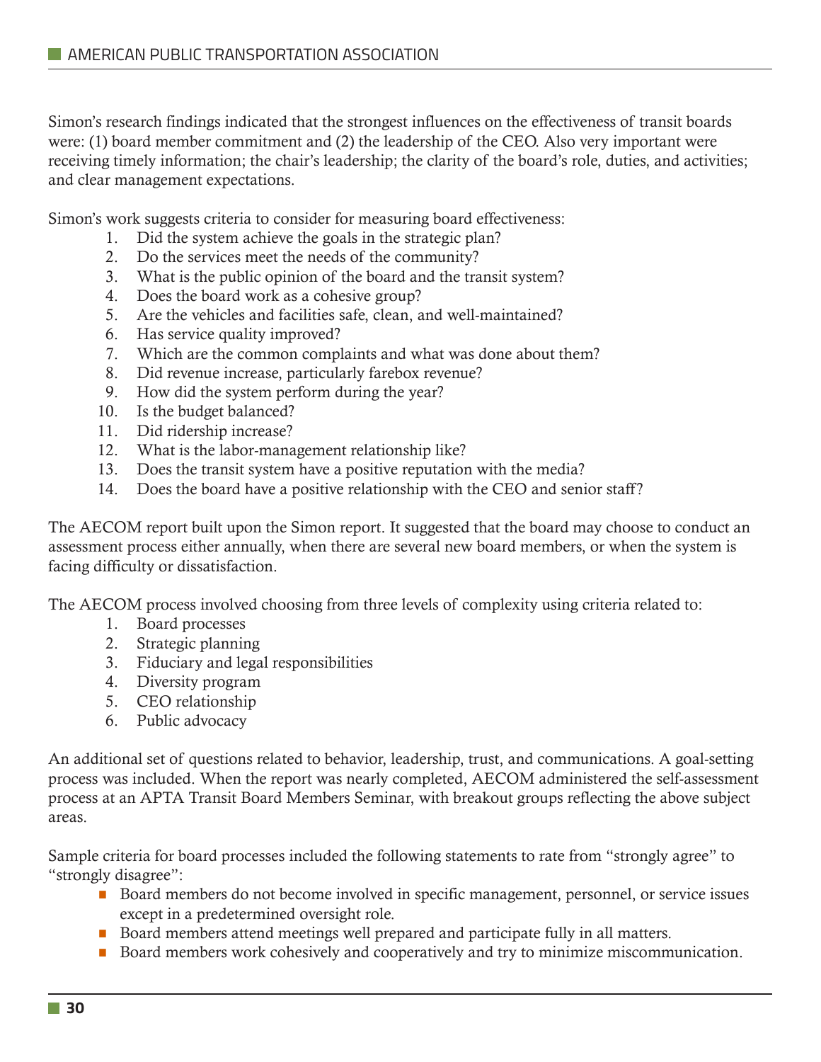Simon's research findings indicated that the strongest influences on the effectiveness of transit boards were: (1) board member commitment and (2) the leadership of the CEO. Also very important were receiving timely information; the chair's leadership; the clarity of the board's role, duties, and activities; and clear management expectations.

Simon's work suggests criteria to consider for measuring board effectiveness:

1. Did the system achieve the goals in the strategic plan?
2. Do the services meet the needs of the community?
3. What is the public opinion of the board and the transit system?
4. Does the board work as a cohesive group?
5. Are the vehicles and facilities safe, clean, and well-maintained?
6. Has service quality improved?
7. Which are the common complaints and what was done about them?
8. Did revenue increase, particularly farebox revenue?
9. How did the system perform during the year?
10. Is the budget balanced?
11. Did ridership increase?
12. What is the labor-management relationship like?
13. Does the transit system have a positive reputation with the media?
14. Does the board have a positive relationship with the CEO and senior staff?

The AECOM report built upon the Simon report. It suggested that the board may choose to conduct an assessment process either annually, when there are several new board members, or when the system is facing difficulty or dissatisfaction.

The AECOM process involved choosing from three levels of complexity using criteria related to:

1. Board processes
2. Strategic planning
3. Fiduciary and legal responsibilities
4. Diversity program
5. CEO relationship
6. Public advocacy

An additional set of questions related to behavior, leadership, trust, and communications. A goal-setting process was included. When the report was nearly completed, AECOM administered the self-assessment process at an APTA Transit Board Members Seminar, with breakout groups reflecting the above subject areas.

Sample criteria for board processes included the following statements to rate from "strongly agree" to "strongly disagree":

- Board members do not become involved in specific management, personnel, or service issues except in a predetermined oversight role.
- Board members attend meetings well prepared and participate fully in all matters.
- Board members work cohesively and cooperatively and try to minimize miscommunication.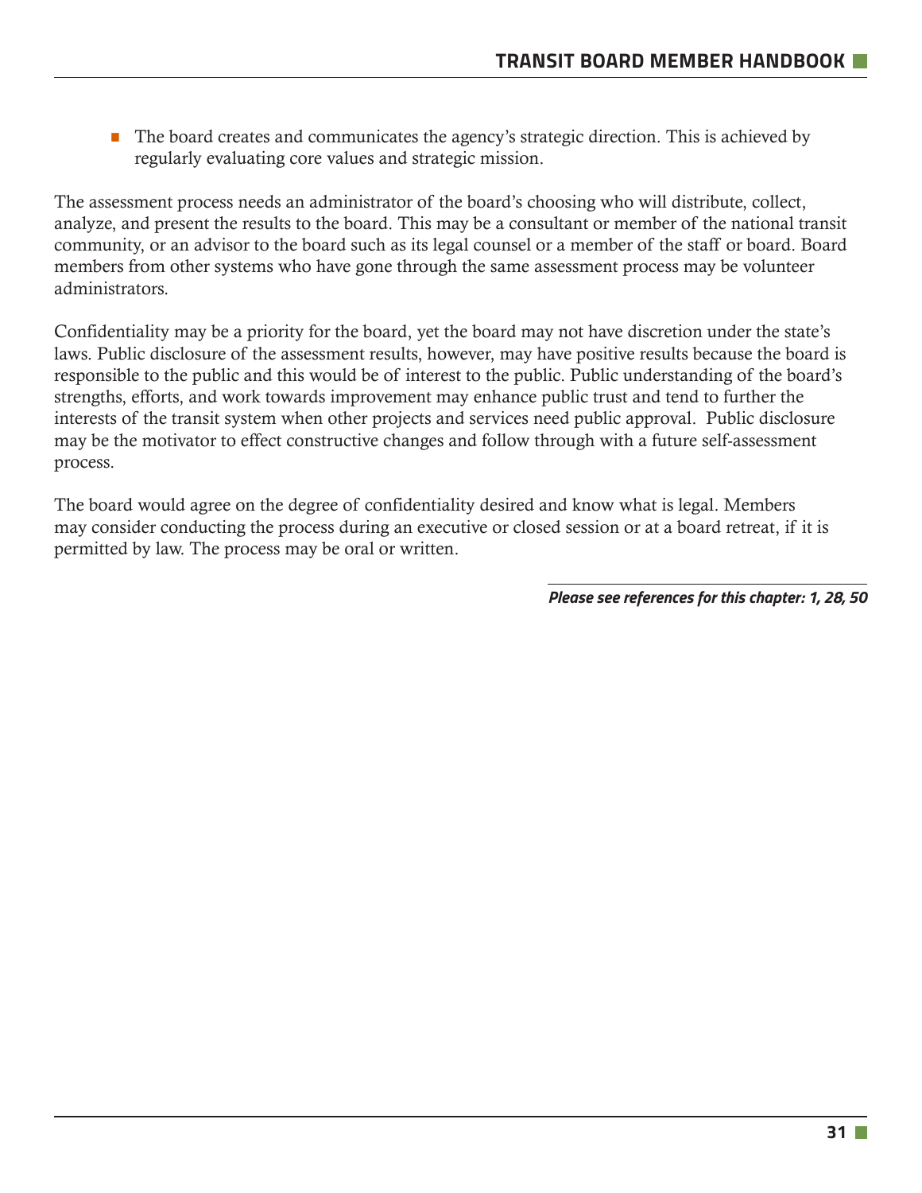- The board creates and communicates the agency's strategic direction. This is achieved by regularly evaluating core values and strategic mission.

The assessment process needs an administrator of the board's choosing who will distribute, collect, analyze, and present the results to the board. This may be a consultant or member of the national transit community, or an advisor to the board such as its legal counsel or a member of the staff or board. Board members from other systems who have gone through the same assessment process may be volunteer administrators.

Confidentiality may be a priority for the board, yet the board may not have discretion under the state's laws. Public disclosure of the assessment results, however, may have positive results because the board is responsible to the public and this would be of interest to the public. Public understanding of the board's strengths, efforts, and work towards improvement may enhance public trust and tend to further the interests of the transit system when other projects and services need public approval. Public disclosure may be the motivator to effect constructive changes and follow through with a future self-assessment process.

The board would agree on the degree of confidentiality desired and know what is legal. Members may consider conducting the process during an executive or closed session or at a board retreat, if it is permitted by law. The process may be oral or written.

***Please see references for this chapter: 1, 28, 50***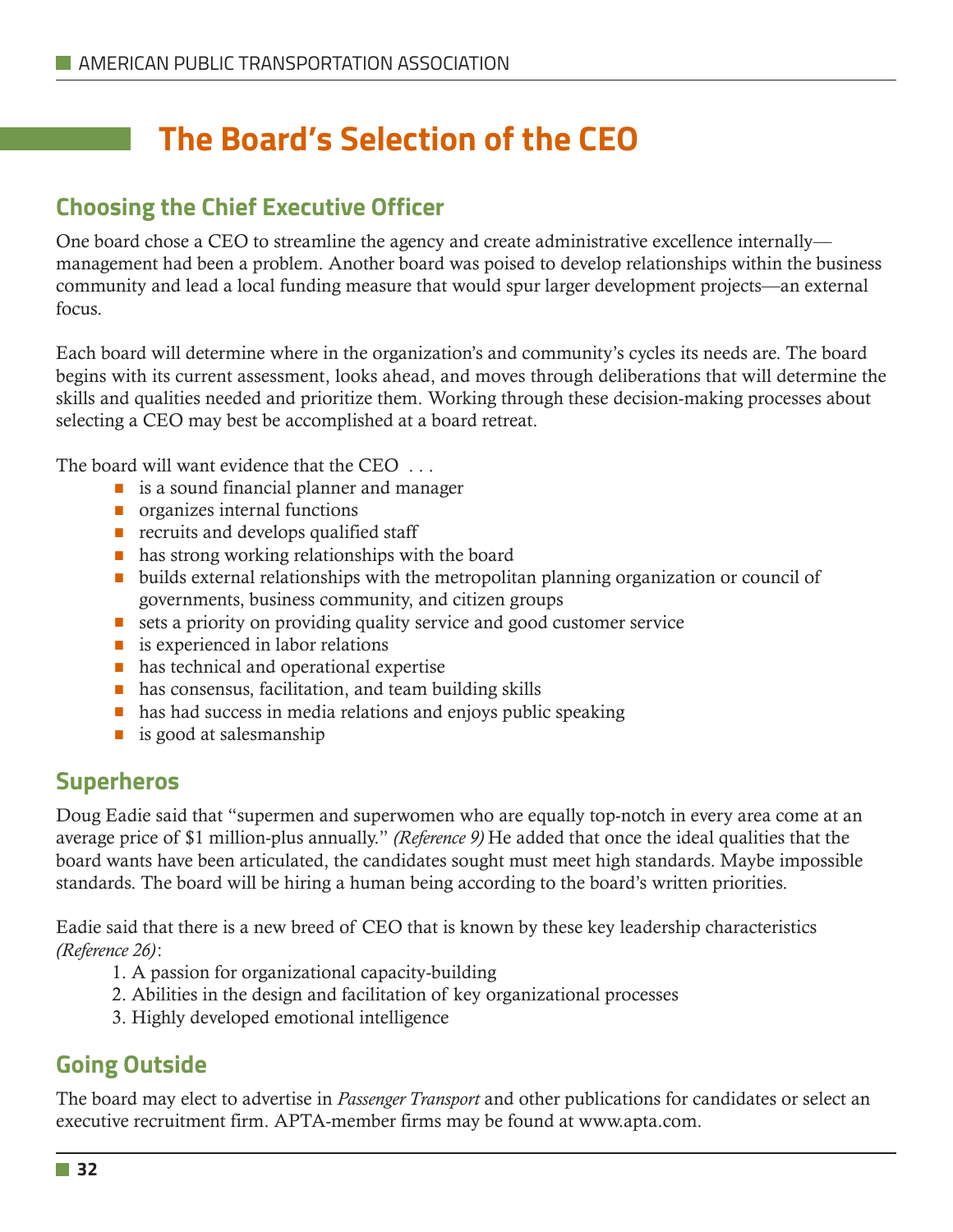# The Board's Selection of the CEO

## Choosing the Chief Executive Officer

One board chose a CEO to streamline the agency and create administrative excellence internally—management had been a problem. Another board was poised to develop relationships within the business community and lead a local funding measure that would spur larger development projects—an external focus.

Each board will determine where in the organization's and community's cycles its needs are. The board begins with its current assessment, looks ahead, and moves through deliberations that will determine the skills and qualities needed and prioritize them. Working through these decision-making processes about selecting a CEO may best be accomplished at a board retreat.

The board will want evidence that the CEO . . .

- is a sound financial planner and manager
- organizes internal functions
- recruits and develops qualified staff
- has strong working relationships with the board
- builds external relationships with the metropolitan planning organization or council of governments, business community, and citizen groups
- sets a priority on providing quality service and good customer service
- is experienced in labor relations
- has technical and operational expertise
- has consensus, facilitation, and team building skills
- has had success in media relations and enjoys public speaking
- is good at salesmanship

## Superheros

Doug Eadie said that "supermen and superwomen who are equally top-notch in every area come at an average price of $1 million-plus annually." *(Reference 9)* He added that once the ideal qualities that the board wants have been articulated, the candidates sought must meet high standards. Maybe impossible standards. The board will be hiring a human being according to the board's written priorities.

Eadie said that there is a new breed of CEO that is known by these key leadership characteristics *(Reference 26)*:

1. A passion for organizational capacity-building
2. Abilities in the design and facilitation of key organizational processes
3. Highly developed emotional intelligence

## Going Outside

The board may elect to advertise in *Passenger Transport* and other publications for candidates or select an executive recruitment firm. APTA-member firms may be found at www.apta.com.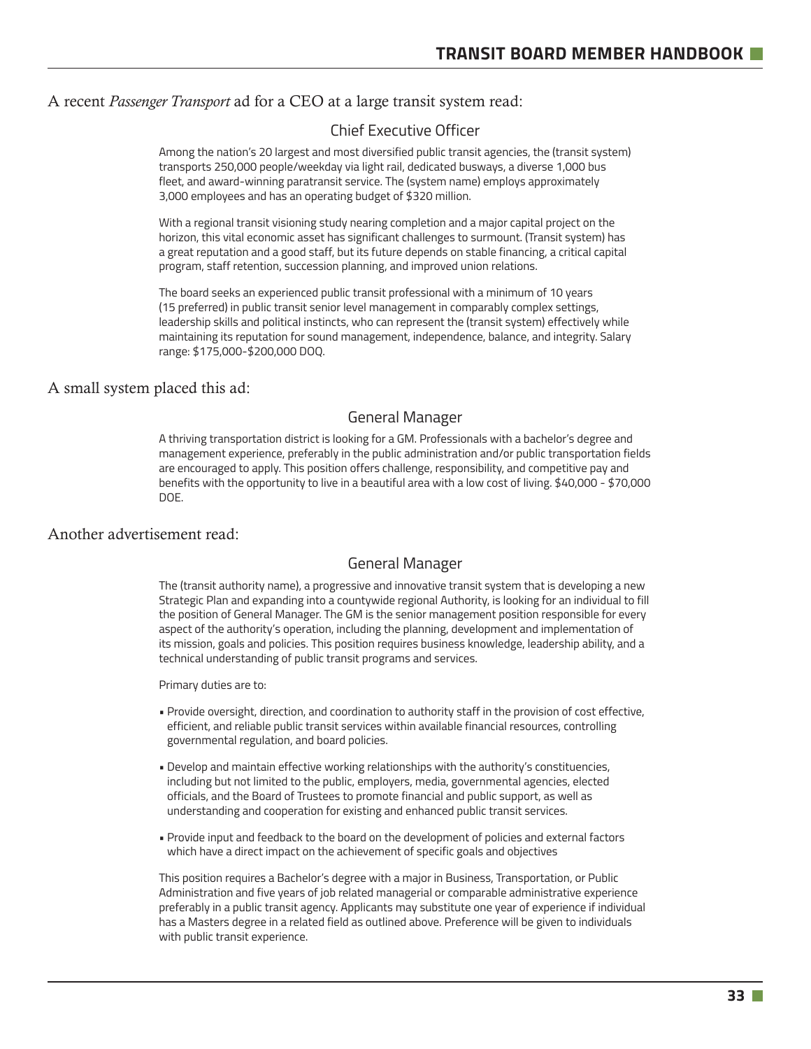A recent *Passenger Transport* ad for a CEO at a large transit system read:

### Chief Executive Officer

Among the nation's 20 largest and most diversified public transit agencies, the (transit system) transports 250,000 people/weekday via light rail, dedicated busways, a diverse 1,000 bus fleet, and award-winning paratransit service. The (system name) employs approximately 3,000 employees and has an operating budget of $320 million.

With a regional transit visioning study nearing completion and a major capital project on the horizon, this vital economic asset has significant challenges to surmount. (Transit system) has a great reputation and a good staff, but its future depends on stable financing, a critical capital program, staff retention, succession planning, and improved union relations.

The board seeks an experienced public transit professional with a minimum of 10 years (15 preferred) in public transit senior level management in comparably complex settings, leadership skills and political instincts, who can represent the (transit system) effectively while maintaining its reputation for sound management, independence, balance, and integrity. Salary range: $175,000-$200,000 DOQ.

A small system placed this ad:

### General Manager

A thriving transportation district is looking for a GM. Professionals with a bachelor's degree and management experience, preferably in the public administration and/or public transportation fields are encouraged to apply. This position offers challenge, responsibility, and competitive pay and benefits with the opportunity to live in a beautiful area with a low cost of living. $40,000 - $70,000 DOE.

Another advertisement read:

### General Manager

The (transit authority name), a progressive and innovative transit system that is developing a new Strategic Plan and expanding into a countywide regional Authority, is looking for an individual to fill the position of General Manager. The GM is the senior management position responsible for every aspect of the authority's operation, including the planning, development and implementation of its mission, goals and policies. This position requires business knowledge, leadership ability, and a technical understanding of public transit programs and services.

Primary duties are to:

- Provide oversight, direction, and coordination to authority staff in the provision of cost effective, efficient, and reliable public transit services within available financial resources, controlling governmental regulation, and board policies.
- Develop and maintain effective working relationships with the authority's constituencies, including but not limited to the public, employers, media, governmental agencies, elected officials, and the Board of Trustees to promote financial and public support, as well as understanding and cooperation for existing and enhanced public transit services.
- Provide input and feedback to the board on the development of policies and external factors which have a direct impact on the achievement of specific goals and objectives

This position requires a Bachelor's degree with a major in Business, Transportation, or Public Administration and five years of job related managerial or comparable administrative experience preferably in a public transit agency. Applicants may substitute one year of experience if individual has a Masters degree in a related field as outlined above. Preference will be given to individuals with public transit experience.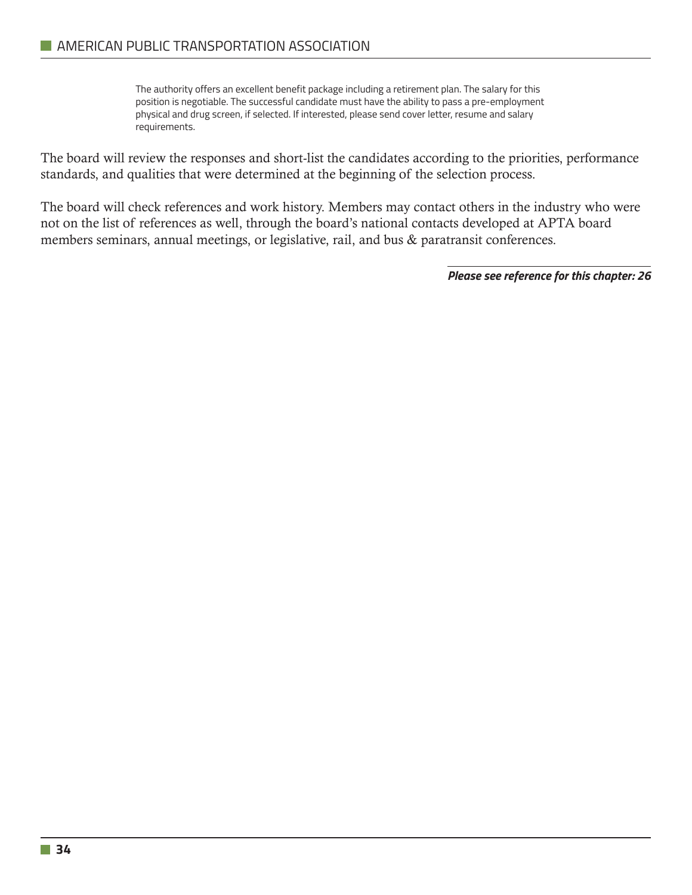> The authority offers an excellent benefit package including a retirement plan. The salary for this position is negotiable. The successful candidate must have the ability to pass a pre-employment physical and drug screen, if selected. If interested, please send cover letter, resume and salary requirements.

The board will review the responses and short-list the candidates according to the priorities, performance standards, and qualities that were determined at the beginning of the selection process.

The board will check references and work history. Members may contact others in the industry who were not on the list of references as well, through the board's national contacts developed at APTA board members seminars, annual meetings, or legislative, rail, and bus & paratransit conferences.

***Please see reference for this chapter: 26***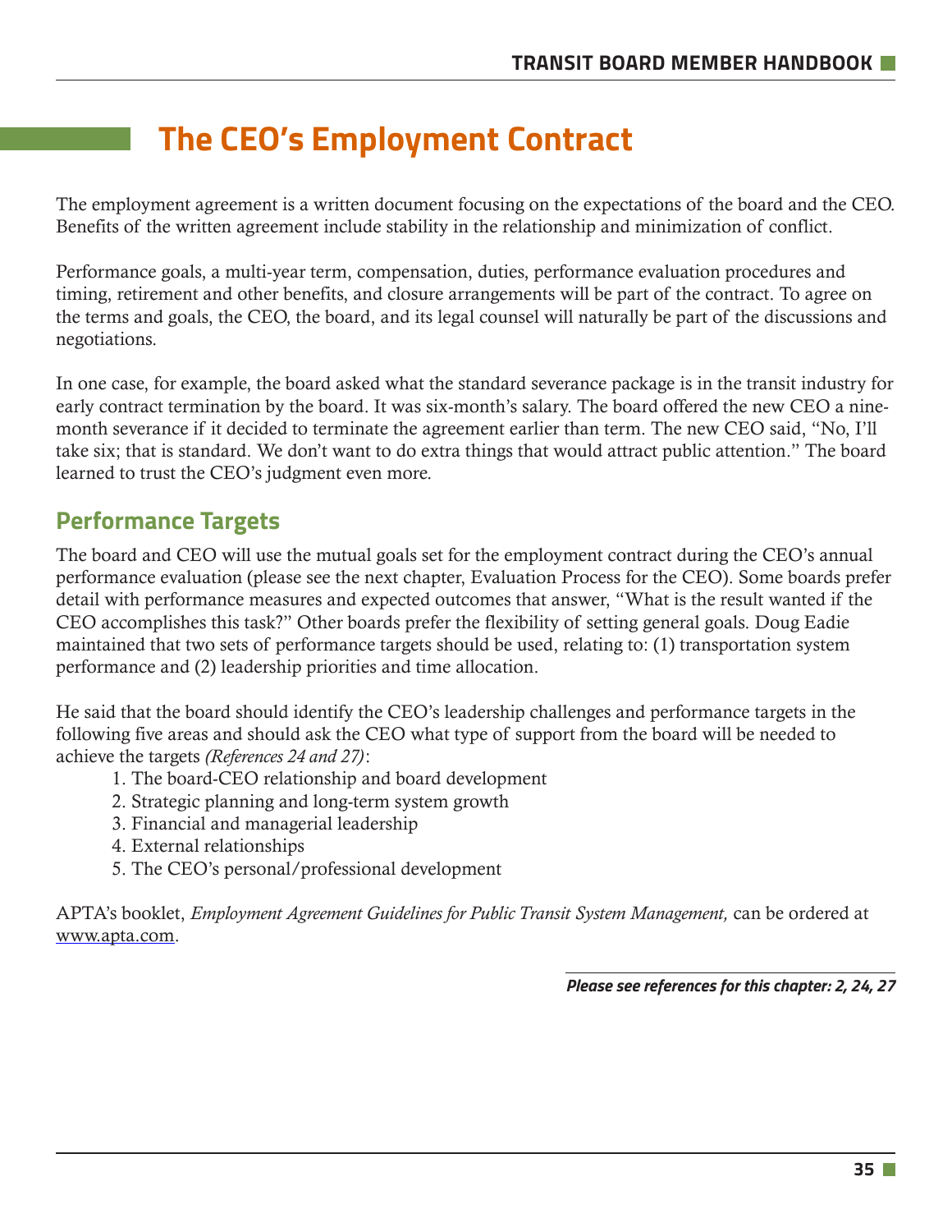# The CEO's Employment Contract

The employment agreement is a written document focusing on the expectations of the board and the CEO. Benefits of the written agreement include stability in the relationship and minimization of conflict.

Performance goals, a multi-year term, compensation, duties, performance evaluation procedures and timing, retirement and other benefits, and closure arrangements will be part of the contract. To agree on the terms and goals, the CEO, the board, and its legal counsel will naturally be part of the discussions and negotiations.

In one case, for example, the board asked what the standard severance package is in the transit industry for early contract termination by the board. It was six-month's salary. The board offered the new CEO a nine-month severance if it decided to terminate the agreement earlier than term. The new CEO said, "No, I'll take six; that is standard. We don't want to do extra things that would attract public attention." The board learned to trust the CEO's judgment even more.

## Performance Targets

The board and CEO will use the mutual goals set for the employment contract during the CEO's annual performance evaluation (please see the next chapter, Evaluation Process for the CEO). Some boards prefer detail with performance measures and expected outcomes that answer, "What is the result wanted if the CEO accomplishes this task?" Other boards prefer the flexibility of setting general goals. Doug Eadie maintained that two sets of performance targets should be used, relating to: (1) transportation system performance and (2) leadership priorities and time allocation.

He said that the board should identify the CEO's leadership challenges and performance targets in the following five areas and should ask the CEO what type of support from the board will be needed to achieve the targets *(References 24 and 27)*:

1. The board-CEO relationship and board development
2. Strategic planning and long-term system growth
3. Financial and managerial leadership
4. External relationships
5. The CEO's personal/professional development

APTA's booklet, *Employment Agreement Guidelines for Public Transit System Management,* can be ordered at www.apta.com.

***Please see references for this chapter: 2, 24, 27***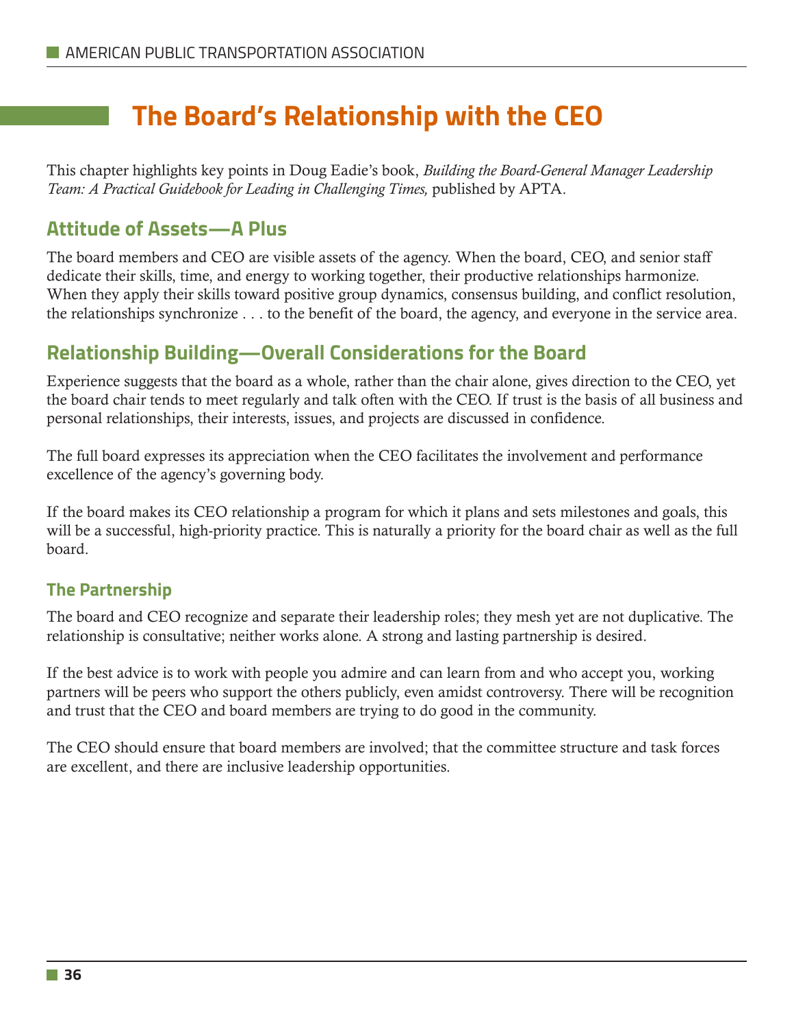# The Board's Relationship with the CEO

This chapter highlights key points in Doug Eadie's book, *Building the Board-General Manager Leadership Team: A Practical Guidebook for Leading in Challenging Times,* published by APTA.

## Attitude of Assets—A Plus

The board members and CEO are visible assets of the agency. When the board, CEO, and senior staff dedicate their skills, time, and energy to working together, their productive relationships harmonize. When they apply their skills toward positive group dynamics, consensus building, and conflict resolution, the relationships synchronize . . . to the benefit of the board, the agency, and everyone in the service area.

## Relationship Building—Overall Considerations for the Board

Experience suggests that the board as a whole, rather than the chair alone, gives direction to the CEO, yet the board chair tends to meet regularly and talk often with the CEO. If trust is the basis of all business and personal relationships, their interests, issues, and projects are discussed in confidence.

The full board expresses its appreciation when the CEO facilitates the involvement and performance excellence of the agency's governing body.

If the board makes its CEO relationship a program for which it plans and sets milestones and goals, this will be a successful, high-priority practice. This is naturally a priority for the board chair as well as the full board.

### The Partnership

The board and CEO recognize and separate their leadership roles; they mesh yet are not duplicative. The relationship is consultative; neither works alone. A strong and lasting partnership is desired.

If the best advice is to work with people you admire and can learn from and who accept you, working partners will be peers who support the others publicly, even amidst controversy. There will be recognition and trust that the CEO and board members are trying to do good in the community.

The CEO should ensure that board members are involved; that the committee structure and task forces are excellent, and there are inclusive leadership opportunities.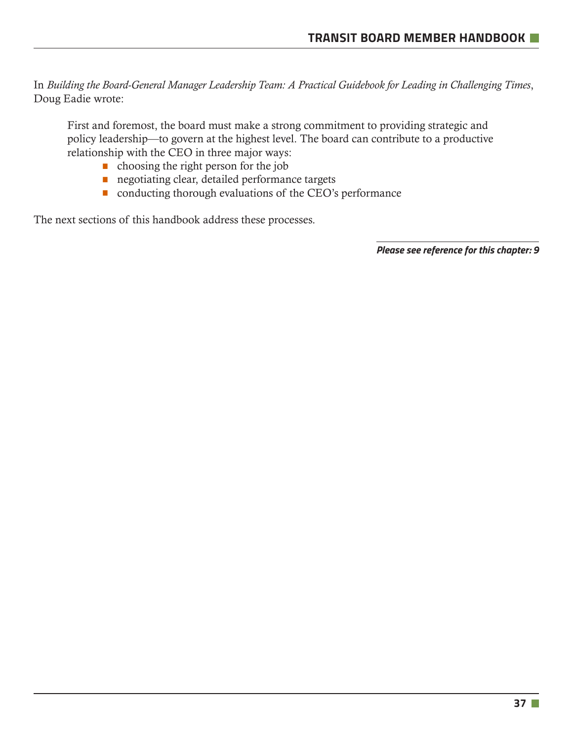In *Building the Board-General Manager Leadership Team: A Practical Guidebook for Leading in Challenging Times*, Doug Eadie wrote:

> First and foremost, the board must make a strong commitment to providing strategic and policy leadership—to govern at the highest level. The board can contribute to a productive relationship with the CEO in three major ways:
>
> - choosing the right person for the job
> - negotiating clear, detailed performance targets
> - conducting thorough evaluations of the CEO's performance

The next sections of this handbook address these processes.

***Please see reference for this chapter: 9***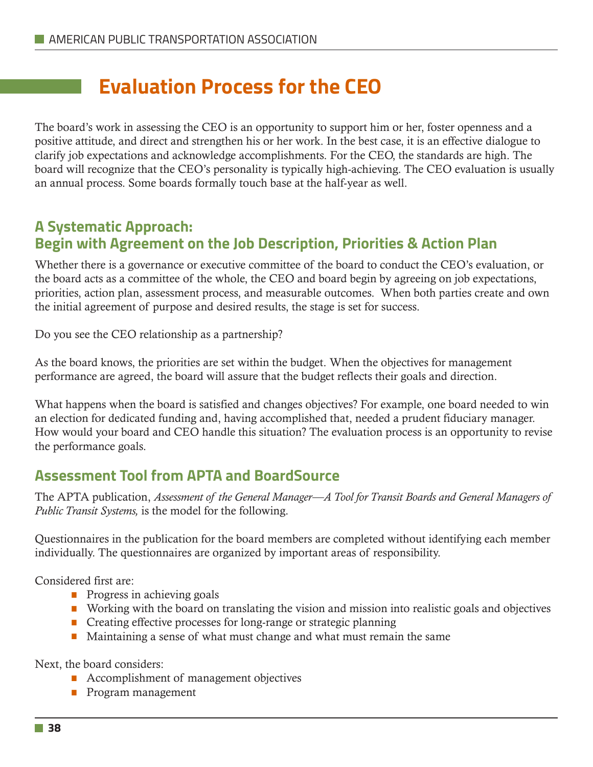# Evaluation Process for the CEO

The board's work in assessing the CEO is an opportunity to support him or her, foster openness and a positive attitude, and direct and strengthen his or her work. In the best case, it is an effective dialogue to clarify job expectations and acknowledge accomplishments. For the CEO, the standards are high. The board will recognize that the CEO's personality is typically high-achieving. The CEO evaluation is usually an annual process. Some boards formally touch base at the half-year as well.

## A Systematic Approach: Begin with Agreement on the Job Description, Priorities & Action Plan

Whether there is a governance or executive committee of the board to conduct the CEO's evaluation, or the board acts as a committee of the whole, the CEO and board begin by agreeing on job expectations, priorities, action plan, assessment process, and measurable outcomes. When both parties create and own the initial agreement of purpose and desired results, the stage is set for success.

Do you see the CEO relationship as a partnership?

As the board knows, the priorities are set within the budget. When the objectives for management performance are agreed, the board will assure that the budget reflects their goals and direction.

What happens when the board is satisfied and changes objectives? For example, one board needed to win an election for dedicated funding and, having accomplished that, needed a prudent fiduciary manager. How would your board and CEO handle this situation? The evaluation process is an opportunity to revise the performance goals.

## Assessment Tool from APTA and BoardSource

The APTA publication, *Assessment of the General Manager—A Tool for Transit Boards and General Managers of Public Transit Systems,* is the model for the following.

Questionnaires in the publication for the board members are completed without identifying each member individually. The questionnaires are organized by important areas of responsibility.

Considered first are:

- Progress in achieving goals
- Working with the board on translating the vision and mission into realistic goals and objectives
- Creating effective processes for long-range or strategic planning
- Maintaining a sense of what must change and what must remain the same

Next, the board considers:

- Accomplishment of management objectives
- Program management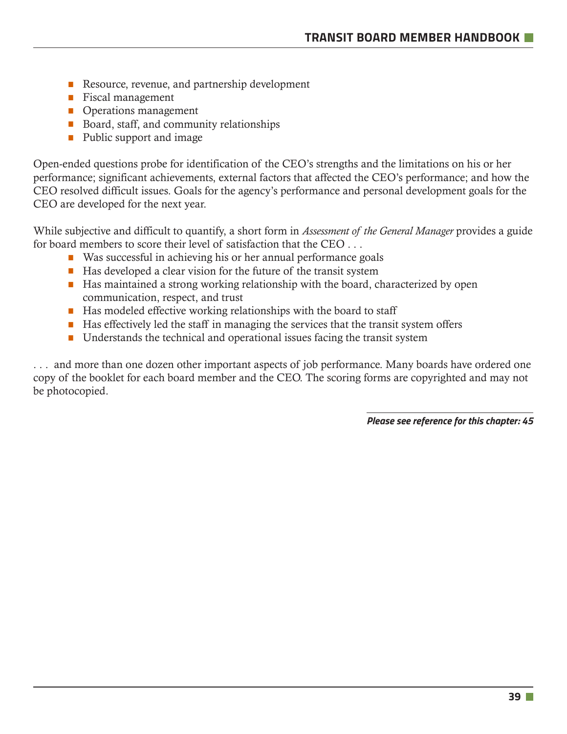- Resource, revenue, and partnership development
- Fiscal management
- Operations management
- Board, staff, and community relationships
- Public support and image

Open-ended questions probe for identification of the CEO's strengths and the limitations on his or her performance; significant achievements, external factors that affected the CEO's performance; and how the CEO resolved difficult issues. Goals for the agency's performance and personal development goals for the CEO are developed for the next year.

While subjective and difficult to quantify, a short form in *Assessment of the General Manager* provides a guide for board members to score their level of satisfaction that the CEO . . .

- Was successful in achieving his or her annual performance goals
- Has developed a clear vision for the future of the transit system
- Has maintained a strong working relationship with the board, characterized by open communication, respect, and trust
- Has modeled effective working relationships with the board to staff
- Has effectively led the staff in managing the services that the transit system offers
- Understands the technical and operational issues facing the transit system

. . . and more than one dozen other important aspects of job performance. Many boards have ordered one copy of the booklet for each board member and the CEO. The scoring forms are copyrighted and may not be photocopied.

***Please see reference for this chapter: 45***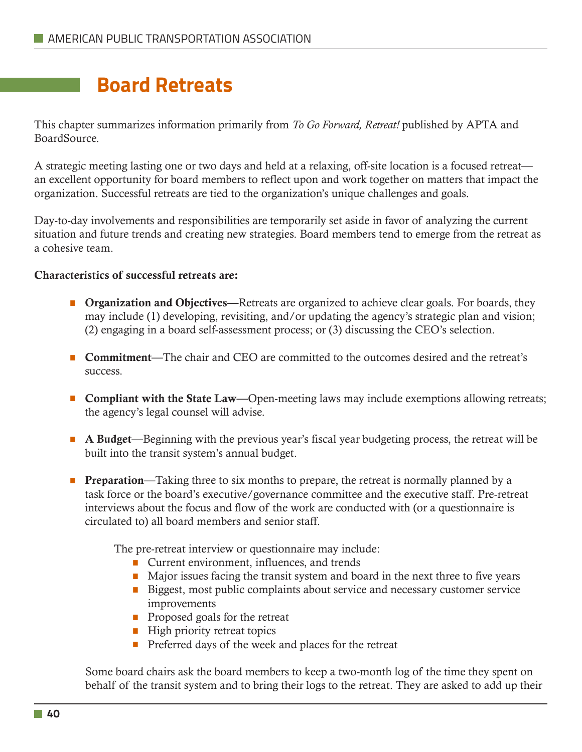# Board Retreats

This chapter summarizes information primarily from *To Go Forward, Retreat!* published by APTA and BoardSource.

A strategic meeting lasting one or two days and held at a relaxing, off-site location is a focused retreat—an excellent opportunity for board members to reflect upon and work together on matters that impact the organization. Successful retreats are tied to the organization's unique challenges and goals.

Day-to-day involvements and responsibilities are temporarily set aside in favor of analyzing the current situation and future trends and creating new strategies. Board members tend to emerge from the retreat as a cohesive team.

**Characteristics of successful retreats are:**

- **Organization and Objectives**—Retreats are organized to achieve clear goals. For boards, they may include (1) developing, revisiting, and/or updating the agency's strategic plan and vision; (2) engaging in a board self-assessment process; or (3) discussing the CEO's selection.

- **Commitment**—The chair and CEO are committed to the outcomes desired and the retreat's success.

- **Compliant with the State Law**—Open-meeting laws may include exemptions allowing retreats; the agency's legal counsel will advise.

- **A Budget**—Beginning with the previous year's fiscal year budgeting process, the retreat will be built into the transit system's annual budget.

- **Preparation**—Taking three to six months to prepare, the retreat is normally planned by a task force or the board's executive/governance committee and the executive staff. Pre-retreat interviews about the focus and flow of the work are conducted with (or a questionnaire is circulated to) all board members and senior staff.

  The pre-retreat interview or questionnaire may include:
  - Current environment, influences, and trends
  - Major issues facing the transit system and board in the next three to five years
  - Biggest, most public complaints about service and necessary customer service improvements
  - Proposed goals for the retreat
  - High priority retreat topics
  - Preferred days of the week and places for the retreat

  Some board chairs ask the board members to keep a two-month log of the time they spent on behalf of the transit system and to bring their logs to the retreat. They are asked to add up their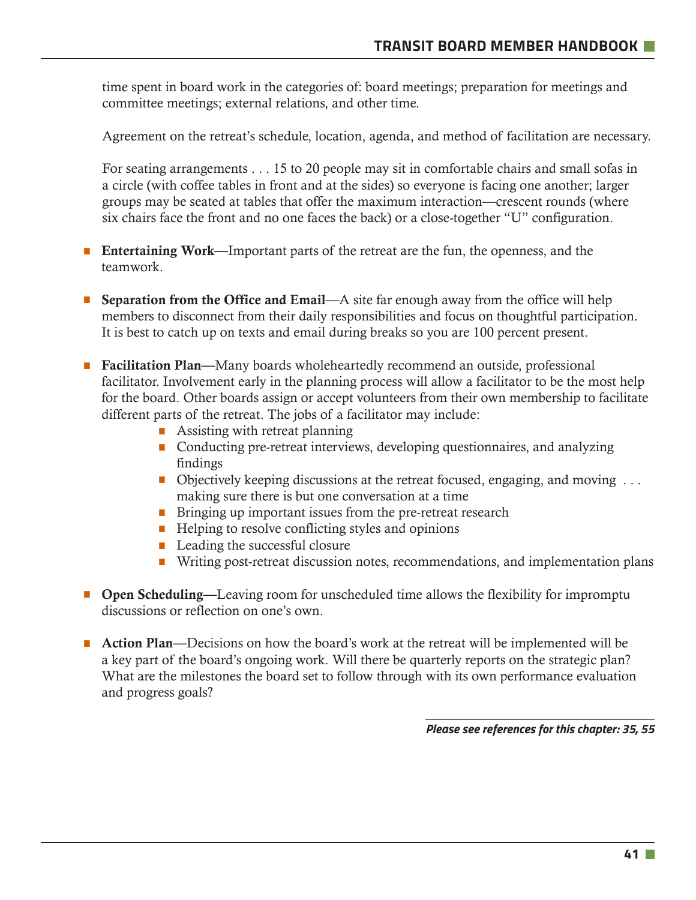time spent in board work in the categories of: board meetings; preparation for meetings and committee meetings; external relations, and other time.

Agreement on the retreat's schedule, location, agenda, and method of facilitation are necessary.

For seating arrangements . . . 15 to 20 people may sit in comfortable chairs and small sofas in a circle (with coffee tables in front and at the sides) so everyone is facing one another; larger groups may be seated at tables that offer the maximum interaction—crescent rounds (where six chairs face the front and no one faces the back) or a close-together "U" configuration.

- **Entertaining Work**—Important parts of the retreat are the fun, the openness, and the teamwork.

- **Separation from the Office and Email**—A site far enough away from the office will help members to disconnect from their daily responsibilities and focus on thoughtful participation. It is best to catch up on texts and email during breaks so you are 100 percent present.

- **Facilitation Plan**—Many boards wholeheartedly recommend an outside, professional facilitator. Involvement early in the planning process will allow a facilitator to be the most help for the board. Other boards assign or accept volunteers from their own membership to facilitate different parts of the retreat. The jobs of a facilitator may include:
  - Assisting with retreat planning
  - Conducting pre-retreat interviews, developing questionnaires, and analyzing findings
  - Objectively keeping discussions at the retreat focused, engaging, and moving . . . making sure there is but one conversation at a time
  - Bringing up important issues from the pre-retreat research
  - Helping to resolve conflicting styles and opinions
  - Leading the successful closure
  - Writing post-retreat discussion notes, recommendations, and implementation plans

- **Open Scheduling**—Leaving room for unscheduled time allows the flexibility for impromptu discussions or reflection on one's own.

- **Action Plan**—Decisions on how the board's work at the retreat will be implemented will be a key part of the board's ongoing work. Will there be quarterly reports on the strategic plan? What are the milestones the board set to follow through with its own performance evaluation and progress goals?

***Please see references for this chapter: 35, 55***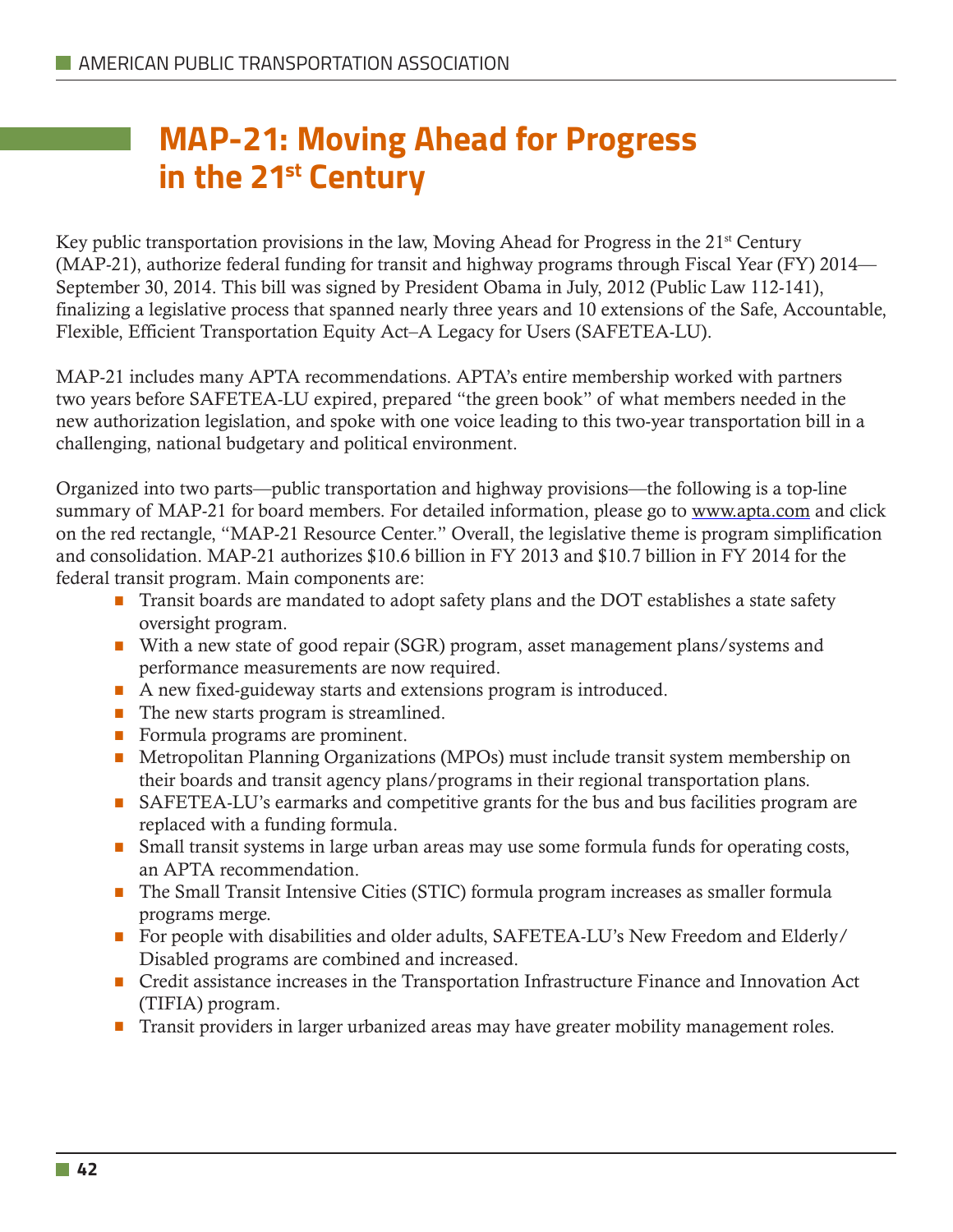# MAP-21: Moving Ahead for Progress in the 21st Century

Key public transportation provisions in the law, Moving Ahead for Progress in the 21st Century (MAP-21), authorize federal funding for transit and highway programs through Fiscal Year (FY) 2014—September 30, 2014. This bill was signed by President Obama in July, 2012 (Public Law 112-141), finalizing a legislative process that spanned nearly three years and 10 extensions of the Safe, Accountable, Flexible, Efficient Transportation Equity Act–A Legacy for Users (SAFETEA-LU).

MAP-21 includes many APTA recommendations. APTA's entire membership worked with partners two years before SAFETEA-LU expired, prepared "the green book" of what members needed in the new authorization legislation, and spoke with one voice leading to this two-year transportation bill in a challenging, national budgetary and political environment.

Organized into two parts—public transportation and highway provisions—the following is a top-line summary of MAP-21 for board members. For detailed information, please go to www.apta.com and click on the red rectangle, "MAP-21 Resource Center." Overall, the legislative theme is program simplification and consolidation. MAP-21 authorizes $10.6 billion in FY 2013 and $10.7 billion in FY 2014 for the federal transit program. Main components are:

- Transit boards are mandated to adopt safety plans and the DOT establishes a state safety oversight program.
- With a new state of good repair (SGR) program, asset management plans/systems and performance measurements are now required.
- A new fixed-guideway starts and extensions program is introduced.
- The new starts program is streamlined.
- Formula programs are prominent.
- Metropolitan Planning Organizations (MPOs) must include transit system membership on their boards and transit agency plans/programs in their regional transportation plans.
- SAFETEA-LU's earmarks and competitive grants for the bus and bus facilities program are replaced with a funding formula.
- Small transit systems in large urban areas may use some formula funds for operating costs, an APTA recommendation.
- The Small Transit Intensive Cities (STIC) formula program increases as smaller formula programs merge.
- For people with disabilities and older adults, SAFETEA-LU's New Freedom and Elderly/Disabled programs are combined and increased.
- Credit assistance increases in the Transportation Infrastructure Finance and Innovation Act (TIFIA) program.
- Transit providers in larger urbanized areas may have greater mobility management roles.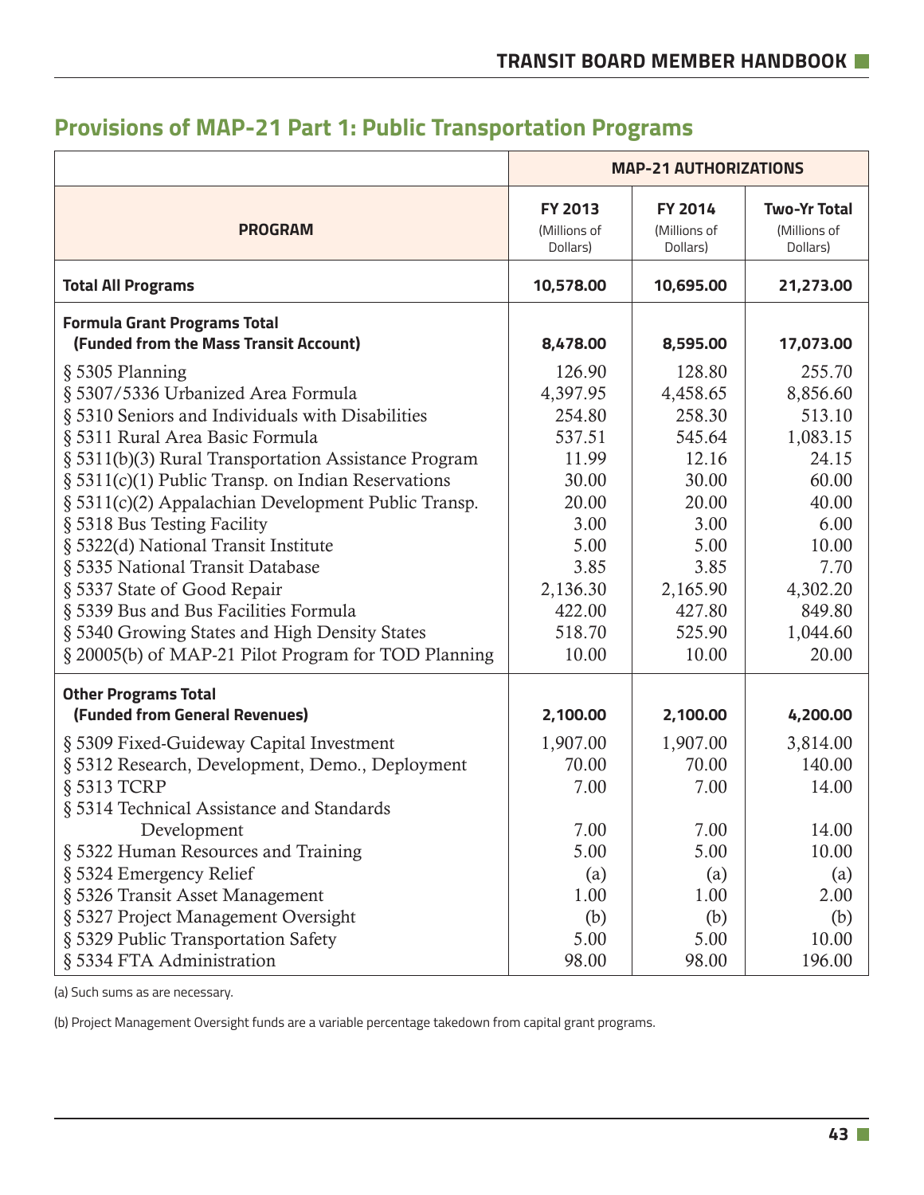## Provisions of MAP-21 Part 1: Public Transportation Programs

| PROGRAM | MAP-21 AUTHORIZATIONS | | |
|---|---|---|---|
| | FY 2013 (Millions of Dollars) | FY 2014 (Millions of Dollars) | Two-Yr Total (Millions of Dollars) |
| **Total All Programs** | **10,578.00** | **10,695.00** | **21,273.00** |
| **Formula Grant Programs Total (Funded from the Mass Transit Account)** | **8,478.00** | **8,595.00** | **17,073.00** |
| § 5305 Planning | 126.90 | 128.80 | 255.70 |
| § 5307/5336 Urbanized Area Formula | 4,397.95 | 4,458.65 | 8,856.60 |
| § 5310 Seniors and Individuals with Disabilities | 254.80 | 258.30 | 513.10 |
| § 5311 Rural Area Basic Formula | 537.51 | 545.64 | 1,083.15 |
| § 5311(b)(3) Rural Transportation Assistance Program | 11.99 | 12.16 | 24.15 |
| § 5311(c)(1) Public Transp. on Indian Reservations | 30.00 | 30.00 | 60.00 |
| § 5311(c)(2) Appalachian Development Public Transp. | 20.00 | 20.00 | 40.00 |
| § 5318 Bus Testing Facility | 3.00 | 3.00 | 6.00 |
| § 5322(d) National Transit Institute | 5.00 | 5.00 | 10.00 |
| § 5335 National Transit Database | 3.85 | 3.85 | 7.70 |
| § 5337 State of Good Repair | 2,136.30 | 2,165.90 | 4,302.20 |
| § 5339 Bus and Bus Facilities Formula | 422.00 | 427.80 | 849.80 |
| § 5340 Growing States and High Density States | 518.70 | 525.90 | 1,044.60 |
| § 20005(b) of MAP-21 Pilot Program for TOD Planning | 10.00 | 10.00 | 20.00 |
| **Other Programs Total (Funded from General Revenues)** | **2,100.00** | **2,100.00** | **4,200.00** |
| § 5309 Fixed-Guideway Capital Investment | 1,907.00 | 1,907.00 | 3,814.00 |
| § 5312 Research, Development, Demo., Deployment | 70.00 | 70.00 | 140.00 |
| § 5313 TCRP | 7.00 | 7.00 | 14.00 |
| § 5314 Technical Assistance and Standards Development | 7.00 | 7.00 | 14.00 |
| § 5322 Human Resources and Training | 5.00 | 5.00 | 10.00 |
| § 5324 Emergency Relief | (a) | (a) | (a) |
| § 5326 Transit Asset Management | 1.00 | 1.00 | 2.00 |
| § 5327 Project Management Oversight | (b) | (b) | (b) |
| § 5329 Public Transportation Safety | 5.00 | 5.00 | 10.00 |
| § 5334 FTA Administration | 98.00 | 98.00 | 196.00 |

(a) Such sums as are necessary.

(b) Project Management Oversight funds are a variable percentage takedown from capital grant programs.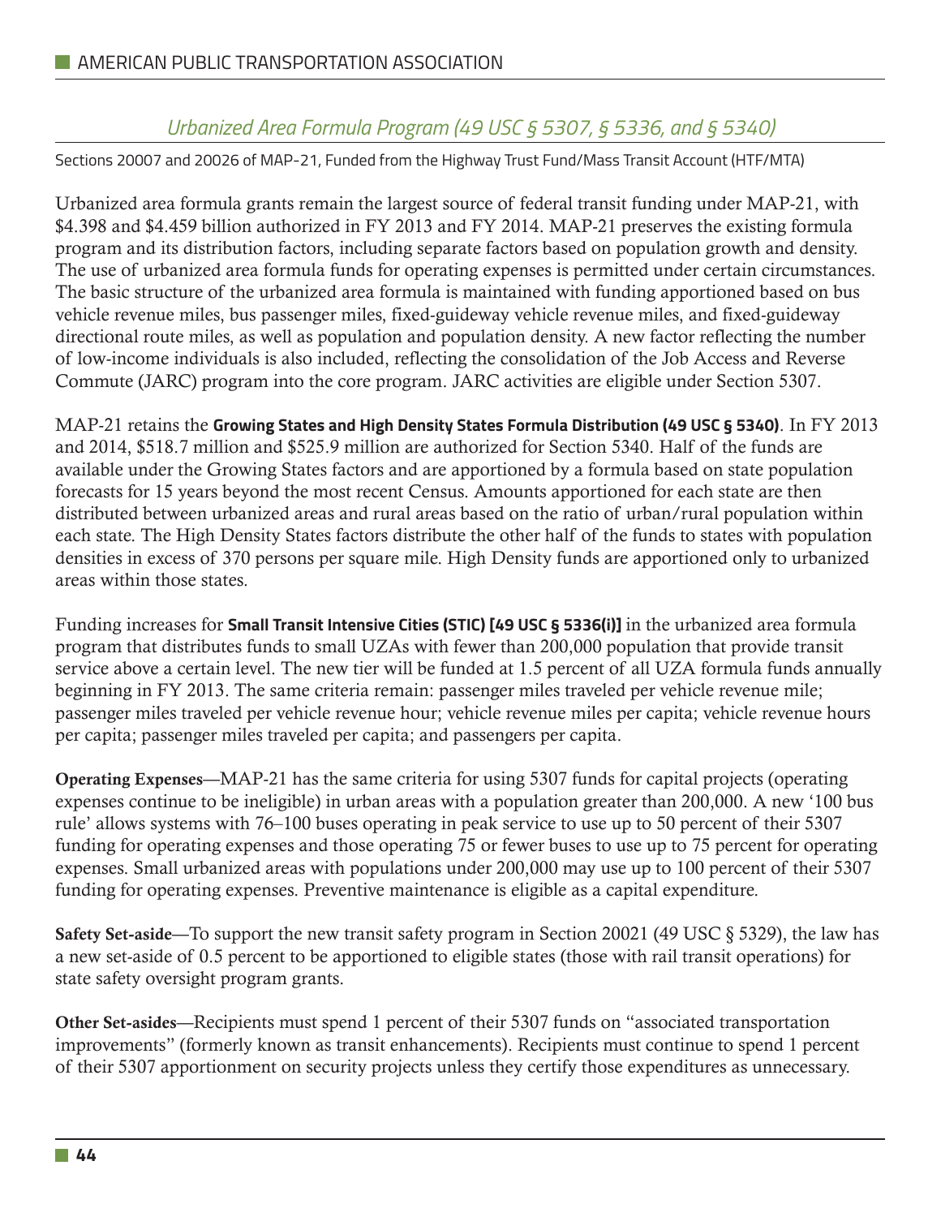## *Urbanized Area Formula Program (49 USC § 5307, § 5336, and § 5340)*

Sections 20007 and 20026 of MAP-21, Funded from the Highway Trust Fund/Mass Transit Account (HTF/MTA)

Urbanized area formula grants remain the largest source of federal transit funding under MAP-21, with $4.398 and $4.459 billion authorized in FY 2013 and FY 2014. MAP-21 preserves the existing formula program and its distribution factors, including separate factors based on population growth and density. The use of urbanized area formula funds for operating expenses is permitted under certain circumstances. The basic structure of the urbanized area formula is maintained with funding apportioned based on bus vehicle revenue miles, bus passenger miles, fixed-guideway vehicle revenue miles, and fixed-guideway directional route miles, as well as population and population density. A new factor reflecting the number of low-income individuals is also included, reflecting the consolidation of the Job Access and Reverse Commute (JARC) program into the core program. JARC activities are eligible under Section 5307.

MAP-21 retains the **Growing States and High Density States Formula Distribution (49 USC § 5340)**. In FY 2013 and 2014, $518.7 million and $525.9 million are authorized for Section 5340. Half of the funds are available under the Growing States factors and are apportioned by a formula based on state population forecasts for 15 years beyond the most recent Census. Amounts apportioned for each state are then distributed between urbanized areas and rural areas based on the ratio of urban/rural population within each state. The High Density States factors distribute the other half of the funds to states with population densities in excess of 370 persons per square mile. High Density funds are apportioned only to urbanized areas within those states.

Funding increases for **Small Transit Intensive Cities (STIC) [49 USC § 5336(i)]** in the urbanized area formula program that distributes funds to small UZAs with fewer than 200,000 population that provide transit service above a certain level. The new tier will be funded at 1.5 percent of all UZA formula funds annually beginning in FY 2013. The same criteria remain: passenger miles traveled per vehicle revenue mile; passenger miles traveled per vehicle revenue hour; vehicle revenue miles per capita; vehicle revenue hours per capita; passenger miles traveled per capita; and passengers per capita.

**Operating Expenses**—MAP-21 has the same criteria for using 5307 funds for capital projects (operating expenses continue to be ineligible) in urban areas with a population greater than 200,000. A new '100 bus rule' allows systems with 76–100 buses operating in peak service to use up to 50 percent of their 5307 funding for operating expenses and those operating 75 or fewer buses to use up to 75 percent for operating expenses. Small urbanized areas with populations under 200,000 may use up to 100 percent of their 5307 funding for operating expenses. Preventive maintenance is eligible as a capital expenditure.

**Safety Set-aside**—To support the new transit safety program in Section 20021 (49 USC § 5329), the law has a new set-aside of 0.5 percent to be apportioned to eligible states (those with rail transit operations) for state safety oversight program grants.

**Other Set-asides**—Recipients must spend 1 percent of their 5307 funds on "associated transportation improvements" (formerly known as transit enhancements). Recipients must continue to spend 1 percent of their 5307 apportionment on security projects unless they certify those expenditures as unnecessary.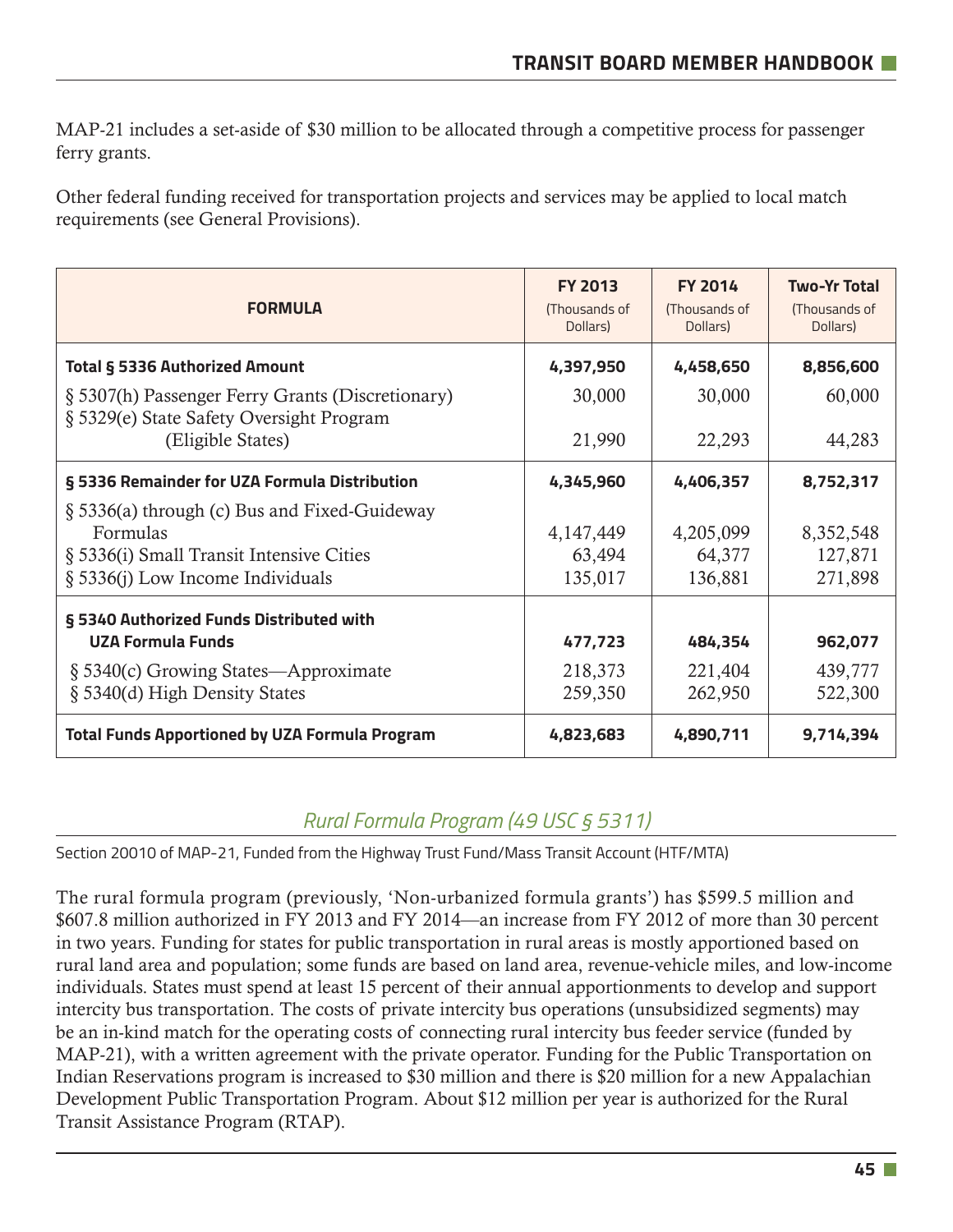MAP-21 includes a set-aside of $30 million to be allocated through a competitive process for passenger ferry grants.

Other federal funding received for transportation projects and services may be applied to local match requirements (see General Provisions).

| FORMULA | FY 2013 (Thousands of Dollars) | FY 2014 (Thousands of Dollars) | Two-Yr Total (Thousands of Dollars) |
|---|---|---|---|
| **Total § 5336 Authorized Amount** | **4,397,950** | **4,458,650** | **8,856,600** |
| § 5307(h) Passenger Ferry Grants (Discretionary) | 30,000 | 30,000 | 60,000 |
| § 5329(e) State Safety Oversight Program (Eligible States) | 21,990 | 22,293 | 44,283 |
| **§ 5336 Remainder for UZA Formula Distribution** | **4,345,960** | **4,406,357** | **8,752,317** |
| § 5336(a) through (c) Bus and Fixed-Guideway Formulas | 4,147,449 | 4,205,099 | 8,352,548 |
| § 5336(i) Small Transit Intensive Cities | 63,494 | 64,377 | 127,871 |
| § 5336(j) Low Income Individuals | 135,017 | 136,881 | 271,898 |
| **§ 5340 Authorized Funds Distributed with UZA Formula Funds** | **477,723** | **484,354** | **962,077** |
| § 5340(c) Growing States—Approximate | 218,373 | 221,404 | 439,777 |
| § 5340(d) High Density States | 259,350 | 262,950 | 522,300 |
| **Total Funds Apportioned by UZA Formula Program** | **4,823,683** | **4,890,711** | **9,714,394** |

## *Rural Formula Program (49 USC § 5311)*

Section 20010 of MAP-21, Funded from the Highway Trust Fund/Mass Transit Account (HTF/MTA)

The rural formula program (previously, 'Non-urbanized formula grants') has $599.5 million and $607.8 million authorized in FY 2013 and FY 2014—an increase from FY 2012 of more than 30 percent in two years. Funding for states for public transportation in rural areas is mostly apportioned based on rural land area and population; some funds are based on land area, revenue-vehicle miles, and low-income individuals. States must spend at least 15 percent of their annual apportionments to develop and support intercity bus transportation. The costs of private intercity bus operations (unsubsidized segments) may be an in-kind match for the operating costs of connecting rural intercity bus feeder service (funded by MAP-21), with a written agreement with the private operator. Funding for the Public Transportation on Indian Reservations program is increased to $30 million and there is $20 million for a new Appalachian Development Public Transportation Program. About $12 million per year is authorized for the Rural Transit Assistance Program (RTAP).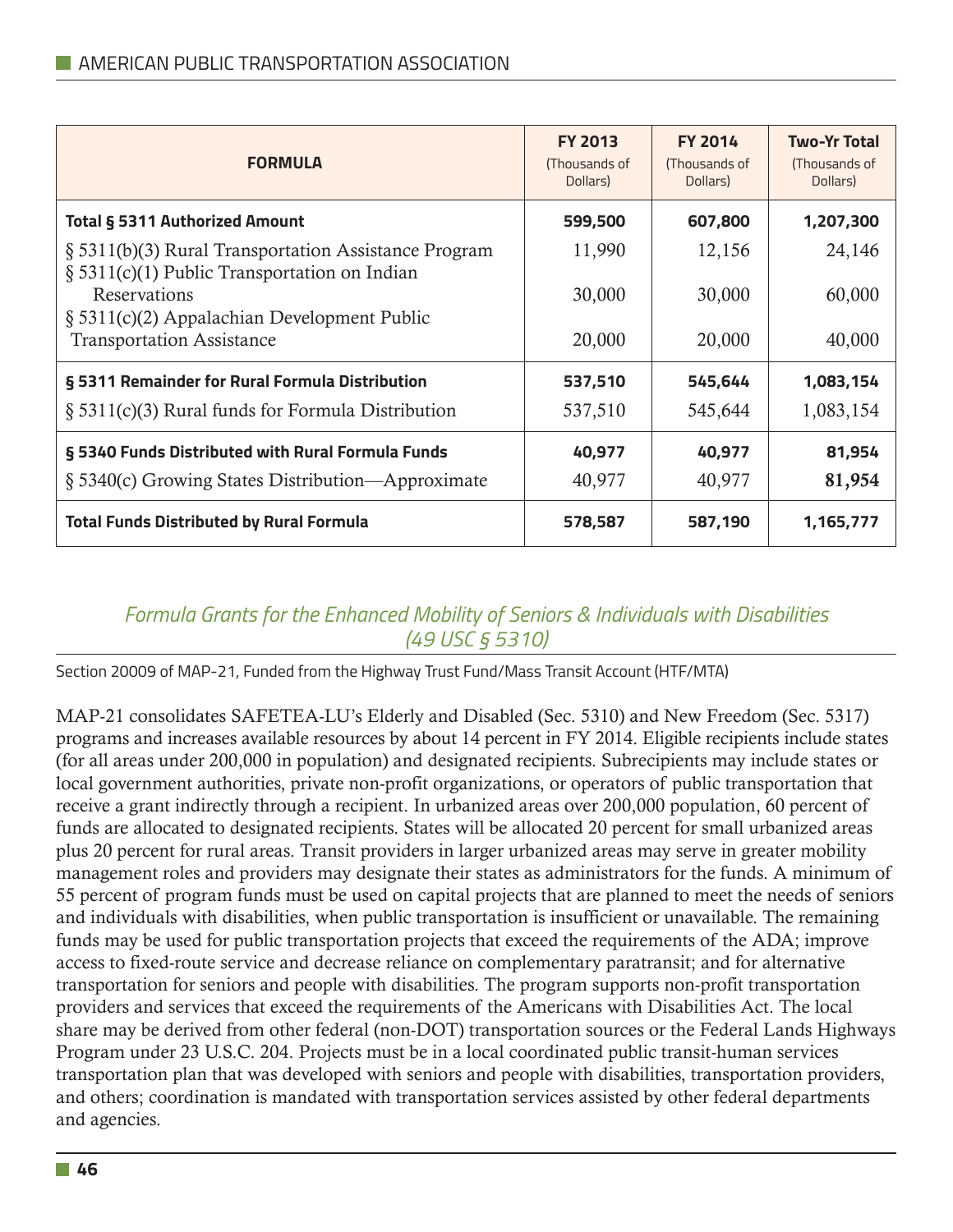| FORMULA | FY 2013 (Thousands of Dollars) | FY 2014 (Thousands of Dollars) | Two-Yr Total (Thousands of Dollars) |
|---|---|---|---|
| **Total § 5311 Authorized Amount** | **599,500** | **607,800** | **1,207,300** |
| § 5311(b)(3) Rural Transportation Assistance Program | 11,990 | 12,156 | 24,146 |
| § 5311(c)(1) Public Transportation on Indian Reservations | 30,000 | 30,000 | 60,000 |
| § 5311(c)(2) Appalachian Development Public Transportation Assistance | 20,000 | 20,000 | 40,000 |
| **§ 5311 Remainder for Rural Formula Distribution** | **537,510** | **545,644** | **1,083,154** |
| § 5311(c)(3) Rural funds for Formula Distribution | 537,510 | 545,644 | 1,083,154 |
| **§ 5340 Funds Distributed with Rural Formula Funds** | **40,977** | **40,977** | **81,954** |
| § 5340(c) Growing States Distribution—Approximate | 40,977 | 40,977 | **81,954** |
| **Total Funds Distributed by Rural Formula** | **578,587** | **587,190** | **1,165,777** |

## *Formula Grants for the Enhanced Mobility of Seniors & Individuals with Disabilities (49 USC § 5310)*

Section 20009 of MAP-21, Funded from the Highway Trust Fund/Mass Transit Account (HTF/MTA)

MAP-21 consolidates SAFETEA-LU's Elderly and Disabled (Sec. 5310) and New Freedom (Sec. 5317) programs and increases available resources by about 14 percent in FY 2014. Eligible recipients include states (for all areas under 200,000 in population) and designated recipients. Subrecipients may include states or local government authorities, private non-profit organizations, or operators of public transportation that receive a grant indirectly through a recipient. In urbanized areas over 200,000 population, 60 percent of funds are allocated to designated recipients. States will be allocated 20 percent for small urbanized areas plus 20 percent for rural areas. Transit providers in larger urbanized areas may serve in greater mobility management roles and providers may designate their states as administrators for the funds. A minimum of 55 percent of program funds must be used on capital projects that are planned to meet the needs of seniors and individuals with disabilities, when public transportation is insufficient or unavailable. The remaining funds may be used for public transportation projects that exceed the requirements of the ADA; improve access to fixed-route service and decrease reliance on complementary paratransit; and for alternative transportation for seniors and people with disabilities. The program supports non-profit transportation providers and services that exceed the requirements of the Americans with Disabilities Act. The local share may be derived from other federal (non-DOT) transportation sources or the Federal Lands Highways Program under 23 U.S.C. 204. Projects must be in a local coordinated public transit-human services transportation plan that was developed with seniors and people with disabilities, transportation providers, and others; coordination is mandated with transportation services assisted by other federal departments and agencies.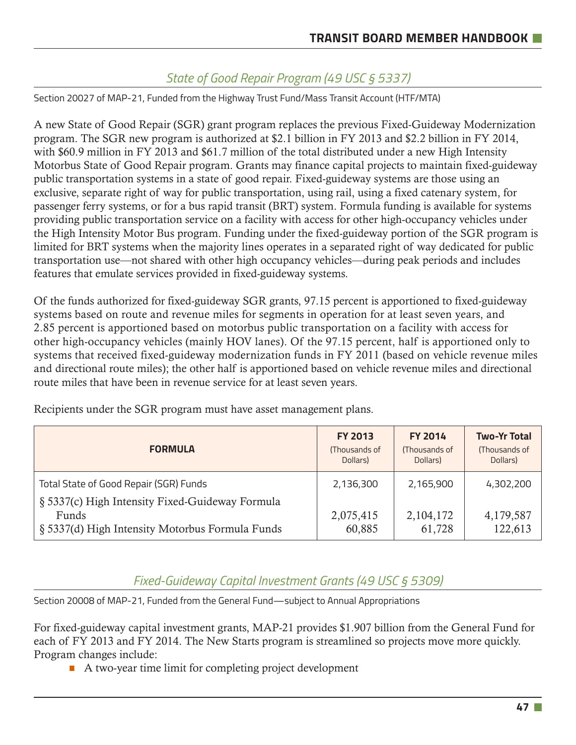## *State of Good Repair Program (49 USC § 5337)*

Section 20027 of MAP-21, Funded from the Highway Trust Fund/Mass Transit Account (HTF/MTA)

A new State of Good Repair (SGR) grant program replaces the previous Fixed-Guideway Modernization program. The SGR new program is authorized at $2.1 billion in FY 2013 and $2.2 billion in FY 2014, with $60.9 million in FY 2013 and $61.7 million of the total distributed under a new High Intensity Motorbus State of Good Repair program. Grants may finance capital projects to maintain fixed-guideway public transportation systems in a state of good repair. Fixed-guideway systems are those using an exclusive, separate right of way for public transportation, using rail, using a fixed catenary system, for passenger ferry systems, or for a bus rapid transit (BRT) system. Formula funding is available for systems providing public transportation service on a facility with access for other high-occupancy vehicles under the High Intensity Motor Bus program. Funding under the fixed-guideway portion of the SGR program is limited for BRT systems when the majority lines operates in a separated right of way dedicated for public transportation use—not shared with other high occupancy vehicles—during peak periods and includes features that emulate services provided in fixed-guideway systems.

Of the funds authorized for fixed-guideway SGR grants, 97.15 percent is apportioned to fixed-guideway systems based on route and revenue miles for segments in operation for at least seven years, and 2.85 percent is apportioned based on motorbus public transportation on a facility with access for other high-occupancy vehicles (mainly HOV lanes). Of the 97.15 percent, half is apportioned only to systems that received fixed-guideway modernization funds in FY 2011 (based on vehicle revenue miles and directional route miles); the other half is apportioned based on vehicle revenue miles and directional route miles that have been in revenue service for at least seven years.

Recipients under the SGR program must have asset management plans.

| **FORMULA** | **FY 2013** (Thousands of Dollars) | **FY 2014** (Thousands of Dollars) | **Two-Yr Total** (Thousands of Dollars) |
|---|---|---|---|
| Total State of Good Repair (SGR) Funds | 2,136,300 | 2,165,900 | 4,302,200 |
| § 5337(c) High Intensity Fixed-Guideway Formula Funds | 2,075,415 | 2,104,172 | 4,179,587 |
| § 5337(d) High Intensity Motorbus Formula Funds | 60,885 | 61,728 | 122,613 |

## *Fixed-Guideway Capital Investment Grants (49 USC § 5309)*

Section 20008 of MAP-21, Funded from the General Fund—subject to Annual Appropriations

For fixed-guideway capital investment grants, MAP-21 provides $1.907 billion from the General Fund for each of FY 2013 and FY 2014. The New Starts program is streamlined so projects move more quickly. Program changes include:

- A two-year time limit for completing project development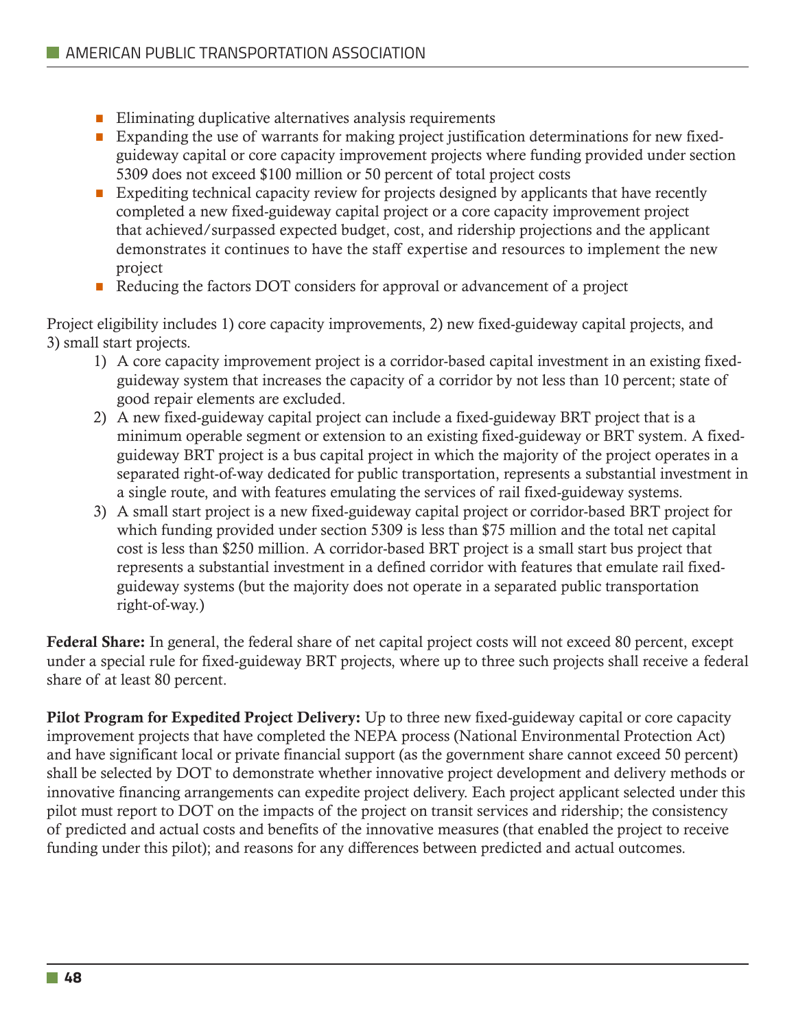- Eliminating duplicative alternatives analysis requirements
- Expanding the use of warrants for making project justification determinations for new fixed-guideway capital or core capacity improvement projects where funding provided under section 5309 does not exceed $100 million or 50 percent of total project costs
- Expediting technical capacity review for projects designed by applicants that have recently completed a new fixed-guideway capital project or a core capacity improvement project that achieved/surpassed expected budget, cost, and ridership projections and the applicant demonstrates it continues to have the staff expertise and resources to implement the new project
- Reducing the factors DOT considers for approval or advancement of a project

Project eligibility includes 1) core capacity improvements, 2) new fixed-guideway capital projects, and 3) small start projects.

1) A core capacity improvement project is a corridor-based capital investment in an existing fixed-guideway system that increases the capacity of a corridor by not less than 10 percent; state of good repair elements are excluded.
2) A new fixed-guideway capital project can include a fixed-guideway BRT project that is a minimum operable segment or extension to an existing fixed-guideway or BRT system. A fixed-guideway BRT project is a bus capital project in which the majority of the project operates in a separated right-of-way dedicated for public transportation, represents a substantial investment in a single route, and with features emulating the services of rail fixed-guideway systems.
3) A small start project is a new fixed-guideway capital project or corridor-based BRT project for which funding provided under section 5309 is less than $75 million and the total net capital cost is less than $250 million. A corridor-based BRT project is a small start bus project that represents a substantial investment in a defined corridor with features that emulate rail fixed-guideway systems (but the majority does not operate in a separated public transportation right-of-way.)

**Federal Share:** In general, the federal share of net capital project costs will not exceed 80 percent, except under a special rule for fixed-guideway BRT projects, where up to three such projects shall receive a federal share of at least 80 percent.

**Pilot Program for Expedited Project Delivery:** Up to three new fixed-guideway capital or core capacity improvement projects that have completed the NEPA process (National Environmental Protection Act) and have significant local or private financial support (as the government share cannot exceed 50 percent) shall be selected by DOT to demonstrate whether innovative project development and delivery methods or innovative financing arrangements can expedite project delivery. Each project applicant selected under this pilot must report to DOT on the impacts of the project on transit services and ridership; the consistency of predicted and actual costs and benefits of the innovative measures (that enabled the project to receive funding under this pilot); and reasons for any differences between predicted and actual outcomes.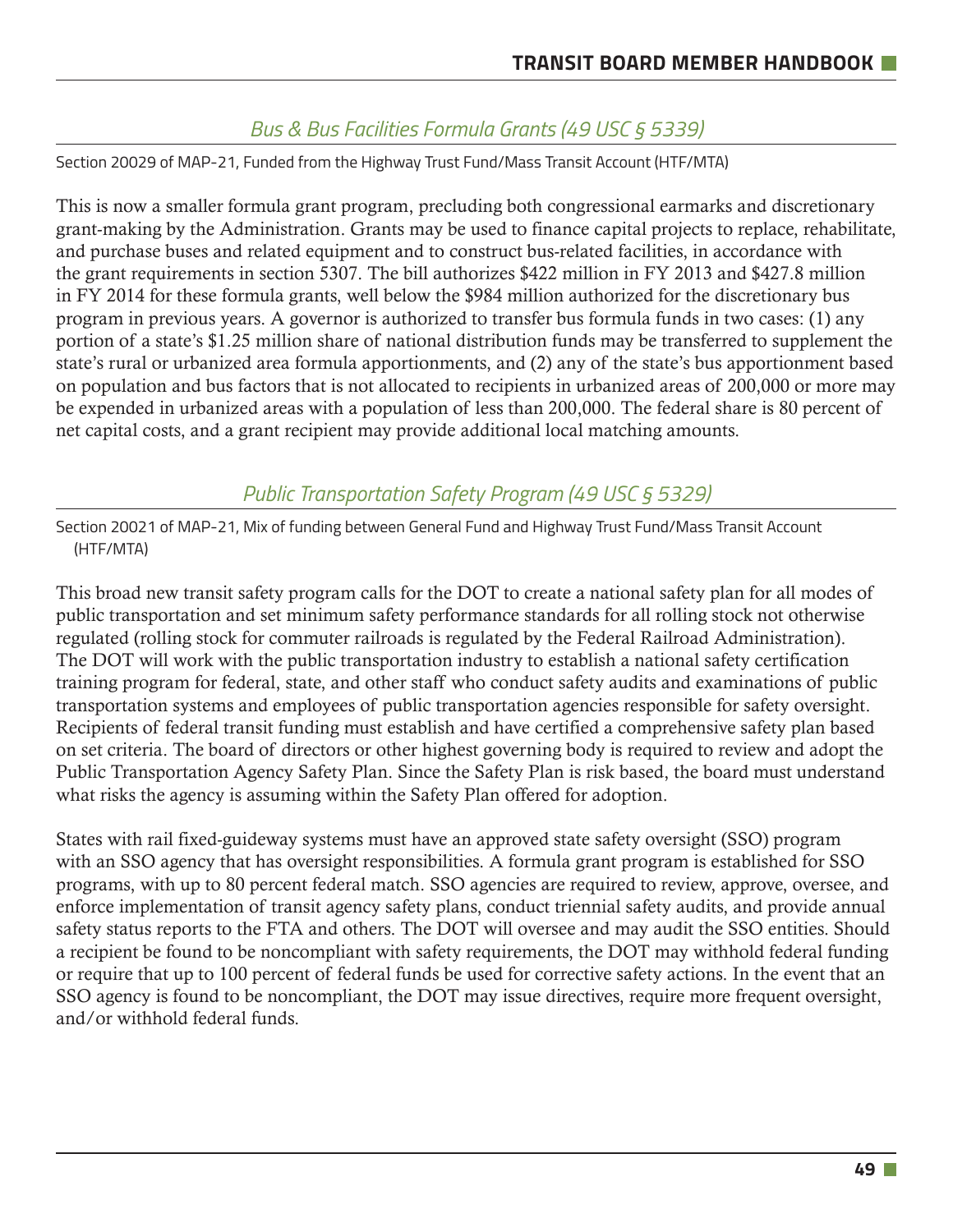### *Bus & Bus Facilities Formula Grants (49 USC § 5339)*

Section 20029 of MAP-21, Funded from the Highway Trust Fund/Mass Transit Account (HTF/MTA)

This is now a smaller formula grant program, precluding both congressional earmarks and discretionary grant-making by the Administration. Grants may be used to finance capital projects to replace, rehabilitate, and purchase buses and related equipment and to construct bus-related facilities, in accordance with the grant requirements in section 5307. The bill authorizes $422 million in FY 2013 and $427.8 million in FY 2014 for these formula grants, well below the $984 million authorized for the discretionary bus program in previous years. A governor is authorized to transfer bus formula funds in two cases: (1) any portion of a state's $1.25 million share of national distribution funds may be transferred to supplement the state's rural or urbanized area formula apportionments, and (2) any of the state's bus apportionment based on population and bus factors that is not allocated to recipients in urbanized areas of 200,000 or more may be expended in urbanized areas with a population of less than 200,000. The federal share is 80 percent of net capital costs, and a grant recipient may provide additional local matching amounts.

### *Public Transportation Safety Program (49 USC § 5329)*

Section 20021 of MAP-21, Mix of funding between General Fund and Highway Trust Fund/Mass Transit Account (HTF/MTA)

This broad new transit safety program calls for the DOT to create a national safety plan for all modes of public transportation and set minimum safety performance standards for all rolling stock not otherwise regulated (rolling stock for commuter railroads is regulated by the Federal Railroad Administration). The DOT will work with the public transportation industry to establish a national safety certification training program for federal, state, and other staff who conduct safety audits and examinations of public transportation systems and employees of public transportation agencies responsible for safety oversight. Recipients of federal transit funding must establish and have certified a comprehensive safety plan based on set criteria. The board of directors or other highest governing body is required to review and adopt the Public Transportation Agency Safety Plan. Since the Safety Plan is risk based, the board must understand what risks the agency is assuming within the Safety Plan offered for adoption.

States with rail fixed-guideway systems must have an approved state safety oversight (SSO) program with an SSO agency that has oversight responsibilities. A formula grant program is established for SSO programs, with up to 80 percent federal match. SSO agencies are required to review, approve, oversee, and enforce implementation of transit agency safety plans, conduct triennial safety audits, and provide annual safety status reports to the FTA and others. The DOT will oversee and may audit the SSO entities. Should a recipient be found to be noncompliant with safety requirements, the DOT may withhold federal funding or require that up to 100 percent of federal funds be used for corrective safety actions. In the event that an SSO agency is found to be noncompliant, the DOT may issue directives, require more frequent oversight, and/or withhold federal funds.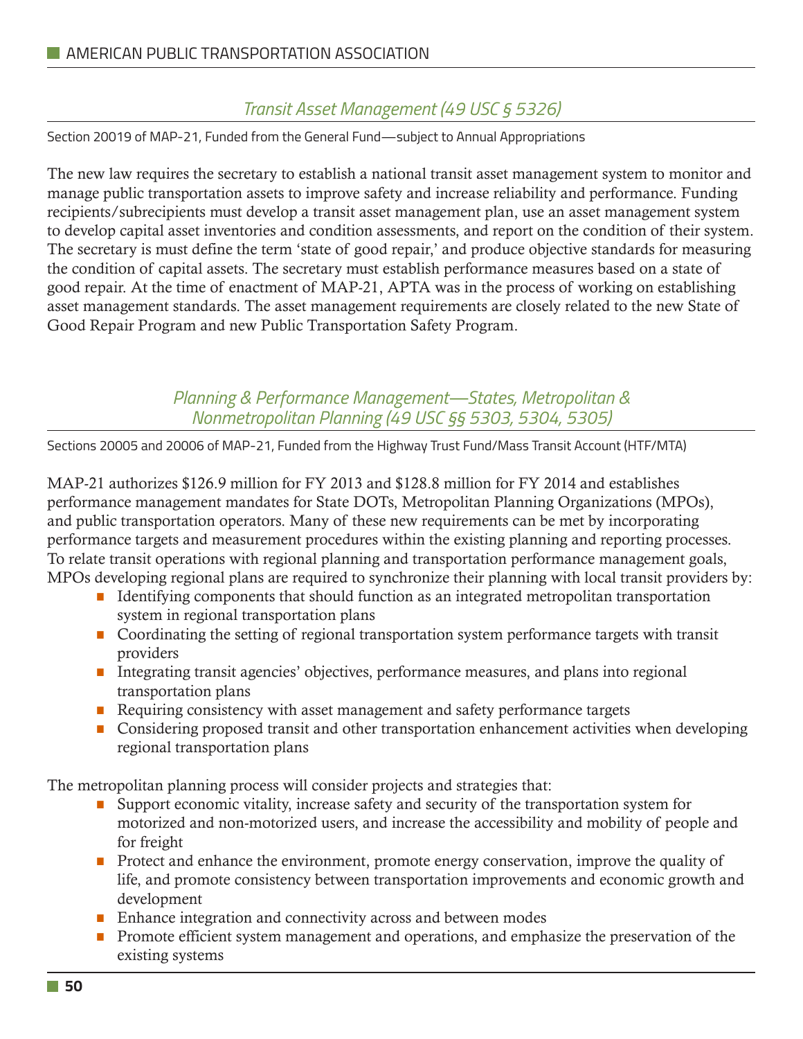## *Transit Asset Management (49 USC § 5326)*

Section 20019 of MAP-21, Funded from the General Fund—subject to Annual Appropriations

The new law requires the secretary to establish a national transit asset management system to monitor and manage public transportation assets to improve safety and increase reliability and performance. Funding recipients/subrecipients must develop a transit asset management plan, use an asset management system to develop capital asset inventories and condition assessments, and report on the condition of their system. The secretary is must define the term 'state of good repair,' and produce objective standards for measuring the condition of capital assets. The secretary must establish performance measures based on a state of good repair. At the time of enactment of MAP-21, APTA was in the process of working on establishing asset management standards. The asset management requirements are closely related to the new State of Good Repair Program and new Public Transportation Safety Program.

## *Planning & Performance Management—States, Metropolitan & Nonmetropolitan Planning (49 USC §§ 5303, 5304, 5305)*

Sections 20005 and 20006 of MAP-21, Funded from the Highway Trust Fund/Mass Transit Account (HTF/MTA)

MAP-21 authorizes $126.9 million for FY 2013 and $128.8 million for FY 2014 and establishes performance management mandates for State DOTs, Metropolitan Planning Organizations (MPOs), and public transportation operators. Many of these new requirements can be met by incorporating performance targets and measurement procedures within the existing planning and reporting processes. To relate transit operations with regional planning and transportation performance management goals, MPOs developing regional plans are required to synchronize their planning with local transit providers by:

- Identifying components that should function as an integrated metropolitan transportation system in regional transportation plans
- Coordinating the setting of regional transportation system performance targets with transit providers
- Integrating transit agencies' objectives, performance measures, and plans into regional transportation plans
- Requiring consistency with asset management and safety performance targets
- Considering proposed transit and other transportation enhancement activities when developing regional transportation plans

The metropolitan planning process will consider projects and strategies that:

- Support economic vitality, increase safety and security of the transportation system for motorized and non-motorized users, and increase the accessibility and mobility of people and for freight
- Protect and enhance the environment, promote energy conservation, improve the quality of life, and promote consistency between transportation improvements and economic growth and development
- Enhance integration and connectivity across and between modes
- Promote efficient system management and operations, and emphasize the preservation of the existing systems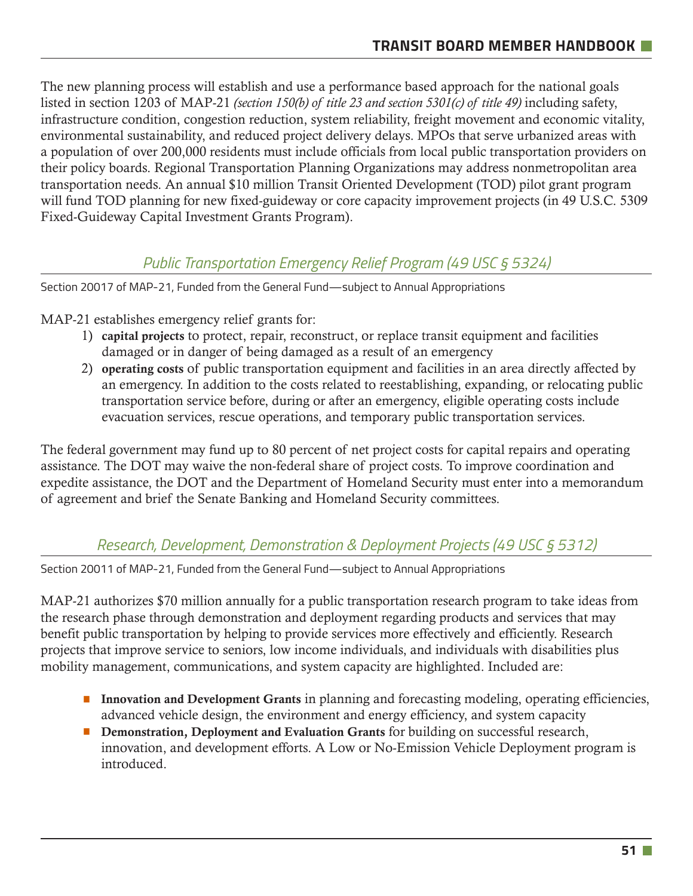The new planning process will establish and use a performance based approach for the national goals listed in section 1203 of MAP-21 *(section 150(b) of title 23 and section 5301(c) of title 49)* including safety, infrastructure condition, congestion reduction, system reliability, freight movement and economic vitality, environmental sustainability, and reduced project delivery delays. MPOs that serve urbanized areas with a population of over 200,000 residents must include officials from local public transportation providers on their policy boards. Regional Transportation Planning Organizations may address nonmetropolitan area transportation needs. An annual $10 million Transit Oriented Development (TOD) pilot grant program will fund TOD planning for new fixed-guideway or core capacity improvement projects (in 49 U.S.C. 5309 Fixed-Guideway Capital Investment Grants Program).

## *Public Transportation Emergency Relief Program (49 USC § 5324)*

Section 20017 of MAP-21, Funded from the General Fund—subject to Annual Appropriations

MAP-21 establishes emergency relief grants for:

1) **capital projects** to protect, repair, reconstruct, or replace transit equipment and facilities damaged or in danger of being damaged as a result of an emergency
2) **operating costs** of public transportation equipment and facilities in an area directly affected by an emergency. In addition to the costs related to reestablishing, expanding, or relocating public transportation service before, during or after an emergency, eligible operating costs include evacuation services, rescue operations, and temporary public transportation services.

The federal government may fund up to 80 percent of net project costs for capital repairs and operating assistance. The DOT may waive the non-federal share of project costs. To improve coordination and expedite assistance, the DOT and the Department of Homeland Security must enter into a memorandum of agreement and brief the Senate Banking and Homeland Security committees.

## *Research, Development, Demonstration & Deployment Projects (49 USC § 5312)*

Section 20011 of MAP-21, Funded from the General Fund—subject to Annual Appropriations

MAP-21 authorizes $70 million annually for a public transportation research program to take ideas from the research phase through demonstration and deployment regarding products and services that may benefit public transportation by helping to provide services more effectively and efficiently. Research projects that improve service to seniors, low income individuals, and individuals with disabilities plus mobility management, communications, and system capacity are highlighted. Included are:

- **Innovation and Development Grants** in planning and forecasting modeling, operating efficiencies, advanced vehicle design, the environment and energy efficiency, and system capacity
- **Demonstration, Deployment and Evaluation Grants** for building on successful research, innovation, and development efforts. A Low or No-Emission Vehicle Deployment program is introduced.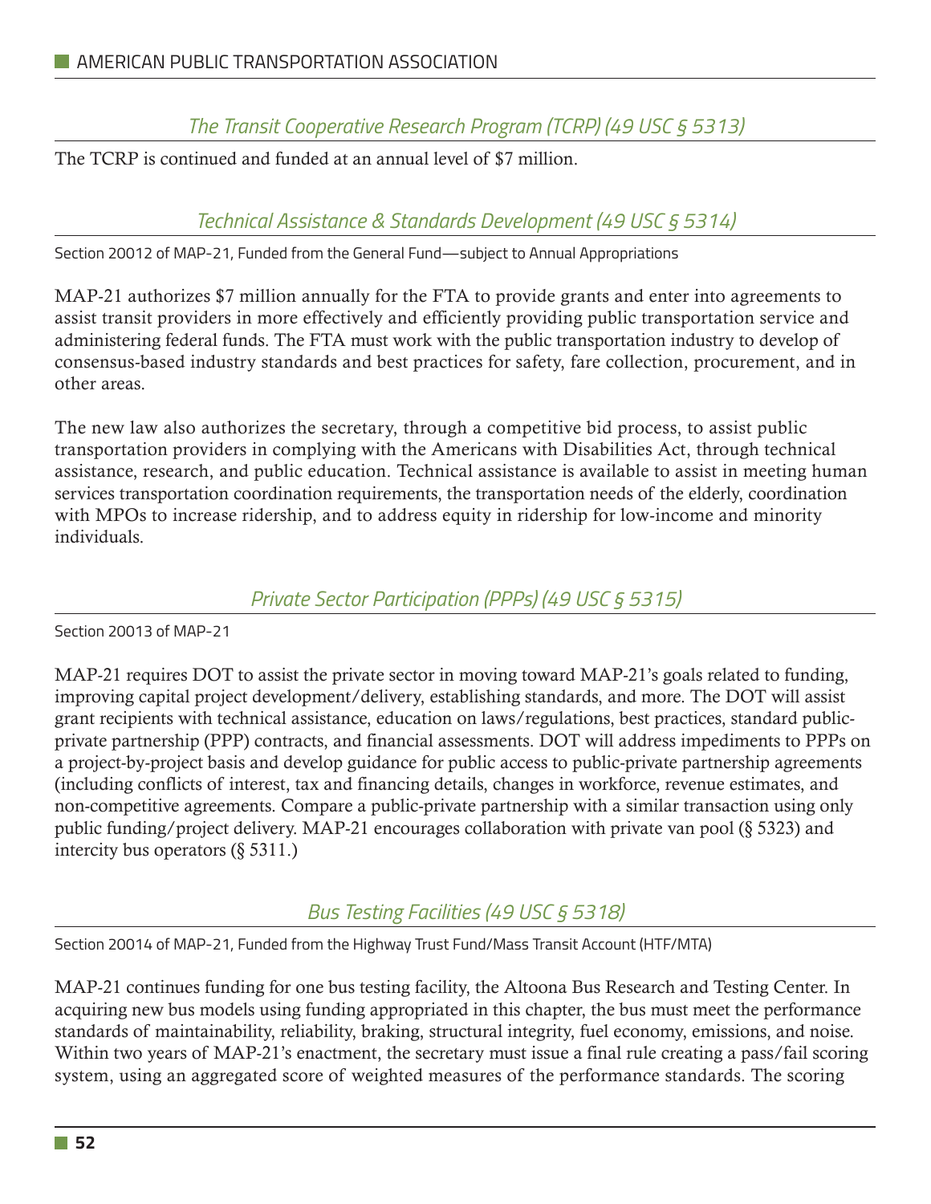### *The Transit Cooperative Research Program (TCRP) (49 USC § 5313)*

The TCRP is continued and funded at an annual level of $7 million.

### *Technical Assistance & Standards Development (49 USC § 5314)*

Section 20012 of MAP-21, Funded from the General Fund—subject to Annual Appropriations

MAP-21 authorizes $7 million annually for the FTA to provide grants and enter into agreements to assist transit providers in more effectively and efficiently providing public transportation service and administering federal funds. The FTA must work with the public transportation industry to develop of consensus-based industry standards and best practices for safety, fare collection, procurement, and in other areas.

The new law also authorizes the secretary, through a competitive bid process, to assist public transportation providers in complying with the Americans with Disabilities Act, through technical assistance, research, and public education. Technical assistance is available to assist in meeting human services transportation coordination requirements, the transportation needs of the elderly, coordination with MPOs to increase ridership, and to address equity in ridership for low-income and minority individuals.

### *Private Sector Participation (PPPs) (49 USC § 5315)*

Section 20013 of MAP-21

MAP-21 requires DOT to assist the private sector in moving toward MAP-21's goals related to funding, improving capital project development/delivery, establishing standards, and more. The DOT will assist grant recipients with technical assistance, education on laws/regulations, best practices, standard public-private partnership (PPP) contracts, and financial assessments. DOT will address impediments to PPPs on a project-by-project basis and develop guidance for public access to public-private partnership agreements (including conflicts of interest, tax and financing details, changes in workforce, revenue estimates, and non-competitive agreements. Compare a public-private partnership with a similar transaction using only public funding/project delivery. MAP-21 encourages collaboration with private van pool (§ 5323) and intercity bus operators (§ 5311.)

### *Bus Testing Facilities (49 USC § 5318)*

Section 20014 of MAP-21, Funded from the Highway Trust Fund/Mass Transit Account (HTF/MTA)

MAP-21 continues funding for one bus testing facility, the Altoona Bus Research and Testing Center. In acquiring new bus models using funding appropriated in this chapter, the bus must meet the performance standards of maintainability, reliability, braking, structural integrity, fuel economy, emissions, and noise. Within two years of MAP-21's enactment, the secretary must issue a final rule creating a pass/fail scoring system, using an aggregated score of weighted measures of the performance standards. The scoring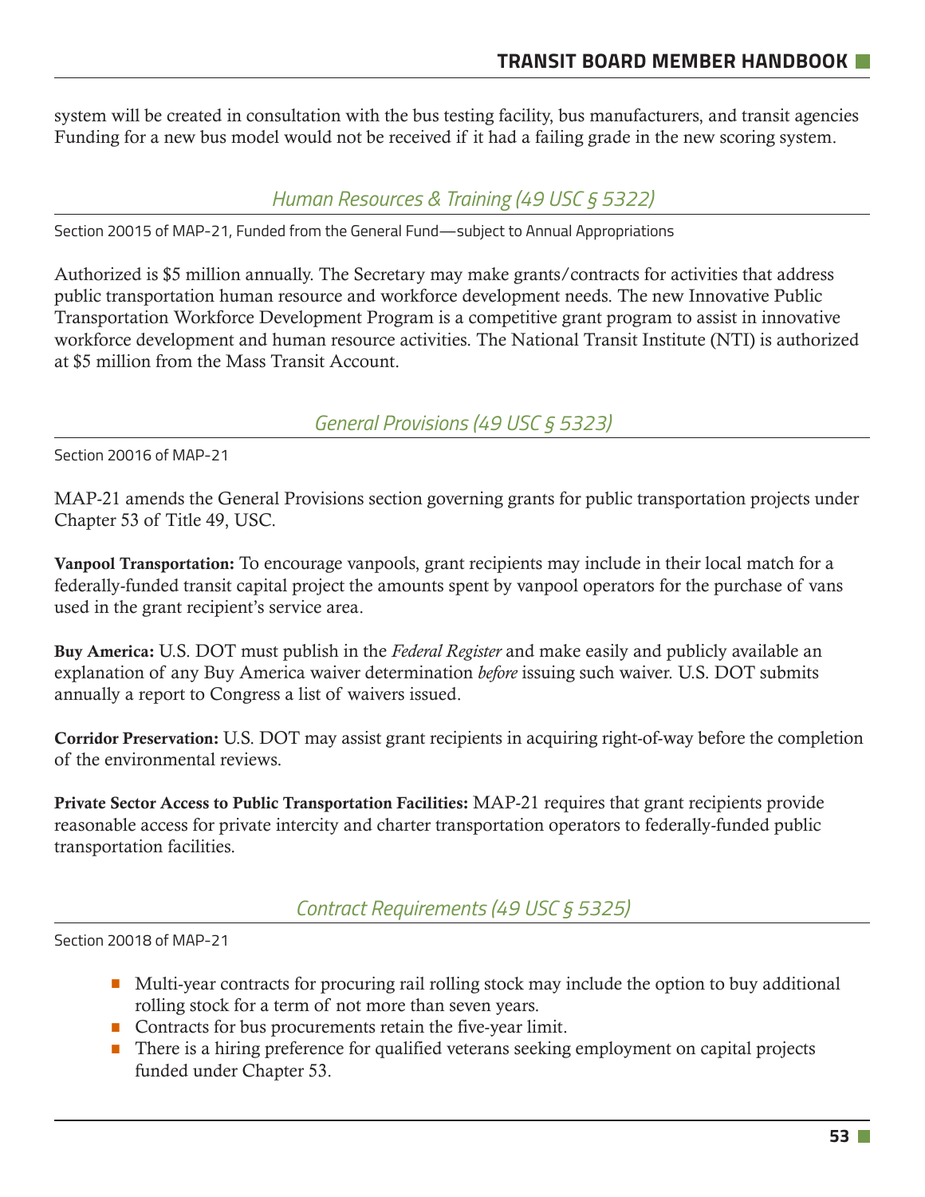system will be created in consultation with the bus testing facility, bus manufacturers, and transit agencies Funding for a new bus model would not be received if it had a failing grade in the new scoring system.

## *Human Resources & Training (49 USC § 5322)*

Section 20015 of MAP-21, Funded from the General Fund—subject to Annual Appropriations

Authorized is $5 million annually. The Secretary may make grants/contracts for activities that address public transportation human resource and workforce development needs. The new Innovative Public Transportation Workforce Development Program is a competitive grant program to assist in innovative workforce development and human resource activities. The National Transit Institute (NTI) is authorized at $5 million from the Mass Transit Account.

## *General Provisions (49 USC § 5323)*

Section 20016 of MAP-21

MAP-21 amends the General Provisions section governing grants for public transportation projects under Chapter 53 of Title 49, USC.

**Vanpool Transportation:** To encourage vanpools, grant recipients may include in their local match for a federally-funded transit capital project the amounts spent by vanpool operators for the purchase of vans used in the grant recipient's service area.

**Buy America:** U.S. DOT must publish in the *Federal Register* and make easily and publicly available an explanation of any Buy America waiver determination *before* issuing such waiver. U.S. DOT submits annually a report to Congress a list of waivers issued.

**Corridor Preservation:** U.S. DOT may assist grant recipients in acquiring right-of-way before the completion of the environmental reviews.

**Private Sector Access to Public Transportation Facilities:** MAP-21 requires that grant recipients provide reasonable access for private intercity and charter transportation operators to federally-funded public transportation facilities.

## *Contract Requirements (49 USC § 5325)*

Section 20018 of MAP-21

- Multi-year contracts for procuring rail rolling stock may include the option to buy additional rolling stock for a term of not more than seven years.
- Contracts for bus procurements retain the five-year limit.
- There is a hiring preference for qualified veterans seeking employment on capital projects funded under Chapter 53.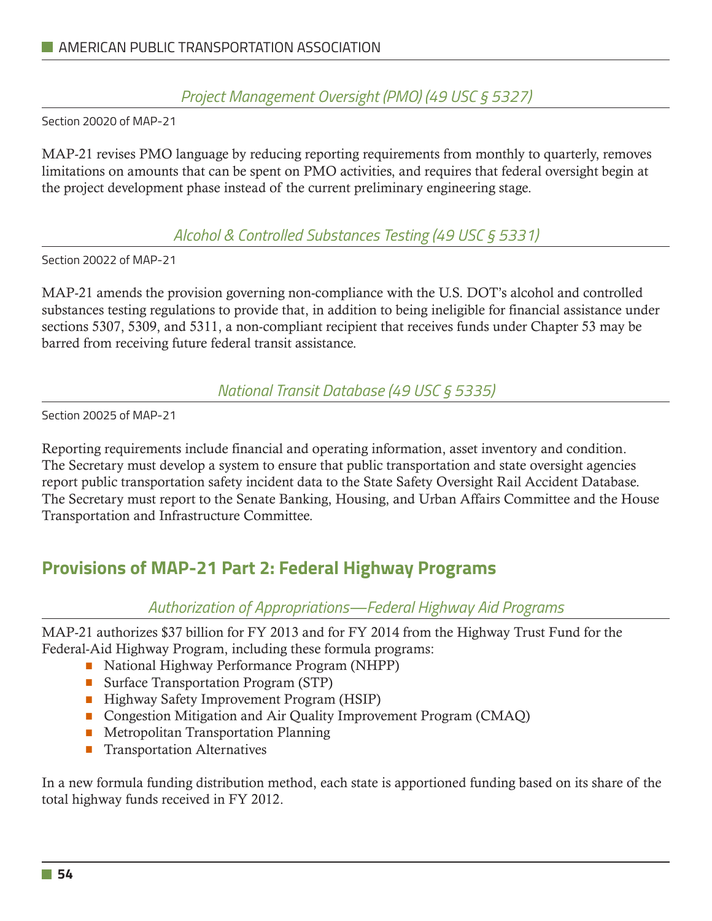### *Project Management Oversight (PMO) (49 USC § 5327)*

Section 20020 of MAP-21

MAP-21 revises PMO language by reducing reporting requirements from monthly to quarterly, removes limitations on amounts that can be spent on PMO activities, and requires that federal oversight begin at the project development phase instead of the current preliminary engineering stage.

### *Alcohol & Controlled Substances Testing (49 USC § 5331)*

Section 20022 of MAP-21

MAP-21 amends the provision governing non-compliance with the U.S. DOT's alcohol and controlled substances testing regulations to provide that, in addition to being ineligible for financial assistance under sections 5307, 5309, and 5311, a non-compliant recipient that receives funds under Chapter 53 may be barred from receiving future federal transit assistance.

### *National Transit Database (49 USC § 5335)*

Section 20025 of MAP-21

Reporting requirements include financial and operating information, asset inventory and condition. The Secretary must develop a system to ensure that public transportation and state oversight agencies report public transportation safety incident data to the State Safety Oversight Rail Accident Database. The Secretary must report to the Senate Banking, Housing, and Urban Affairs Committee and the House Transportation and Infrastructure Committee.

## Provisions of MAP-21 Part 2: Federal Highway Programs

### *Authorization of Appropriations—Federal Highway Aid Programs*

MAP-21 authorizes $37 billion for FY 2013 and for FY 2014 from the Highway Trust Fund for the Federal-Aid Highway Program, including these formula programs:

- National Highway Performance Program (NHPP)
- Surface Transportation Program (STP)
- Highway Safety Improvement Program (HSIP)
- Congestion Mitigation and Air Quality Improvement Program (CMAQ)
- Metropolitan Transportation Planning
- Transportation Alternatives

In a new formula funding distribution method, each state is apportioned funding based on its share of the total highway funds received in FY 2012.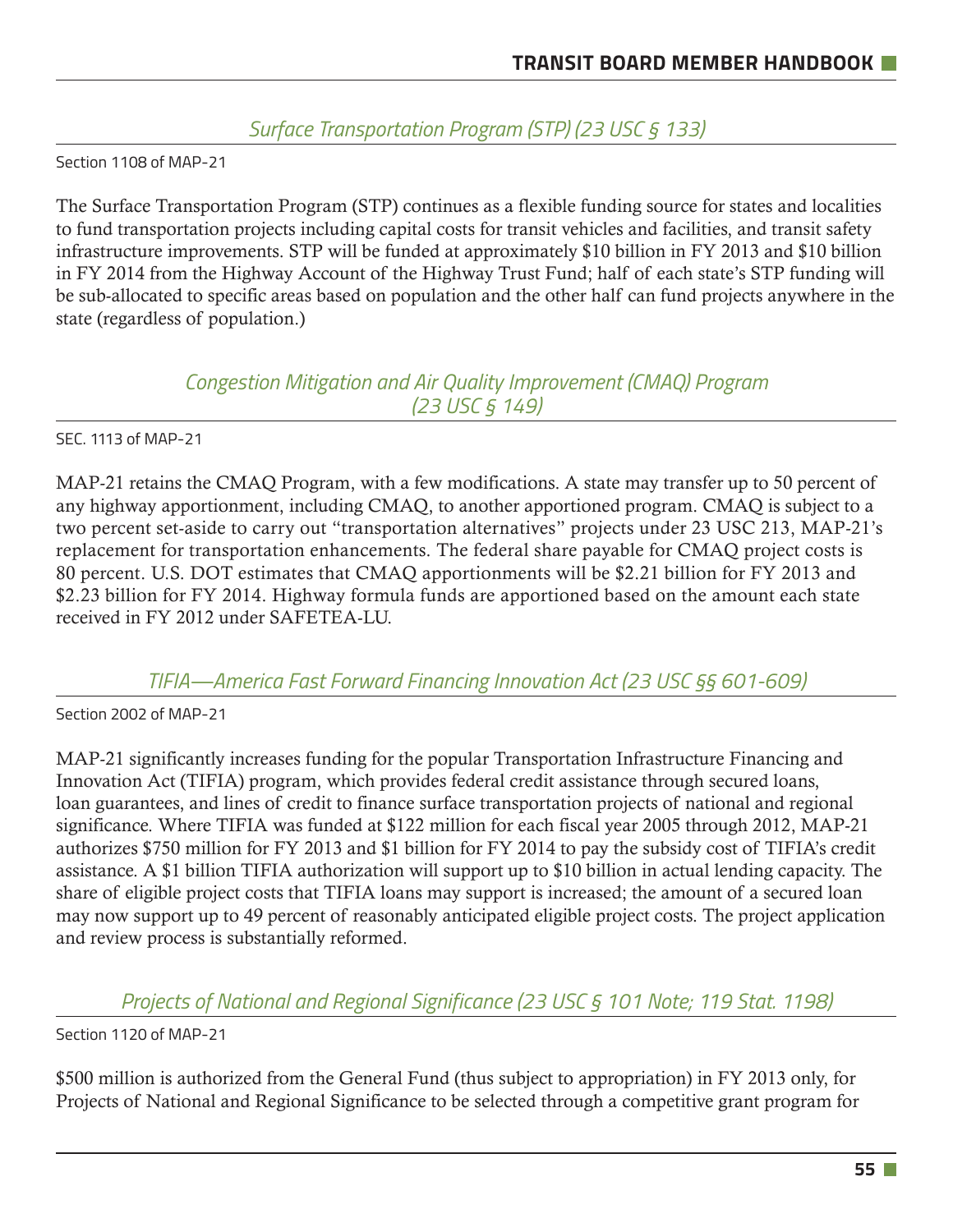### *Surface Transportation Program (STP) (23 USC § 133)*

Section 1108 of MAP-21

The Surface Transportation Program (STP) continues as a flexible funding source for states and localities to fund transportation projects including capital costs for transit vehicles and facilities, and transit safety infrastructure improvements. STP will be funded at approximately $10 billion in FY 2013 and $10 billion in FY 2014 from the Highway Account of the Highway Trust Fund; half of each state's STP funding will be sub-allocated to specific areas based on population and the other half can fund projects anywhere in the state (regardless of population.)

### *Congestion Mitigation and Air Quality Improvement (CMAQ) Program (23 USC § 149)*

SEC. 1113 of MAP-21

MAP-21 retains the CMAQ Program, with a few modifications. A state may transfer up to 50 percent of any highway apportionment, including CMAQ, to another apportioned program. CMAQ is subject to a two percent set-aside to carry out "transportation alternatives" projects under 23 USC 213, MAP-21's replacement for transportation enhancements. The federal share payable for CMAQ project costs is 80 percent. U.S. DOT estimates that CMAQ apportionments will be $2.21 billion for FY 2013 and $2.23 billion for FY 2014. Highway formula funds are apportioned based on the amount each state received in FY 2012 under SAFETEA-LU.

### *TIFIA—America Fast Forward Financing Innovation Act (23 USC §§ 601-609)*

Section 2002 of MAP-21

MAP-21 significantly increases funding for the popular Transportation Infrastructure Financing and Innovation Act (TIFIA) program, which provides federal credit assistance through secured loans, loan guarantees, and lines of credit to finance surface transportation projects of national and regional significance. Where TIFIA was funded at $122 million for each fiscal year 2005 through 2012, MAP-21 authorizes $750 million for FY 2013 and $1 billion for FY 2014 to pay the subsidy cost of TIFIA's credit assistance. A $1 billion TIFIA authorization will support up to $10 billion in actual lending capacity. The share of eligible project costs that TIFIA loans may support is increased; the amount of a secured loan may now support up to 49 percent of reasonably anticipated eligible project costs. The project application and review process is substantially reformed.

### *Projects of National and Regional Significance (23 USC § 101 Note; 119 Stat. 1198)*

Section 1120 of MAP-21

$500 million is authorized from the General Fund (thus subject to appropriation) in FY 2013 only, for Projects of National and Regional Significance to be selected through a competitive grant program for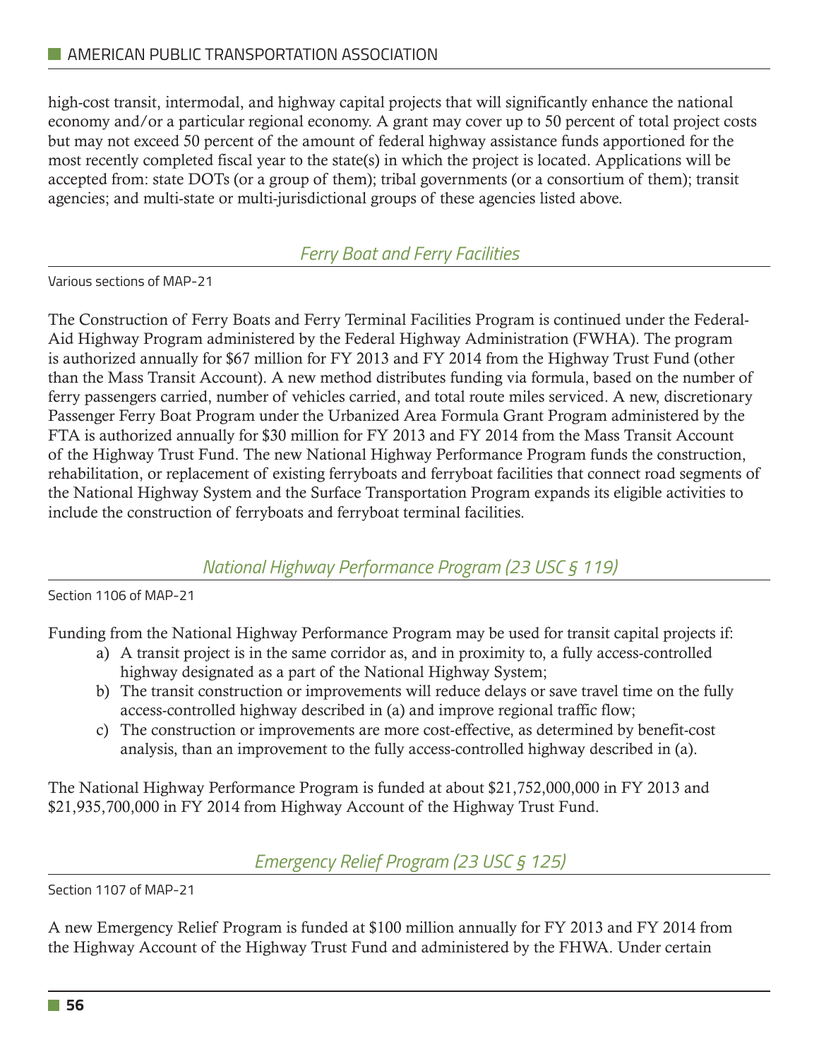high-cost transit, intermodal, and highway capital projects that will significantly enhance the national economy and/or a particular regional economy. A grant may cover up to 50 percent of total project costs but may not exceed 50 percent of the amount of federal highway assistance funds apportioned for the most recently completed fiscal year to the state(s) in which the project is located. Applications will be accepted from: state DOTs (or a group of them); tribal governments (or a consortium of them); transit agencies; and multi-state or multi-jurisdictional groups of these agencies listed above.

## *Ferry Boat and Ferry Facilities*

Various sections of MAP-21

The Construction of Ferry Boats and Ferry Terminal Facilities Program is continued under the Federal-Aid Highway Program administered by the Federal Highway Administration (FWHA). The program is authorized annually for $67 million for FY 2013 and FY 2014 from the Highway Trust Fund (other than the Mass Transit Account). A new method distributes funding via formula, based on the number of ferry passengers carried, number of vehicles carried, and total route miles serviced. A new, discretionary Passenger Ferry Boat Program under the Urbanized Area Formula Grant Program administered by the FTA is authorized annually for $30 million for FY 2013 and FY 2014 from the Mass Transit Account of the Highway Trust Fund. The new National Highway Performance Program funds the construction, rehabilitation, or replacement of existing ferryboats and ferryboat facilities that connect road segments of the National Highway System and the Surface Transportation Program expands its eligible activities to include the construction of ferryboats and ferryboat terminal facilities.

## *National Highway Performance Program (23 USC § 119)*

Section 1106 of MAP-21

Funding from the National Highway Performance Program may be used for transit capital projects if:

a) A transit project is in the same corridor as, and in proximity to, a fully access-controlled highway designated as a part of the National Highway System;
b) The transit construction or improvements will reduce delays or save travel time on the fully access-controlled highway described in (a) and improve regional traffic flow;
c) The construction or improvements are more cost-effective, as determined by benefit-cost analysis, than an improvement to the fully access-controlled highway described in (a).

The National Highway Performance Program is funded at about $21,752,000,000 in FY 2013 and $21,935,700,000 in FY 2014 from Highway Account of the Highway Trust Fund.

## *Emergency Relief Program (23 USC § 125)*

Section 1107 of MAP-21

A new Emergency Relief Program is funded at $100 million annually for FY 2013 and FY 2014 from the Highway Account of the Highway Trust Fund and administered by the FHWA. Under certain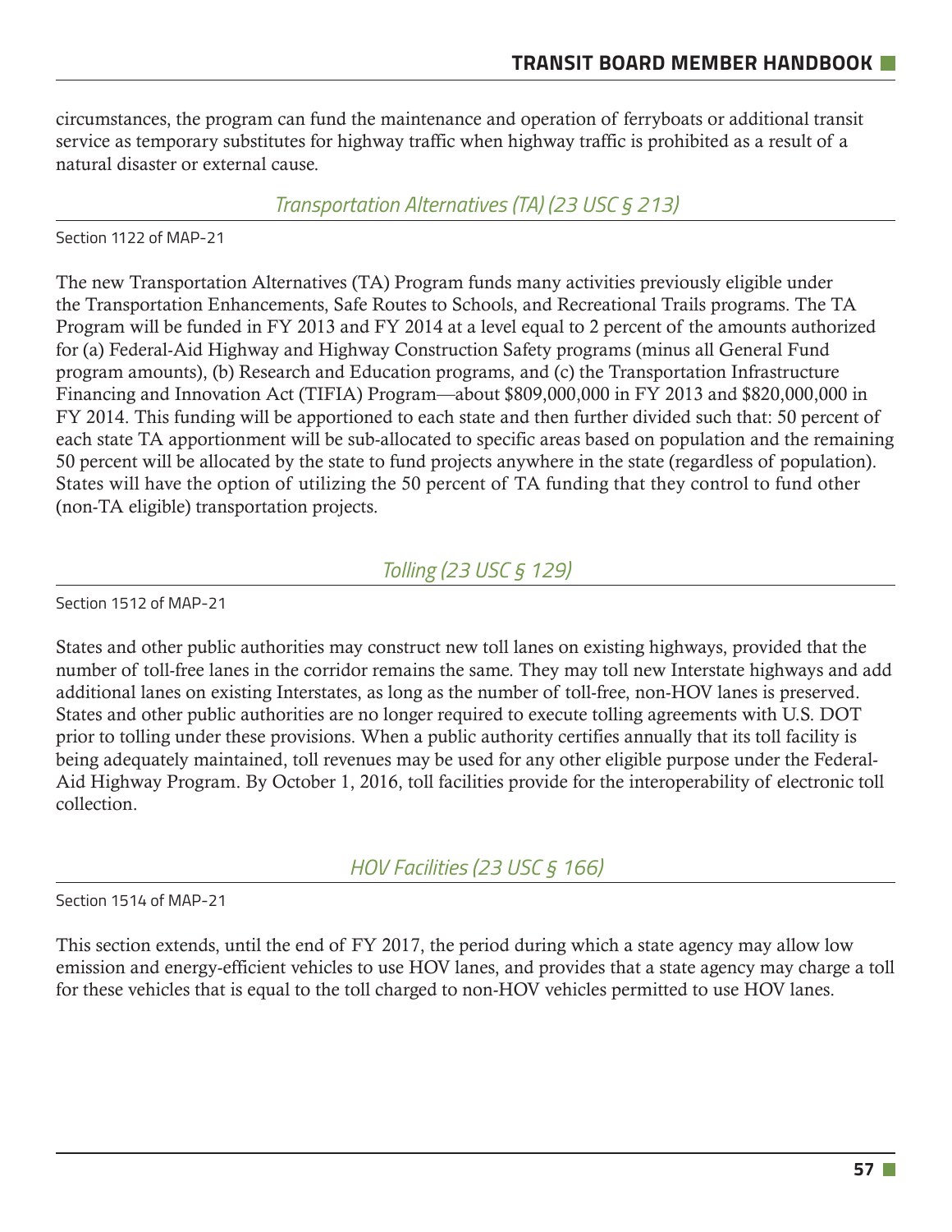circumstances, the program can fund the maintenance and operation of ferryboats or additional transit service as temporary substitutes for highway traffic when highway traffic is prohibited as a result of a natural disaster or external cause.

### *Transportation Alternatives (TA) (23 USC § 213)*

Section 1122 of MAP-21

The new Transportation Alternatives (TA) Program funds many activities previously eligible under the Transportation Enhancements, Safe Routes to Schools, and Recreational Trails programs. The TA Program will be funded in FY 2013 and FY 2014 at a level equal to 2 percent of the amounts authorized for (a) Federal-Aid Highway and Highway Construction Safety programs (minus all General Fund program amounts), (b) Research and Education programs, and (c) the Transportation Infrastructure Financing and Innovation Act (TIFIA) Program—about $809,000,000 in FY 2013 and $820,000,000 in FY 2014. This funding will be apportioned to each state and then further divided such that: 50 percent of each state TA apportionment will be sub-allocated to specific areas based on population and the remaining 50 percent will be allocated by the state to fund projects anywhere in the state (regardless of population). States will have the option of utilizing the 50 percent of TA funding that they control to fund other (non-TA eligible) transportation projects.

### *Tolling (23 USC § 129)*

Section 1512 of MAP-21

States and other public authorities may construct new toll lanes on existing highways, provided that the number of toll-free lanes in the corridor remains the same. They may toll new Interstate highways and add additional lanes on existing Interstates, as long as the number of toll-free, non-HOV lanes is preserved. States and other public authorities are no longer required to execute tolling agreements with U.S. DOT prior to tolling under these provisions. When a public authority certifies annually that its toll facility is being adequately maintained, toll revenues may be used for any other eligible purpose under the Federal-Aid Highway Program. By October 1, 2016, toll facilities provide for the interoperability of electronic toll collection.

### *HOV Facilities (23 USC § 166)*

Section 1514 of MAP-21

This section extends, until the end of FY 2017, the period during which a state agency may allow low emission and energy-efficient vehicles to use HOV lanes, and provides that a state agency may charge a toll for these vehicles that is equal to the toll charged to non-HOV vehicles permitted to use HOV lanes.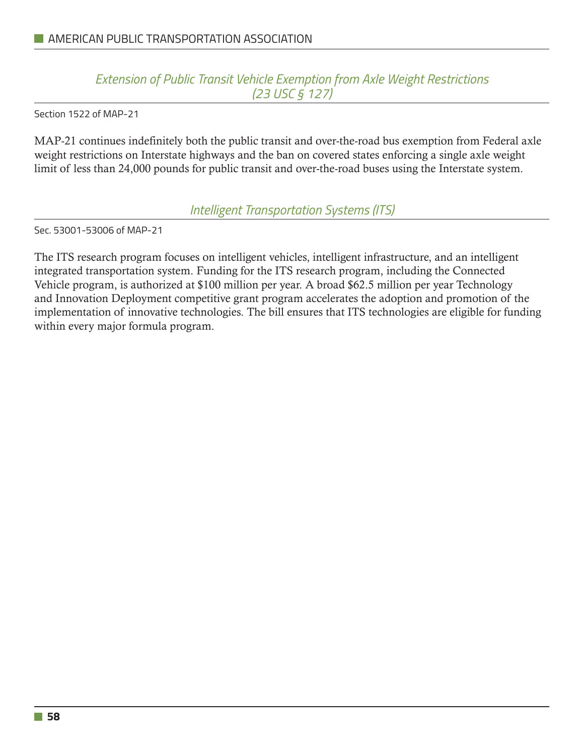## *Extension of Public Transit Vehicle Exemption from Axle Weight Restrictions (23 USC § 127)*

Section 1522 of MAP-21

MAP-21 continues indefinitely both the public transit and over-the-road bus exemption from Federal axle weight restrictions on Interstate highways and the ban on covered states enforcing a single axle weight limit of less than 24,000 pounds for public transit and over-the-road buses using the Interstate system.

## *Intelligent Transportation Systems (ITS)*

Sec. 53001-53006 of MAP-21

The ITS research program focuses on intelligent vehicles, intelligent infrastructure, and an intelligent integrated transportation system. Funding for the ITS research program, including the Connected Vehicle program, is authorized at $100 million per year. A broad $62.5 million per year Technology and Innovation Deployment competitive grant program accelerates the adoption and promotion of the implementation of innovative technologies. The bill ensures that ITS technologies are eligible for funding within every major formula program.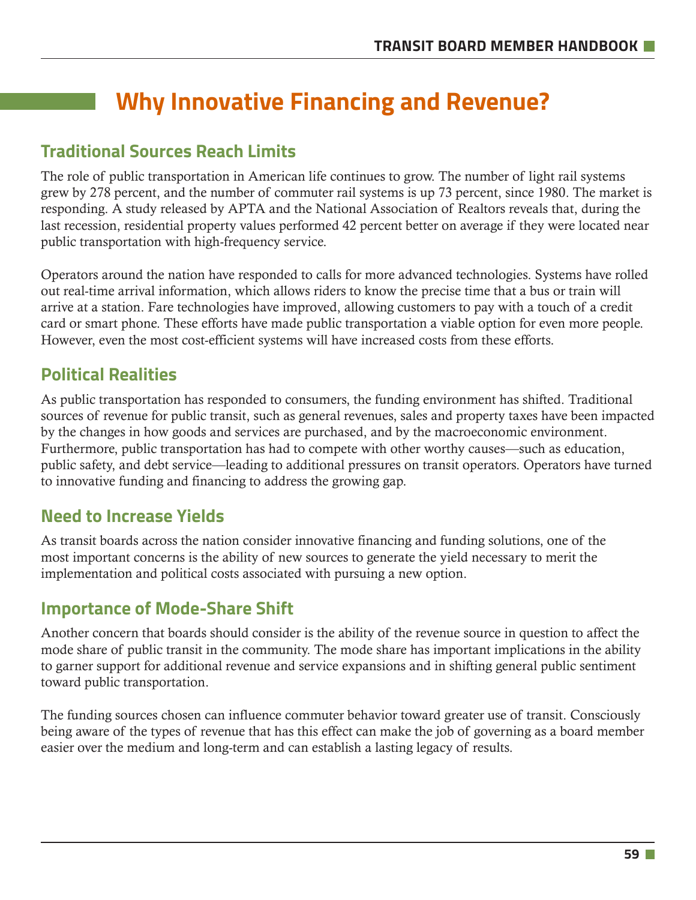# Why Innovative Financing and Revenue?

## Traditional Sources Reach Limits

The role of public transportation in American life continues to grow. The number of light rail systems grew by 278 percent, and the number of commuter rail systems is up 73 percent, since 1980. The market is responding. A study released by APTA and the National Association of Realtors reveals that, during the last recession, residential property values performed 42 percent better on average if they were located near public transportation with high-frequency service.

Operators around the nation have responded to calls for more advanced technologies. Systems have rolled out real-time arrival information, which allows riders to know the precise time that a bus or train will arrive at a station. Fare technologies have improved, allowing customers to pay with a touch of a credit card or smart phone. These efforts have made public transportation a viable option for even more people. However, even the most cost-efficient systems will have increased costs from these efforts.

## Political Realities

As public transportation has responded to consumers, the funding environment has shifted. Traditional sources of revenue for public transit, such as general revenues, sales and property taxes have been impacted by the changes in how goods and services are purchased, and by the macroeconomic environment. Furthermore, public transportation has had to compete with other worthy causes—such as education, public safety, and debt service—leading to additional pressures on transit operators. Operators have turned to innovative funding and financing to address the growing gap.

## Need to Increase Yields

As transit boards across the nation consider innovative financing and funding solutions, one of the most important concerns is the ability of new sources to generate the yield necessary to merit the implementation and political costs associated with pursuing a new option.

## Importance of Mode-Share Shift

Another concern that boards should consider is the ability of the revenue source in question to affect the mode share of public transit in the community. The mode share has important implications in the ability to garner support for additional revenue and service expansions and in shifting general public sentiment toward public transportation.

The funding sources chosen can influence commuter behavior toward greater use of transit. Consciously being aware of the types of revenue that has this effect can make the job of governing as a board member easier over the medium and long-term and can establish a lasting legacy of results.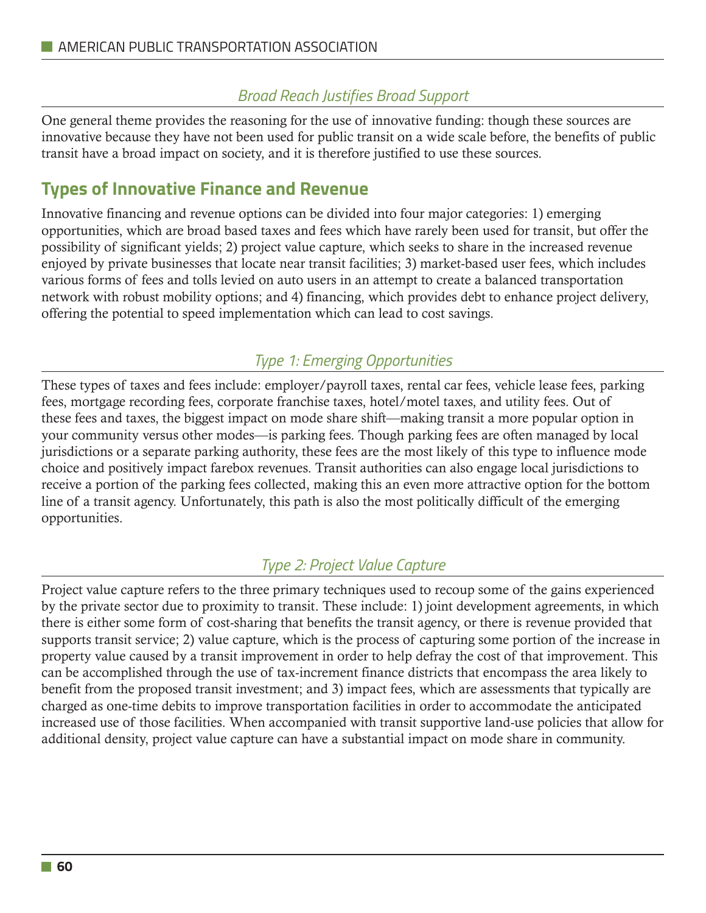### *Broad Reach Justifies Broad Support*

One general theme provides the reasoning for the use of innovative funding: though these sources are innovative because they have not been used for public transit on a wide scale before, the benefits of public transit have a broad impact on society, and it is therefore justified to use these sources.

## Types of Innovative Finance and Revenue

Innovative financing and revenue options can be divided into four major categories: 1) emerging opportunities, which are broad based taxes and fees which have rarely been used for transit, but offer the possibility of significant yields; 2) project value capture, which seeks to share in the increased revenue enjoyed by private businesses that locate near transit facilities; 3) market-based user fees, which includes various forms of fees and tolls levied on auto users in an attempt to create a balanced transportation network with robust mobility options; and 4) financing, which provides debt to enhance project delivery, offering the potential to speed implementation which can lead to cost savings.

### *Type 1: Emerging Opportunities*

These types of taxes and fees include: employer/payroll taxes, rental car fees, vehicle lease fees, parking fees, mortgage recording fees, corporate franchise taxes, hotel/motel taxes, and utility fees. Out of these fees and taxes, the biggest impact on mode share shift—making transit a more popular option in your community versus other modes—is parking fees. Though parking fees are often managed by local jurisdictions or a separate parking authority, these fees are the most likely of this type to influence mode choice and positively impact farebox revenues. Transit authorities can also engage local jurisdictions to receive a portion of the parking fees collected, making this an even more attractive option for the bottom line of a transit agency. Unfortunately, this path is also the most politically difficult of the emerging opportunities.

### *Type 2: Project Value Capture*

Project value capture refers to the three primary techniques used to recoup some of the gains experienced by the private sector due to proximity to transit. These include: 1) joint development agreements, in which there is either some form of cost-sharing that benefits the transit agency, or there is revenue provided that supports transit service; 2) value capture, which is the process of capturing some portion of the increase in property value caused by a transit improvement in order to help defray the cost of that improvement. This can be accomplished through the use of tax-increment finance districts that encompass the area likely to benefit from the proposed transit investment; and 3) impact fees, which are assessments that typically are charged as one-time debits to improve transportation facilities in order to accommodate the anticipated increased use of those facilities. When accompanied with transit supportive land-use policies that allow for additional density, project value capture can have a substantial impact on mode share in community.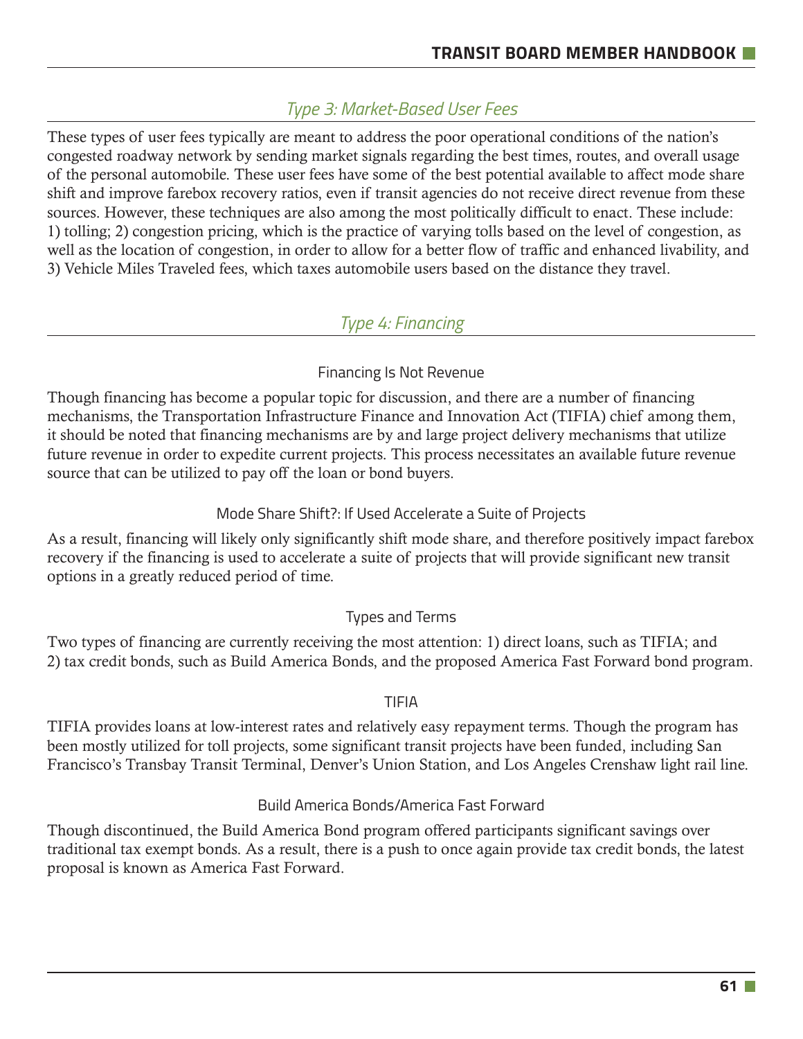## *Type 3: Market-Based User Fees*

These types of user fees typically are meant to address the poor operational conditions of the nation's congested roadway network by sending market signals regarding the best times, routes, and overall usage of the personal automobile. These user fees have some of the best potential available to affect mode share shift and improve farebox recovery ratios, even if transit agencies do not receive direct revenue from these sources. However, these techniques are also among the most politically difficult to enact. These include: 1) tolling; 2) congestion pricing, which is the practice of varying tolls based on the level of congestion, as well as the location of congestion, in order to allow for a better flow of traffic and enhanced livability, and 3) Vehicle Miles Traveled fees, which taxes automobile users based on the distance they travel.

## *Type 4: Financing*

### Financing Is Not Revenue

Though financing has become a popular topic for discussion, and there are a number of financing mechanisms, the Transportation Infrastructure Finance and Innovation Act (TIFIA) chief among them, it should be noted that financing mechanisms are by and large project delivery mechanisms that utilize future revenue in order to expedite current projects. This process necessitates an available future revenue source that can be utilized to pay off the loan or bond buyers.

### Mode Share Shift?: If Used Accelerate a Suite of Projects

As a result, financing will likely only significantly shift mode share, and therefore positively impact farebox recovery if the financing is used to accelerate a suite of projects that will provide significant new transit options in a greatly reduced period of time.

### Types and Terms

Two types of financing are currently receiving the most attention: 1) direct loans, such as TIFIA; and 2) tax credit bonds, such as Build America Bonds, and the proposed America Fast Forward bond program.

### TIFIA

TIFIA provides loans at low-interest rates and relatively easy repayment terms. Though the program has been mostly utilized for toll projects, some significant transit projects have been funded, including San Francisco's Transbay Transit Terminal, Denver's Union Station, and Los Angeles Crenshaw light rail line.

### Build America Bonds/America Fast Forward

Though discontinued, the Build America Bond program offered participants significant savings over traditional tax exempt bonds. As a result, there is a push to once again provide tax credit bonds, the latest proposal is known as America Fast Forward.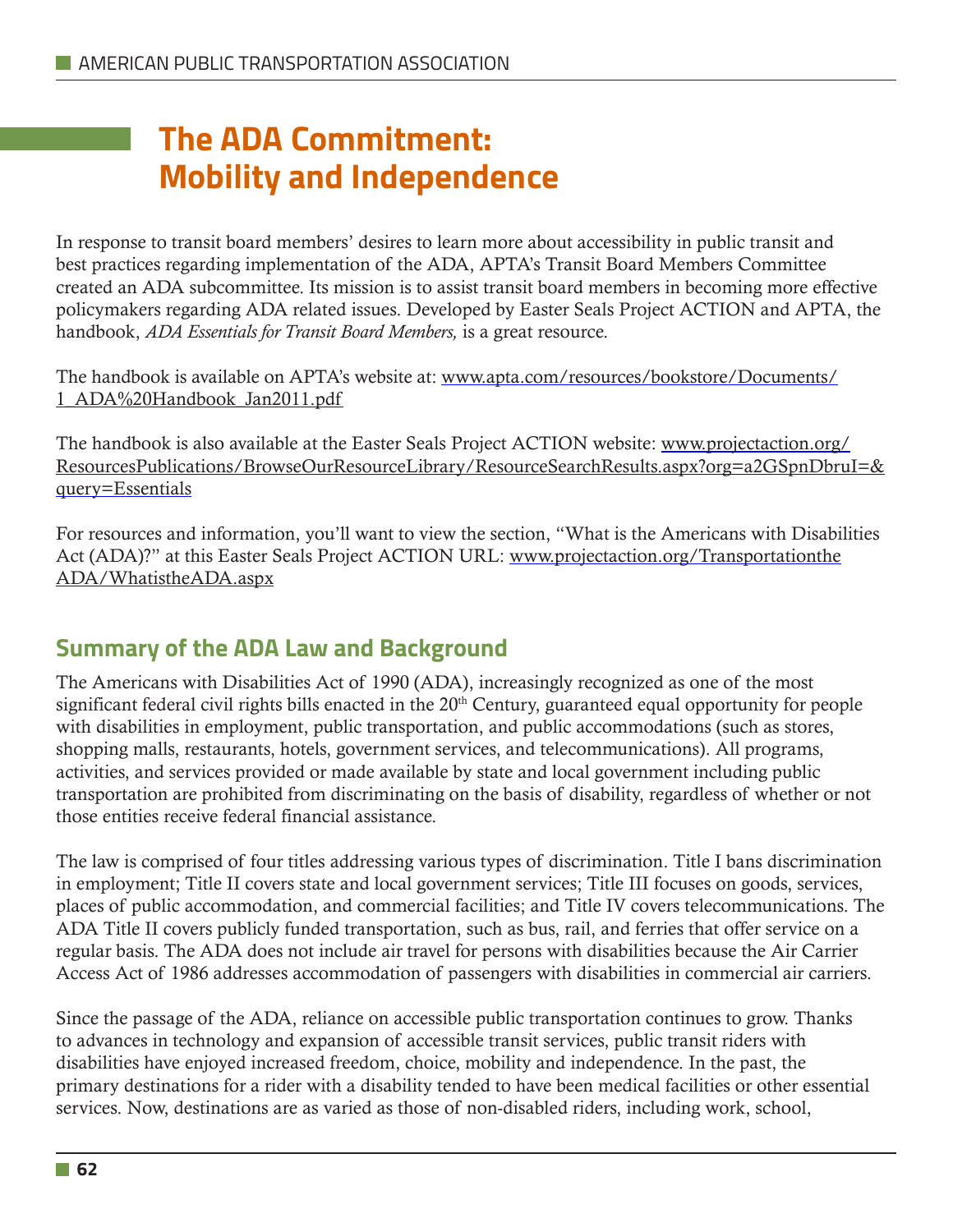# The ADA Commitment: Mobility and Independence

In response to transit board members' desires to learn more about accessibility in public transit and best practices regarding implementation of the ADA, APTA's Transit Board Members Committee created an ADA subcommittee. Its mission is to assist transit board members in becoming more effective policymakers regarding ADA related issues. Developed by Easter Seals Project ACTION and APTA, the handbook, *ADA Essentials for Transit Board Members,* is a great resource.

The handbook is available on APTA's website at: www.apta.com/resources/bookstore/Documents/1_ADA%20Handbook_Jan2011.pdf

The handbook is also available at the Easter Seals Project ACTION website: www.projectaction.org/ResourcesPublications/BrowseOurResourceLibrary/ResourceSearchResults.aspx?org=a2GSpnDbruI=&query=Essentials

For resources and information, you'll want to view the section, "What is the Americans with Disabilities Act (ADA)?" at this Easter Seals Project ACTION URL: www.projectaction.org/TransportationtheADA/WhatistheADA.aspx

## Summary of the ADA Law and Background

The Americans with Disabilities Act of 1990 (ADA), increasingly recognized as one of the most significant federal civil rights bills enacted in the 20th Century, guaranteed equal opportunity for people with disabilities in employment, public transportation, and public accommodations (such as stores, shopping malls, restaurants, hotels, government services, and telecommunications). All programs, activities, and services provided or made available by state and local government including public transportation are prohibited from discriminating on the basis of disability, regardless of whether or not those entities receive federal financial assistance.

The law is comprised of four titles addressing various types of discrimination. Title I bans discrimination in employment; Title II covers state and local government services; Title III focuses on goods, services, places of public accommodation, and commercial facilities; and Title IV covers telecommunications. The ADA Title II covers publicly funded transportation, such as bus, rail, and ferries that offer service on a regular basis. The ADA does not include air travel for persons with disabilities because the Air Carrier Access Act of 1986 addresses accommodation of passengers with disabilities in commercial air carriers.

Since the passage of the ADA, reliance on accessible public transportation continues to grow. Thanks to advances in technology and expansion of accessible transit services, public transit riders with disabilities have enjoyed increased freedom, choice, mobility and independence. In the past, the primary destinations for a rider with a disability tended to have been medical facilities or other essential services. Now, destinations are as varied as those of non-disabled riders, including work, school,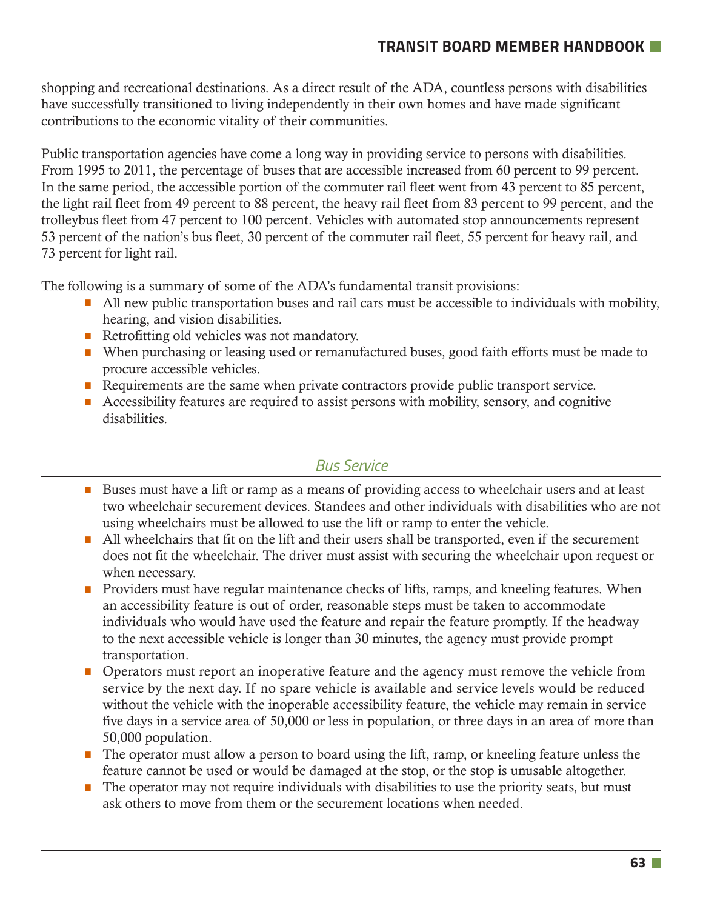shopping and recreational destinations. As a direct result of the ADA, countless persons with disabilities have successfully transitioned to living independently in their own homes and have made significant contributions to the economic vitality of their communities.

Public transportation agencies have come a long way in providing service to persons with disabilities. From 1995 to 2011, the percentage of buses that are accessible increased from 60 percent to 99 percent. In the same period, the accessible portion of the commuter rail fleet went from 43 percent to 85 percent, the light rail fleet from 49 percent to 88 percent, the heavy rail fleet from 83 percent to 99 percent, and the trolleybus fleet from 47 percent to 100 percent. Vehicles with automated stop announcements represent 53 percent of the nation's bus fleet, 30 percent of the commuter rail fleet, 55 percent for heavy rail, and 73 percent for light rail.

The following is a summary of some of the ADA's fundamental transit provisions:

- All new public transportation buses and rail cars must be accessible to individuals with mobility, hearing, and vision disabilities.
- Retrofitting old vehicles was not mandatory.
- When purchasing or leasing used or remanufactured buses, good faith efforts must be made to procure accessible vehicles.
- Requirements are the same when private contractors provide public transport service.
- Accessibility features are required to assist persons with mobility, sensory, and cognitive disabilities.

### *Bus Service*

- Buses must have a lift or ramp as a means of providing access to wheelchair users and at least two wheelchair securement devices. Standees and other individuals with disabilities who are not using wheelchairs must be allowed to use the lift or ramp to enter the vehicle.
- All wheelchairs that fit on the lift and their users shall be transported, even if the securement does not fit the wheelchair. The driver must assist with securing the wheelchair upon request or when necessary.
- Providers must have regular maintenance checks of lifts, ramps, and kneeling features. When an accessibility feature is out of order, reasonable steps must be taken to accommodate individuals who would have used the feature and repair the feature promptly. If the headway to the next accessible vehicle is longer than 30 minutes, the agency must provide prompt transportation.
- Operators must report an inoperative feature and the agency must remove the vehicle from service by the next day. If no spare vehicle is available and service levels would be reduced without the vehicle with the inoperable accessibility feature, the vehicle may remain in service five days in a service area of 50,000 or less in population, or three days in an area of more than 50,000 population.
- The operator must allow a person to board using the lift, ramp, or kneeling feature unless the feature cannot be used or would be damaged at the stop, or the stop is unusable altogether.
- The operator may not require individuals with disabilities to use the priority seats, but must ask others to move from them or the securement locations when needed.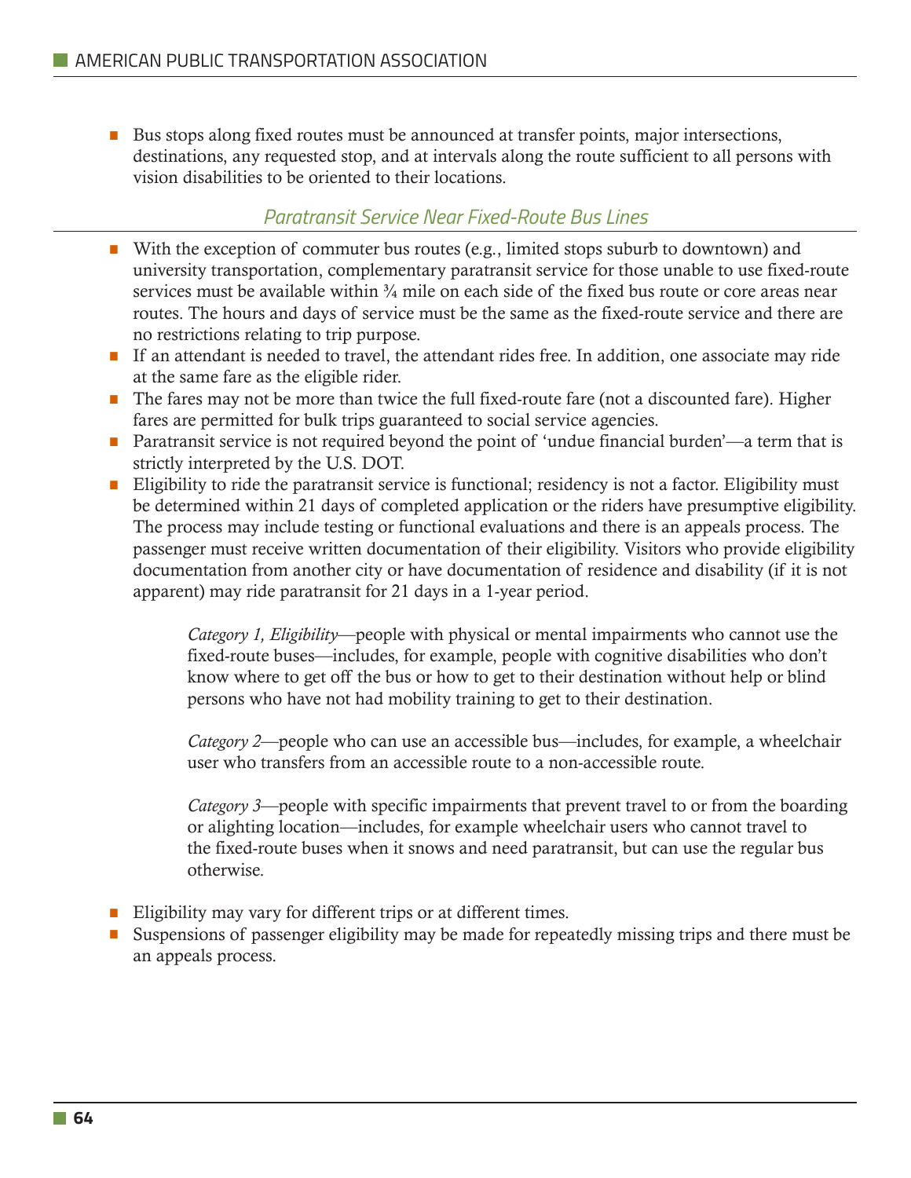- Bus stops along fixed routes must be announced at transfer points, major intersections, destinations, any requested stop, and at intervals along the route sufficient to all persons with vision disabilities to be oriented to their locations.

### *Paratransit Service Near Fixed-Route Bus Lines*

- With the exception of commuter bus routes (e.g., limited stops suburb to downtown) and university transportation, complementary paratransit service for those unable to use fixed-route services must be available within ¾ mile on each side of the fixed bus route or core areas near routes. The hours and days of service must be the same as the fixed-route service and there are no restrictions relating to trip purpose.
- If an attendant is needed to travel, the attendant rides free. In addition, one associate may ride at the same fare as the eligible rider.
- The fares may not be more than twice the full fixed-route fare (not a discounted fare). Higher fares are permitted for bulk trips guaranteed to social service agencies.
- Paratransit service is not required beyond the point of 'undue financial burden'—a term that is strictly interpreted by the U.S. DOT.
- Eligibility to ride the paratransit service is functional; residency is not a factor. Eligibility must be determined within 21 days of completed application or the riders have presumptive eligibility. The process may include testing or functional evaluations and there is an appeals process. The passenger must receive written documentation of their eligibility. Visitors who provide eligibility documentation from another city or have documentation of residence and disability (if it is not apparent) may ride paratransit for 21 days in a 1-year period.

  *Category 1, Eligibility*—people with physical or mental impairments who cannot use the fixed-route buses—includes, for example, people with cognitive disabilities who don't know where to get off the bus or how to get to their destination without help or blind persons who have not had mobility training to get to their destination.

  *Category 2*—people who can use an accessible bus—includes, for example, a wheelchair user who transfers from an accessible route to a non-accessible route.

  *Category 3*—people with specific impairments that prevent travel to or from the boarding or alighting location—includes, for example wheelchair users who cannot travel to the fixed-route buses when it snows and need paratransit, but can use the regular bus otherwise.

- Eligibility may vary for different trips or at different times.
- Suspensions of passenger eligibility may be made for repeatedly missing trips and there must be an appeals process.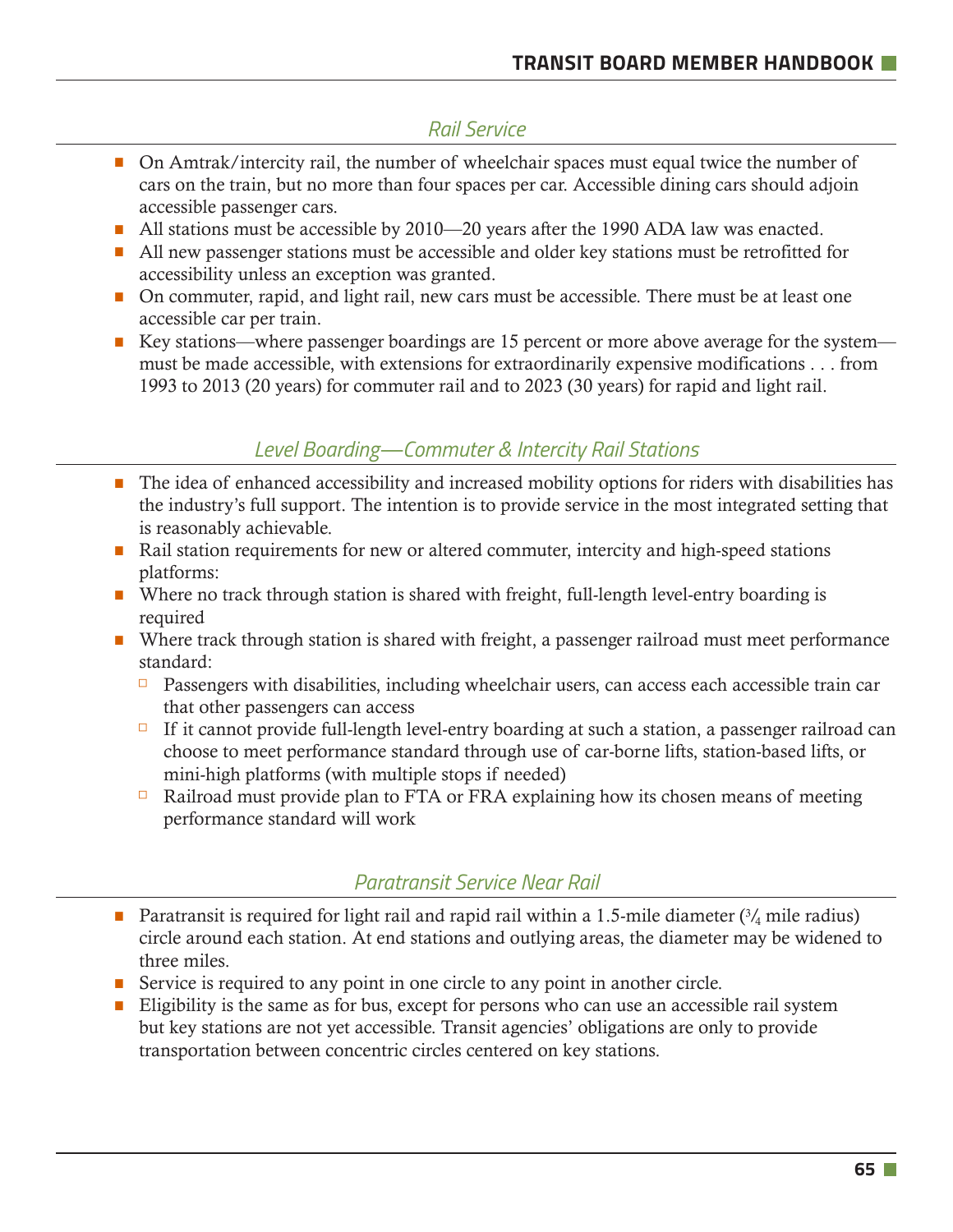### *Rail Service*

- On Amtrak/intercity rail, the number of wheelchair spaces must equal twice the number of cars on the train, but no more than four spaces per car. Accessible dining cars should adjoin accessible passenger cars.
- All stations must be accessible by 2010—20 years after the 1990 ADA law was enacted.
- All new passenger stations must be accessible and older key stations must be retrofitted for accessibility unless an exception was granted.
- On commuter, rapid, and light rail, new cars must be accessible. There must be at least one accessible car per train.
- Key stations—where passenger boardings are 15 percent or more above average for the system—must be made accessible, with extensions for extraordinarily expensive modifications . . . from 1993 to 2013 (20 years) for commuter rail and to 2023 (30 years) for rapid and light rail.

### *Level Boarding—Commuter & Intercity Rail Stations*

- The idea of enhanced accessibility and increased mobility options for riders with disabilities has the industry's full support. The intention is to provide service in the most integrated setting that is reasonably achievable.
- Rail station requirements for new or altered commuter, intercity and high-speed stations platforms:
- Where no track through station is shared with freight, full-length level-entry boarding is required
- Where track through station is shared with freight, a passenger railroad must meet performance standard:
  - Passengers with disabilities, including wheelchair users, can access each accessible train car that other passengers can access
  - If it cannot provide full-length level-entry boarding at such a station, a passenger railroad can choose to meet performance standard through use of car-borne lifts, station-based lifts, or mini-high platforms (with multiple stops if needed)
  - Railroad must provide plan to FTA or FRA explaining how its chosen means of meeting performance standard will work

### *Paratransit Service Near Rail*

- Paratransit is required for light rail and rapid rail within a 1.5-mile diameter (3/4 mile radius) circle around each station. At end stations and outlying areas, the diameter may be widened to three miles.
- Service is required to any point in one circle to any point in another circle.
- Eligibility is the same as for bus, except for persons who can use an accessible rail system but key stations are not yet accessible. Transit agencies' obligations are only to provide transportation between concentric circles centered on key stations.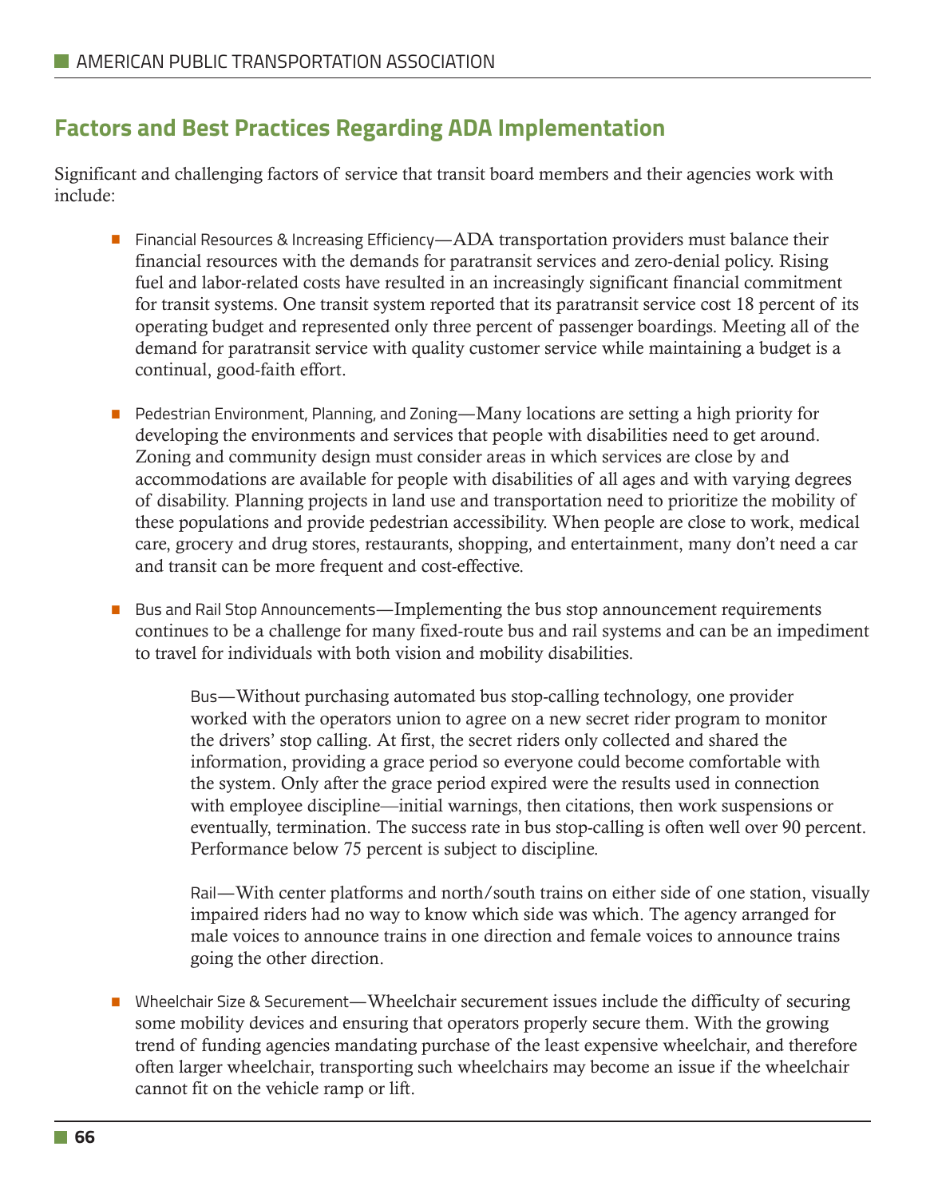## Factors and Best Practices Regarding ADA Implementation

Significant and challenging factors of service that transit board members and their agencies work with include:

- Financial Resources & Increasing Efficiency—ADA transportation providers must balance their financial resources with the demands for paratransit services and zero-denial policy. Rising fuel and labor-related costs have resulted in an increasingly significant financial commitment for transit systems. One transit system reported that its paratransit service cost 18 percent of its operating budget and represented only three percent of passenger boardings. Meeting all of the demand for paratransit service with quality customer service while maintaining a budget is a continual, good-faith effort.

- Pedestrian Environment, Planning, and Zoning—Many locations are setting a high priority for developing the environments and services that people with disabilities need to get around. Zoning and community design must consider areas in which services are close by and accommodations are available for people with disabilities of all ages and with varying degrees of disability. Planning projects in land use and transportation need to prioritize the mobility of these populations and provide pedestrian accessibility. When people are close to work, medical care, grocery and drug stores, restaurants, shopping, and entertainment, many don't need a car and transit can be more frequent and cost-effective.

- Bus and Rail Stop Announcements—Implementing the bus stop announcement requirements continues to be a challenge for many fixed-route bus and rail systems and can be an impediment to travel for individuals with both vision and mobility disabilities.

  Bus—Without purchasing automated bus stop-calling technology, one provider worked with the operators union to agree on a new secret rider program to monitor the drivers' stop calling. At first, the secret riders only collected and shared the information, providing a grace period so everyone could become comfortable with the system. Only after the grace period expired were the results used in connection with employee discipline—initial warnings, then citations, then work suspensions or eventually, termination. The success rate in bus stop-calling is often well over 90 percent. Performance below 75 percent is subject to discipline.

  Rail—With center platforms and north/south trains on either side of one station, visually impaired riders had no way to know which side was which. The agency arranged for male voices to announce trains in one direction and female voices to announce trains going the other direction.

- Wheelchair Size & Securement—Wheelchair securement issues include the difficulty of securing some mobility devices and ensuring that operators properly secure them. With the growing trend of funding agencies mandating purchase of the least expensive wheelchair, and therefore often larger wheelchair, transporting such wheelchairs may become an issue if the wheelchair cannot fit on the vehicle ramp or lift.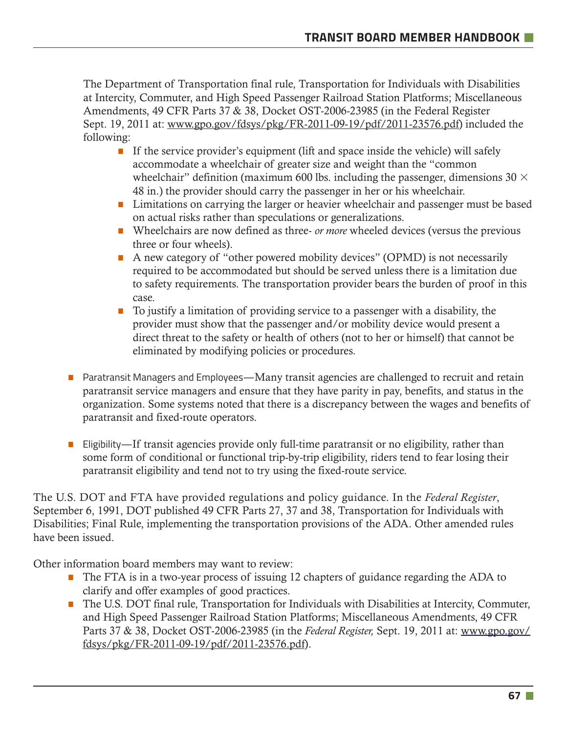The Department of Transportation final rule, Transportation for Individuals with Disabilities at Intercity, Commuter, and High Speed Passenger Railroad Station Platforms; Miscellaneous Amendments, 49 CFR Parts 37 & 38, Docket OST-2006-23985 (in the Federal Register Sept. 19, 2011 at: www.gpo.gov/fdsys/pkg/FR-2011-09-19/pdf/2011-23576.pdf) included the following:

- If the service provider's equipment (lift and space inside the vehicle) will safely accommodate a wheelchair of greater size and weight than the "common wheelchair" definition (maximum 600 lbs. including the passenger, dimensions 30 × 48 in.) the provider should carry the passenger in her or his wheelchair.
- Limitations on carrying the larger or heavier wheelchair and passenger must be based on actual risks rather than speculations or generalizations.
- Wheelchairs are now defined as three- *or more* wheeled devices (versus the previous three or four wheels).
- A new category of "other powered mobility devices" (OPMD) is not necessarily required to be accommodated but should be served unless there is a limitation due to safety requirements. The transportation provider bears the burden of proof in this case.
- To justify a limitation of providing service to a passenger with a disability, the provider must show that the passenger and/or mobility device would present a direct threat to the safety or health of others (not to her or himself) that cannot be eliminated by modifying policies or procedures.

- Paratransit Managers and Employees—Many transit agencies are challenged to recruit and retain paratransit service managers and ensure that they have parity in pay, benefits, and status in the organization. Some systems noted that there is a discrepancy between the wages and benefits of paratransit and fixed-route operators.

- Eligibility—If transit agencies provide only full-time paratransit or no eligibility, rather than some form of conditional or functional trip-by-trip eligibility, riders tend to fear losing their paratransit eligibility and tend not to try using the fixed-route service.

The U.S. DOT and FTA have provided regulations and policy guidance. In the *Federal Register*, September 6, 1991, DOT published 49 CFR Parts 27, 37 and 38, Transportation for Individuals with Disabilities; Final Rule, implementing the transportation provisions of the ADA. Other amended rules have been issued.

Other information board members may want to review:

- The FTA is in a two-year process of issuing 12 chapters of guidance regarding the ADA to clarify and offer examples of good practices.
- The U.S. DOT final rule, Transportation for Individuals with Disabilities at Intercity, Commuter, and High Speed Passenger Railroad Station Platforms; Miscellaneous Amendments, 49 CFR Parts 37 & 38, Docket OST-2006-23985 (in the *Federal Register,* Sept. 19, 2011 at: www.gpo.gov/fdsys/pkg/FR-2011-09-19/pdf/2011-23576.pdf).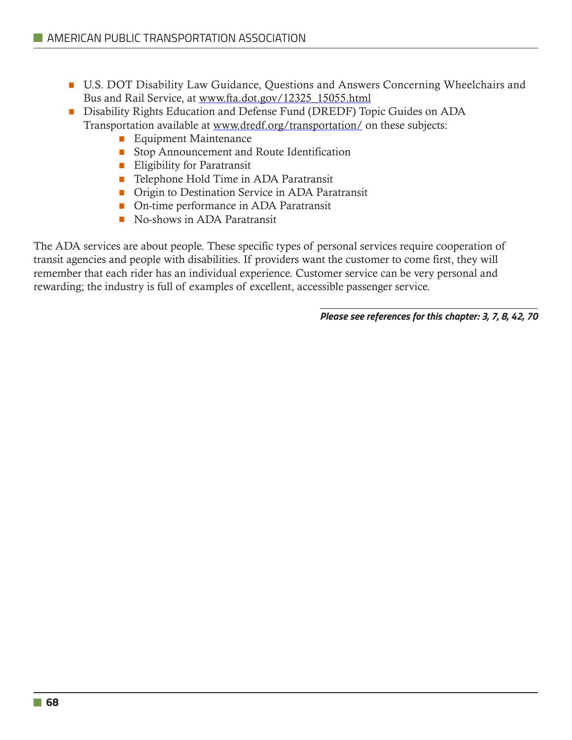- U.S. DOT Disability Law Guidance, Questions and Answers Concerning Wheelchairs and Bus and Rail Service, at www.fta.dot.gov/12325_15055.html
- Disability Rights Education and Defense Fund (DREDF) Topic Guides on ADA Transportation available at www.dredf.org/transportation/ on these subjects:
  - Equipment Maintenance
  - Stop Announcement and Route Identification
  - Eligibility for Paratransit
  - Telephone Hold Time in ADA Paratransit
  - Origin to Destination Service in ADA Paratransit
  - On-time performance in ADA Paratransit
  - No-shows in ADA Paratransit

The ADA services are about people. These specific types of personal services require cooperation of transit agencies and people with disabilities. If providers want the customer to come first, they will remember that each rider has an individual experience. Customer service can be very personal and rewarding; the industry is full of examples of excellent, accessible passenger service.

***Please see references for this chapter: 3, 7, 8, 42, 70***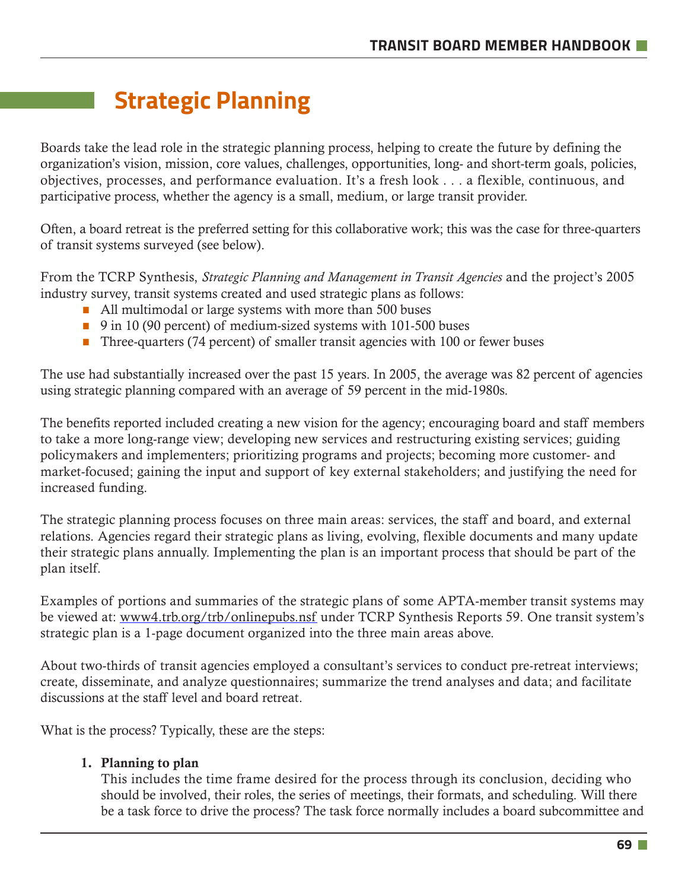# Strategic Planning

Boards take the lead role in the strategic planning process, helping to create the future by defining the organization's vision, mission, core values, challenges, opportunities, long- and short-term goals, policies, objectives, processes, and performance evaluation. It's a fresh look . . . a flexible, continuous, and participative process, whether the agency is a small, medium, or large transit provider.

Often, a board retreat is the preferred setting for this collaborative work; this was the case for three-quarters of transit systems surveyed (see below).

From the TCRP Synthesis, *Strategic Planning and Management in Transit Agencies* and the project's 2005 industry survey, transit systems created and used strategic plans as follows:

- All multimodal or large systems with more than 500 buses
- 9 in 10 (90 percent) of medium-sized systems with 101-500 buses
- Three-quarters (74 percent) of smaller transit agencies with 100 or fewer buses

The use had substantially increased over the past 15 years. In 2005, the average was 82 percent of agencies using strategic planning compared with an average of 59 percent in the mid-1980s.

The benefits reported included creating a new vision for the agency; encouraging board and staff members to take a more long-range view; developing new services and restructuring existing services; guiding policymakers and implementers; prioritizing programs and projects; becoming more customer- and market-focused; gaining the input and support of key external stakeholders; and justifying the need for increased funding.

The strategic planning process focuses on three main areas: services, the staff and board, and external relations. Agencies regard their strategic plans as living, evolving, flexible documents and many update their strategic plans annually. Implementing the plan is an important process that should be part of the plan itself.

Examples of portions and summaries of the strategic plans of some APTA-member transit systems may be viewed at: www4.trb.org/trb/onlinepubs.nsf under TCRP Synthesis Reports 59. One transit system's strategic plan is a 1-page document organized into the three main areas above.

About two-thirds of transit agencies employed a consultant's services to conduct pre-retreat interviews; create, disseminate, and analyze questionnaires; summarize the trend analyses and data; and facilitate discussions at the staff level and board retreat.

What is the process? Typically, these are the steps:

1. **Planning to plan**
   This includes the time frame desired for the process through its conclusion, deciding who should be involved, their roles, the series of meetings, their formats, and scheduling. Will there be a task force to drive the process? The task force normally includes a board subcommittee and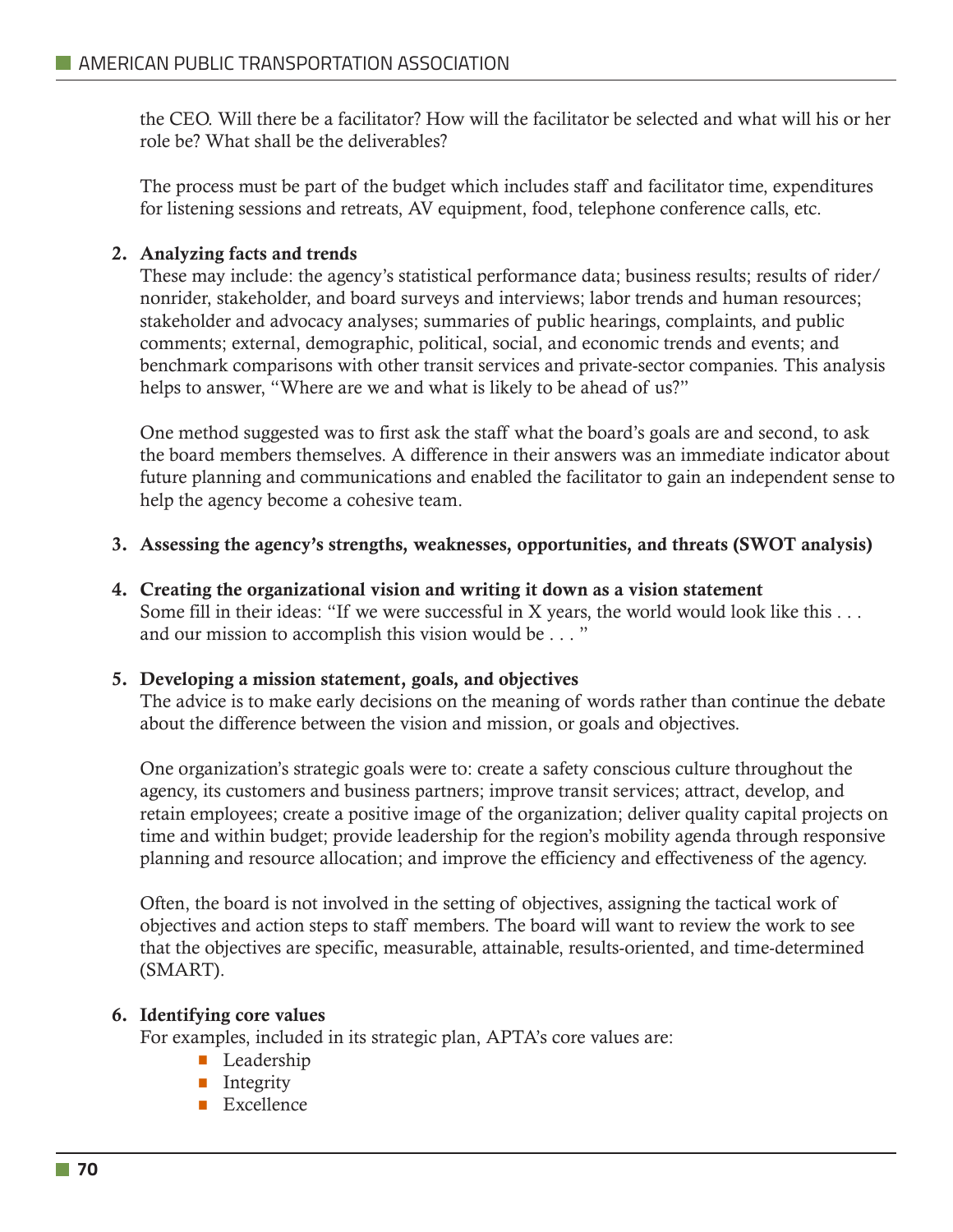the CEO. Will there be a facilitator? How will the facilitator be selected and what will his or her role be? What shall be the deliverables?

The process must be part of the budget which includes staff and facilitator time, expenditures for listening sessions and retreats, AV equipment, food, telephone conference calls, etc.

2. **Analyzing facts and trends**
   These may include: the agency's statistical performance data; business results; results of rider/nonrider, stakeholder, and board surveys and interviews; labor trends and human resources; stakeholder and advocacy analyses; summaries of public hearings, complaints, and public comments; external, demographic, political, social, and economic trends and events; and benchmark comparisons with other transit services and private-sector companies. This analysis helps to answer, "Where are we and what is likely to be ahead of us?"

   One method suggested was to first ask the staff what the board's goals are and second, to ask the board members themselves. A difference in their answers was an immediate indicator about future planning and communications and enabled the facilitator to gain an independent sense to help the agency become a cohesive team.

3. **Assessing the agency's strengths, weaknesses, opportunities, and threats (SWOT analysis)**

4. **Creating the organizational vision and writing it down as a vision statement**
   Some fill in their ideas: "If we were successful in X years, the world would look like this . . . and our mission to accomplish this vision would be . . . "

5. **Developing a mission statement, goals, and objectives**
   The advice is to make early decisions on the meaning of words rather than continue the debate about the difference between the vision and mission, or goals and objectives.

   One organization's strategic goals were to: create a safety conscious culture throughout the agency, its customers and business partners; improve transit services; attract, develop, and retain employees; create a positive image of the organization; deliver quality capital projects on time and within budget; provide leadership for the region's mobility agenda through responsive planning and resource allocation; and improve the efficiency and effectiveness of the agency.

   Often, the board is not involved in the setting of objectives, assigning the tactical work of objectives and action steps to staff members. The board will want to review the work to see that the objectives are specific, measurable, attainable, results-oriented, and time-determined (SMART).

6. **Identifying core values**
   For examples, included in its strategic plan, APTA's core values are:
   - Leadership
   - Integrity
   - Excellence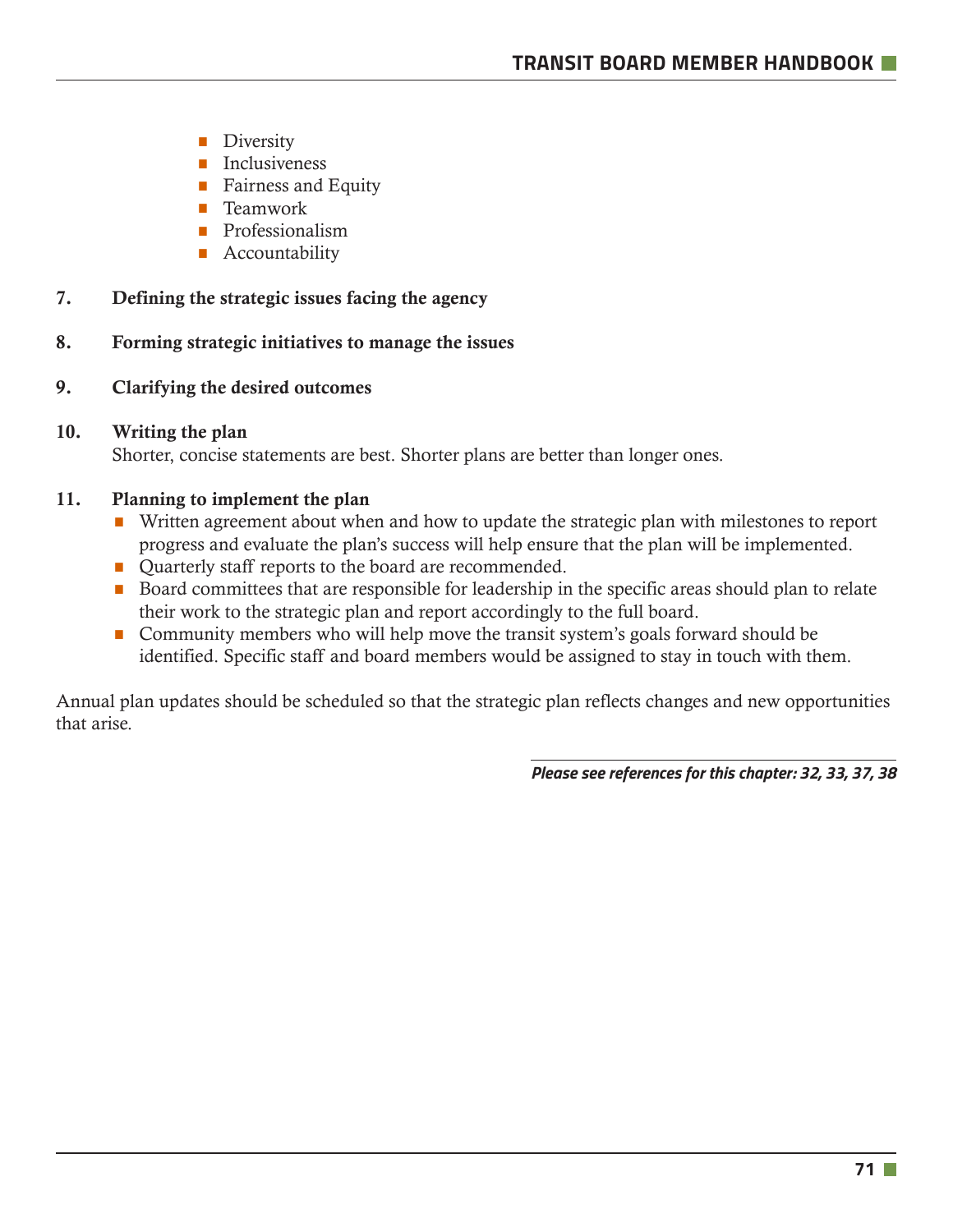- Diversity
- Inclusiveness
- Fairness and Equity
- Teamwork
- Professionalism
- Accountability

**7. Defining the strategic issues facing the agency**

**8. Forming strategic initiatives to manage the issues**

**9. Clarifying the desired outcomes**

**10. Writing the plan**

Shorter, concise statements are best. Shorter plans are better than longer ones.

**11. Planning to implement the plan**

- Written agreement about when and how to update the strategic plan with milestones to report progress and evaluate the plan's success will help ensure that the plan will be implemented.
- Quarterly staff reports to the board are recommended.
- Board committees that are responsible for leadership in the specific areas should plan to relate their work to the strategic plan and report accordingly to the full board.
- Community members who will help move the transit system's goals forward should be identified. Specific staff and board members would be assigned to stay in touch with them.

Annual plan updates should be scheduled so that the strategic plan reflects changes and new opportunities that arise.

***Please see references for this chapter: 32, 33, 37, 38***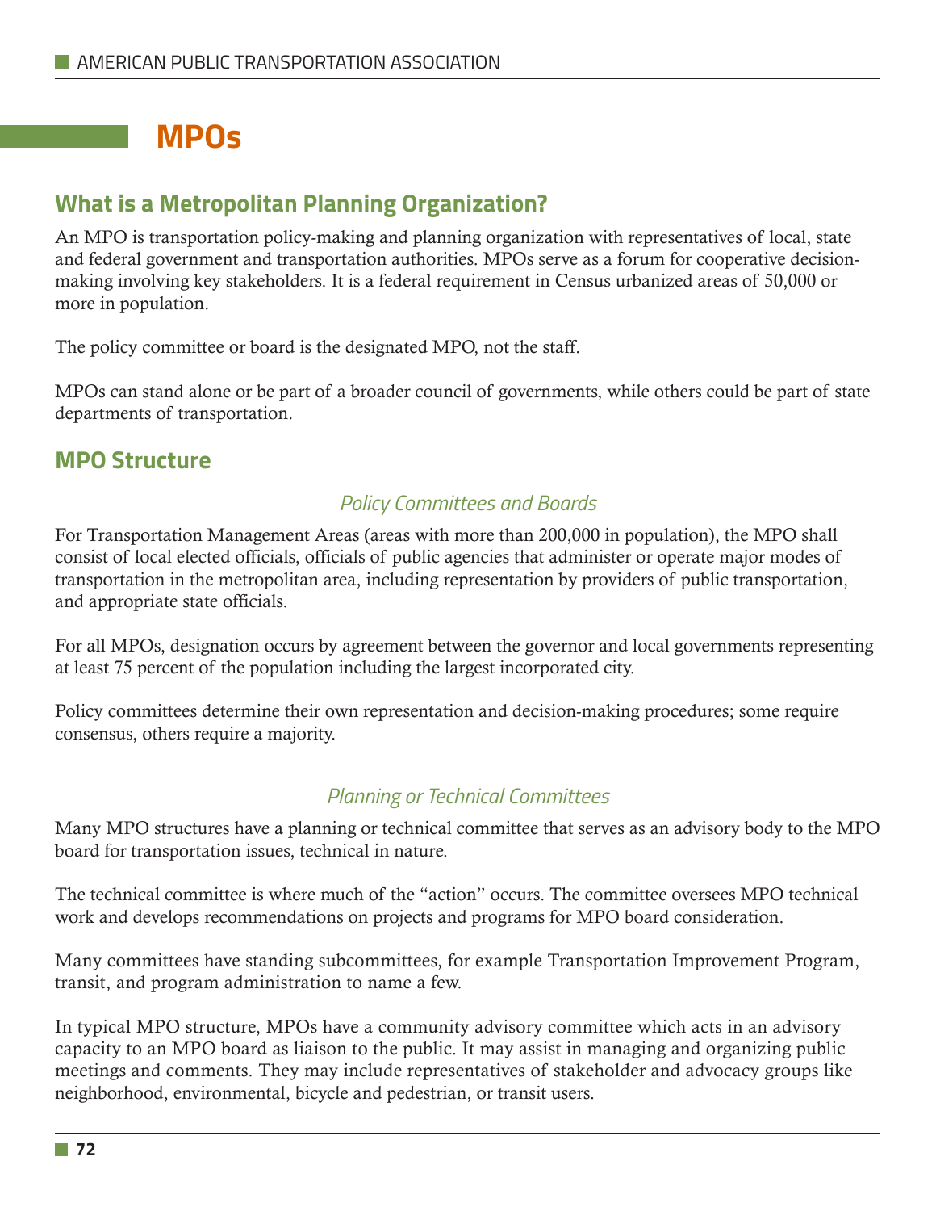# MPOs

## What is a Metropolitan Planning Organization?

An MPO is transportation policy-making and planning organization with representatives of local, state and federal government and transportation authorities. MPOs serve as a forum for cooperative decision-making involving key stakeholders. It is a federal requirement in Census urbanized areas of 50,000 or more in population.

The policy committee or board is the designated MPO, not the staff.

MPOs can stand alone or be part of a broader council of governments, while others could be part of state departments of transportation.

## MPO Structure

### *Policy Committees and Boards*

For Transportation Management Areas (areas with more than 200,000 in population), the MPO shall consist of local elected officials, officials of public agencies that administer or operate major modes of transportation in the metropolitan area, including representation by providers of public transportation, and appropriate state officials.

For all MPOs, designation occurs by agreement between the governor and local governments representing at least 75 percent of the population including the largest incorporated city.

Policy committees determine their own representation and decision-making procedures; some require consensus, others require a majority.

### *Planning or Technical Committees*

Many MPO structures have a planning or technical committee that serves as an advisory body to the MPO board for transportation issues, technical in nature.

The technical committee is where much of the "action" occurs. The committee oversees MPO technical work and develops recommendations on projects and programs for MPO board consideration.

Many committees have standing subcommittees, for example Transportation Improvement Program, transit, and program administration to name a few.

In typical MPO structure, MPOs have a community advisory committee which acts in an advisory capacity to an MPO board as liaison to the public. It may assist in managing and organizing public meetings and comments. They may include representatives of stakeholder and advocacy groups like neighborhood, environmental, bicycle and pedestrian, or transit users.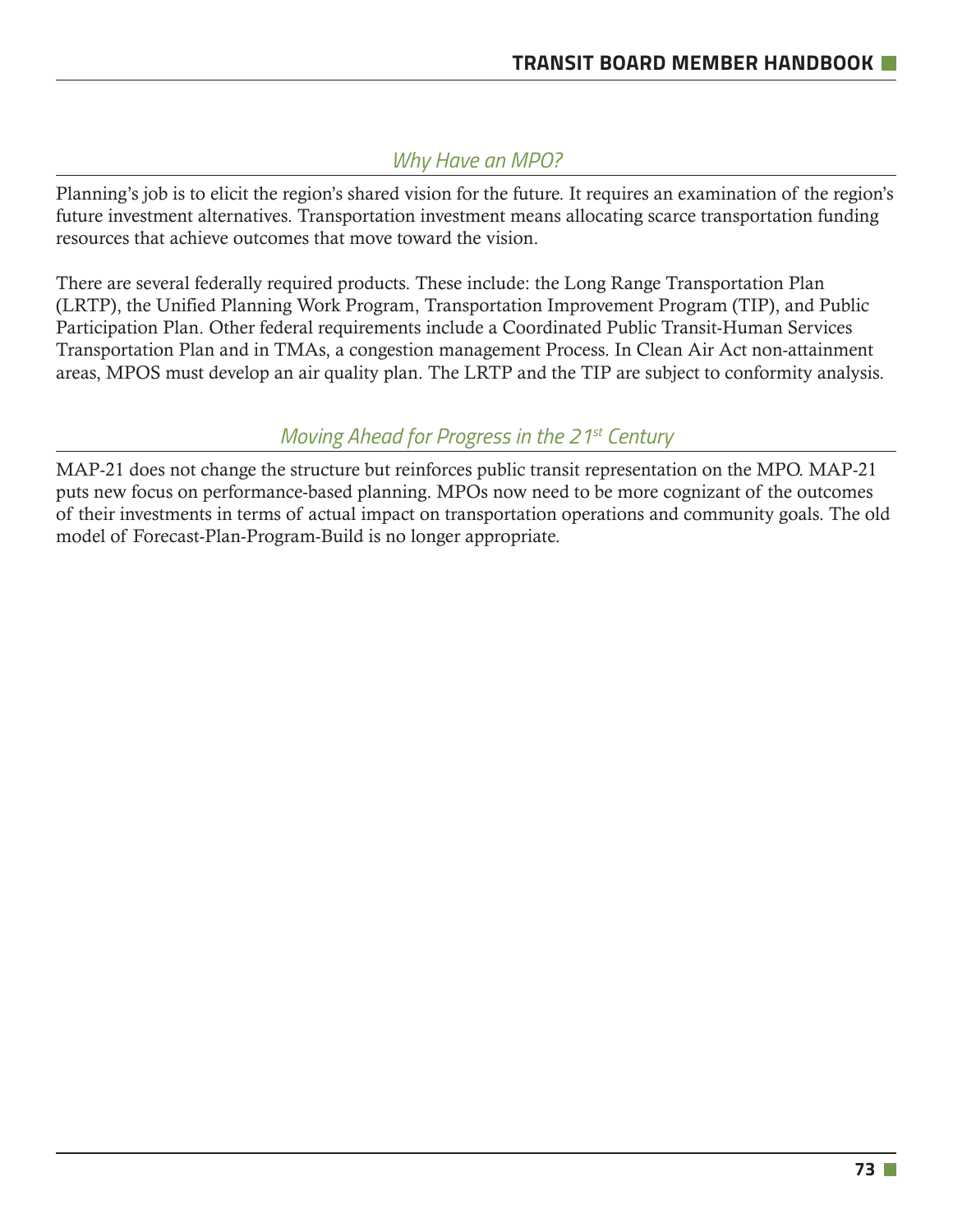### *Why Have an MPO?*

Planning's job is to elicit the region's shared vision for the future. It requires an examination of the region's future investment alternatives. Transportation investment means allocating scarce transportation funding resources that achieve outcomes that move toward the vision.

There are several federally required products. These include: the Long Range Transportation Plan (LRTP), the Unified Planning Work Program, Transportation Improvement Program (TIP), and Public Participation Plan. Other federal requirements include a Coordinated Public Transit-Human Services Transportation Plan and in TMAs, a congestion management Process. In Clean Air Act non-attainment areas, MPOS must develop an air quality plan. The LRTP and the TIP are subject to conformity analysis.

### *Moving Ahead for Progress in the 21st Century*

MAP-21 does not change the structure but reinforces public transit representation on the MPO. MAP-21 puts new focus on performance-based planning. MPOs now need to be more cognizant of the outcomes of their investments in terms of actual impact on transportation operations and community goals. The old model of Forecast-Plan-Program-Build is no longer appropriate.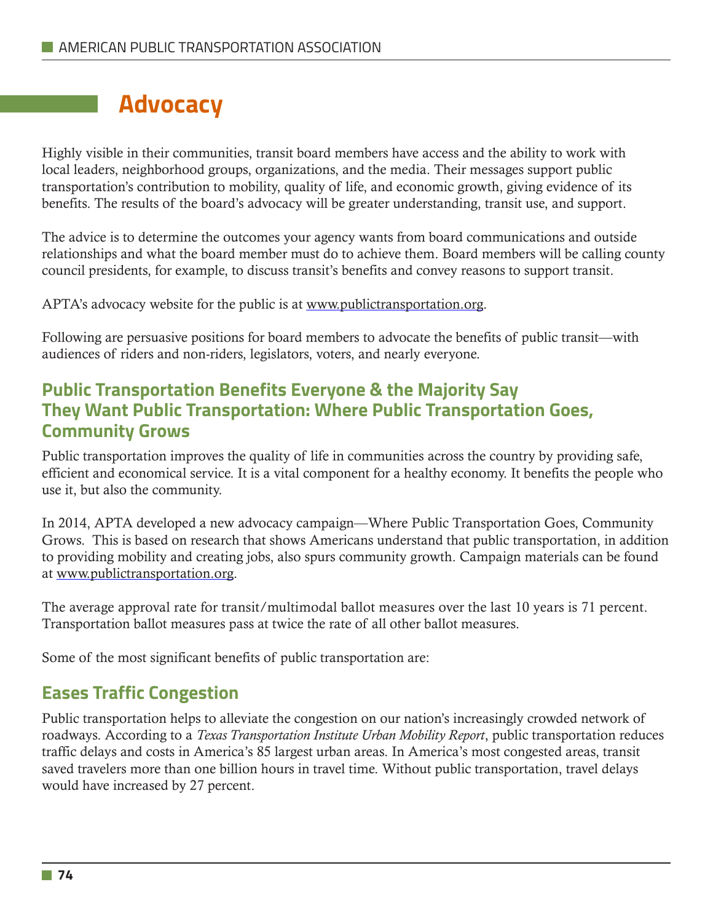# Advocacy

Highly visible in their communities, transit board members have access and the ability to work with local leaders, neighborhood groups, organizations, and the media. Their messages support public transportation's contribution to mobility, quality of life, and economic growth, giving evidence of its benefits. The results of the board's advocacy will be greater understanding, transit use, and support.

The advice is to determine the outcomes your agency wants from board communications and outside relationships and what the board member must do to achieve them. Board members will be calling county council presidents, for example, to discuss transit's benefits and convey reasons to support transit.

APTA's advocacy website for the public is at www.publictransportation.org.

Following are persuasive positions for board members to advocate the benefits of public transit—with audiences of riders and non-riders, legislators, voters, and nearly everyone.

## Public Transportation Benefits Everyone & the Majority Say They Want Public Transportation: Where Public Transportation Goes, Community Grows

Public transportation improves the quality of life in communities across the country by providing safe, efficient and economical service. It is a vital component for a healthy economy. It benefits the people who use it, but also the community.

In 2014, APTA developed a new advocacy campaign—Where Public Transportation Goes, Community Grows. This is based on research that shows Americans understand that public transportation, in addition to providing mobility and creating jobs, also spurs community growth. Campaign materials can be found at www.publictransportation.org.

The average approval rate for transit/multimodal ballot measures over the last 10 years is 71 percent. Transportation ballot measures pass at twice the rate of all other ballot measures.

Some of the most significant benefits of public transportation are:

## Eases Traffic Congestion

Public transportation helps to alleviate the congestion on our nation's increasingly crowded network of roadways. According to a *Texas Transportation Institute Urban Mobility Report*, public transportation reduces traffic delays and costs in America's 85 largest urban areas. In America's most congested areas, transit saved travelers more than one billion hours in travel time. Without public transportation, travel delays would have increased by 27 percent.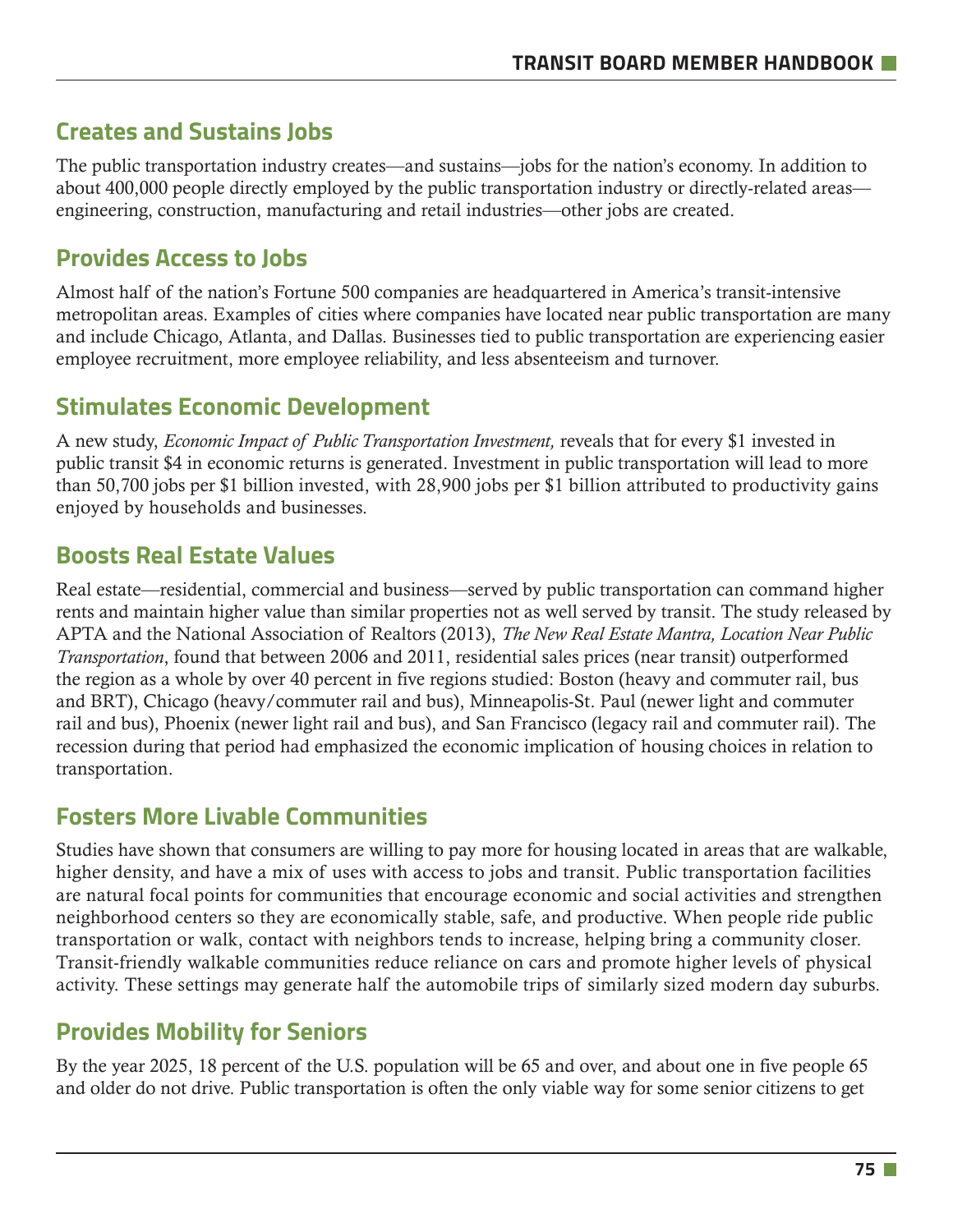## Creates and Sustains Jobs

The public transportation industry creates—and sustains—jobs for the nation's economy. In addition to about 400,000 people directly employed by the public transportation industry or directly-related areas—engineering, construction, manufacturing and retail industries—other jobs are created.

## Provides Access to Jobs

Almost half of the nation's Fortune 500 companies are headquartered in America's transit-intensive metropolitan areas. Examples of cities where companies have located near public transportation are many and include Chicago, Atlanta, and Dallas. Businesses tied to public transportation are experiencing easier employee recruitment, more employee reliability, and less absenteeism and turnover.

## Stimulates Economic Development

A new study, *Economic Impact of Public Transportation Investment,* reveals that for every $1 invested in public transit $4 in economic returns is generated. Investment in public transportation will lead to more than 50,700 jobs per $1 billion invested, with 28,900 jobs per $1 billion attributed to productivity gains enjoyed by households and businesses.

## Boosts Real Estate Values

Real estate—residential, commercial and business—served by public transportation can command higher rents and maintain higher value than similar properties not as well served by transit. The study released by APTA and the National Association of Realtors (2013), *The New Real Estate Mantra, Location Near Public Transportation*, found that between 2006 and 2011, residential sales prices (near transit) outperformed the region as a whole by over 40 percent in five regions studied: Boston (heavy and commuter rail, bus and BRT), Chicago (heavy/commuter rail and bus), Minneapolis-St. Paul (newer light and commuter rail and bus), Phoenix (newer light rail and bus), and San Francisco (legacy rail and commuter rail). The recession during that period had emphasized the economic implication of housing choices in relation to transportation.

## Fosters More Livable Communities

Studies have shown that consumers are willing to pay more for housing located in areas that are walkable, higher density, and have a mix of uses with access to jobs and transit. Public transportation facilities are natural focal points for communities that encourage economic and social activities and strengthen neighborhood centers so they are economically stable, safe, and productive. When people ride public transportation or walk, contact with neighbors tends to increase, helping bring a community closer. Transit-friendly walkable communities reduce reliance on cars and promote higher levels of physical activity. These settings may generate half the automobile trips of similarly sized modern day suburbs.

## Provides Mobility for Seniors

By the year 2025, 18 percent of the U.S. population will be 65 and over, and about one in five people 65 and older do not drive. Public transportation is often the only viable way for some senior citizens to get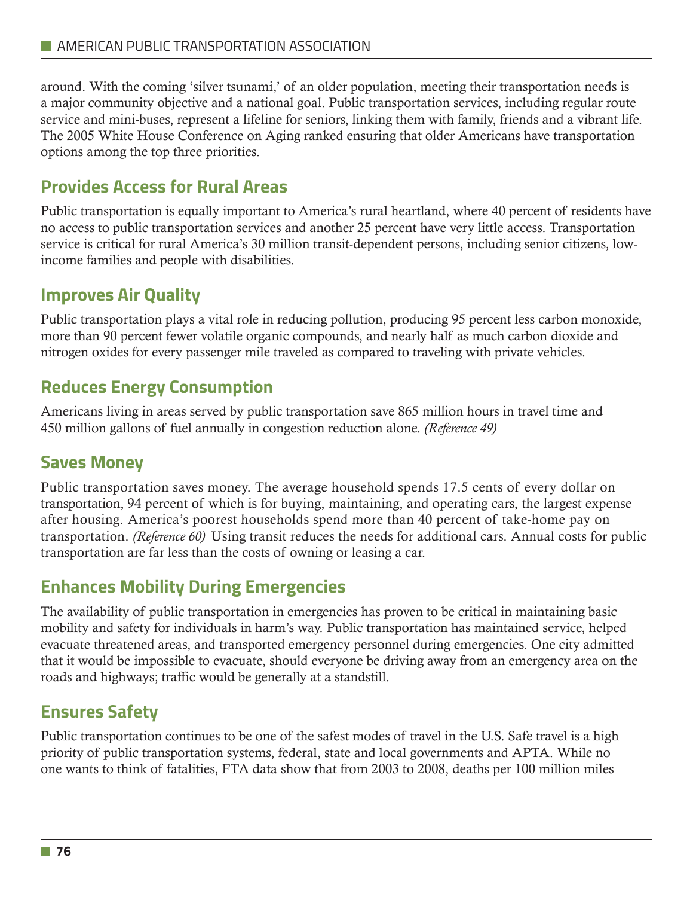around. With the coming 'silver tsunami,' of an older population, meeting their transportation needs is a major community objective and a national goal. Public transportation services, including regular route service and mini-buses, represent a lifeline for seniors, linking them with family, friends and a vibrant life. The 2005 White House Conference on Aging ranked ensuring that older Americans have transportation options among the top three priorities.

## Provides Access for Rural Areas

Public transportation is equally important to America's rural heartland, where 40 percent of residents have no access to public transportation services and another 25 percent have very little access. Transportation service is critical for rural America's 30 million transit-dependent persons, including senior citizens, low-income families and people with disabilities.

## Improves Air Quality

Public transportation plays a vital role in reducing pollution, producing 95 percent less carbon monoxide, more than 90 percent fewer volatile organic compounds, and nearly half as much carbon dioxide and nitrogen oxides for every passenger mile traveled as compared to traveling with private vehicles.

## Reduces Energy Consumption

Americans living in areas served by public transportation save 865 million hours in travel time and 450 million gallons of fuel annually in congestion reduction alone. *(Reference 49)*

## Saves Money

Public transportation saves money. The average household spends 17.5 cents of every dollar on transportation, 94 percent of which is for buying, maintaining, and operating cars, the largest expense after housing. America's poorest households spend more than 40 percent of take-home pay on transportation. *(Reference 60)* Using transit reduces the needs for additional cars. Annual costs for public transportation are far less than the costs of owning or leasing a car.

## Enhances Mobility During Emergencies

The availability of public transportation in emergencies has proven to be critical in maintaining basic mobility and safety for individuals in harm's way. Public transportation has maintained service, helped evacuate threatened areas, and transported emergency personnel during emergencies. One city admitted that it would be impossible to evacuate, should everyone be driving away from an emergency area on the roads and highways; traffic would be generally at a standstill.

## Ensures Safety

Public transportation continues to be one of the safest modes of travel in the U.S. Safe travel is a high priority of public transportation systems, federal, state and local governments and APTA. While no one wants to think of fatalities, FTA data show that from 2003 to 2008, deaths per 100 million miles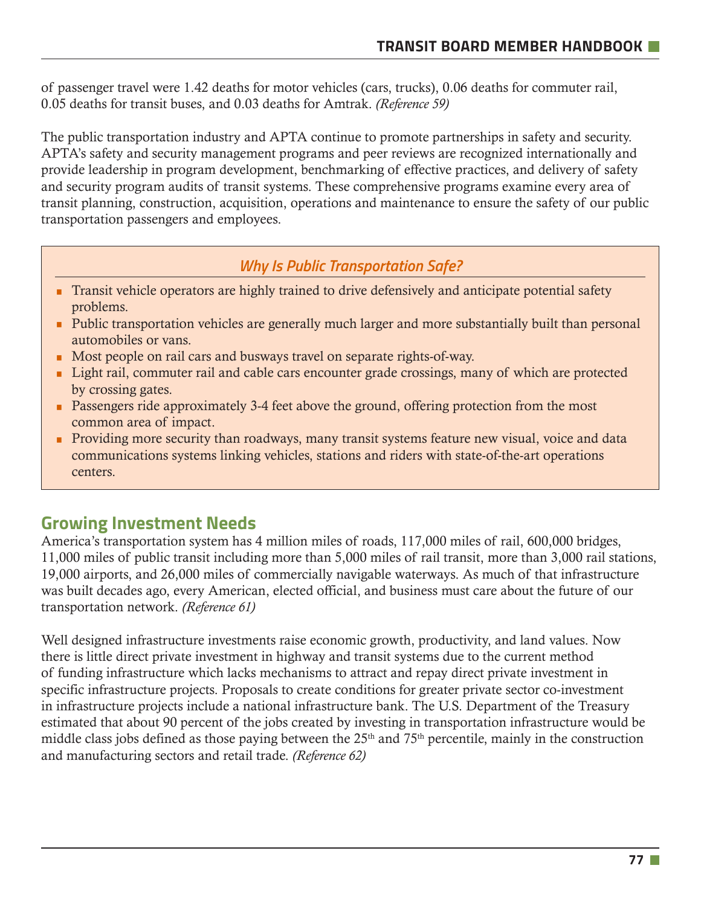of passenger travel were 1.42 deaths for motor vehicles (cars, trucks), 0.06 deaths for commuter rail, 0.05 deaths for transit buses, and 0.03 deaths for Amtrak. *(Reference 59)*

The public transportation industry and APTA continue to promote partnerships in safety and security. APTA's safety and security management programs and peer reviews are recognized internationally and provide leadership in program development, benchmarking of effective practices, and delivery of safety and security program audits of transit systems. These comprehensive programs examine every area of transit planning, construction, acquisition, operations and maintenance to ensure the safety of our public transportation passengers and employees.

### *Why Is Public Transportation Safe?*

- Transit vehicle operators are highly trained to drive defensively and anticipate potential safety problems.
- Public transportation vehicles are generally much larger and more substantially built than personal automobiles or vans.
- Most people on rail cars and busways travel on separate rights-of-way.
- Light rail, commuter rail and cable cars encounter grade crossings, many of which are protected by crossing gates.
- Passengers ride approximately 3-4 feet above the ground, offering protection from the most common area of impact.
- Providing more security than roadways, many transit systems feature new visual, voice and data communications systems linking vehicles, stations and riders with state-of-the-art operations centers.

## Growing Investment Needs

America's transportation system has 4 million miles of roads, 117,000 miles of rail, 600,000 bridges, 11,000 miles of public transit including more than 5,000 miles of rail transit, more than 3,000 rail stations, 19,000 airports, and 26,000 miles of commercially navigable waterways. As much of that infrastructure was built decades ago, every American, elected official, and business must care about the future of our transportation network. *(Reference 61)*

Well designed infrastructure investments raise economic growth, productivity, and land values. Now there is little direct private investment in highway and transit systems due to the current method of funding infrastructure which lacks mechanisms to attract and repay direct private investment in specific infrastructure projects. Proposals to create conditions for greater private sector co-investment in infrastructure projects include a national infrastructure bank. The U.S. Department of the Treasury estimated that about 90 percent of the jobs created by investing in transportation infrastructure would be middle class jobs defined as those paying between the 25th and 75th percentile, mainly in the construction and manufacturing sectors and retail trade. *(Reference 62)*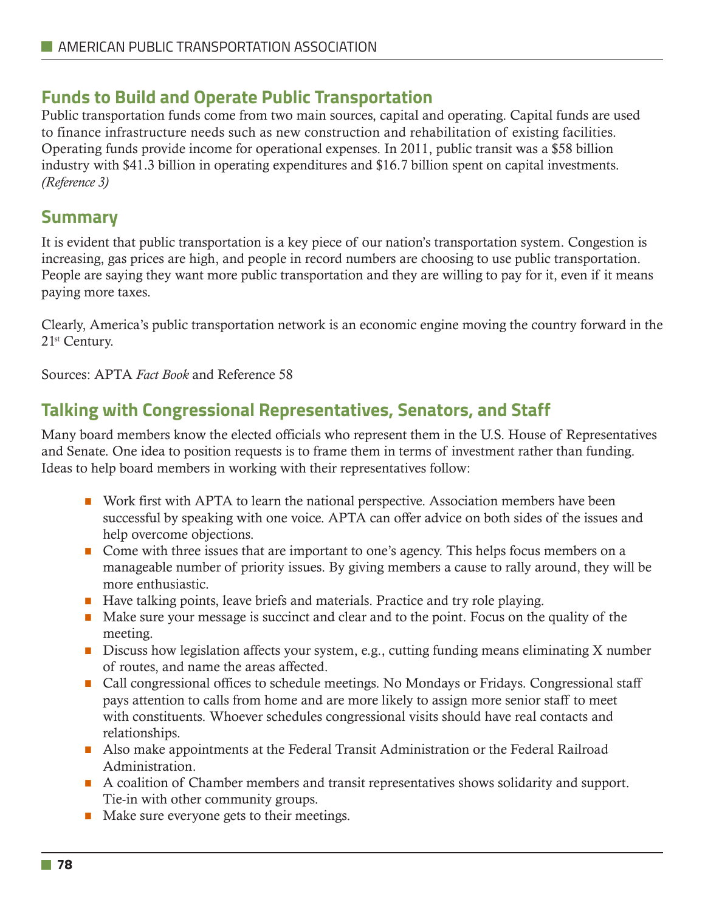## Funds to Build and Operate Public Transportation

Public transportation funds come from two main sources, capital and operating. Capital funds are used to finance infrastructure needs such as new construction and rehabilitation of existing facilities. Operating funds provide income for operational expenses. In 2011, public transit was a $58 billion industry with $41.3 billion in operating expenditures and $16.7 billion spent on capital investments. *(Reference 3)*

## Summary

It is evident that public transportation is a key piece of our nation's transportation system. Congestion is increasing, gas prices are high, and people in record numbers are choosing to use public transportation. People are saying they want more public transportation and they are willing to pay for it, even if it means paying more taxes.

Clearly, America's public transportation network is an economic engine moving the country forward in the 21st Century.

Sources: APTA *Fact Book* and Reference 58

## Talking with Congressional Representatives, Senators, and Staff

Many board members know the elected officials who represent them in the U.S. House of Representatives and Senate. One idea to position requests is to frame them in terms of investment rather than funding. Ideas to help board members in working with their representatives follow:

- Work first with APTA to learn the national perspective. Association members have been successful by speaking with one voice. APTA can offer advice on both sides of the issues and help overcome objections.
- Come with three issues that are important to one's agency. This helps focus members on a manageable number of priority issues. By giving members a cause to rally around, they will be more enthusiastic.
- Have talking points, leave briefs and materials. Practice and try role playing.
- Make sure your message is succinct and clear and to the point. Focus on the quality of the meeting.
- Discuss how legislation affects your system, e.g., cutting funding means eliminating X number of routes, and name the areas affected.
- Call congressional offices to schedule meetings. No Mondays or Fridays. Congressional staff pays attention to calls from home and are more likely to assign more senior staff to meet with constituents. Whoever schedules congressional visits should have real contacts and relationships.
- Also make appointments at the Federal Transit Administration or the Federal Railroad Administration.
- A coalition of Chamber members and transit representatives shows solidarity and support. Tie-in with other community groups.
- Make sure everyone gets to their meetings.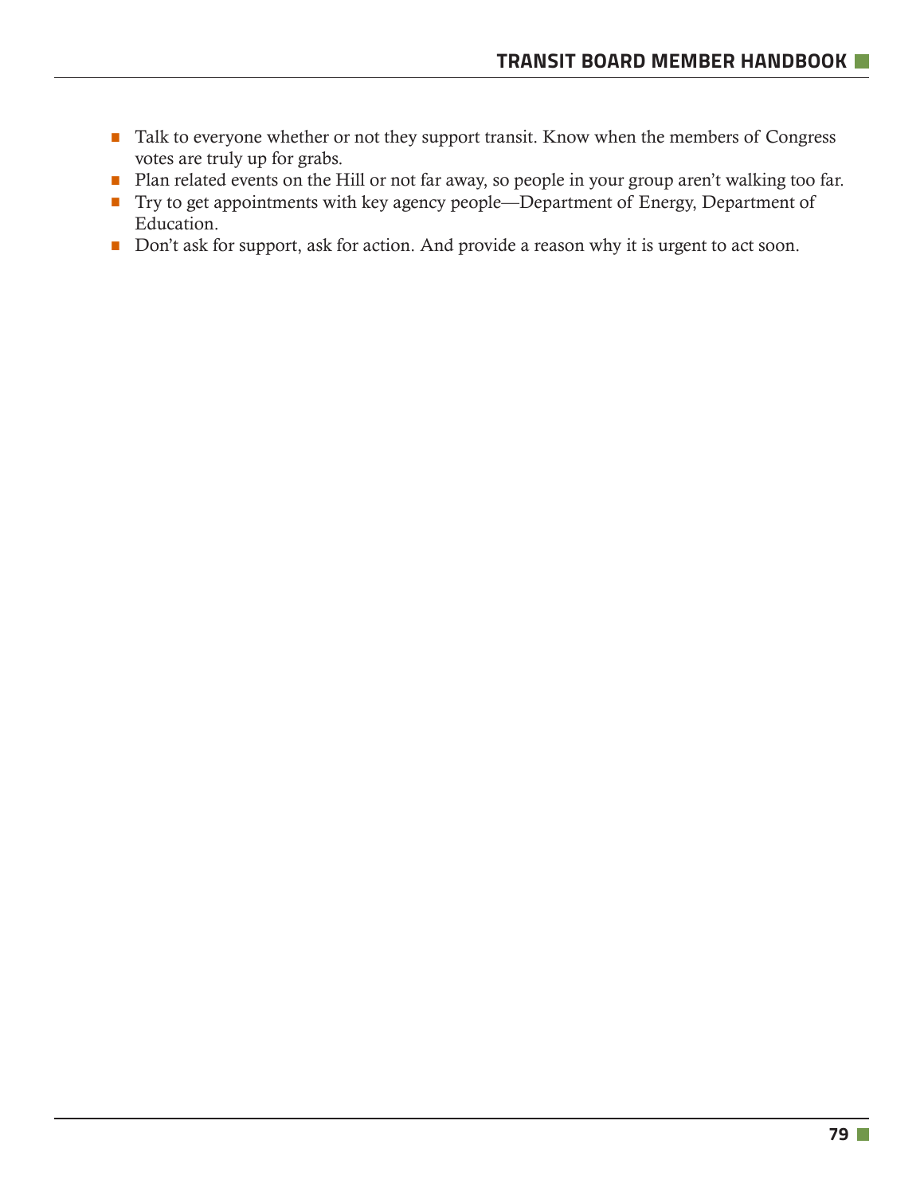- Talk to everyone whether or not they support transit. Know when the members of Congress votes are truly up for grabs.
- Plan related events on the Hill or not far away, so people in your group aren't walking too far.
- Try to get appointments with key agency people—Department of Energy, Department of Education.
- Don't ask for support, ask for action. And provide a reason why it is urgent to act soon.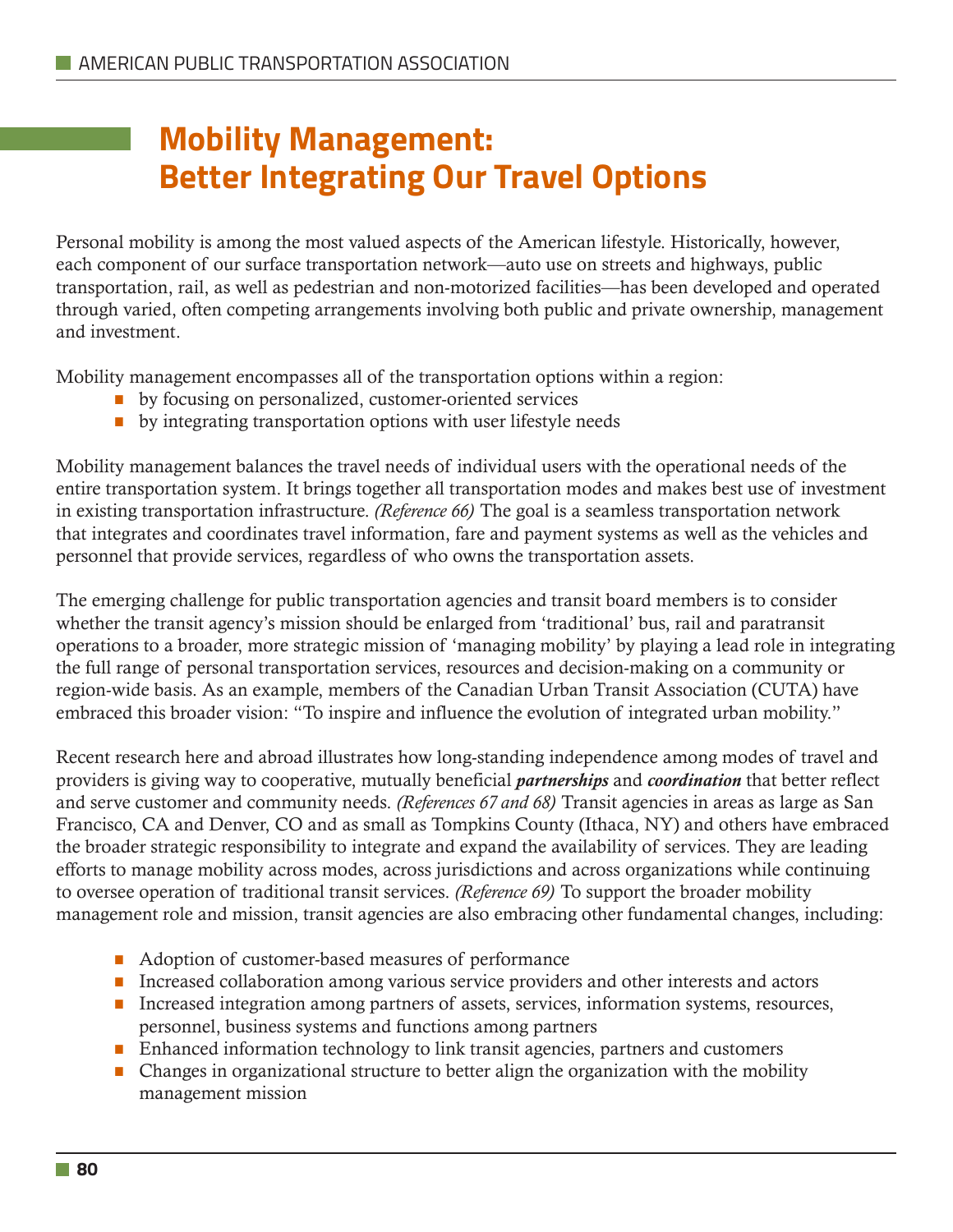# Mobility Management: Better Integrating Our Travel Options

Personal mobility is among the most valued aspects of the American lifestyle. Historically, however, each component of our surface transportation network—auto use on streets and highways, public transportation, rail, as well as pedestrian and non-motorized facilities—has been developed and operated through varied, often competing arrangements involving both public and private ownership, management and investment.

Mobility management encompasses all of the transportation options within a region:

- by focusing on personalized, customer-oriented services
- by integrating transportation options with user lifestyle needs

Mobility management balances the travel needs of individual users with the operational needs of the entire transportation system. It brings together all transportation modes and makes best use of investment in existing transportation infrastructure. *(Reference 66)* The goal is a seamless transportation network that integrates and coordinates travel information, fare and payment systems as well as the vehicles and personnel that provide services, regardless of who owns the transportation assets.

The emerging challenge for public transportation agencies and transit board members is to consider whether the transit agency's mission should be enlarged from 'traditional' bus, rail and paratransit operations to a broader, more strategic mission of 'managing mobility' by playing a lead role in integrating the full range of personal transportation services, resources and decision-making on a community or region-wide basis. As an example, members of the Canadian Urban Transit Association (CUTA) have embraced this broader vision: "To inspire and influence the evolution of integrated urban mobility."

Recent research here and abroad illustrates how long-standing independence among modes of travel and providers is giving way to cooperative, mutually beneficial ***partnerships*** and ***coordination*** that better reflect and serve customer and community needs. *(References 67 and 68)* Transit agencies in areas as large as San Francisco, CA and Denver, CO and as small as Tompkins County (Ithaca, NY) and others have embraced the broader strategic responsibility to integrate and expand the availability of services. They are leading efforts to manage mobility across modes, across jurisdictions and across organizations while continuing to oversee operation of traditional transit services. *(Reference 69)* To support the broader mobility management role and mission, transit agencies are also embracing other fundamental changes, including:

- Adoption of customer-based measures of performance
- Increased collaboration among various service providers and other interests and actors
- Increased integration among partners of assets, services, information systems, resources, personnel, business systems and functions among partners
- Enhanced information technology to link transit agencies, partners and customers
- Changes in organizational structure to better align the organization with the mobility management mission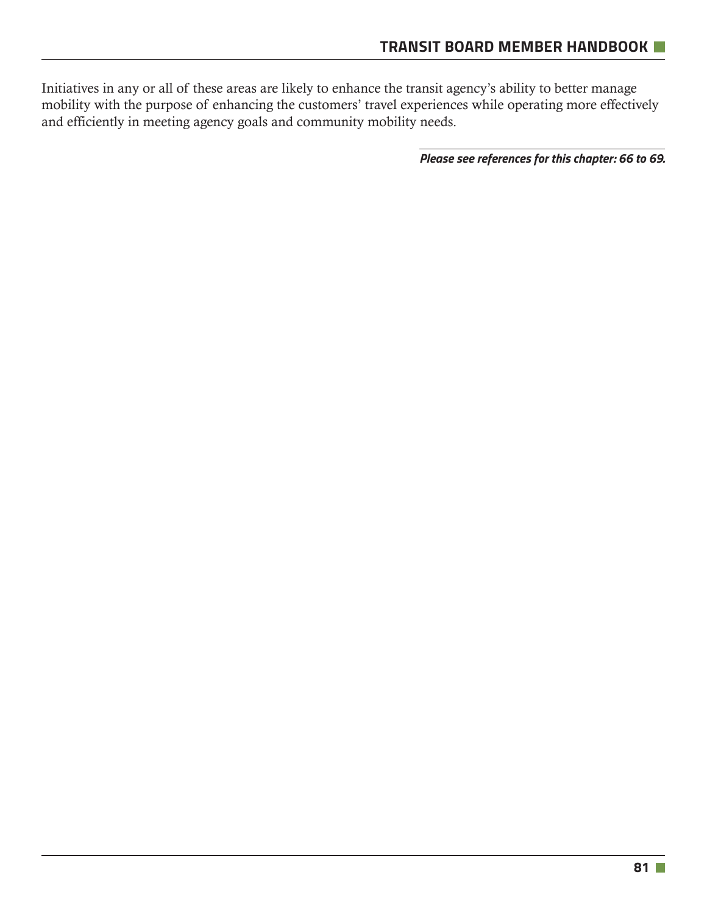Initiatives in any or all of these areas are likely to enhance the transit agency's ability to better manage mobility with the purpose of enhancing the customers' travel experiences while operating more effectively and efficiently in meeting agency goals and community mobility needs.

***Please see references for this chapter: 66 to 69.***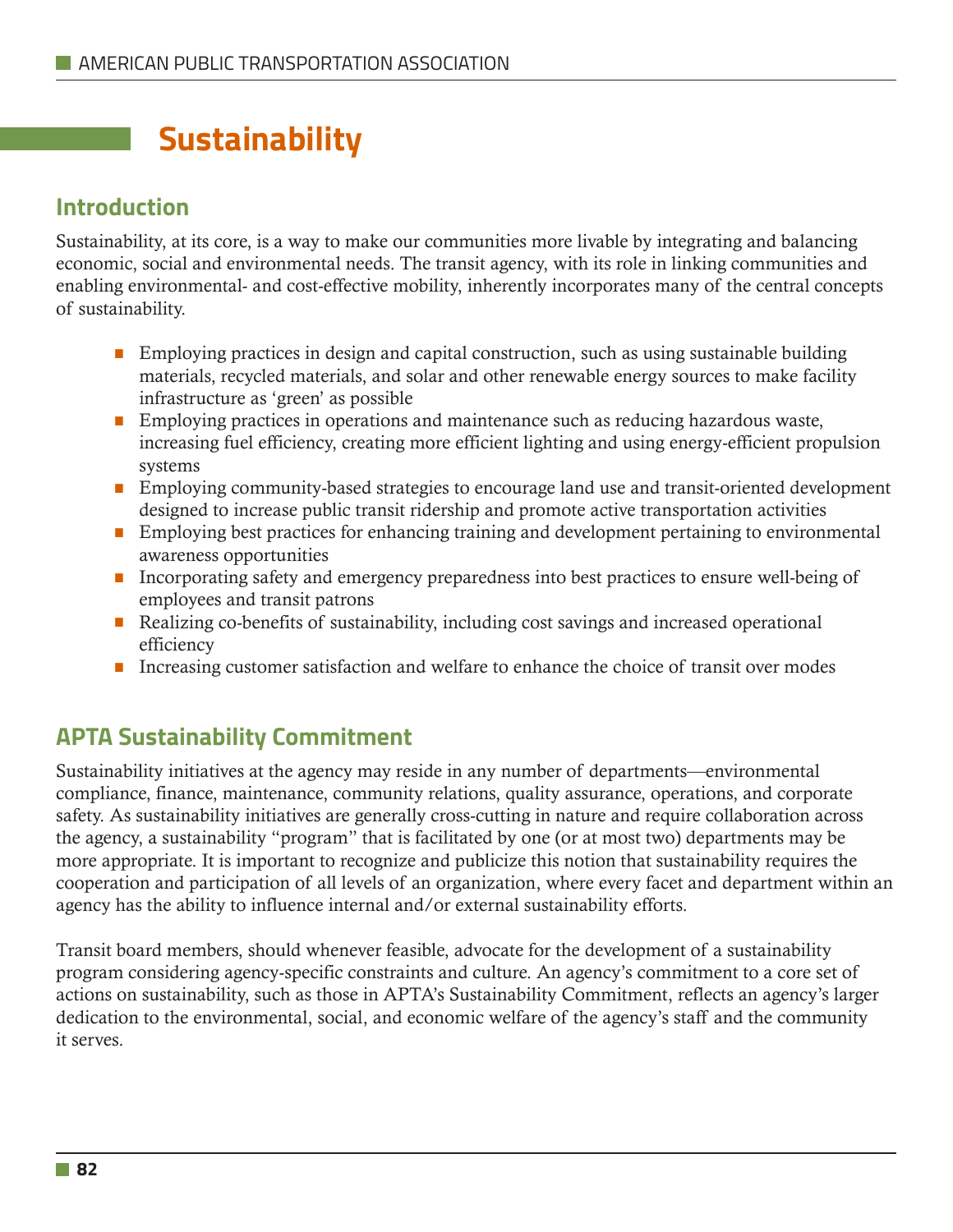# Sustainability

## Introduction

Sustainability, at its core, is a way to make our communities more livable by integrating and balancing economic, social and environmental needs. The transit agency, with its role in linking communities and enabling environmental- and cost-effective mobility, inherently incorporates many of the central concepts of sustainability.

- Employing practices in design and capital construction, such as using sustainable building materials, recycled materials, and solar and other renewable energy sources to make facility infrastructure as 'green' as possible
- Employing practices in operations and maintenance such as reducing hazardous waste, increasing fuel efficiency, creating more efficient lighting and using energy-efficient propulsion systems
- Employing community-based strategies to encourage land use and transit-oriented development designed to increase public transit ridership and promote active transportation activities
- Employing best practices for enhancing training and development pertaining to environmental awareness opportunities
- Incorporating safety and emergency preparedness into best practices to ensure well-being of employees and transit patrons
- Realizing co-benefits of sustainability, including cost savings and increased operational efficiency
- Increasing customer satisfaction and welfare to enhance the choice of transit over modes

## APTA Sustainability Commitment

Sustainability initiatives at the agency may reside in any number of departments—environmental compliance, finance, maintenance, community relations, quality assurance, operations, and corporate safety. As sustainability initiatives are generally cross-cutting in nature and require collaboration across the agency, a sustainability "program" that is facilitated by one (or at most two) departments may be more appropriate. It is important to recognize and publicize this notion that sustainability requires the cooperation and participation of all levels of an organization, where every facet and department within an agency has the ability to influence internal and/or external sustainability efforts.

Transit board members, should whenever feasible, advocate for the development of a sustainability program considering agency-specific constraints and culture. An agency's commitment to a core set of actions on sustainability, such as those in APTA's Sustainability Commitment, reflects an agency's larger dedication to the environmental, social, and economic welfare of the agency's staff and the community it serves.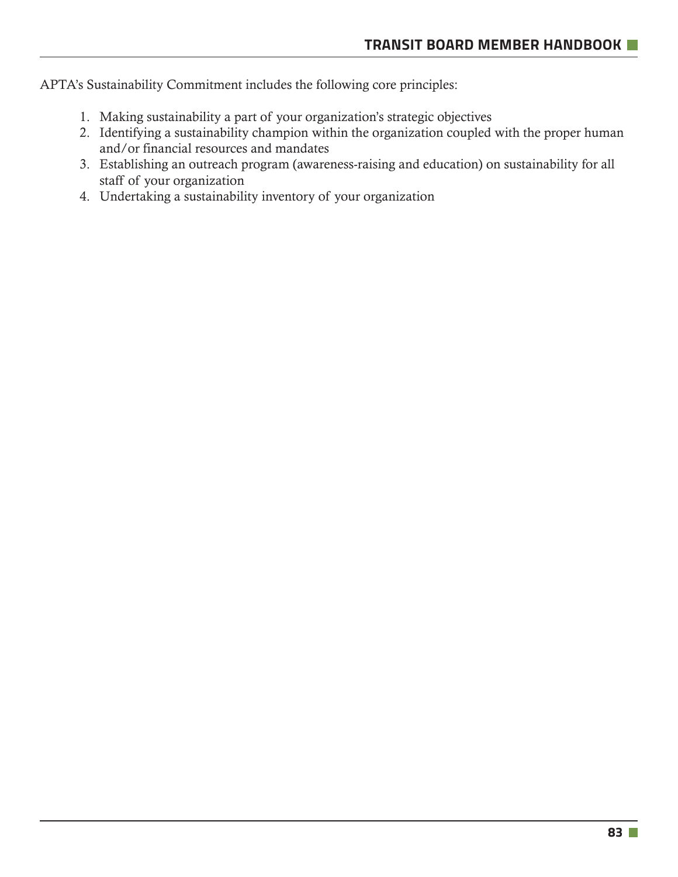APTA's Sustainability Commitment includes the following core principles:

1. Making sustainability a part of your organization's strategic objectives
2. Identifying a sustainability champion within the organization coupled with the proper human and/or financial resources and mandates
3. Establishing an outreach program (awareness-raising and education) on sustainability for all staff of your organization
4. Undertaking a sustainability inventory of your organization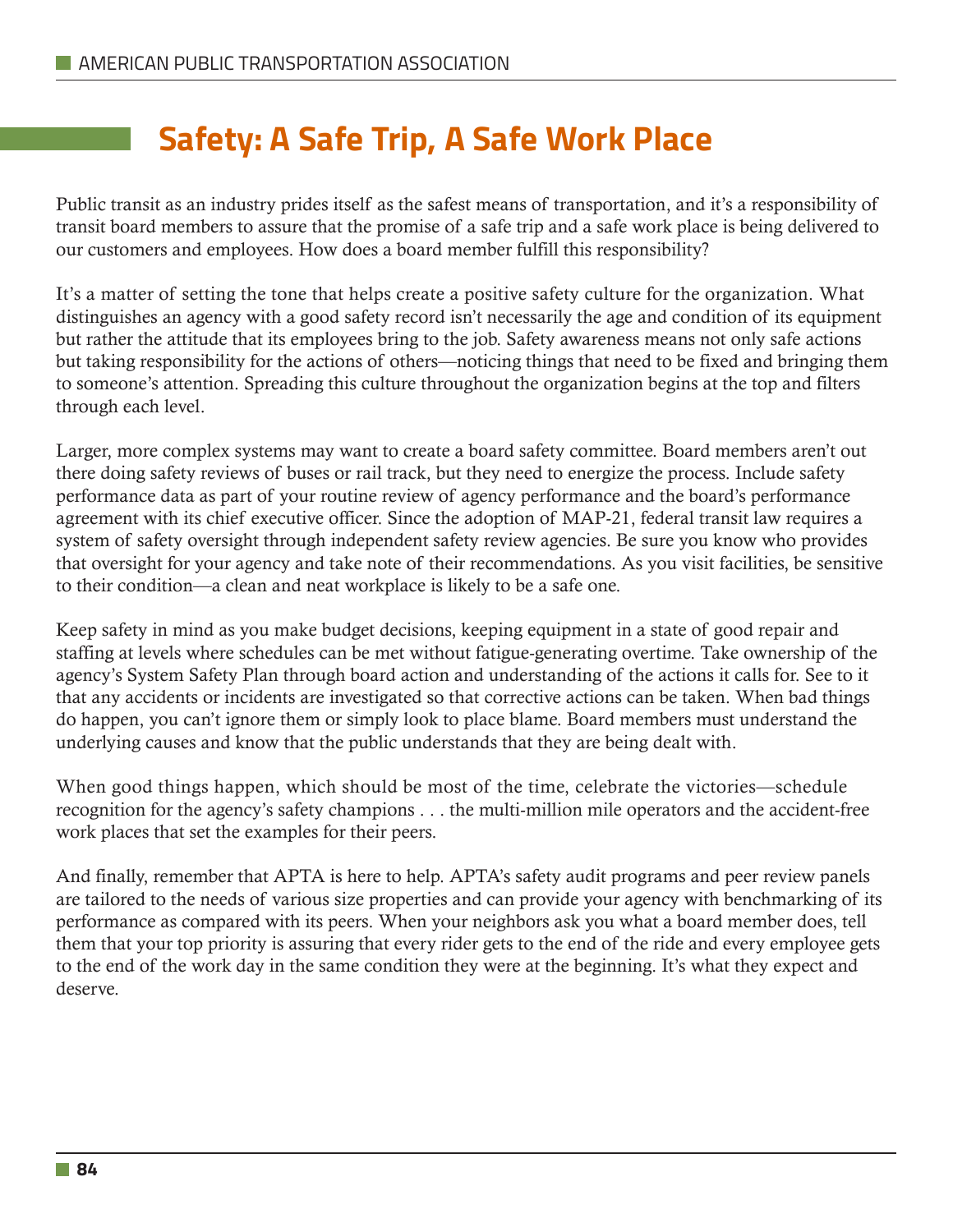# Safety: A Safe Trip, A Safe Work Place

Public transit as an industry prides itself as the safest means of transportation, and it's a responsibility of transit board members to assure that the promise of a safe trip and a safe work place is being delivered to our customers and employees. How does a board member fulfill this responsibility?

It's a matter of setting the tone that helps create a positive safety culture for the organization. What distinguishes an agency with a good safety record isn't necessarily the age and condition of its equipment but rather the attitude that its employees bring to the job. Safety awareness means not only safe actions but taking responsibility for the actions of others—noticing things that need to be fixed and bringing them to someone's attention. Spreading this culture throughout the organization begins at the top and filters through each level.

Larger, more complex systems may want to create a board safety committee. Board members aren't out there doing safety reviews of buses or rail track, but they need to energize the process. Include safety performance data as part of your routine review of agency performance and the board's performance agreement with its chief executive officer. Since the adoption of MAP-21, federal transit law requires a system of safety oversight through independent safety review agencies. Be sure you know who provides that oversight for your agency and take note of their recommendations. As you visit facilities, be sensitive to their condition—a clean and neat workplace is likely to be a safe one.

Keep safety in mind as you make budget decisions, keeping equipment in a state of good repair and staffing at levels where schedules can be met without fatigue-generating overtime. Take ownership of the agency's System Safety Plan through board action and understanding of the actions it calls for. See to it that any accidents or incidents are investigated so that corrective actions can be taken. When bad things do happen, you can't ignore them or simply look to place blame. Board members must understand the underlying causes and know that the public understands that they are being dealt with.

When good things happen, which should be most of the time, celebrate the victories—schedule recognition for the agency's safety champions . . . the multi-million mile operators and the accident-free work places that set the examples for their peers.

And finally, remember that APTA is here to help. APTA's safety audit programs and peer review panels are tailored to the needs of various size properties and can provide your agency with benchmarking of its performance as compared with its peers. When your neighbors ask you what a board member does, tell them that your top priority is assuring that every rider gets to the end of the ride and every employee gets to the end of the work day in the same condition they were at the beginning. It's what they expect and deserve.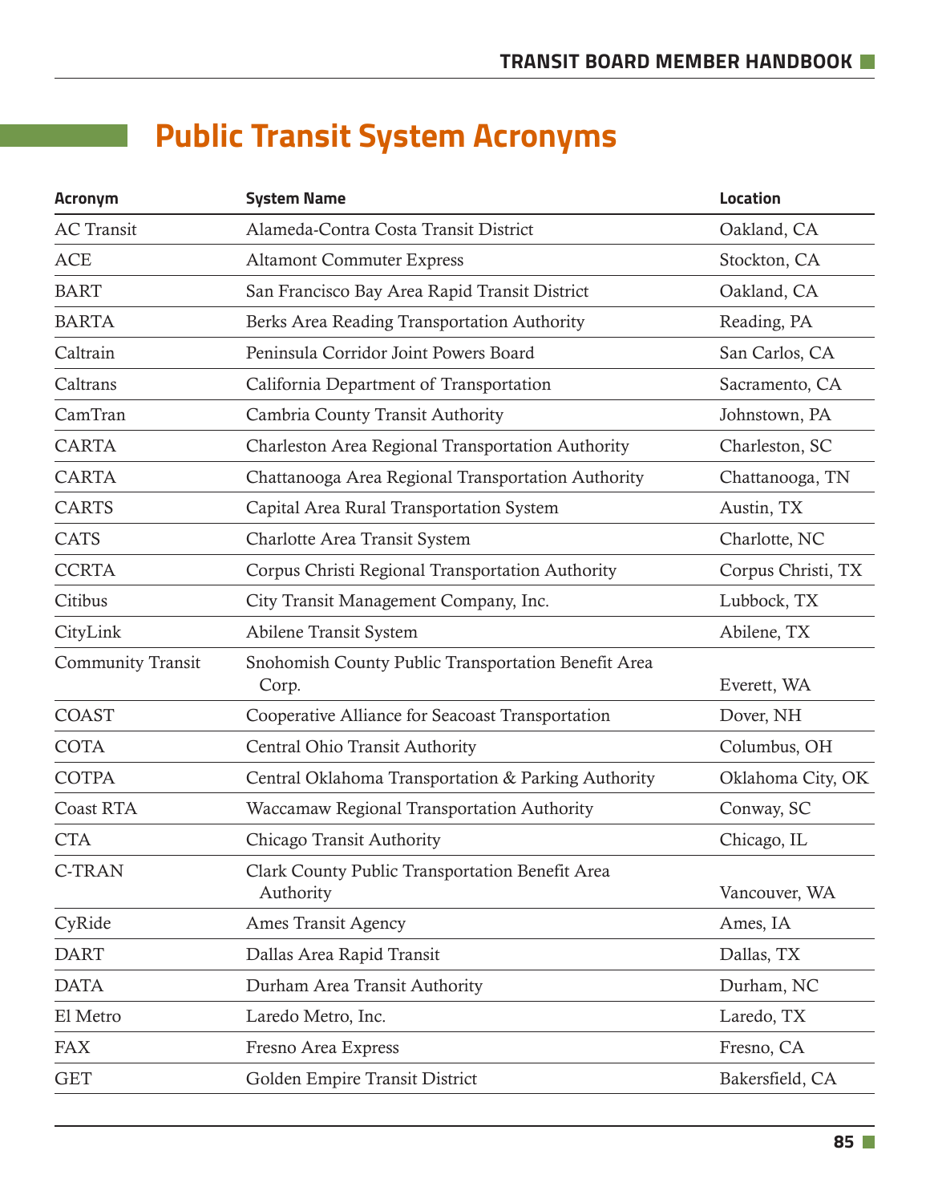# Public Transit System Acronyms

| Acronym | System Name | Location |
|---|---|---|
| AC Transit | Alameda-Contra Costa Transit District | Oakland, CA |
| ACE | Altamont Commuter Express | Stockton, CA |
| BART | San Francisco Bay Area Rapid Transit District | Oakland, CA |
| BARTA | Berks Area Reading Transportation Authority | Reading, PA |
| Caltrain | Peninsula Corridor Joint Powers Board | San Carlos, CA |
| Caltrans | California Department of Transportation | Sacramento, CA |
| CamTran | Cambria County Transit Authority | Johnstown, PA |
| CARTA | Charleston Area Regional Transportation Authority | Charleston, SC |
| CARTA | Chattanooga Area Regional Transportation Authority | Chattanooga, TN |
| CARTS | Capital Area Rural Transportation System | Austin, TX |
| CATS | Charlotte Area Transit System | Charlotte, NC |
| CCRTA | Corpus Christi Regional Transportation Authority | Corpus Christi, TX |
| Citibus | City Transit Management Company, Inc. | Lubbock, TX |
| CityLink | Abilene Transit System | Abilene, TX |
| Community Transit | Snohomish County Public Transportation Benefit Area Corp. | Everett, WA |
| COAST | Cooperative Alliance for Seacoast Transportation | Dover, NH |
| COTA | Central Ohio Transit Authority | Columbus, OH |
| COTPA | Central Oklahoma Transportation & Parking Authority | Oklahoma City, OK |
| Coast RTA | Waccamaw Regional Transportation Authority | Conway, SC |
| CTA | Chicago Transit Authority | Chicago, IL |
| C-TRAN | Clark County Public Transportation Benefit Area Authority | Vancouver, WA |
| CyRide | Ames Transit Agency | Ames, IA |
| DART | Dallas Area Rapid Transit | Dallas, TX |
| DATA | Durham Area Transit Authority | Durham, NC |
| El Metro | Laredo Metro, Inc. | Laredo, TX |
| FAX | Fresno Area Express | Fresno, CA |
| GET | Golden Empire Transit District | Bakersfield, CA |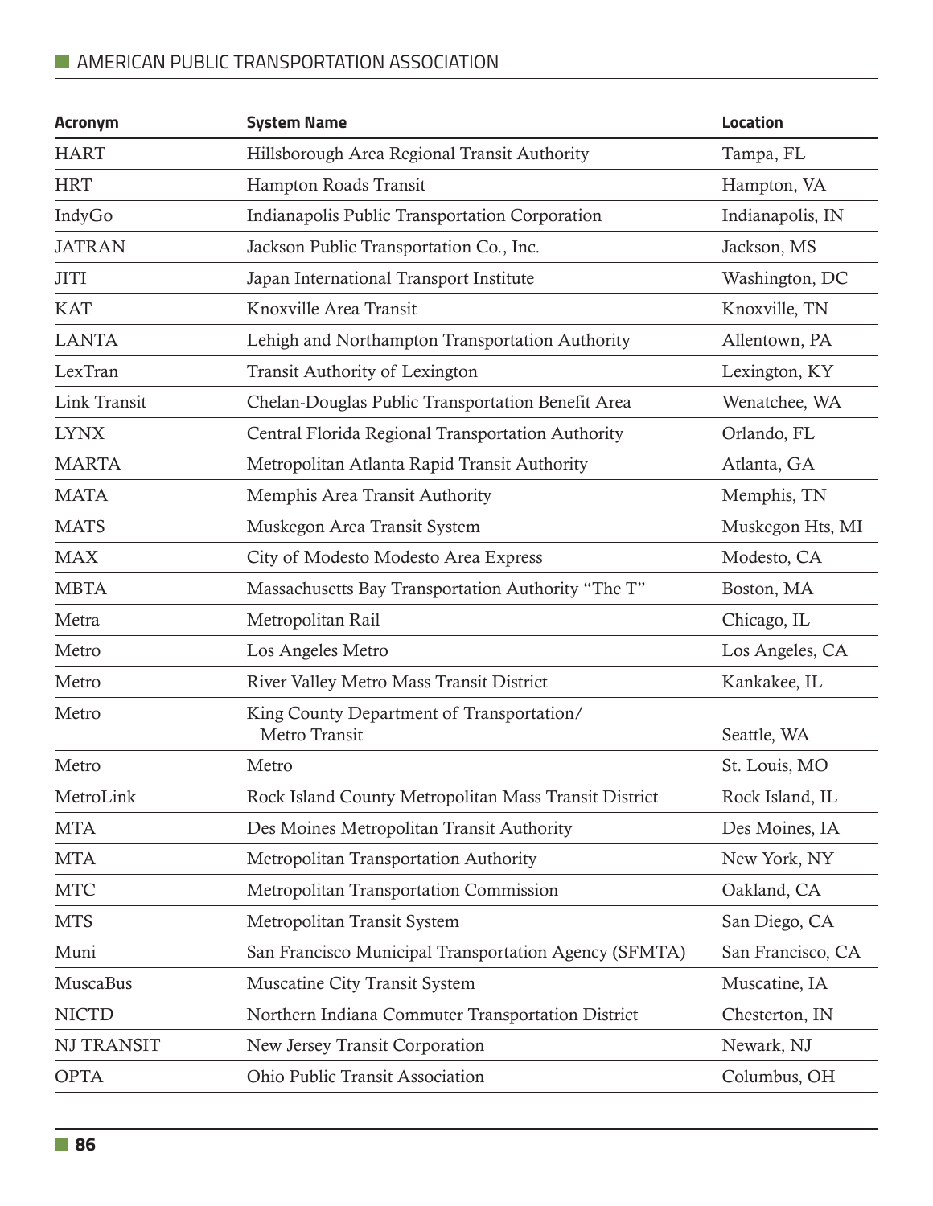| Acronym | System Name | Location |
|---|---|---|
| HART | Hillsborough Area Regional Transit Authority | Tampa, FL |
| HRT | Hampton Roads Transit | Hampton, VA |
| IndyGo | Indianapolis Public Transportation Corporation | Indianapolis, IN |
| JATRAN | Jackson Public Transportation Co., Inc. | Jackson, MS |
| JITI | Japan International Transport Institute | Washington, DC |
| KAT | Knoxville Area Transit | Knoxville, TN |
| LANTA | Lehigh and Northampton Transportation Authority | Allentown, PA |
| LexTran | Transit Authority of Lexington | Lexington, KY |
| Link Transit | Chelan-Douglas Public Transportation Benefit Area | Wenatchee, WA |
| LYNX | Central Florida Regional Transportation Authority | Orlando, FL |
| MARTA | Metropolitan Atlanta Rapid Transit Authority | Atlanta, GA |
| MATA | Memphis Area Transit Authority | Memphis, TN |
| MATS | Muskegon Area Transit System | Muskegon Hts, MI |
| MAX | City of Modesto Modesto Area Express | Modesto, CA |
| MBTA | Massachusetts Bay Transportation Authority "The T" | Boston, MA |
| Metra | Metropolitan Rail | Chicago, IL |
| Metro | Los Angeles Metro | Los Angeles, CA |
| Metro | River Valley Metro Mass Transit District | Kankakee, IL |
| Metro | King County Department of Transportation/ Metro Transit | Seattle, WA |
| Metro | Metro | St. Louis, MO |
| MetroLink | Rock Island County Metropolitan Mass Transit District | Rock Island, IL |
| MTA | Des Moines Metropolitan Transit Authority | Des Moines, IA |
| MTA | Metropolitan Transportation Authority | New York, NY |
| MTC | Metropolitan Transportation Commission | Oakland, CA |
| MTS | Metropolitan Transit System | San Diego, CA |
| Muni | San Francisco Municipal Transportation Agency (SFMTA) | San Francisco, CA |
| MuscaBus | Muscatine City Transit System | Muscatine, IA |
| NICTD | Northern Indiana Commuter Transportation District | Chesterton, IN |
| NJ TRANSIT | New Jersey Transit Corporation | Newark, NJ |
| OPTA | Ohio Public Transit Association | Columbus, OH |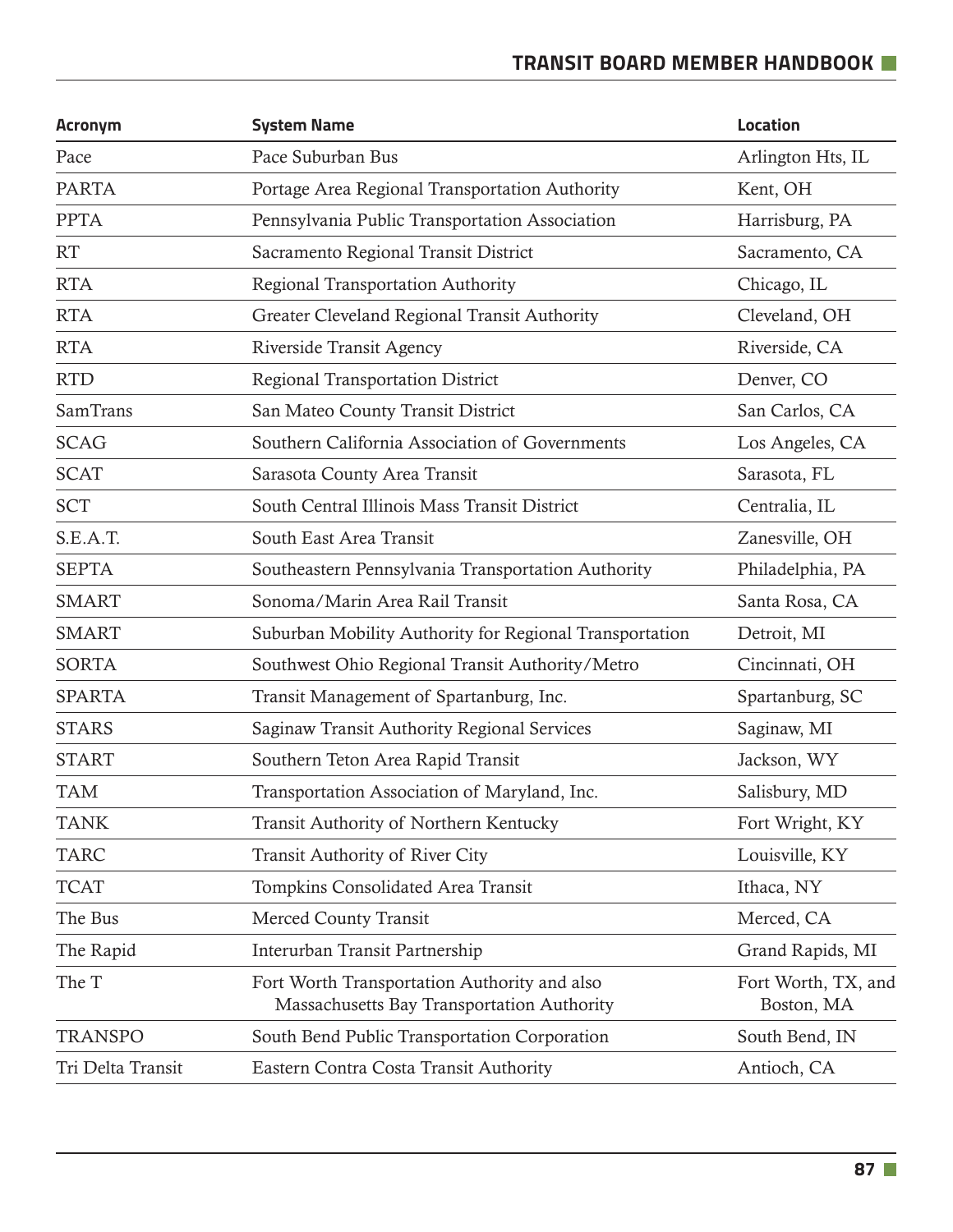| Acronym | System Name | Location |
| --- | --- | --- |
| Pace | Pace Suburban Bus | Arlington Hts, IL |
| PARTA | Portage Area Regional Transportation Authority | Kent, OH |
| PPTA | Pennsylvania Public Transportation Association | Harrisburg, PA |
| RT | Sacramento Regional Transit District | Sacramento, CA |
| RTA | Regional Transportation Authority | Chicago, IL |
| RTA | Greater Cleveland Regional Transit Authority | Cleveland, OH |
| RTA | Riverside Transit Agency | Riverside, CA |
| RTD | Regional Transportation District | Denver, CO |
| SamTrans | San Mateo County Transit District | San Carlos, CA |
| SCAG | Southern California Association of Governments | Los Angeles, CA |
| SCAT | Sarasota County Area Transit | Sarasota, FL |
| SCT | South Central Illinois Mass Transit District | Centralia, IL |
| S.E.A.T. | South East Area Transit | Zanesville, OH |
| SEPTA | Southeastern Pennsylvania Transportation Authority | Philadelphia, PA |
| SMART | Sonoma/Marin Area Rail Transit | Santa Rosa, CA |
| SMART | Suburban Mobility Authority for Regional Transportation | Detroit, MI |
| SORTA | Southwest Ohio Regional Transit Authority/Metro | Cincinnati, OH |
| SPARTA | Transit Management of Spartanburg, Inc. | Spartanburg, SC |
| STARS | Saginaw Transit Authority Regional Services | Saginaw, MI |
| START | Southern Teton Area Rapid Transit | Jackson, WY |
| TAM | Transportation Association of Maryland, Inc. | Salisbury, MD |
| TANK | Transit Authority of Northern Kentucky | Fort Wright, KY |
| TARC | Transit Authority of River City | Louisville, KY |
| TCAT | Tompkins Consolidated Area Transit | Ithaca, NY |
| The Bus | Merced County Transit | Merced, CA |
| The Rapid | Interurban Transit Partnership | Grand Rapids, MI |
| The T | Fort Worth Transportation Authority and also Massachusetts Bay Transportation Authority | Fort Worth, TX, and Boston, MA |
| TRANSPO | South Bend Public Transportation Corporation | South Bend, IN |
| Tri Delta Transit | Eastern Contra Costa Transit Authority | Antioch, CA |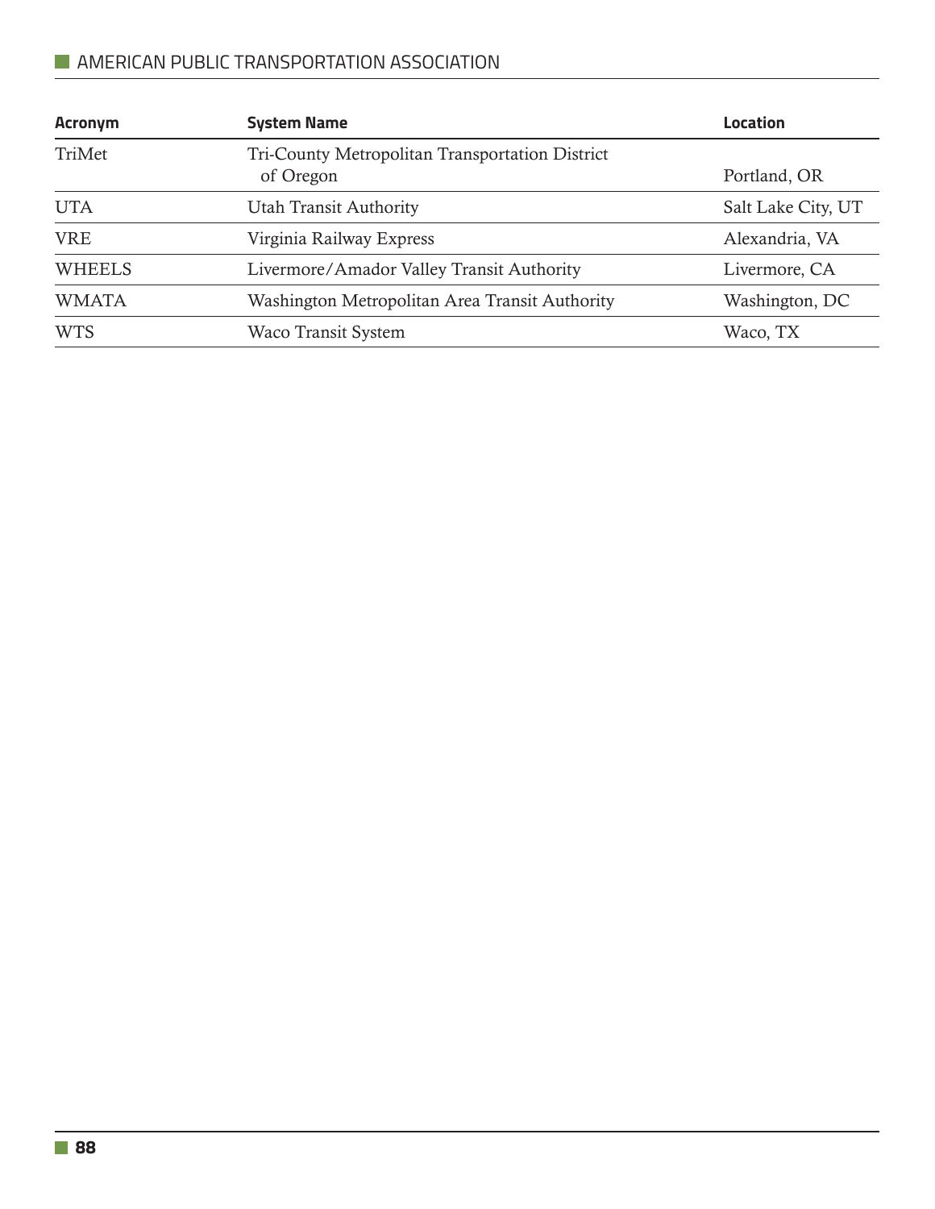| Acronym | System Name | Location |
| --- | --- | --- |
| TriMet | Tri-County Metropolitan Transportation District of Oregon | Portland, OR |
| UTA | Utah Transit Authority | Salt Lake City, UT |
| VRE | Virginia Railway Express | Alexandria, VA |
| WHEELS | Livermore/Amador Valley Transit Authority | Livermore, CA |
| WMATA | Washington Metropolitan Area Transit Authority | Washington, DC |
| WTS | Waco Transit System | Waco, TX |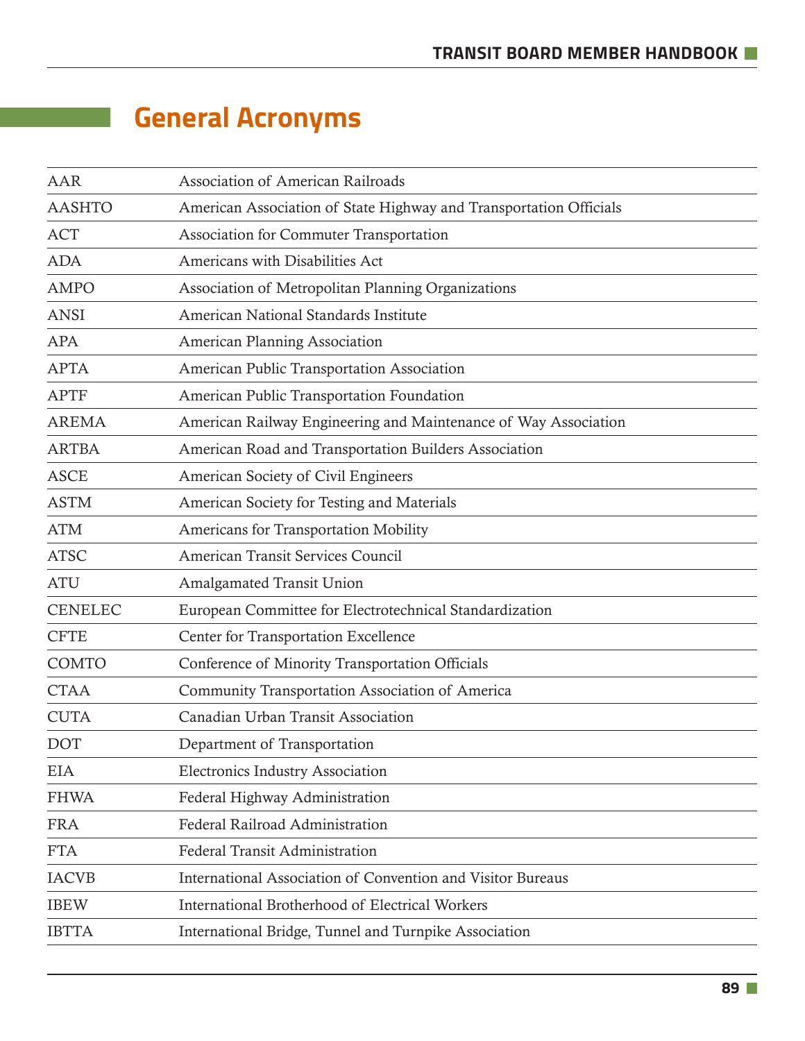## General Acronyms

| | |
|---|---|
| AAR | Association of American Railroads |
| AASHTO | American Association of State Highway and Transportation Officials |
| ACT | Association for Commuter Transportation |
| ADA | Americans with Disabilities Act |
| AMPO | Association of Metropolitan Planning Organizations |
| ANSI | American National Standards Institute |
| APA | American Planning Association |
| APTA | American Public Transportation Association |
| APTF | American Public Transportation Foundation |
| AREMA | American Railway Engineering and Maintenance of Way Association |
| ARTBA | American Road and Transportation Builders Association |
| ASCE | American Society of Civil Engineers |
| ASTM | American Society for Testing and Materials |
| ATM | Americans for Transportation Mobility |
| ATSC | American Transit Services Council |
| ATU | Amalgamated Transit Union |
| CENELEC | European Committee for Electrotechnical Standardization |
| CFTE | Center for Transportation Excellence |
| COMTO | Conference of Minority Transportation Officials |
| CTAA | Community Transportation Association of America |
| CUTA | Canadian Urban Transit Association |
| DOT | Department of Transportation |
| EIA | Electronics Industry Association |
| FHWA | Federal Highway Administration |
| FRA | Federal Railroad Administration |
| FTA | Federal Transit Administration |
| IACVB | International Association of Convention and Visitor Bureaus |
| IBEW | International Brotherhood of Electrical Workers |
| IBTTA | International Bridge, Tunnel and Turnpike Association |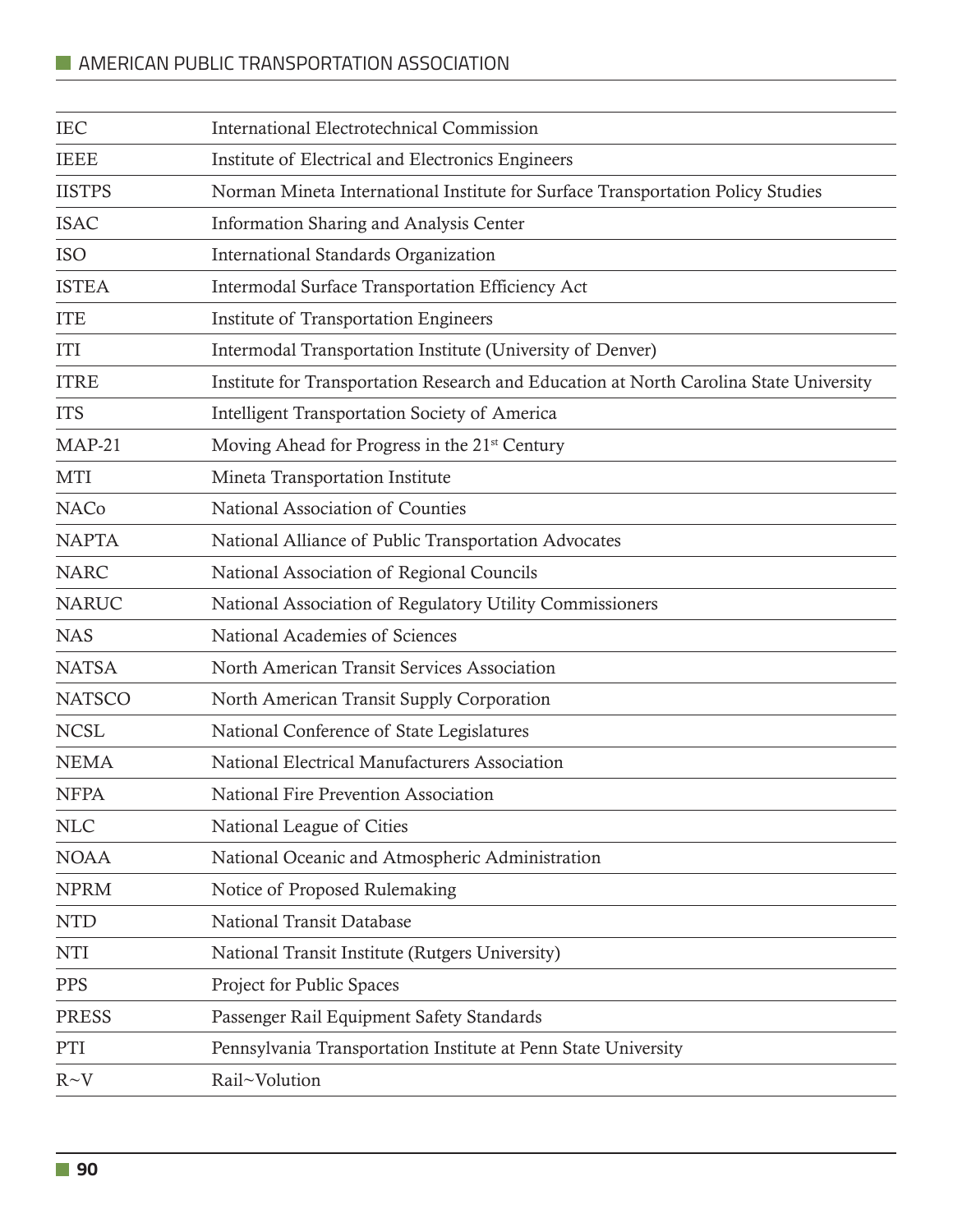| | |
|---|---|
| IEC | International Electrotechnical Commission |
| IEEE | Institute of Electrical and Electronics Engineers |
| IISTPS | Norman Mineta International Institute for Surface Transportation Policy Studies |
| ISAC | Information Sharing and Analysis Center |
| ISO | International Standards Organization |
| ISTEA | Intermodal Surface Transportation Efficiency Act |
| ITE | Institute of Transportation Engineers |
| ITI | Intermodal Transportation Institute (University of Denver) |
| ITRE | Institute for Transportation Research and Education at North Carolina State University |
| ITS | Intelligent Transportation Society of America |
| MAP-21 | Moving Ahead for Progress in the 21st Century |
| MTI | Mineta Transportation Institute |
| NACo | National Association of Counties |
| NAPTA | National Alliance of Public Transportation Advocates |
| NARC | National Association of Regional Councils |
| NARUC | National Association of Regulatory Utility Commissioners |
| NAS | National Academies of Sciences |
| NATSA | North American Transit Services Association |
| NATSCO | North American Transit Supply Corporation |
| NCSL | National Conference of State Legislatures |
| NEMA | National Electrical Manufacturers Association |
| NFPA | National Fire Prevention Association |
| NLC | National League of Cities |
| NOAA | National Oceanic and Atmospheric Administration |
| NPRM | Notice of Proposed Rulemaking |
| NTD | National Transit Database |
| NTI | National Transit Institute (Rutgers University) |
| PPS | Project for Public Spaces |
| PRESS | Passenger Rail Equipment Safety Standards |
| PTI | Pennsylvania Transportation Institute at Penn State University |
| R~V | Rail~Volution |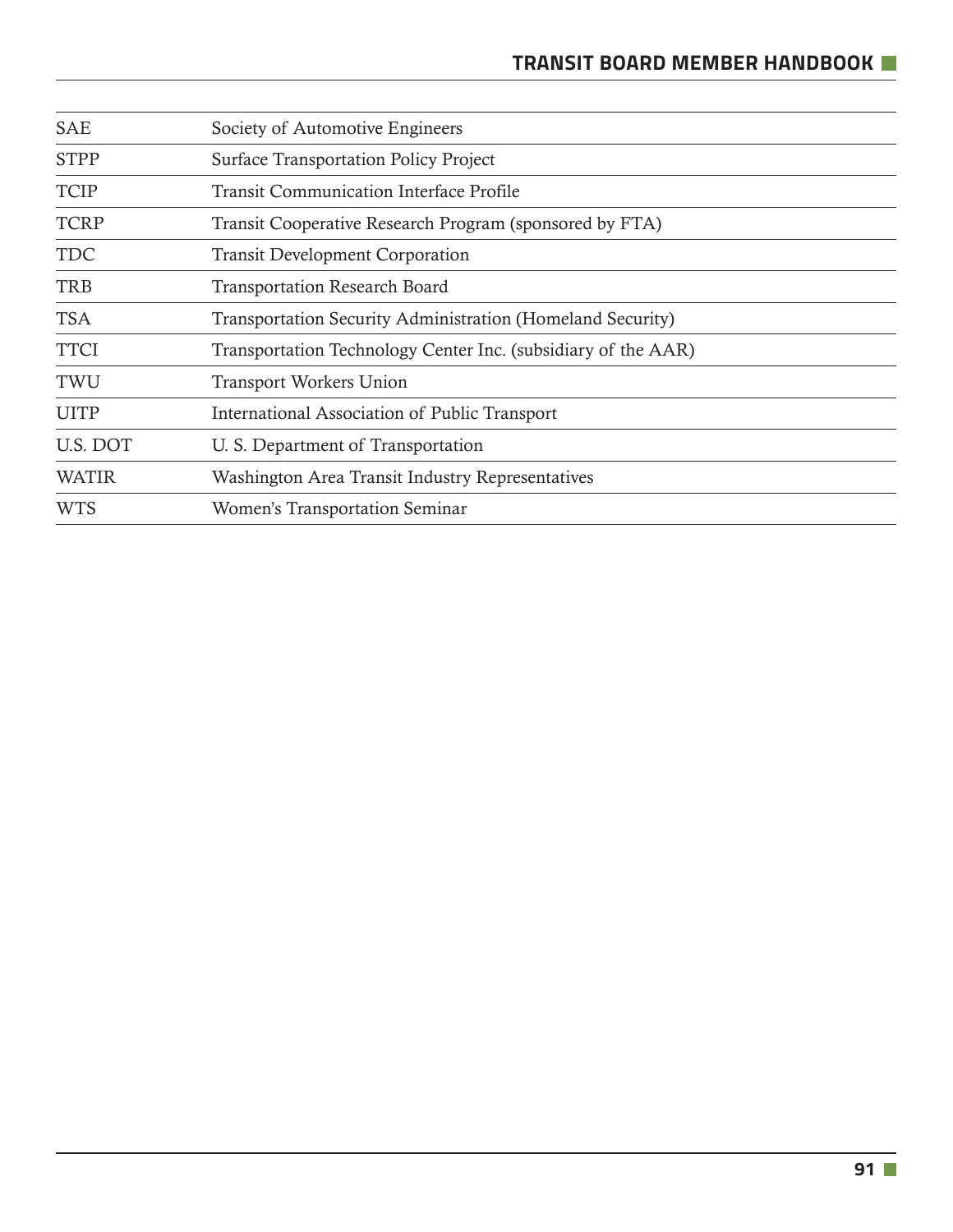| | |
|---|---|
| SAE | Society of Automotive Engineers |
| STPP | Surface Transportation Policy Project |
| TCIP | Transit Communication Interface Profile |
| TCRP | Transit Cooperative Research Program (sponsored by FTA) |
| TDC | Transit Development Corporation |
| TRB | Transportation Research Board |
| TSA | Transportation Security Administration (Homeland Security) |
| TTCI | Transportation Technology Center Inc. (subsidiary of the AAR) |
| TWU | Transport Workers Union |
| UITP | International Association of Public Transport |
| U.S. DOT | U. S. Department of Transportation |
| WATIR | Washington Area Transit Industry Representatives |
| WTS | Women's Transportation Seminar |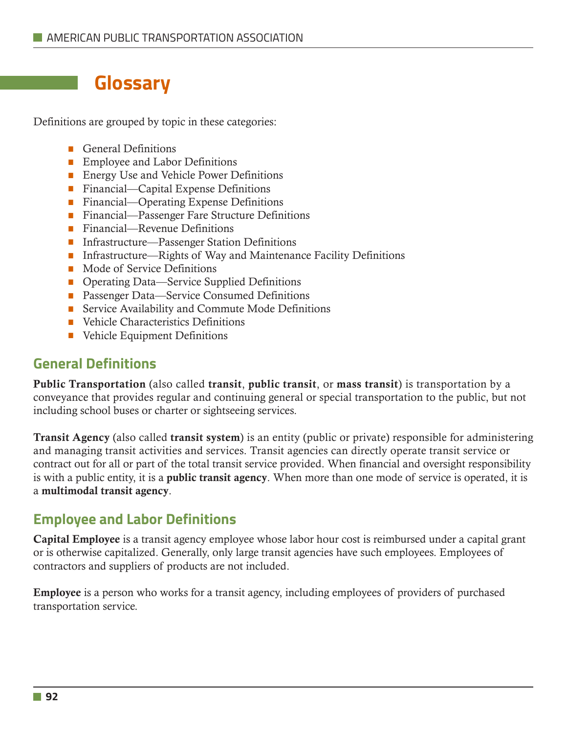# Glossary

Definitions are grouped by topic in these categories:

- General Definitions
- Employee and Labor Definitions
- Energy Use and Vehicle Power Definitions
- Financial—Capital Expense Definitions
- Financial—Operating Expense Definitions
- Financial—Passenger Fare Structure Definitions
- Financial—Revenue Definitions
- Infrastructure—Passenger Station Definitions
- Infrastructure—Rights of Way and Maintenance Facility Definitions
- Mode of Service Definitions
- Operating Data—Service Supplied Definitions
- Passenger Data—Service Consumed Definitions
- Service Availability and Commute Mode Definitions
- Vehicle Characteristics Definitions
- Vehicle Equipment Definitions

## General Definitions

**Public Transportation** (also called **transit**, **public transit**, or **mass transit**) is transportation by a conveyance that provides regular and continuing general or special transportation to the public, but not including school buses or charter or sightseeing services.

**Transit Agency** (also called **transit system**) is an entity (public or private) responsible for administering and managing transit activities and services. Transit agencies can directly operate transit service or contract out for all or part of the total transit service provided. When financial and oversight responsibility is with a public entity, it is a **public transit agency**. When more than one mode of service is operated, it is a **multimodal transit agency**.

## Employee and Labor Definitions

**Capital Employee** is a transit agency employee whose labor hour cost is reimbursed under a capital grant or is otherwise capitalized. Generally, only large transit agencies have such employees. Employees of contractors and suppliers of products are not included.

**Employee** is a person who works for a transit agency, including employees of providers of purchased transportation service.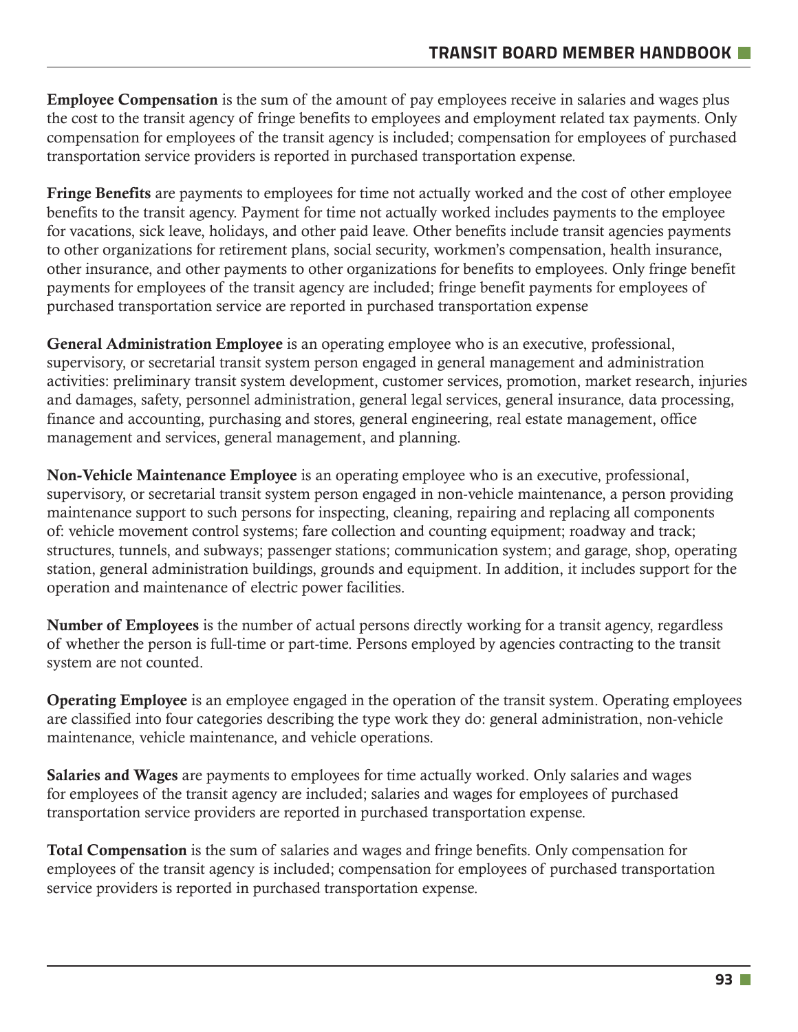**Employee Compensation** is the sum of the amount of pay employees receive in salaries and wages plus the cost to the transit agency of fringe benefits to employees and employment related tax payments. Only compensation for employees of the transit agency is included; compensation for employees of purchased transportation service providers is reported in purchased transportation expense.

**Fringe Benefits** are payments to employees for time not actually worked and the cost of other employee benefits to the transit agency. Payment for time not actually worked includes payments to the employee for vacations, sick leave, holidays, and other paid leave. Other benefits include transit agencies payments to other organizations for retirement plans, social security, workmen's compensation, health insurance, other insurance, and other payments to other organizations for benefits to employees. Only fringe benefit payments for employees of the transit agency are included; fringe benefit payments for employees of purchased transportation service are reported in purchased transportation expense

**General Administration Employee** is an operating employee who is an executive, professional, supervisory, or secretarial transit system person engaged in general management and administration activities: preliminary transit system development, customer services, promotion, market research, injuries and damages, safety, personnel administration, general legal services, general insurance, data processing, finance and accounting, purchasing and stores, general engineering, real estate management, office management and services, general management, and planning.

**Non-Vehicle Maintenance Employee** is an operating employee who is an executive, professional, supervisory, or secretarial transit system person engaged in non-vehicle maintenance, a person providing maintenance support to such persons for inspecting, cleaning, repairing and replacing all components of: vehicle movement control systems; fare collection and counting equipment; roadway and track; structures, tunnels, and subways; passenger stations; communication system; and garage, shop, operating station, general administration buildings, grounds and equipment. In addition, it includes support for the operation and maintenance of electric power facilities.

**Number of Employees** is the number of actual persons directly working for a transit agency, regardless of whether the person is full-time or part-time. Persons employed by agencies contracting to the transit system are not counted.

**Operating Employee** is an employee engaged in the operation of the transit system. Operating employees are classified into four categories describing the type work they do: general administration, non-vehicle maintenance, vehicle maintenance, and vehicle operations.

**Salaries and Wages** are payments to employees for time actually worked. Only salaries and wages for employees of the transit agency are included; salaries and wages for employees of purchased transportation service providers are reported in purchased transportation expense.

**Total Compensation** is the sum of salaries and wages and fringe benefits. Only compensation for employees of the transit agency is included; compensation for employees of purchased transportation service providers is reported in purchased transportation expense.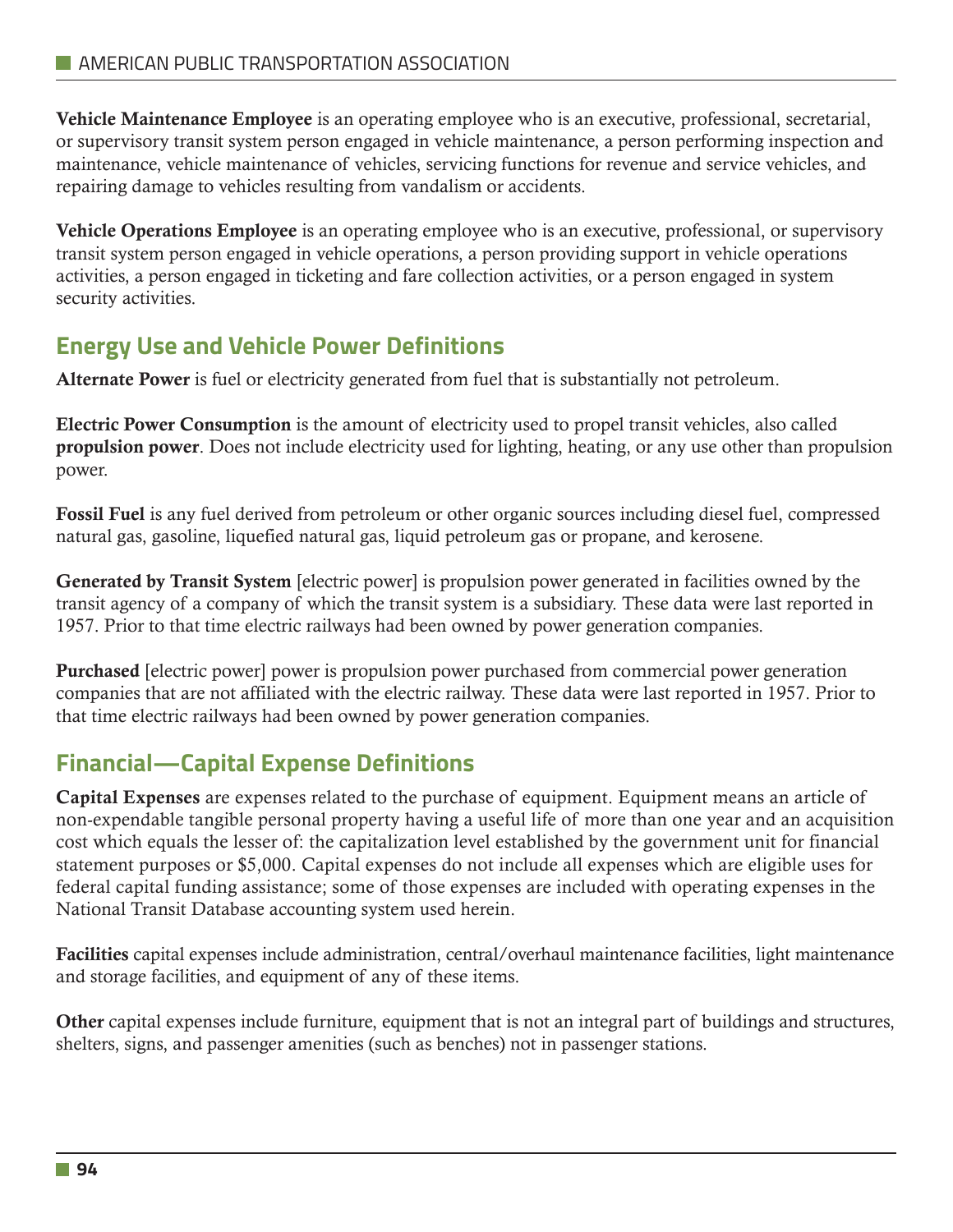**Vehicle Maintenance Employee** is an operating employee who is an executive, professional, secretarial, or supervisory transit system person engaged in vehicle maintenance, a person performing inspection and maintenance, vehicle maintenance of vehicles, servicing functions for revenue and service vehicles, and repairing damage to vehicles resulting from vandalism or accidents.

**Vehicle Operations Employee** is an operating employee who is an executive, professional, or supervisory transit system person engaged in vehicle operations, a person providing support in vehicle operations activities, a person engaged in ticketing and fare collection activities, or a person engaged in system security activities.

## Energy Use and Vehicle Power Definitions

**Alternate Power** is fuel or electricity generated from fuel that is substantially not petroleum.

**Electric Power Consumption** is the amount of electricity used to propel transit vehicles, also called **propulsion power**. Does not include electricity used for lighting, heating, or any use other than propulsion power.

**Fossil Fuel** is any fuel derived from petroleum or other organic sources including diesel fuel, compressed natural gas, gasoline, liquefied natural gas, liquid petroleum gas or propane, and kerosene.

**Generated by Transit System** [electric power] is propulsion power generated in facilities owned by the transit agency of a company of which the transit system is a subsidiary. These data were last reported in 1957. Prior to that time electric railways had been owned by power generation companies.

**Purchased** [electric power] power is propulsion power purchased from commercial power generation companies that are not affiliated with the electric railway. These data were last reported in 1957. Prior to that time electric railways had been owned by power generation companies.

## Financial—Capital Expense Definitions

**Capital Expenses** are expenses related to the purchase of equipment. Equipment means an article of non-expendable tangible personal property having a useful life of more than one year and an acquisition cost which equals the lesser of: the capitalization level established by the government unit for financial statement purposes or $5,000. Capital expenses do not include all expenses which are eligible uses for federal capital funding assistance; some of those expenses are included with operating expenses in the National Transit Database accounting system used herein.

**Facilities** capital expenses include administration, central/overhaul maintenance facilities, light maintenance and storage facilities, and equipment of any of these items.

**Other** capital expenses include furniture, equipment that is not an integral part of buildings and structures, shelters, signs, and passenger amenities (such as benches) not in passenger stations.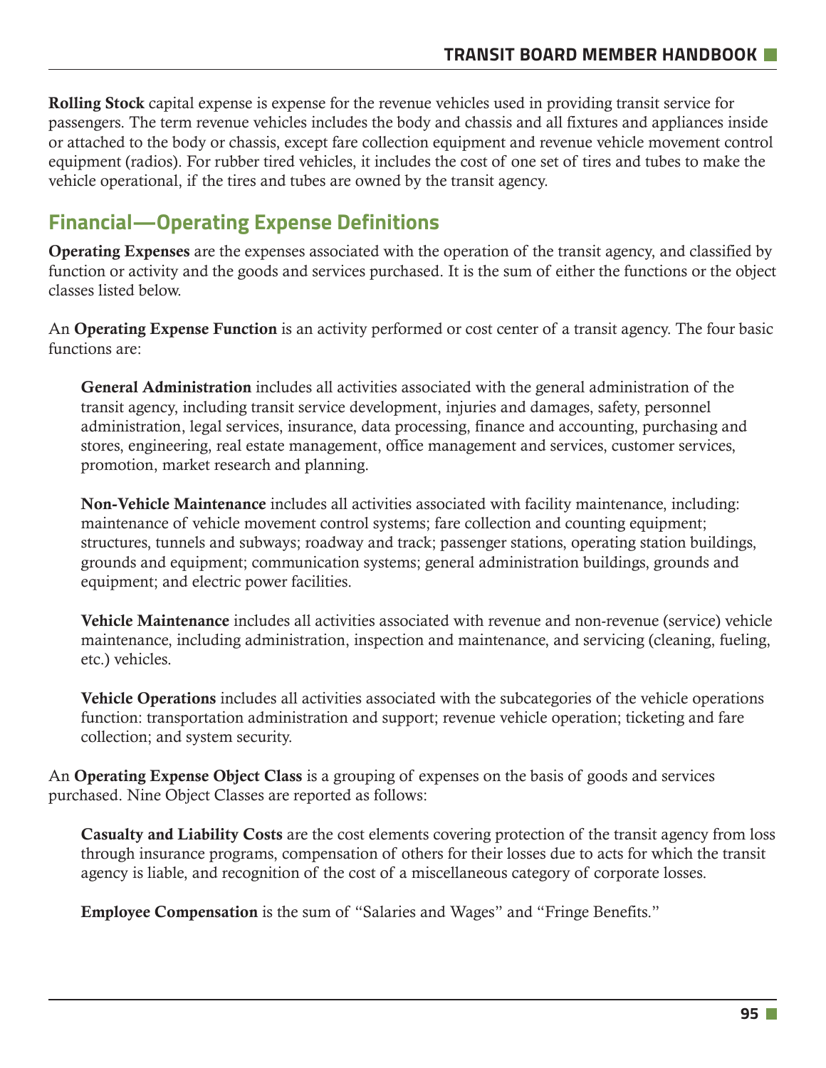**Rolling Stock** capital expense is expense for the revenue vehicles used in providing transit service for passengers. The term revenue vehicles includes the body and chassis and all fixtures and appliances inside or attached to the body or chassis, except fare collection equipment and revenue vehicle movement control equipment (radios). For rubber tired vehicles, it includes the cost of one set of tires and tubes to make the vehicle operational, if the tires and tubes are owned by the transit agency.

## Financial—Operating Expense Definitions

**Operating Expenses** are the expenses associated with the operation of the transit agency, and classified by function or activity and the goods and services purchased. It is the sum of either the functions or the object classes listed below.

An **Operating Expense Function** is an activity performed or cost center of a transit agency. The four basic functions are:

**General Administration** includes all activities associated with the general administration of the transit agency, including transit service development, injuries and damages, safety, personnel administration, legal services, insurance, data processing, finance and accounting, purchasing and stores, engineering, real estate management, office management and services, customer services, promotion, market research and planning.

**Non-Vehicle Maintenance** includes all activities associated with facility maintenance, including: maintenance of vehicle movement control systems; fare collection and counting equipment; structures, tunnels and subways; roadway and track; passenger stations, operating station buildings, grounds and equipment; communication systems; general administration buildings, grounds and equipment; and electric power facilities.

**Vehicle Maintenance** includes all activities associated with revenue and non-revenue (service) vehicle maintenance, including administration, inspection and maintenance, and servicing (cleaning, fueling, etc.) vehicles.

**Vehicle Operations** includes all activities associated with the subcategories of the vehicle operations function: transportation administration and support; revenue vehicle operation; ticketing and fare collection; and system security.

An **Operating Expense Object Class** is a grouping of expenses on the basis of goods and services purchased. Nine Object Classes are reported as follows:

**Casualty and Liability Costs** are the cost elements covering protection of the transit agency from loss through insurance programs, compensation of others for their losses due to acts for which the transit agency is liable, and recognition of the cost of a miscellaneous category of corporate losses.

**Employee Compensation** is the sum of "Salaries and Wages" and "Fringe Benefits."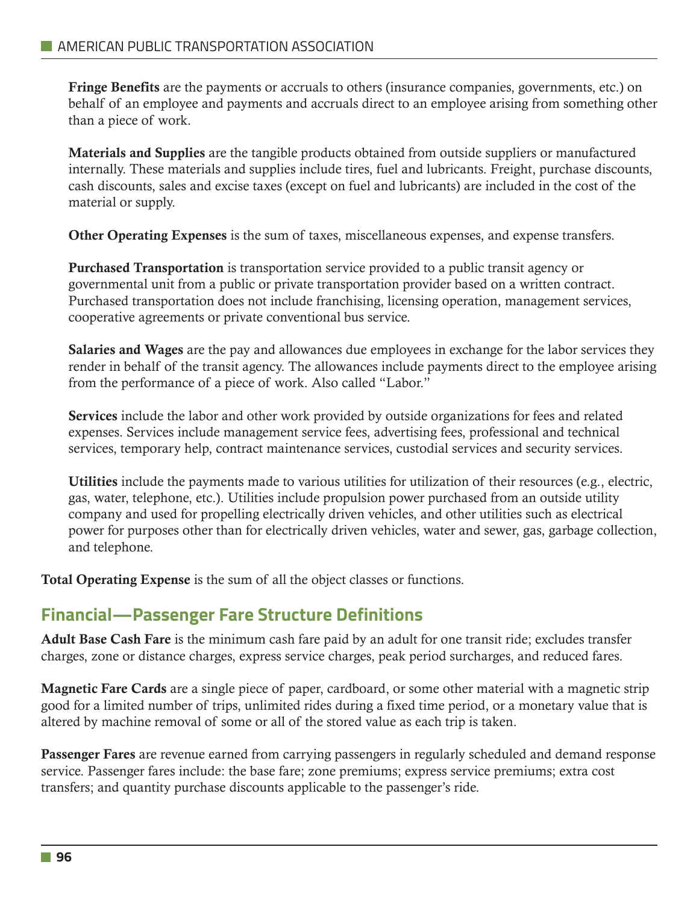**Fringe Benefits** are the payments or accruals to others (insurance companies, governments, etc.) on behalf of an employee and payments and accruals direct to an employee arising from something other than a piece of work.

**Materials and Supplies** are the tangible products obtained from outside suppliers or manufactured internally. These materials and supplies include tires, fuel and lubricants. Freight, purchase discounts, cash discounts, sales and excise taxes (except on fuel and lubricants) are included in the cost of the material or supply.

**Other Operating Expenses** is the sum of taxes, miscellaneous expenses, and expense transfers.

**Purchased Transportation** is transportation service provided to a public transit agency or governmental unit from a public or private transportation provider based on a written contract. Purchased transportation does not include franchising, licensing operation, management services, cooperative agreements or private conventional bus service.

**Salaries and Wages** are the pay and allowances due employees in exchange for the labor services they render in behalf of the transit agency. The allowances include payments direct to the employee arising from the performance of a piece of work. Also called "Labor."

**Services** include the labor and other work provided by outside organizations for fees and related expenses. Services include management service fees, advertising fees, professional and technical services, temporary help, contract maintenance services, custodial services and security services.

**Utilities** include the payments made to various utilities for utilization of their resources (e.g., electric, gas, water, telephone, etc.). Utilities include propulsion power purchased from an outside utility company and used for propelling electrically driven vehicles, and other utilities such as electrical power for purposes other than for electrically driven vehicles, water and sewer, gas, garbage collection, and telephone.

**Total Operating Expense** is the sum of all the object classes or functions.

## Financial—Passenger Fare Structure Definitions

**Adult Base Cash Fare** is the minimum cash fare paid by an adult for one transit ride; excludes transfer charges, zone or distance charges, express service charges, peak period surcharges, and reduced fares.

**Magnetic Fare Cards** are a single piece of paper, cardboard, or some other material with a magnetic strip good for a limited number of trips, unlimited rides during a fixed time period, or a monetary value that is altered by machine removal of some or all of the stored value as each trip is taken.

**Passenger Fares** are revenue earned from carrying passengers in regularly scheduled and demand response service. Passenger fares include: the base fare; zone premiums; express service premiums; extra cost transfers; and quantity purchase discounts applicable to the passenger's ride.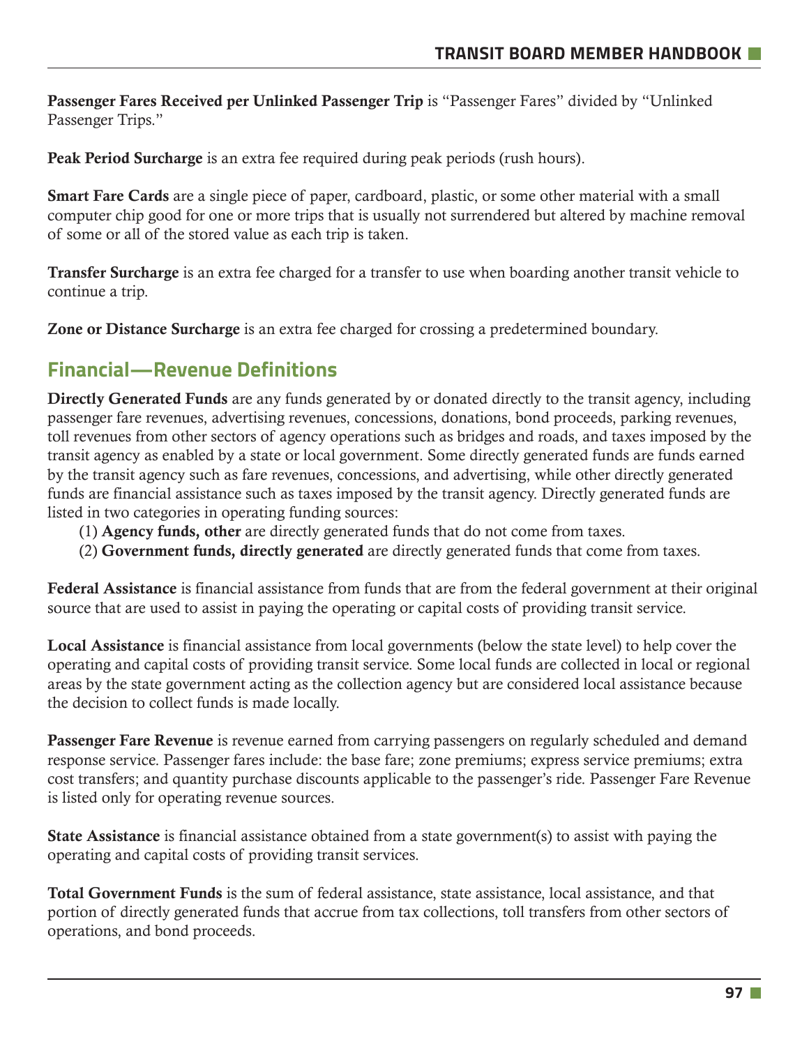**Passenger Fares Received per Unlinked Passenger Trip** is "Passenger Fares" divided by "Unlinked Passenger Trips."

**Peak Period Surcharge** is an extra fee required during peak periods (rush hours).

**Smart Fare Cards** are a single piece of paper, cardboard, plastic, or some other material with a small computer chip good for one or more trips that is usually not surrendered but altered by machine removal of some or all of the stored value as each trip is taken.

**Transfer Surcharge** is an extra fee charged for a transfer to use when boarding another transit vehicle to continue a trip.

**Zone or Distance Surcharge** is an extra fee charged for crossing a predetermined boundary.

## Financial—Revenue Definitions

**Directly Generated Funds** are any funds generated by or donated directly to the transit agency, including passenger fare revenues, advertising revenues, concessions, donations, bond proceeds, parking revenues, toll revenues from other sectors of agency operations such as bridges and roads, and taxes imposed by the transit agency as enabled by a state or local government. Some directly generated funds are funds earned by the transit agency such as fare revenues, concessions, and advertising, while other directly generated funds are financial assistance such as taxes imposed by the transit agency. Directly generated funds are listed in two categories in operating funding sources:

(1) **Agency funds, other** are directly generated funds that do not come from taxes.
(2) **Government funds, directly generated** are directly generated funds that come from taxes.

**Federal Assistance** is financial assistance from funds that are from the federal government at their original source that are used to assist in paying the operating or capital costs of providing transit service.

**Local Assistance** is financial assistance from local governments (below the state level) to help cover the operating and capital costs of providing transit service. Some local funds are collected in local or regional areas by the state government acting as the collection agency but are considered local assistance because the decision to collect funds is made locally.

**Passenger Fare Revenue** is revenue earned from carrying passengers on regularly scheduled and demand response service. Passenger fares include: the base fare; zone premiums; express service premiums; extra cost transfers; and quantity purchase discounts applicable to the passenger's ride. Passenger Fare Revenue is listed only for operating revenue sources.

**State Assistance** is financial assistance obtained from a state government(s) to assist with paying the operating and capital costs of providing transit services.

**Total Government Funds** is the sum of federal assistance, state assistance, local assistance, and that portion of directly generated funds that accrue from tax collections, toll transfers from other sectors of operations, and bond proceeds.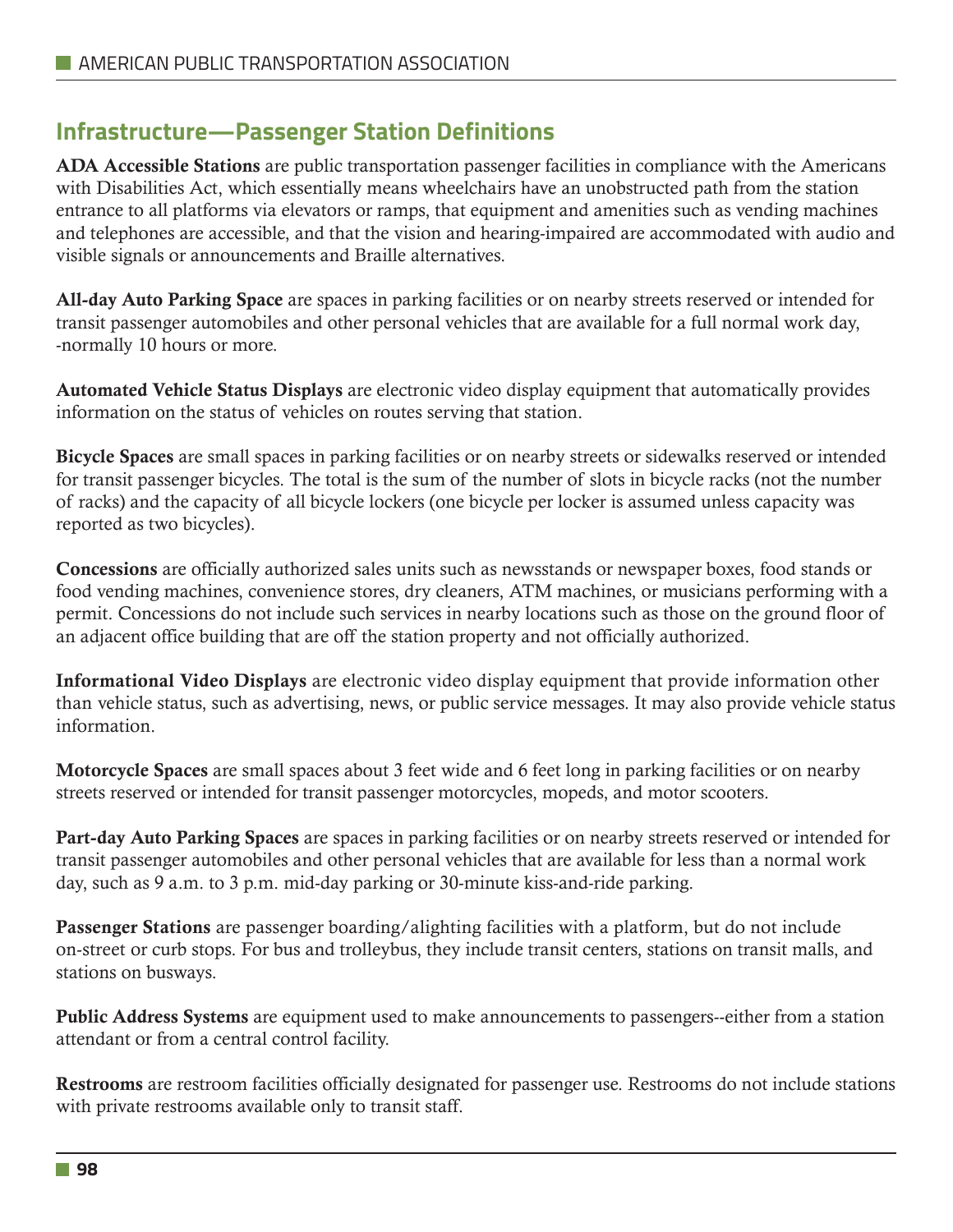## Infrastructure—Passenger Station Definitions

**ADA Accessible Stations** are public transportation passenger facilities in compliance with the Americans with Disabilities Act, which essentially means wheelchairs have an unobstructed path from the station entrance to all platforms via elevators or ramps, that equipment and amenities such as vending machines and telephones are accessible, and that the vision and hearing-impaired are accommodated with audio and visible signals or announcements and Braille alternatives.

**All-day Auto Parking Space** are spaces in parking facilities or on nearby streets reserved or intended for transit passenger automobiles and other personal vehicles that are available for a full normal work day, -normally 10 hours or more.

**Automated Vehicle Status Displays** are electronic video display equipment that automatically provides information on the status of vehicles on routes serving that station.

**Bicycle Spaces** are small spaces in parking facilities or on nearby streets or sidewalks reserved or intended for transit passenger bicycles. The total is the sum of the number of slots in bicycle racks (not the number of racks) and the capacity of all bicycle lockers (one bicycle per locker is assumed unless capacity was reported as two bicycles).

**Concessions** are officially authorized sales units such as newsstands or newspaper boxes, food stands or food vending machines, convenience stores, dry cleaners, ATM machines, or musicians performing with a permit. Concessions do not include such services in nearby locations such as those on the ground floor of an adjacent office building that are off the station property and not officially authorized.

**Informational Video Displays** are electronic video display equipment that provide information other than vehicle status, such as advertising, news, or public service messages. It may also provide vehicle status information.

**Motorcycle Spaces** are small spaces about 3 feet wide and 6 feet long in parking facilities or on nearby streets reserved or intended for transit passenger motorcycles, mopeds, and motor scooters.

**Part-day Auto Parking Spaces** are spaces in parking facilities or on nearby streets reserved or intended for transit passenger automobiles and other personal vehicles that are available for less than a normal work day, such as 9 a.m. to 3 p.m. mid-day parking or 30-minute kiss-and-ride parking.

**Passenger Stations** are passenger boarding/alighting facilities with a platform, but do not include on-street or curb stops. For bus and trolleybus, they include transit centers, stations on transit malls, and stations on busways.

**Public Address Systems** are equipment used to make announcements to passengers--either from a station attendant or from a central control facility.

**Restrooms** are restroom facilities officially designated for passenger use. Restrooms do not include stations with private restrooms available only to transit staff.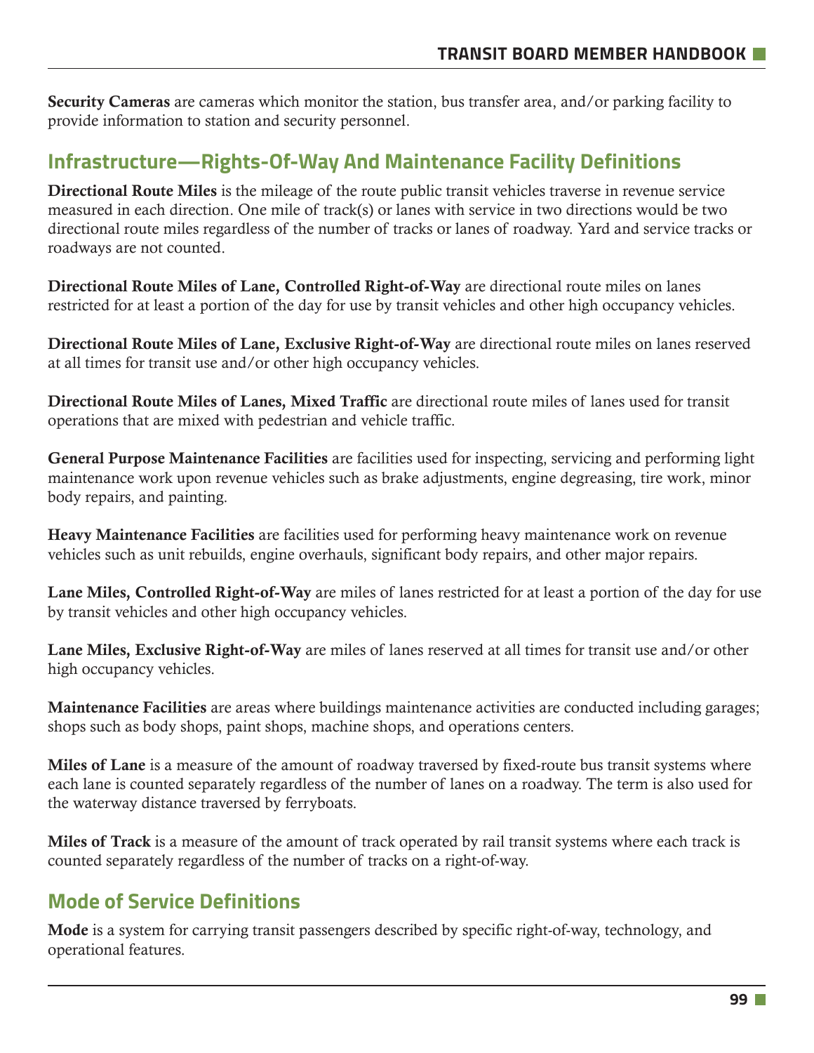**Security Cameras** are cameras which monitor the station, bus transfer area, and/or parking facility to provide information to station and security personnel.

## Infrastructure—Rights-Of-Way And Maintenance Facility Definitions

**Directional Route Miles** is the mileage of the route public transit vehicles traverse in revenue service measured in each direction. One mile of track(s) or lanes with service in two directions would be two directional route miles regardless of the number of tracks or lanes of roadway. Yard and service tracks or roadways are not counted.

**Directional Route Miles of Lane, Controlled Right-of-Way** are directional route miles on lanes restricted for at least a portion of the day for use by transit vehicles and other high occupancy vehicles.

**Directional Route Miles of Lane, Exclusive Right-of-Way** are directional route miles on lanes reserved at all times for transit use and/or other high occupancy vehicles.

**Directional Route Miles of Lanes, Mixed Traffic** are directional route miles of lanes used for transit operations that are mixed with pedestrian and vehicle traffic.

**General Purpose Maintenance Facilities** are facilities used for inspecting, servicing and performing light maintenance work upon revenue vehicles such as brake adjustments, engine degreasing, tire work, minor body repairs, and painting.

**Heavy Maintenance Facilities** are facilities used for performing heavy maintenance work on revenue vehicles such as unit rebuilds, engine overhauls, significant body repairs, and other major repairs.

**Lane Miles, Controlled Right-of-Way** are miles of lanes restricted for at least a portion of the day for use by transit vehicles and other high occupancy vehicles.

**Lane Miles, Exclusive Right-of-Way** are miles of lanes reserved at all times for transit use and/or other high occupancy vehicles.

**Maintenance Facilities** are areas where buildings maintenance activities are conducted including garages; shops such as body shops, paint shops, machine shops, and operations centers.

**Miles of Lane** is a measure of the amount of roadway traversed by fixed-route bus transit systems where each lane is counted separately regardless of the number of lanes on a roadway. The term is also used for the waterway distance traversed by ferryboats.

**Miles of Track** is a measure of the amount of track operated by rail transit systems where each track is counted separately regardless of the number of tracks on a right-of-way.

## Mode of Service Definitions

**Mode** is a system for carrying transit passengers described by specific right-of-way, technology, and operational features.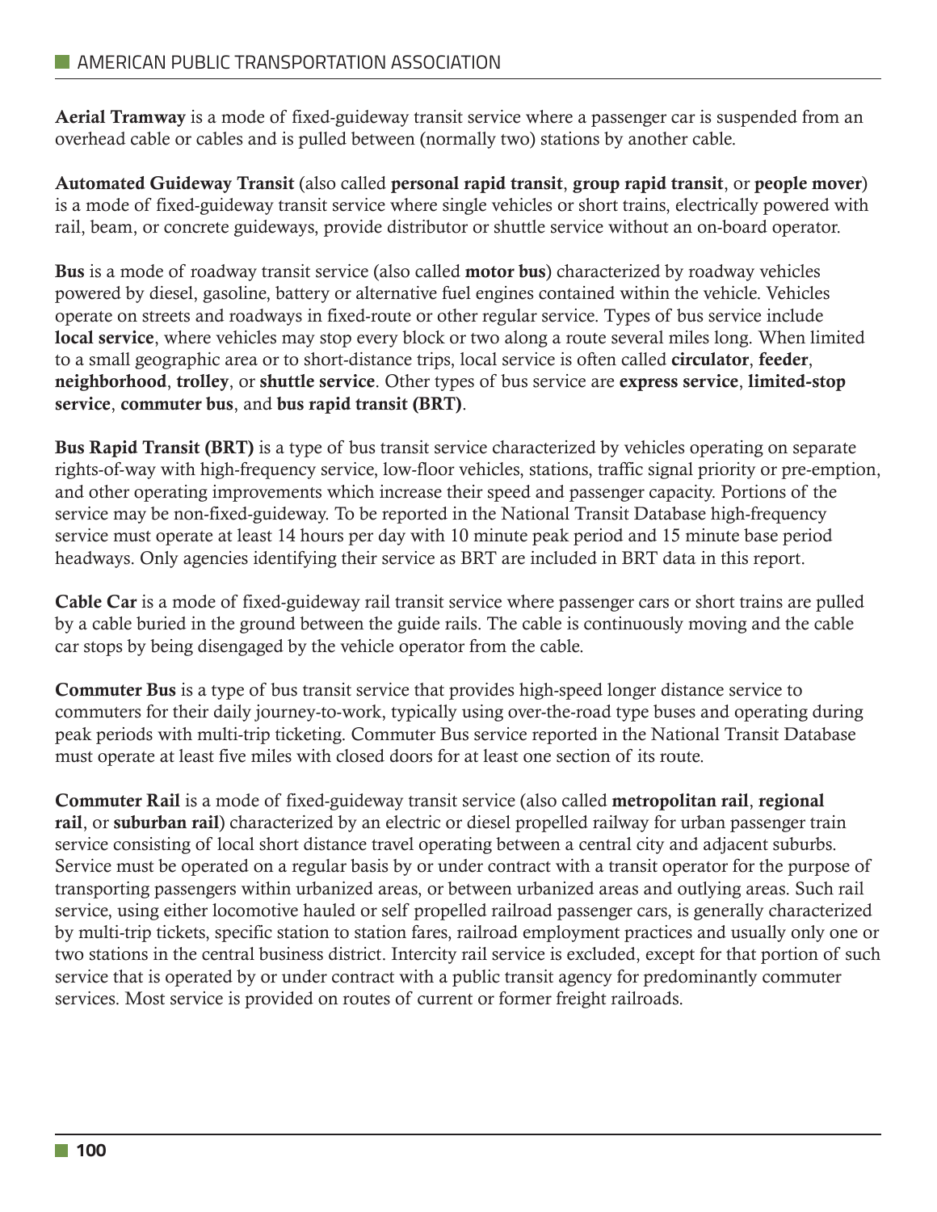**Aerial Tramway** is a mode of fixed-guideway transit service where a passenger car is suspended from an overhead cable or cables and is pulled between (normally two) stations by another cable.

**Automated Guideway Transit** (also called **personal rapid transit**, **group rapid transit**, or **people mover**) is a mode of fixed-guideway transit service where single vehicles or short trains, electrically powered with rail, beam, or concrete guideways, provide distributor or shuttle service without an on-board operator.

**Bus** is a mode of roadway transit service (also called **motor bus**) characterized by roadway vehicles powered by diesel, gasoline, battery or alternative fuel engines contained within the vehicle. Vehicles operate on streets and roadways in fixed-route or other regular service. Types of bus service include **local service**, where vehicles may stop every block or two along a route several miles long. When limited to a small geographic area or to short-distance trips, local service is often called **circulator**, **feeder**, **neighborhood**, **trolley**, or **shuttle service**. Other types of bus service are **express service**, **limited-stop service**, **commuter bus**, and **bus rapid transit (BRT)**.

**Bus Rapid Transit (BRT)** is a type of bus transit service characterized by vehicles operating on separate rights-of-way with high-frequency service, low-floor vehicles, stations, traffic signal priority or pre-emption, and other operating improvements which increase their speed and passenger capacity. Portions of the service may be non-fixed-guideway. To be reported in the National Transit Database high-frequency service must operate at least 14 hours per day with 10 minute peak period and 15 minute base period headways. Only agencies identifying their service as BRT are included in BRT data in this report.

**Cable Car** is a mode of fixed-guideway rail transit service where passenger cars or short trains are pulled by a cable buried in the ground between the guide rails. The cable is continuously moving and the cable car stops by being disengaged by the vehicle operator from the cable.

**Commuter Bus** is a type of bus transit service that provides high-speed longer distance service to commuters for their daily journey-to-work, typically using over-the-road type buses and operating during peak periods with multi-trip ticketing. Commuter Bus service reported in the National Transit Database must operate at least five miles with closed doors for at least one section of its route.

**Commuter Rail** is a mode of fixed-guideway transit service (also called **metropolitan rail**, **regional rail**, or **suburban rail**) characterized by an electric or diesel propelled railway for urban passenger train service consisting of local short distance travel operating between a central city and adjacent suburbs. Service must be operated on a regular basis by or under contract with a transit operator for the purpose of transporting passengers within urbanized areas, or between urbanized areas and outlying areas. Such rail service, using either locomotive hauled or self propelled railroad passenger cars, is generally characterized by multi-trip tickets, specific station to station fares, railroad employment practices and usually only one or two stations in the central business district. Intercity rail service is excluded, except for that portion of such service that is operated by or under contract with a public transit agency for predominantly commuter services. Most service is provided on routes of current or former freight railroads.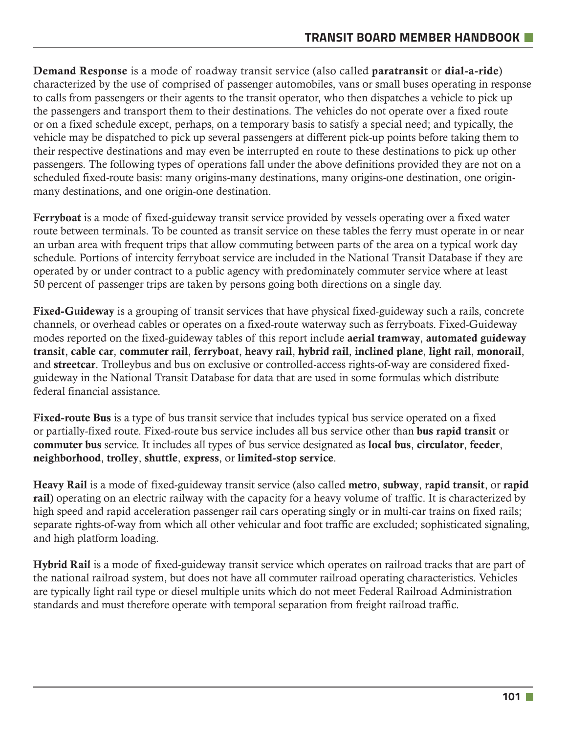**Demand Response** is a mode of roadway transit service (also called **paratransit** or **dial-a-ride**) characterized by the use of comprised of passenger automobiles, vans or small buses operating in response to calls from passengers or their agents to the transit operator, who then dispatches a vehicle to pick up the passengers and transport them to their destinations. The vehicles do not operate over a fixed route or on a fixed schedule except, perhaps, on a temporary basis to satisfy a special need; and typically, the vehicle may be dispatched to pick up several passengers at different pick-up points before taking them to their respective destinations and may even be interrupted en route to these destinations to pick up other passengers. The following types of operations fall under the above definitions provided they are not on a scheduled fixed-route basis: many origins-many destinations, many origins-one destination, one origin-many destinations, and one origin-one destination.

**Ferryboat** is a mode of fixed-guideway transit service provided by vessels operating over a fixed water route between terminals. To be counted as transit service on these tables the ferry must operate in or near an urban area with frequent trips that allow commuting between parts of the area on a typical work day schedule. Portions of intercity ferryboat service are included in the National Transit Database if they are operated by or under contract to a public agency with predominately commuter service where at least 50 percent of passenger trips are taken by persons going both directions on a single day.

**Fixed-Guideway** is a grouping of transit services that have physical fixed-guideway such a rails, concrete channels, or overhead cables or operates on a fixed-route waterway such as ferryboats. Fixed-Guideway modes reported on the fixed-guideway tables of this report include **aerial tramway**, **automated guideway transit**, **cable car**, **commuter rail**, **ferryboat**, **heavy rail**, **hybrid rail**, **inclined plane**, **light rail**, **monorail**, and **streetcar**. Trolleybus and bus on exclusive or controlled-access rights-of-way are considered fixed-guideway in the National Transit Database for data that are used in some formulas which distribute federal financial assistance.

**Fixed-route Bus** is a type of bus transit service that includes typical bus service operated on a fixed or partially-fixed route. Fixed-route bus service includes all bus service other than **bus rapid transit** or **commuter bus** service. It includes all types of bus service designated as **local bus**, **circulator**, **feeder**, **neighborhood**, **trolley**, **shuttle**, **express**, or **limited-stop service**.

**Heavy Rail** is a mode of fixed-guideway transit service (also called **metro**, **subway**, **rapid transit**, or **rapid rail**) operating on an electric railway with the capacity for a heavy volume of traffic. It is characterized by high speed and rapid acceleration passenger rail cars operating singly or in multi-car trains on fixed rails; separate rights-of-way from which all other vehicular and foot traffic are excluded; sophisticated signaling, and high platform loading.

**Hybrid Rail** is a mode of fixed-guideway transit service which operates on railroad tracks that are part of the national railroad system, but does not have all commuter railroad operating characteristics. Vehicles are typically light rail type or diesel multiple units which do not meet Federal Railroad Administration standards and must therefore operate with temporal separation from freight railroad traffic.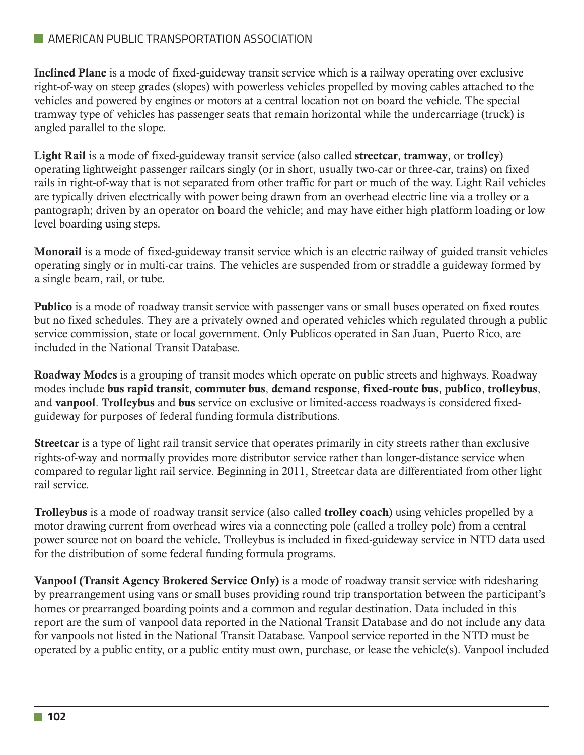**Inclined Plane** is a mode of fixed-guideway transit service which is a railway operating over exclusive right-of-way on steep grades (slopes) with powerless vehicles propelled by moving cables attached to the vehicles and powered by engines or motors at a central location not on board the vehicle. The special tramway type of vehicles has passenger seats that remain horizontal while the undercarriage (truck) is angled parallel to the slope.

**Light Rail** is a mode of fixed-guideway transit service (also called **streetcar**, **tramway**, or **trolley**) operating lightweight passenger railcars singly (or in short, usually two-car or three-car, trains) on fixed rails in right-of-way that is not separated from other traffic for part or much of the way. Light Rail vehicles are typically driven electrically with power being drawn from an overhead electric line via a trolley or a pantograph; driven by an operator on board the vehicle; and may have either high platform loading or low level boarding using steps.

**Monorail** is a mode of fixed-guideway transit service which is an electric railway of guided transit vehicles operating singly or in multi-car trains. The vehicles are suspended from or straddle a guideway formed by a single beam, rail, or tube.

**Publico** is a mode of roadway transit service with passenger vans or small buses operated on fixed routes but no fixed schedules. They are a privately owned and operated vehicles which regulated through a public service commission, state or local government. Only Publicos operated in San Juan, Puerto Rico, are included in the National Transit Database.

**Roadway Modes** is a grouping of transit modes which operate on public streets and highways. Roadway modes include **bus rapid transit**, **commuter bus**, **demand response**, **fixed-route bus**, **publico**, **trolleybus**, and **vanpool**. **Trolleybus** and **bus** service on exclusive or limited-access roadways is considered fixed-guideway for purposes of federal funding formula distributions.

**Streetcar** is a type of light rail transit service that operates primarily in city streets rather than exclusive rights-of-way and normally provides more distributor service rather than longer-distance service when compared to regular light rail service. Beginning in 2011, Streetcar data are differentiated from other light rail service.

**Trolleybus** is a mode of roadway transit service (also called **trolley coach**) using vehicles propelled by a motor drawing current from overhead wires via a connecting pole (called a trolley pole) from a central power source not on board the vehicle. Trolleybus is included in fixed-guideway service in NTD data used for the distribution of some federal funding formula programs.

**Vanpool (Transit Agency Brokered Service Only)** is a mode of roadway transit service with ridesharing by prearrangement using vans or small buses providing round trip transportation between the participant's homes or prearranged boarding points and a common and regular destination. Data included in this report are the sum of vanpool data reported in the National Transit Database and do not include any data for vanpools not listed in the National Transit Database. Vanpool service reported in the NTD must be operated by a public entity, or a public entity must own, purchase, or lease the vehicle(s). Vanpool included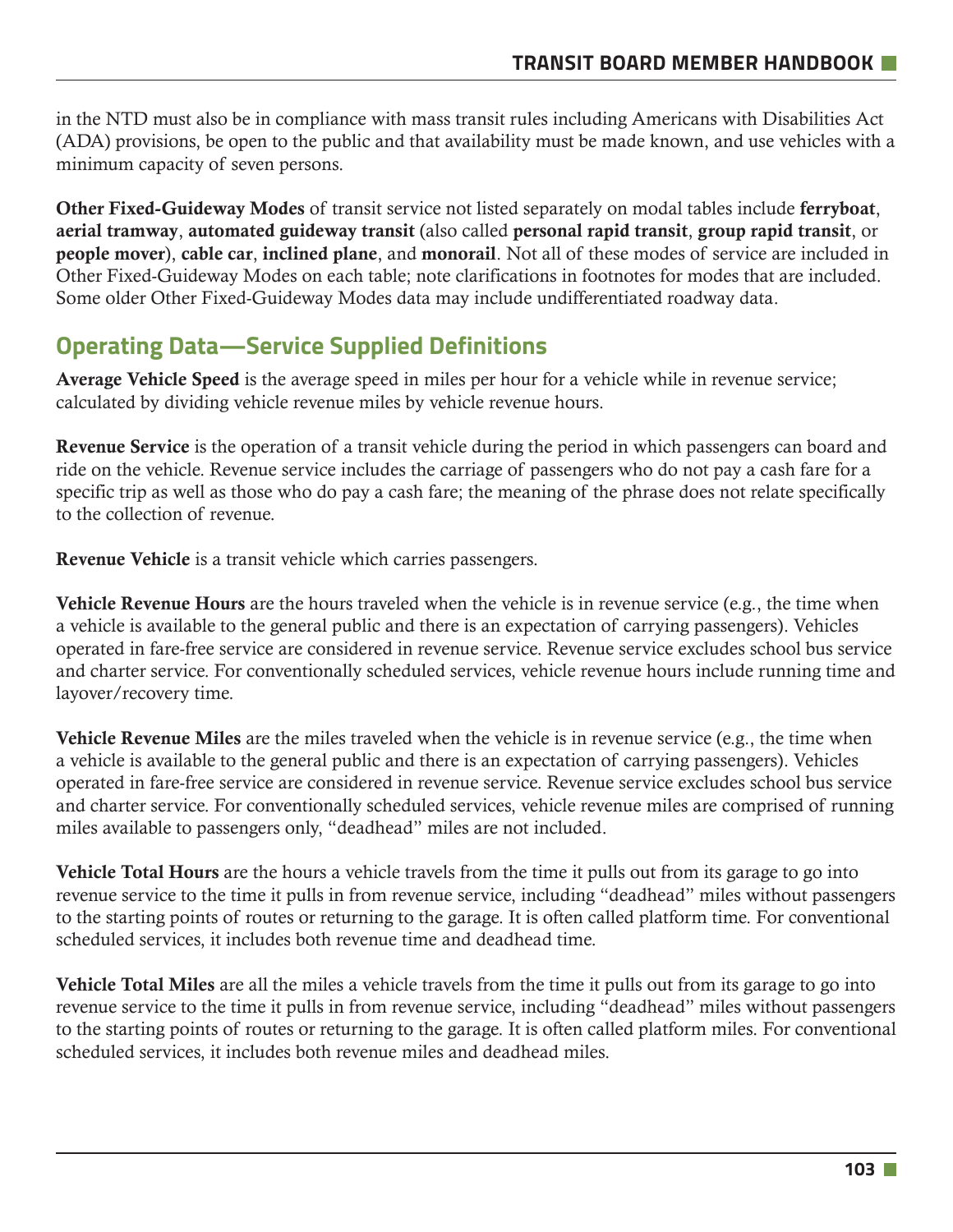in the NTD must also be in compliance with mass transit rules including Americans with Disabilities Act (ADA) provisions, be open to the public and that availability must be made known, and use vehicles with a minimum capacity of seven persons.

**Other Fixed-Guideway Modes** of transit service not listed separately on modal tables include **ferryboat**, **aerial tramway**, **automated guideway transit** (also called **personal rapid transit**, **group rapid transit**, or **people mover**), **cable car**, **inclined plane**, and **monorail**. Not all of these modes of service are included in Other Fixed-Guideway Modes on each table; note clarifications in footnotes for modes that are included. Some older Other Fixed-Guideway Modes data may include undifferentiated roadway data.

## Operating Data—Service Supplied Definitions

**Average Vehicle Speed** is the average speed in miles per hour for a vehicle while in revenue service; calculated by dividing vehicle revenue miles by vehicle revenue hours.

**Revenue Service** is the operation of a transit vehicle during the period in which passengers can board and ride on the vehicle. Revenue service includes the carriage of passengers who do not pay a cash fare for a specific trip as well as those who do pay a cash fare; the meaning of the phrase does not relate specifically to the collection of revenue.

**Revenue Vehicle** is a transit vehicle which carries passengers.

**Vehicle Revenue Hours** are the hours traveled when the vehicle is in revenue service (e.g., the time when a vehicle is available to the general public and there is an expectation of carrying passengers). Vehicles operated in fare-free service are considered in revenue service. Revenue service excludes school bus service and charter service. For conventionally scheduled services, vehicle revenue hours include running time and layover/recovery time.

**Vehicle Revenue Miles** are the miles traveled when the vehicle is in revenue service (e.g., the time when a vehicle is available to the general public and there is an expectation of carrying passengers). Vehicles operated in fare-free service are considered in revenue service. Revenue service excludes school bus service and charter service. For conventionally scheduled services, vehicle revenue miles are comprised of running miles available to passengers only, "deadhead" miles are not included.

**Vehicle Total Hours** are the hours a vehicle travels from the time it pulls out from its garage to go into revenue service to the time it pulls in from revenue service, including "deadhead" miles without passengers to the starting points of routes or returning to the garage. It is often called platform time. For conventional scheduled services, it includes both revenue time and deadhead time.

**Vehicle Total Miles** are all the miles a vehicle travels from the time it pulls out from its garage to go into revenue service to the time it pulls in from revenue service, including "deadhead" miles without passengers to the starting points of routes or returning to the garage. It is often called platform miles. For conventional scheduled services, it includes both revenue miles and deadhead miles.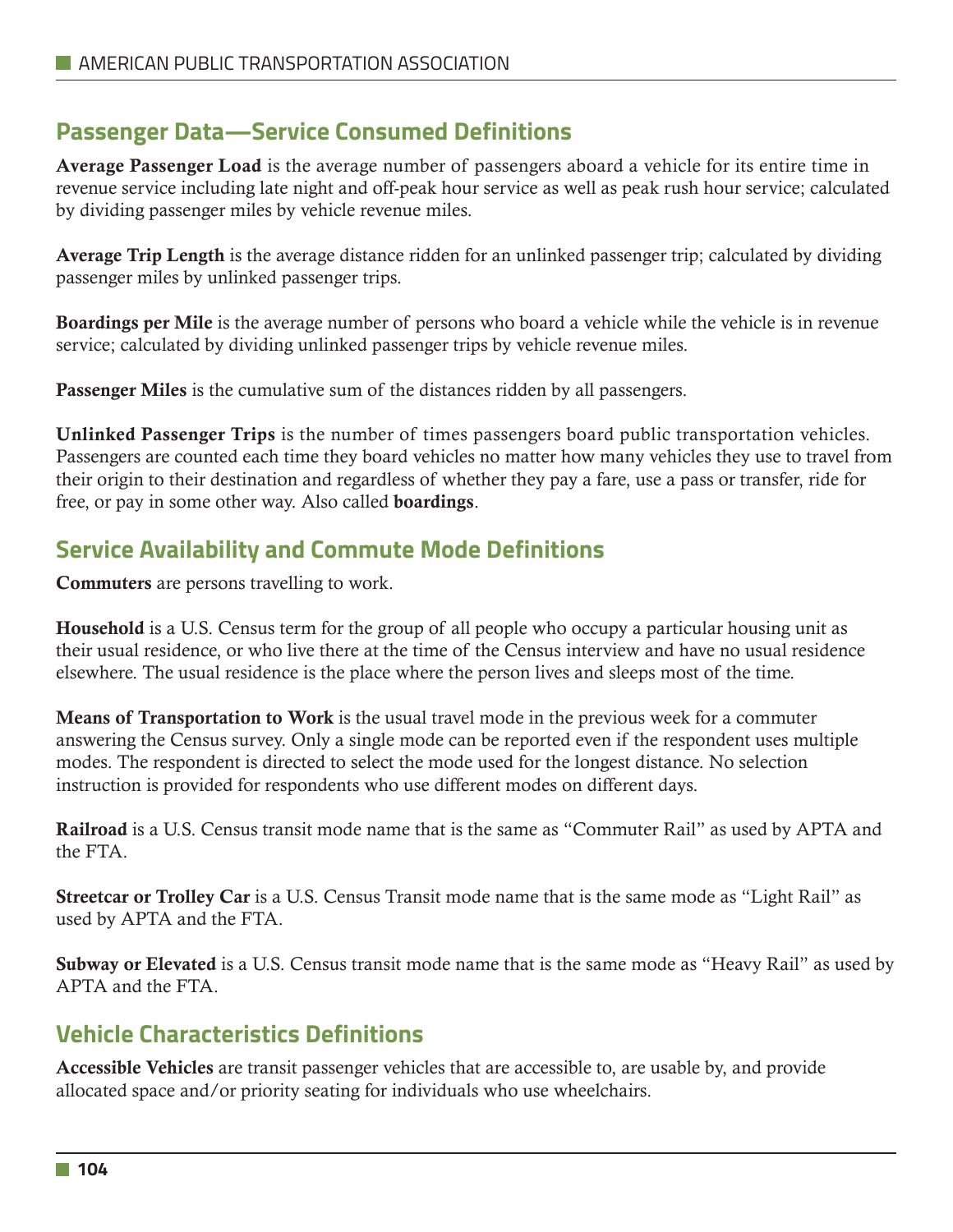## Passenger Data—Service Consumed Definitions

**Average Passenger Load** is the average number of passengers aboard a vehicle for its entire time in revenue service including late night and off-peak hour service as well as peak rush hour service; calculated by dividing passenger miles by vehicle revenue miles.

**Average Trip Length** is the average distance ridden for an unlinked passenger trip; calculated by dividing passenger miles by unlinked passenger trips.

**Boardings per Mile** is the average number of persons who board a vehicle while the vehicle is in revenue service; calculated by dividing unlinked passenger trips by vehicle revenue miles.

**Passenger Miles** is the cumulative sum of the distances ridden by all passengers.

**Unlinked Passenger Trips** is the number of times passengers board public transportation vehicles. Passengers are counted each time they board vehicles no matter how many vehicles they use to travel from their origin to their destination and regardless of whether they pay a fare, use a pass or transfer, ride for free, or pay in some other way. Also called **boardings**.

## Service Availability and Commute Mode Definitions

**Commuters** are persons travelling to work.

**Household** is a U.S. Census term for the group of all people who occupy a particular housing unit as their usual residence, or who live there at the time of the Census interview and have no usual residence elsewhere. The usual residence is the place where the person lives and sleeps most of the time.

**Means of Transportation to Work** is the usual travel mode in the previous week for a commuter answering the Census survey. Only a single mode can be reported even if the respondent uses multiple modes. The respondent is directed to select the mode used for the longest distance. No selection instruction is provided for respondents who use different modes on different days.

**Railroad** is a U.S. Census transit mode name that is the same as "Commuter Rail" as used by APTA and the FTA.

**Streetcar or Trolley Car** is a U.S. Census Transit mode name that is the same mode as "Light Rail" as used by APTA and the FTA.

**Subway or Elevated** is a U.S. Census transit mode name that is the same mode as "Heavy Rail" as used by APTA and the FTA.

## Vehicle Characteristics Definitions

**Accessible Vehicles** are transit passenger vehicles that are accessible to, are usable by, and provide allocated space and/or priority seating for individuals who use wheelchairs.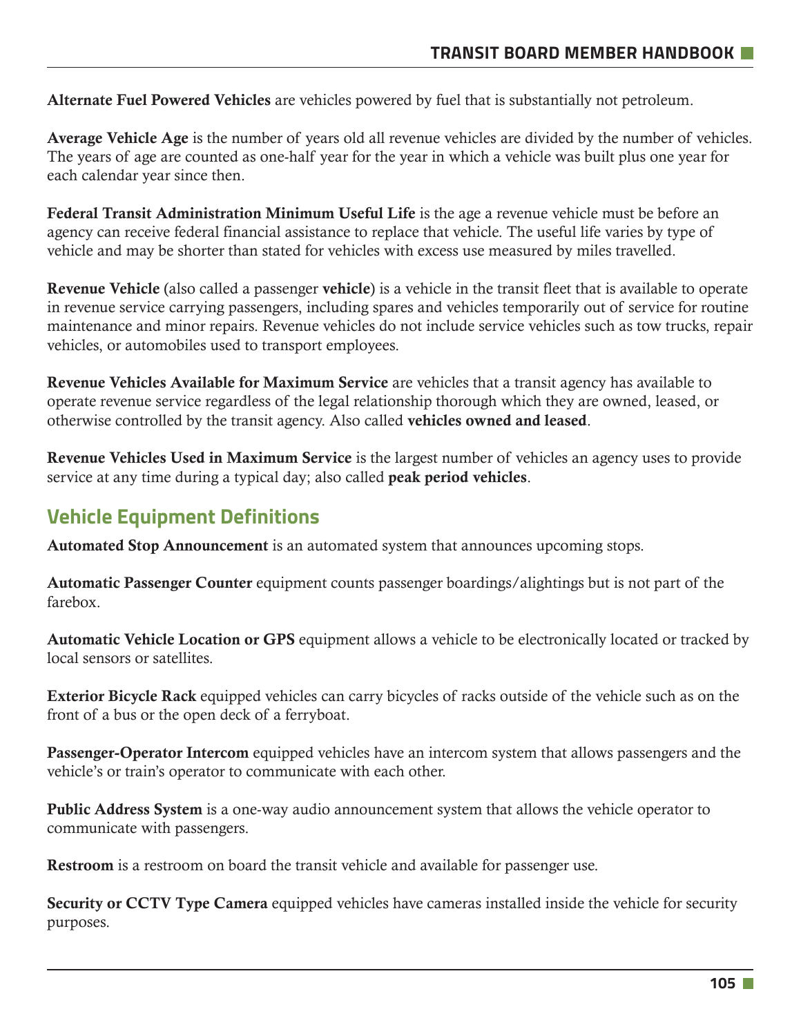**Alternate Fuel Powered Vehicles** are vehicles powered by fuel that is substantially not petroleum.

**Average Vehicle Age** is the number of years old all revenue vehicles are divided by the number of vehicles. The years of age are counted as one-half year for the year in which a vehicle was built plus one year for each calendar year since then.

**Federal Transit Administration Minimum Useful Life** is the age a revenue vehicle must be before an agency can receive federal financial assistance to replace that vehicle. The useful life varies by type of vehicle and may be shorter than stated for vehicles with excess use measured by miles travelled.

**Revenue Vehicle** (also called a passenger **vehicle**) is a vehicle in the transit fleet that is available to operate in revenue service carrying passengers, including spares and vehicles temporarily out of service for routine maintenance and minor repairs. Revenue vehicles do not include service vehicles such as tow trucks, repair vehicles, or automobiles used to transport employees.

**Revenue Vehicles Available for Maximum Service** are vehicles that a transit agency has available to operate revenue service regardless of the legal relationship thorough which they are owned, leased, or otherwise controlled by the transit agency. Also called **vehicles owned and leased**.

**Revenue Vehicles Used in Maximum Service** is the largest number of vehicles an agency uses to provide service at any time during a typical day; also called **peak period vehicles**.

## Vehicle Equipment Definitions

**Automated Stop Announcement** is an automated system that announces upcoming stops.

**Automatic Passenger Counter** equipment counts passenger boardings/alightings but is not part of the farebox.

**Automatic Vehicle Location or GPS** equipment allows a vehicle to be electronically located or tracked by local sensors or satellites.

**Exterior Bicycle Rack** equipped vehicles can carry bicycles of racks outside of the vehicle such as on the front of a bus or the open deck of a ferryboat.

**Passenger-Operator Intercom** equipped vehicles have an intercom system that allows passengers and the vehicle's or train's operator to communicate with each other.

**Public Address System** is a one-way audio announcement system that allows the vehicle operator to communicate with passengers.

**Restroom** is a restroom on board the transit vehicle and available for passenger use.

**Security or CCTV Type Camera** equipped vehicles have cameras installed inside the vehicle for security purposes.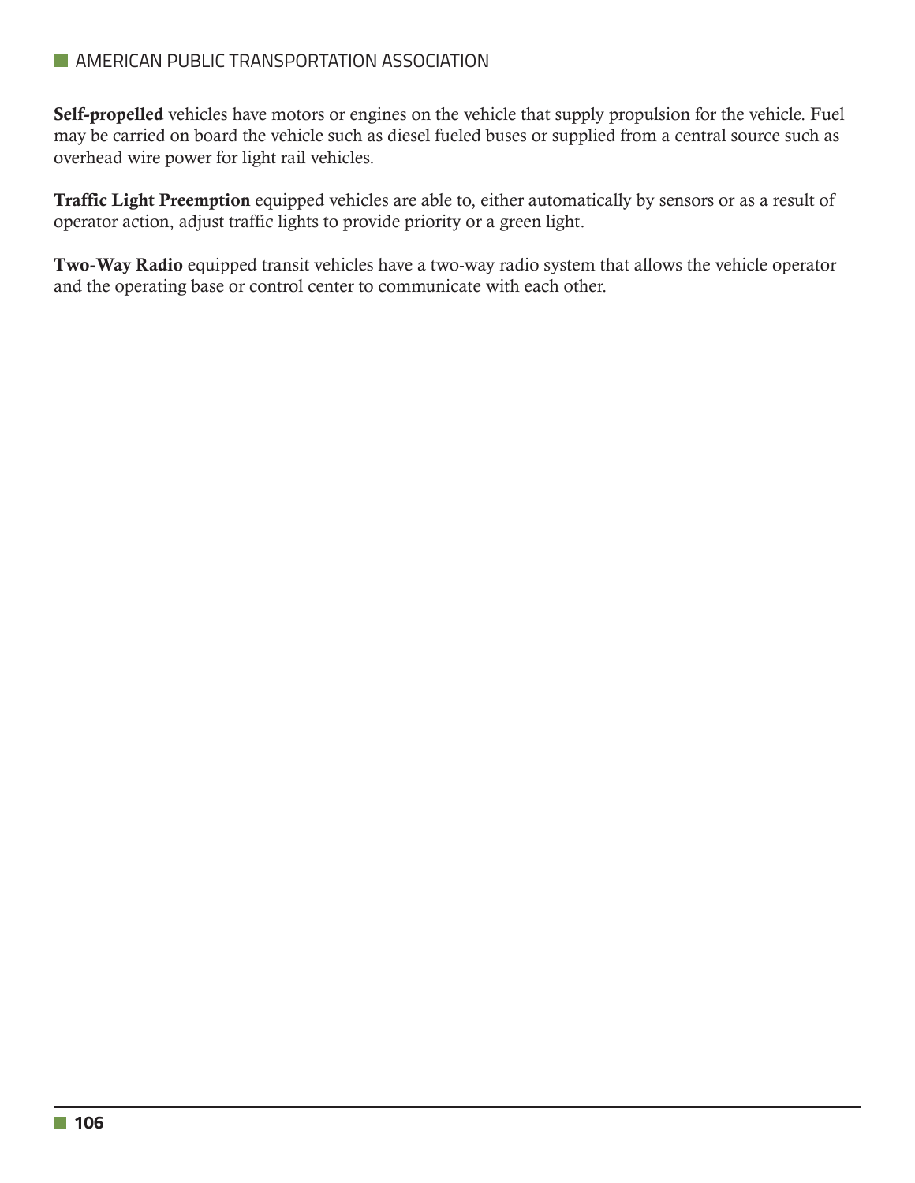**Self-propelled** vehicles have motors or engines on the vehicle that supply propulsion for the vehicle. Fuel may be carried on board the vehicle such as diesel fueled buses or supplied from a central source such as overhead wire power for light rail vehicles.

**Traffic Light Preemption** equipped vehicles are able to, either automatically by sensors or as a result of operator action, adjust traffic lights to provide priority or a green light.

**Two-Way Radio** equipped transit vehicles have a two-way radio system that allows the vehicle operator and the operating base or control center to communicate with each other.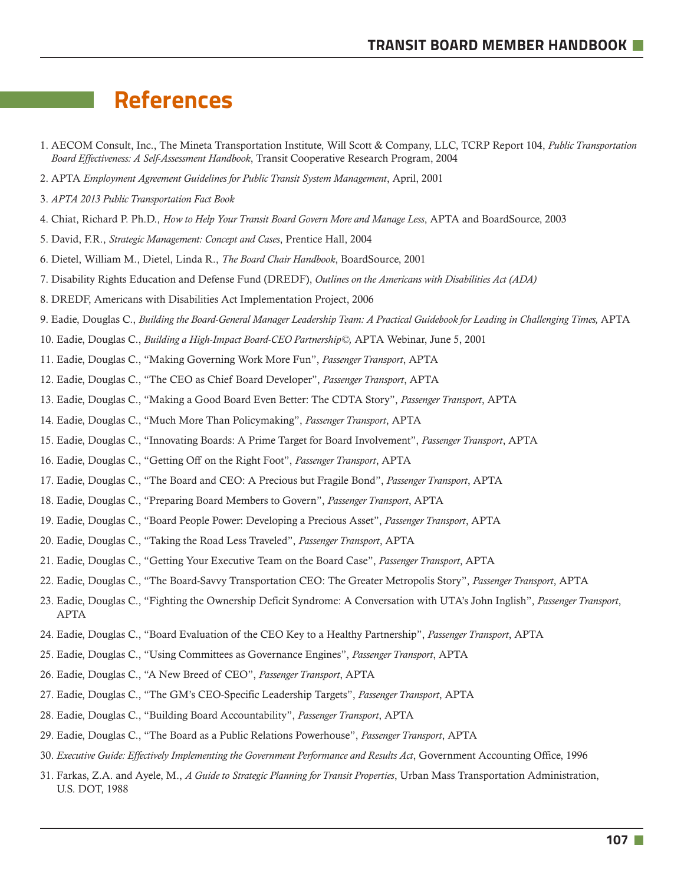# References

1. AECOM Consult, Inc., The Mineta Transportation Institute, Will Scott & Company, LLC, TCRP Report 104, *Public Transportation Board Effectiveness: A Self-Assessment Handbook*, Transit Cooperative Research Program, 2004
2. APTA *Employment Agreement Guidelines for Public Transit System Management*, April, 2001
3. *APTA 2013 Public Transportation Fact Book*
4. Chiat, Richard P. Ph.D., *How to Help Your Transit Board Govern More and Manage Less*, APTA and BoardSource, 2003
5. David, F.R., *Strategic Management: Concept and Cases*, Prentice Hall, 2004
6. Dietel, William M., Dietel, Linda R., *The Board Chair Handbook*, BoardSource, 2001
7. Disability Rights Education and Defense Fund (DREDF), *Outlines on the Americans with Disabilities Act (ADA)*
8. DREDF, Americans with Disabilities Act Implementation Project, 2006
9. Eadie, Douglas C., *Building the Board-General Manager Leadership Team: A Practical Guidebook for Leading in Challenging Times,* APTA
10. Eadie, Douglas C., *Building a High-Impact Board-CEO Partnership©,* APTA Webinar, June 5, 2001
11. Eadie, Douglas C., "Making Governing Work More Fun", *Passenger Transport*, APTA
12. Eadie, Douglas C., "The CEO as Chief Board Developer", *Passenger Transport*, APTA
13. Eadie, Douglas C., "Making a Good Board Even Better: The CDTA Story", *Passenger Transport*, APTA
14. Eadie, Douglas C., "Much More Than Policymaking", *Passenger Transport*, APTA
15. Eadie, Douglas C., "Innovating Boards: A Prime Target for Board Involvement", *Passenger Transport*, APTA
16. Eadie, Douglas C., "Getting Off on the Right Foot", *Passenger Transport*, APTA
17. Eadie, Douglas C., "The Board and CEO: A Precious but Fragile Bond", *Passenger Transport*, APTA
18. Eadie, Douglas C., "Preparing Board Members to Govern", *Passenger Transport*, APTA
19. Eadie, Douglas C., "Board People Power: Developing a Precious Asset", *Passenger Transport*, APTA
20. Eadie, Douglas C., "Taking the Road Less Traveled", *Passenger Transport*, APTA
21. Eadie, Douglas C., "Getting Your Executive Team on the Board Case", *Passenger Transport*, APTA
22. Eadie, Douglas C., "The Board-Savvy Transportation CEO: The Greater Metropolis Story", *Passenger Transport*, APTA
23. Eadie, Douglas C., "Fighting the Ownership Deficit Syndrome: A Conversation with UTA's John Inglish", *Passenger Transport*, APTA
24. Eadie, Douglas C., "Board Evaluation of the CEO Key to a Healthy Partnership", *Passenger Transport*, APTA
25. Eadie, Douglas C., "Using Committees as Governance Engines", *Passenger Transport*, APTA
26. Eadie, Douglas C., "A New Breed of CEO", *Passenger Transport*, APTA
27. Eadie, Douglas C., "The GM's CEO-Specific Leadership Targets", *Passenger Transport*, APTA
28. Eadie, Douglas C., "Building Board Accountability", *Passenger Transport*, APTA
29. Eadie, Douglas C., "The Board as a Public Relations Powerhouse", *Passenger Transport*, APTA
30. *Executive Guide: Effectively Implementing the Government Performance and Results Act*, Government Accounting Office, 1996
31. Farkas, Z.A. and Ayele, M., *A Guide to Strategic Planning for Transit Properties*, Urban Mass Transportation Administration, U.S. DOT, 1988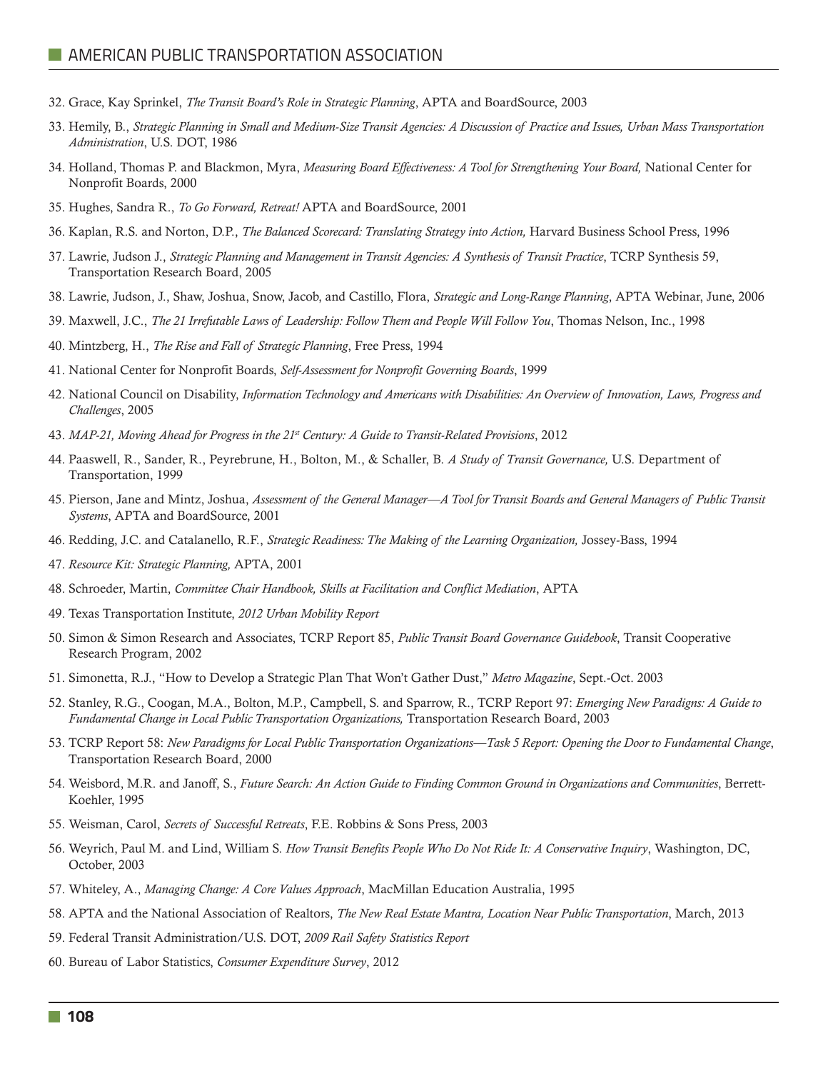32. Grace, Kay Sprinkel, *The Transit Board's Role in Strategic Planning*, APTA and BoardSource, 2003
33. Hemily, B., *Strategic Planning in Small and Medium-Size Transit Agencies: A Discussion of Practice and Issues, Urban Mass Transportation Administration*, U.S. DOT, 1986
34. Holland, Thomas P. and Blackmon, Myra, *Measuring Board Effectiveness: A Tool for Strengthening Your Board,* National Center for Nonprofit Boards, 2000
35. Hughes, Sandra R., *To Go Forward, Retreat!* APTA and BoardSource, 2001
36. Kaplan, R.S. and Norton, D.P., *The Balanced Scorecard: Translating Strategy into Action,* Harvard Business School Press, 1996
37. Lawrie, Judson J., *Strategic Planning and Management in Transit Agencies: A Synthesis of Transit Practice*, TCRP Synthesis 59, Transportation Research Board, 2005
38. Lawrie, Judson, J., Shaw, Joshua, Snow, Jacob, and Castillo, Flora, *Strategic and Long-Range Planning*, APTA Webinar, June, 2006
39. Maxwell, J.C., *The 21 Irrefutable Laws of Leadership: Follow Them and People Will Follow You*, Thomas Nelson, Inc., 1998
40. Mintzberg, H., *The Rise and Fall of Strategic Planning*, Free Press, 1994
41. National Center for Nonprofit Boards, *Self-Assessment for Nonprofit Governing Boards*, 1999
42. National Council on Disability, *Information Technology and Americans with Disabilities: An Overview of Innovation, Laws, Progress and Challenges*, 2005
43. *MAP-21, Moving Ahead for Progress in the 21st Century: A Guide to Transit-Related Provisions*, 2012
44. Paaswell, R., Sander, R., Peyrebrune, H., Bolton, M., & Schaller, B. *A Study of Transit Governance,* U.S. Department of Transportation, 1999
45. Pierson, Jane and Mintz, Joshua, *Assessment of the General Manager—A Tool for Transit Boards and General Managers of Public Transit Systems*, APTA and BoardSource, 2001
46. Redding, J.C. and Catalanello, R.F., *Strategic Readiness: The Making of the Learning Organization,* Jossey-Bass, 1994
47. *Resource Kit: Strategic Planning,* APTA, 2001
48. Schroeder, Martin, *Committee Chair Handbook, Skills at Facilitation and Conflict Mediation*, APTA
49. Texas Transportation Institute, *2012 Urban Mobility Report*
50. Simon & Simon Research and Associates, TCRP Report 85, *Public Transit Board Governance Guidebook*, Transit Cooperative Research Program, 2002
51. Simonetta, R.J., "How to Develop a Strategic Plan That Won't Gather Dust," *Metro Magazine*, Sept.-Oct. 2003
52. Stanley, R.G., Coogan, M.A., Bolton, M.P., Campbell, S. and Sparrow, R., TCRP Report 97: *Emerging New Paradigms: A Guide to Fundamental Change in Local Public Transportation Organizations,* Transportation Research Board, 2003
53. TCRP Report 58: *New Paradigms for Local Public Transportation Organizations—Task 5 Report: Opening the Door to Fundamental Change*, Transportation Research Board, 2000
54. Weisbord, M.R. and Janoff, S., *Future Search: An Action Guide to Finding Common Ground in Organizations and Communities*, Berrett-Koehler, 1995
55. Weisman, Carol, *Secrets of Successful Retreats*, F.E. Robbins & Sons Press, 2003
56. Weyrich, Paul M. and Lind, William S. *How Transit Benefits People Who Do Not Ride It: A Conservative Inquiry*, Washington, DC, October, 2003
57. Whiteley, A., *Managing Change: A Core Values Approach*, MacMillan Education Australia, 1995
58. APTA and the National Association of Realtors, *The New Real Estate Mantra, Location Near Public Transportation*, March, 2013
59. Federal Transit Administration/U.S. DOT, *2009 Rail Safety Statistics Report*
60. Bureau of Labor Statistics, *Consumer Expenditure Survey*, 2012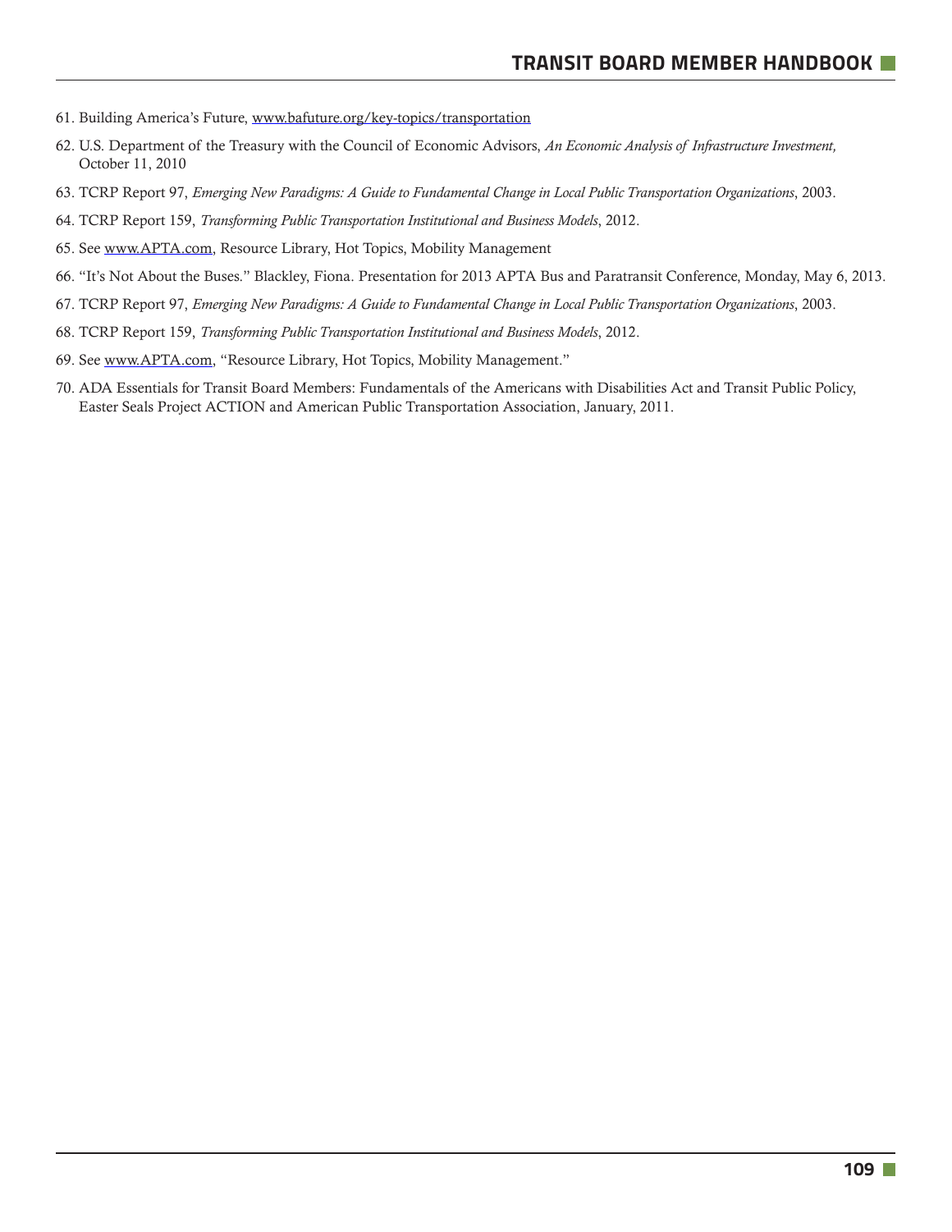61. Building America's Future, www.bafuture.org/key-topics/transportation
62. U.S. Department of the Treasury with the Council of Economic Advisors, *An Economic Analysis of Infrastructure Investment,* October 11, 2010
63. TCRP Report 97, *Emerging New Paradigms: A Guide to Fundamental Change in Local Public Transportation Organizations*, 2003.
64. TCRP Report 159, *Transforming Public Transportation Institutional and Business Models*, 2012.
65. See www.APTA.com, Resource Library, Hot Topics, Mobility Management
66. "It's Not About the Buses." Blackley, Fiona. Presentation for 2013 APTA Bus and Paratransit Conference, Monday, May 6, 2013.
67. TCRP Report 97, *Emerging New Paradigms: A Guide to Fundamental Change in Local Public Transportation Organizations*, 2003.
68. TCRP Report 159, *Transforming Public Transportation Institutional and Business Models*, 2012.
69. See www.APTA.com, "Resource Library, Hot Topics, Mobility Management."
70. ADA Essentials for Transit Board Members: Fundamentals of the Americans with Disabilities Act and Transit Public Policy, Easter Seals Project ACTION and American Public Transportation Association, January, 2011.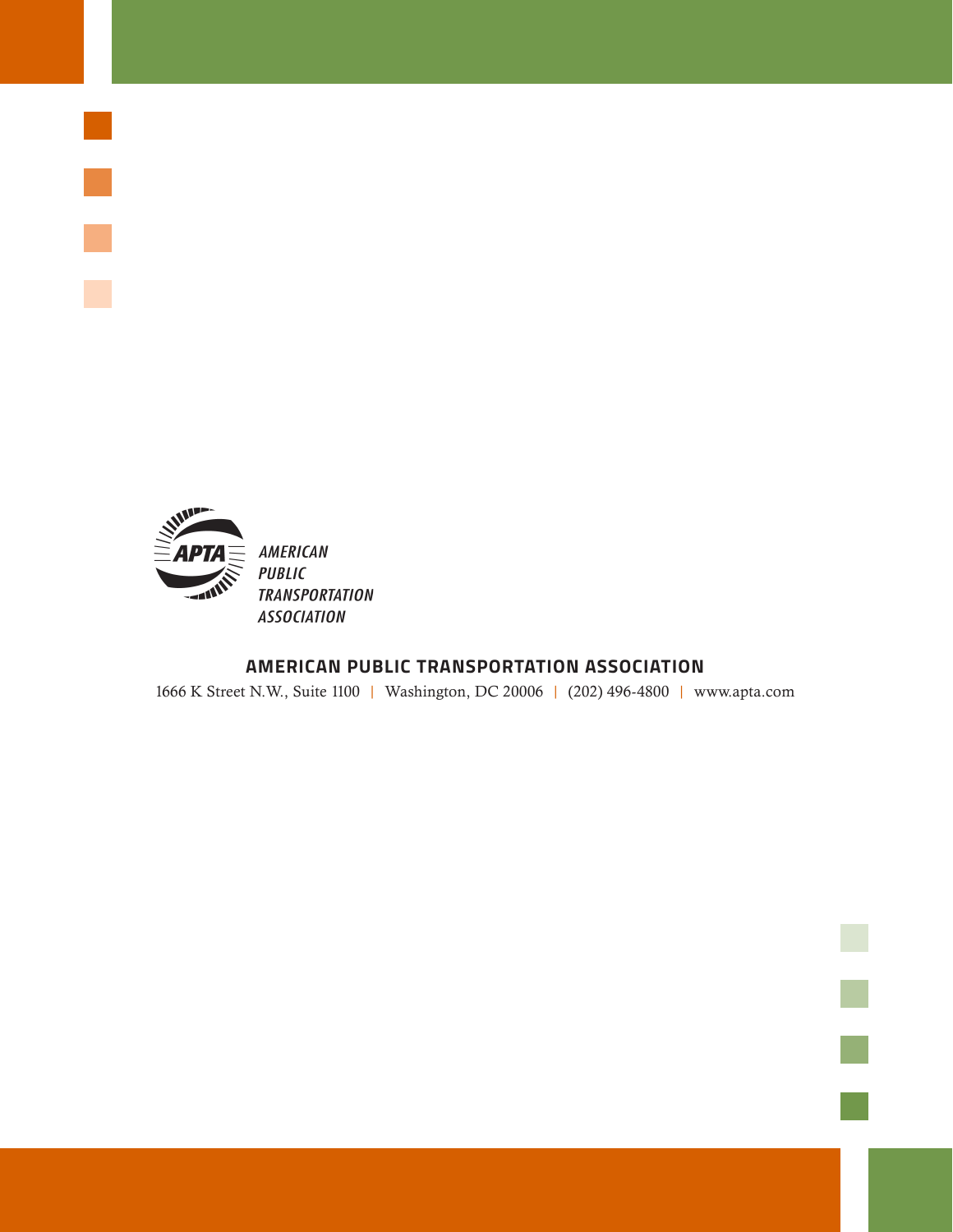APTA

AMERICAN
PUBLIC
TRANSPORTATION
ASSOCIATION

**AMERICAN PUBLIC TRANSPORTATION ASSOCIATION**

1666 K Street N.W., Suite 1100 | Washington, DC 20006 | (202) 496-4800 | www.apta.com